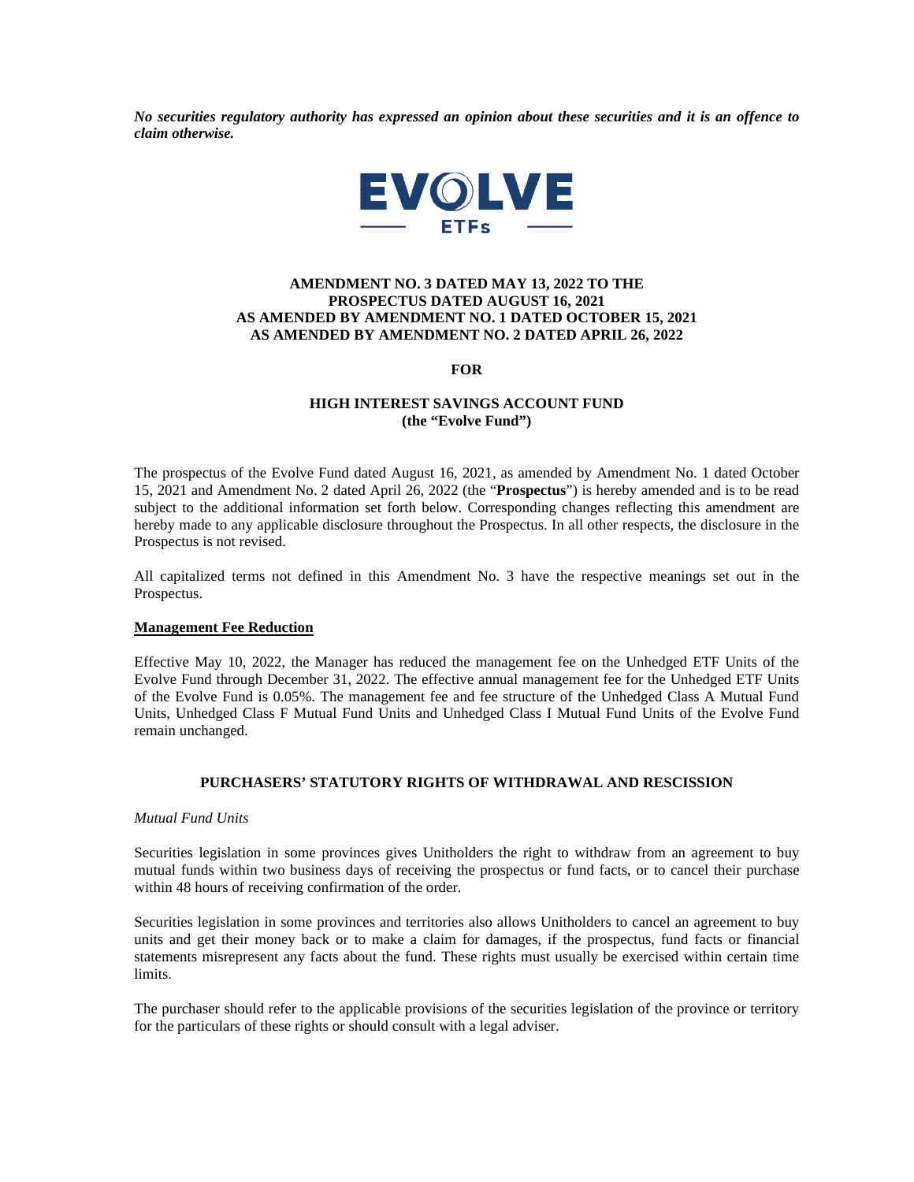***No securities regulatory authority has expressed an opinion about these securities and it is an offence to claim otherwise.***

EVOLVE ETFs

**AMENDMENT NO. 3 DATED MAY 13, 2022 TO THE PROSPECTUS DATED AUGUST 16, 2021 AS AMENDED BY AMENDMENT NO. 1 DATED OCTOBER 15, 2021 AS AMENDED BY AMENDMENT NO. 2 DATED APRIL 26, 2022**

**FOR**

**HIGH INTEREST SAVINGS ACCOUNT FUND (the "Evolve Fund")**

The prospectus of the Evolve Fund dated August 16, 2021, as amended by Amendment No. 1 dated October 15, 2021 and Amendment No. 2 dated April 26, 2022 (the "**Prospectus**") is hereby amended and is to be read subject to the additional information set forth below. Corresponding changes reflecting this amendment are hereby made to any applicable disclosure throughout the Prospectus. In all other respects, the disclosure in the Prospectus is not revised.

All capitalized terms not defined in this Amendment No. 3 have the respective meanings set out in the Prospectus.

## Management Fee Reduction

Effective May 10, 2022, the Manager has reduced the management fee on the Unhedged ETF Units of the Evolve Fund through December 31, 2022. The effective annual management fee for the Unhedged ETF Units of the Evolve Fund is 0.05%. The management fee and fee structure of the Unhedged Class A Mutual Fund Units, Unhedged Class F Mutual Fund Units and Unhedged Class I Mutual Fund Units of the Evolve Fund remain unchanged.

## PURCHASERS' STATUTORY RIGHTS OF WITHDRAWAL AND RESCISSION

*Mutual Fund Units*

Securities legislation in some provinces gives Unitholders the right to withdraw from an agreement to buy mutual funds within two business days of receiving the prospectus or fund facts, or to cancel their purchase within 48 hours of receiving confirmation of the order.

Securities legislation in some provinces and territories also allows Unitholders to cancel an agreement to buy units and get their money back or to make a claim for damages, if the prospectus, fund facts or financial statements misrepresent any facts about the fund. These rights must usually be exercised within certain time limits.

The purchaser should refer to the applicable provisions of the securities legislation of the province or territory for the particulars of these rights or should consult with a legal adviser.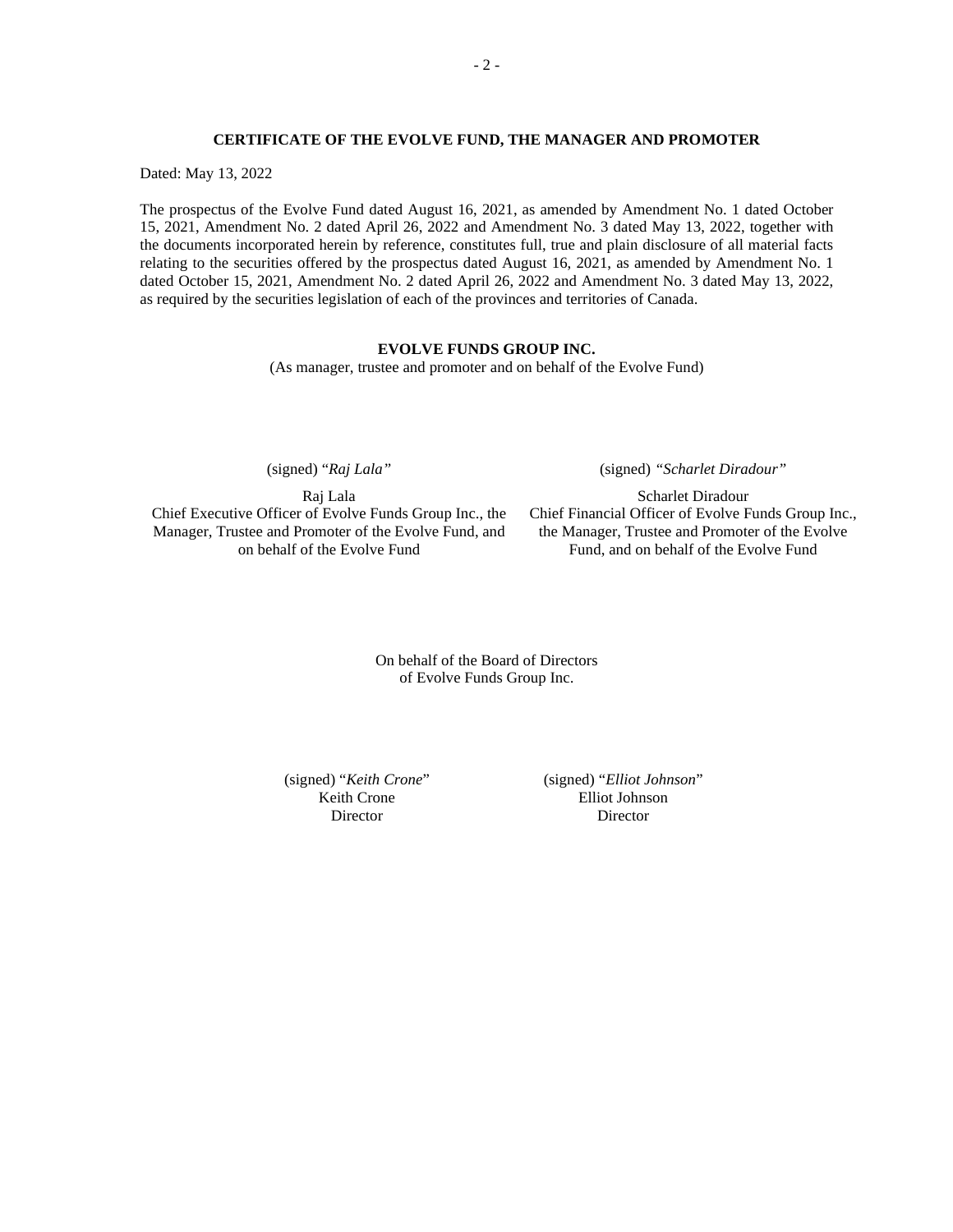## CERTIFICATE OF THE EVOLVE FUND, THE MANAGER AND PROMOTER

Dated: May 13, 2022

The prospectus of the Evolve Fund dated August 16, 2021, as amended by Amendment No. 1 dated October 15, 2021, Amendment No. 2 dated April 26, 2022 and Amendment No. 3 dated May 13, 2022, together with the documents incorporated herein by reference, constitutes full, true and plain disclosure of all material facts relating to the securities offered by the prospectus dated August 16, 2021, as amended by Amendment No. 1 dated October 15, 2021, Amendment No. 2 dated April 26, 2022 and Amendment No. 3 dated May 13, 2022, as required by the securities legislation of each of the provinces and territories of Canada.

**EVOLVE FUNDS GROUP INC.**
(As manager, trustee and promoter and on behalf of the Evolve Fund)

(signed) "*Raj Lala*"

Raj Lala
Chief Executive Officer of Evolve Funds Group Inc., the Manager, Trustee and Promoter of the Evolve Fund, and on behalf of the Evolve Fund

(signed) *"Scharlet Diradour"*

Scharlet Diradour
Chief Financial Officer of Evolve Funds Group Inc., the Manager, Trustee and Promoter of the Evolve Fund, and on behalf of the Evolve Fund

On behalf of the Board of Directors
of Evolve Funds Group Inc.

(signed) "*Keith Crone*"
Keith Crone
Director

(signed) "*Elliot Johnson*"
Elliot Johnson
Director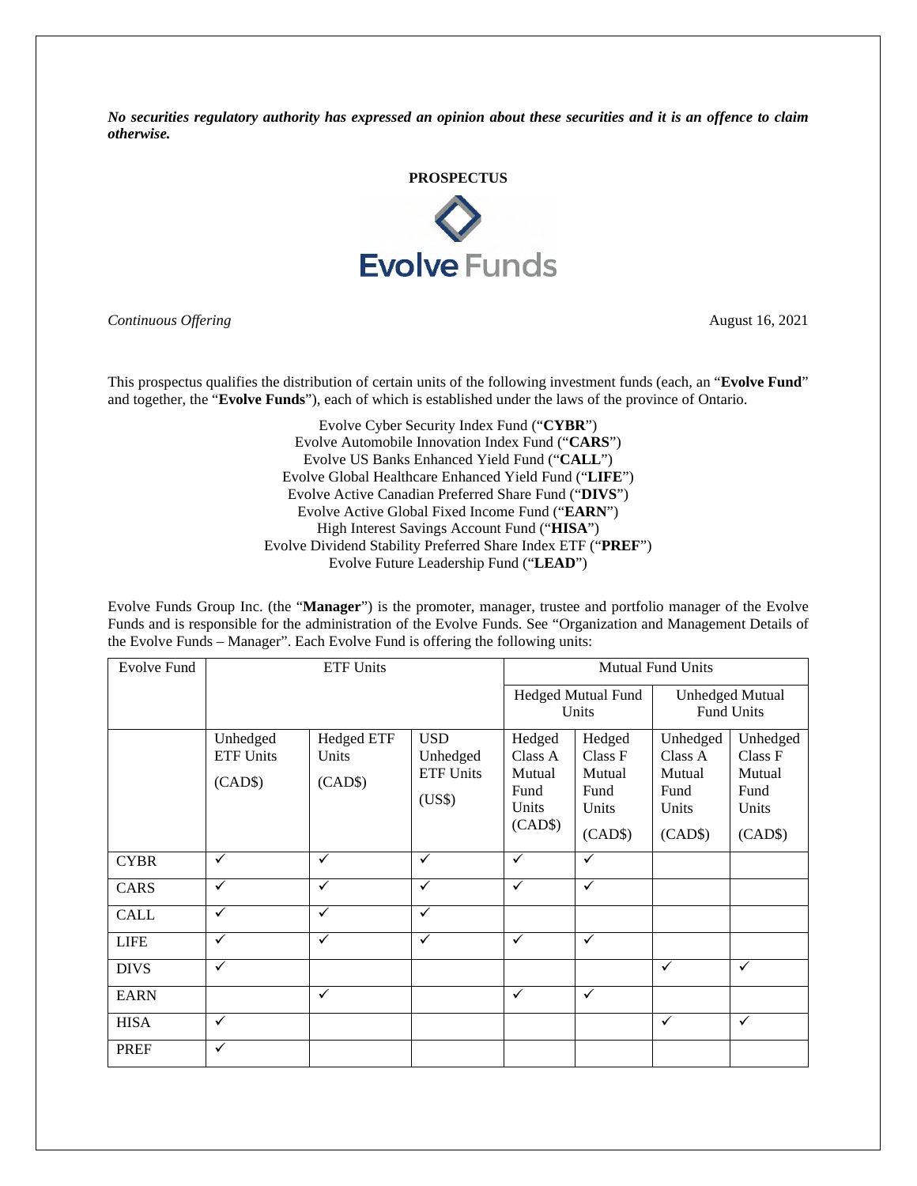***No securities regulatory authority has expressed an opinion about these securities and it is an offence to claim otherwise.***

**PROSPECTUS**

Evolve Funds

*Continuous Offering* August 16, 2021

This prospectus qualifies the distribution of certain units of the following investment funds (each, an "**Evolve Fund**" and together, the "**Evolve Funds**"), each of which is established under the laws of the province of Ontario.

Evolve Cyber Security Index Fund ("**CYBR**")
Evolve Automobile Innovation Index Fund ("**CARS**")
Evolve US Banks Enhanced Yield Fund ("**CALL**")
Evolve Global Healthcare Enhanced Yield Fund ("**LIFE**")
Evolve Active Canadian Preferred Share Fund ("**DIVS**")
Evolve Active Global Fixed Income Fund ("**EARN**")
High Interest Savings Account Fund ("**HISA**")
Evolve Dividend Stability Preferred Share Index ETF ("**PREF**")
Evolve Future Leadership Fund ("**LEAD**")

Evolve Funds Group Inc. (the "**Manager**") is the promoter, manager, trustee and portfolio manager of the Evolve Funds and is responsible for the administration of the Evolve Funds. See "Organization and Management Details of the Evolve Funds – Manager". Each Evolve Fund is offering the following units:

| Evolve Fund | ETF Units | | | Mutual Fund Units | | | |
|---|---|---|---|---|---|---|---|
| | | | | Hedged Mutual Fund Units | | Unhedged Mutual Fund Units | |
| | Unhedged ETF Units (CAD$) | Hedged ETF Units (CAD$) | USD Unhedged ETF Units (US$) | Hedged Class A Mutual Fund Units (CAD$) | Hedged Class F Mutual Fund Units (CAD$) | Unhedged Class A Mutual Fund Units (CAD$) | Unhedged Class F Mutual Fund Units (CAD$) |
| CYBR | ✓ | ✓ | ✓ | ✓ | ✓ | | |
| CARS | ✓ | ✓ | ✓ | ✓ | ✓ | | |
| CALL | ✓ | ✓ | ✓ | | | | |
| LIFE | ✓ | ✓ | ✓ | ✓ | ✓ | | |
| DIVS | ✓ | | | | | ✓ | ✓ |
| EARN | | ✓ | | ✓ | ✓ | | |
| HISA | ✓ | | | | | ✓ | ✓ |
| PREF | ✓ | | | | | | |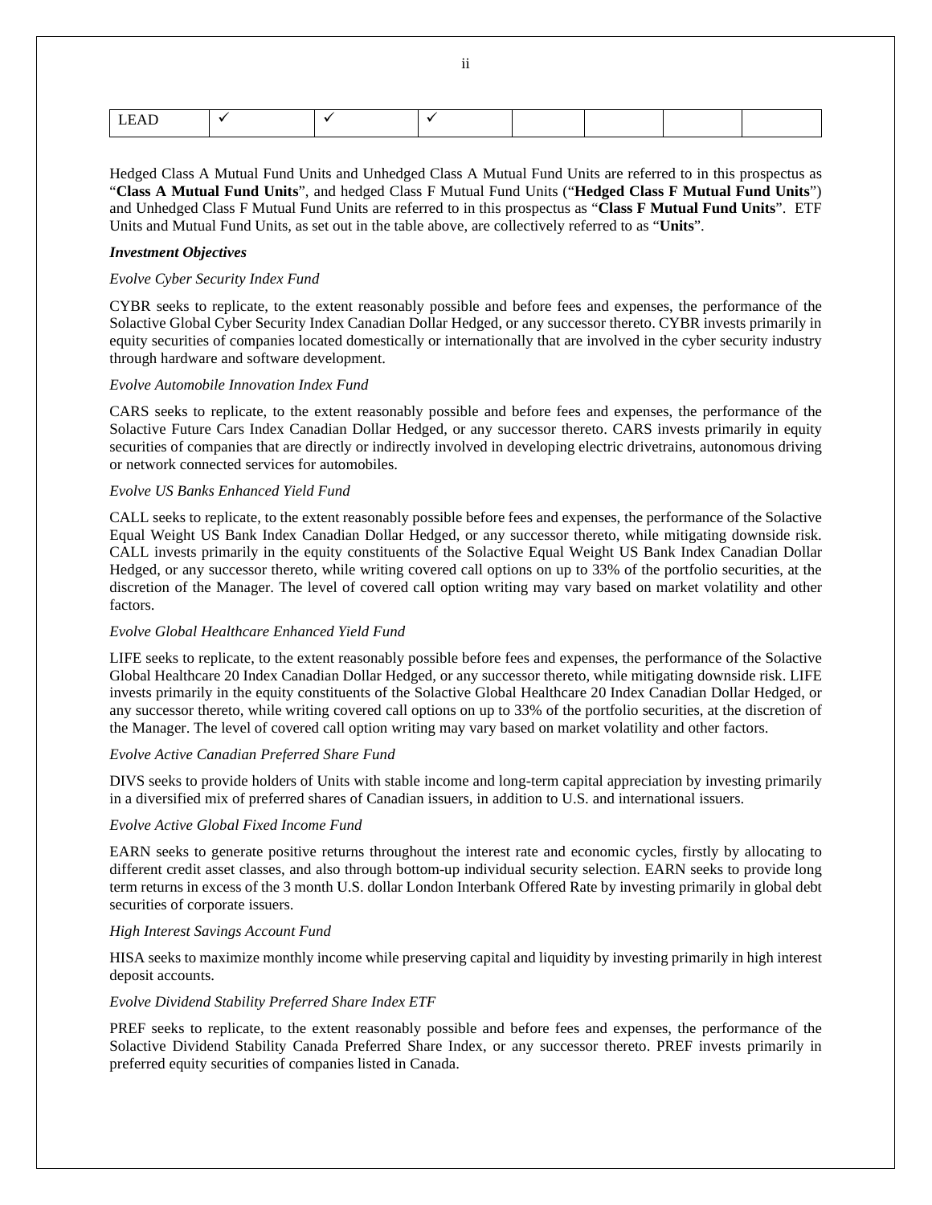| LEAD | ✓ | ✓ | ✓ | | | | |
|---|---|---|---|---|---|---|---|

Hedged Class A Mutual Fund Units and Unhedged Class A Mutual Fund Units are referred to in this prospectus as "**Class A Mutual Fund Units**", and hedged Class F Mutual Fund Units ("**Hedged Class F Mutual Fund Units**") and Unhedged Class F Mutual Fund Units are referred to in this prospectus as "**Class F Mutual Fund Units**". ETF Units and Mutual Fund Units, as set out in the table above, are collectively referred to as "**Units**".

***Investment Objectives***

*Evolve Cyber Security Index Fund*

CYBR seeks to replicate, to the extent reasonably possible and before fees and expenses, the performance of the Solactive Global Cyber Security Index Canadian Dollar Hedged, or any successor thereto. CYBR invests primarily in equity securities of companies located domestically or internationally that are involved in the cyber security industry through hardware and software development.

*Evolve Automobile Innovation Index Fund*

CARS seeks to replicate, to the extent reasonably possible and before fees and expenses, the performance of the Solactive Future Cars Index Canadian Dollar Hedged, or any successor thereto. CARS invests primarily in equity securities of companies that are directly or indirectly involved in developing electric drivetrains, autonomous driving or network connected services for automobiles.

*Evolve US Banks Enhanced Yield Fund*

CALL seeks to replicate, to the extent reasonably possible before fees and expenses, the performance of the Solactive Equal Weight US Bank Index Canadian Dollar Hedged, or any successor thereto, while mitigating downside risk. CALL invests primarily in the equity constituents of the Solactive Equal Weight US Bank Index Canadian Dollar Hedged, or any successor thereto, while writing covered call options on up to 33% of the portfolio securities, at the discretion of the Manager. The level of covered call option writing may vary based on market volatility and other factors.

*Evolve Global Healthcare Enhanced Yield Fund*

LIFE seeks to replicate, to the extent reasonably possible before fees and expenses, the performance of the Solactive Global Healthcare 20 Index Canadian Dollar Hedged, or any successor thereto, while mitigating downside risk. LIFE invests primarily in the equity constituents of the Solactive Global Healthcare 20 Index Canadian Dollar Hedged, or any successor thereto, while writing covered call options on up to 33% of the portfolio securities, at the discretion of the Manager. The level of covered call option writing may vary based on market volatility and other factors.

*Evolve Active Canadian Preferred Share Fund*

DIVS seeks to provide holders of Units with stable income and long-term capital appreciation by investing primarily in a diversified mix of preferred shares of Canadian issuers, in addition to U.S. and international issuers.

*Evolve Active Global Fixed Income Fund*

EARN seeks to generate positive returns throughout the interest rate and economic cycles, firstly by allocating to different credit asset classes, and also through bottom-up individual security selection. EARN seeks to provide long term returns in excess of the 3 month U.S. dollar London Interbank Offered Rate by investing primarily in global debt securities of corporate issuers.

*High Interest Savings Account Fund*

HISA seeks to maximize monthly income while preserving capital and liquidity by investing primarily in high interest deposit accounts.

*Evolve Dividend Stability Preferred Share Index ETF*

PREF seeks to replicate, to the extent reasonably possible and before fees and expenses, the performance of the Solactive Dividend Stability Canada Preferred Share Index, or any successor thereto. PREF invests primarily in preferred equity securities of companies listed in Canada.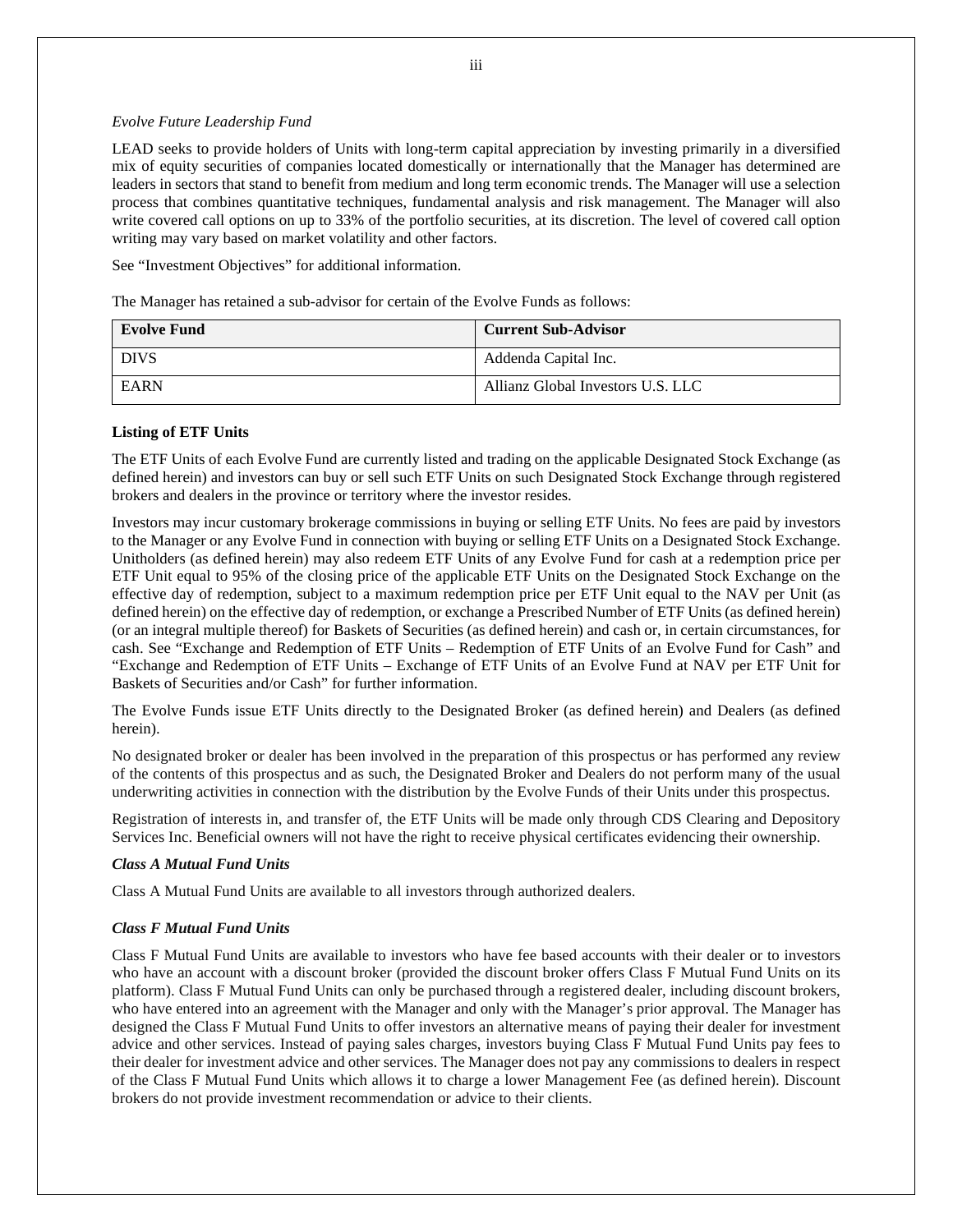*Evolve Future Leadership Fund*

LEAD seeks to provide holders of Units with long-term capital appreciation by investing primarily in a diversified mix of equity securities of companies located domestically or internationally that the Manager has determined are leaders in sectors that stand to benefit from medium and long term economic trends. The Manager will use a selection process that combines quantitative techniques, fundamental analysis and risk management. The Manager will also write covered call options on up to 33% of the portfolio securities, at its discretion. The level of covered call option writing may vary based on market volatility and other factors.

See "Investment Objectives" for additional information.

The Manager has retained a sub-advisor for certain of the Evolve Funds as follows:

| Evolve Fund | Current Sub-Advisor |
|---|---|
| DIVS | Addenda Capital Inc. |
| EARN | Allianz Global Investors U.S. LLC |

**Listing of ETF Units**

The ETF Units of each Evolve Fund are currently listed and trading on the applicable Designated Stock Exchange (as defined herein) and investors can buy or sell such ETF Units on such Designated Stock Exchange through registered brokers and dealers in the province or territory where the investor resides.

Investors may incur customary brokerage commissions in buying or selling ETF Units. No fees are paid by investors to the Manager or any Evolve Fund in connection with buying or selling ETF Units on a Designated Stock Exchange. Unitholders (as defined herein) may also redeem ETF Units of any Evolve Fund for cash at a redemption price per ETF Unit equal to 95% of the closing price of the applicable ETF Units on the Designated Stock Exchange on the effective day of redemption, subject to a maximum redemption price per ETF Unit equal to the NAV per Unit (as defined herein) on the effective day of redemption, or exchange a Prescribed Number of ETF Units (as defined herein) (or an integral multiple thereof) for Baskets of Securities (as defined herein) and cash or, in certain circumstances, for cash. See "Exchange and Redemption of ETF Units – Redemption of ETF Units of an Evolve Fund for Cash" and "Exchange and Redemption of ETF Units – Exchange of ETF Units of an Evolve Fund at NAV per ETF Unit for Baskets of Securities and/or Cash" for further information.

The Evolve Funds issue ETF Units directly to the Designated Broker (as defined herein) and Dealers (as defined herein).

No designated broker or dealer has been involved in the preparation of this prospectus or has performed any review of the contents of this prospectus and as such, the Designated Broker and Dealers do not perform many of the usual underwriting activities in connection with the distribution by the Evolve Funds of their Units under this prospectus.

Registration of interests in, and transfer of, the ETF Units will be made only through CDS Clearing and Depository Services Inc. Beneficial owners will not have the right to receive physical certificates evidencing their ownership.

***Class A Mutual Fund Units***

Class A Mutual Fund Units are available to all investors through authorized dealers.

***Class F Mutual Fund Units***

Class F Mutual Fund Units are available to investors who have fee based accounts with their dealer or to investors who have an account with a discount broker (provided the discount broker offers Class F Mutual Fund Units on its platform). Class F Mutual Fund Units can only be purchased through a registered dealer, including discount brokers, who have entered into an agreement with the Manager and only with the Manager's prior approval. The Manager has designed the Class F Mutual Fund Units to offer investors an alternative means of paying their dealer for investment advice and other services. Instead of paying sales charges, investors buying Class F Mutual Fund Units pay fees to their dealer for investment advice and other services. The Manager does not pay any commissions to dealers in respect of the Class F Mutual Fund Units which allows it to charge a lower Management Fee (as defined herein). Discount brokers do not provide investment recommendation or advice to their clients.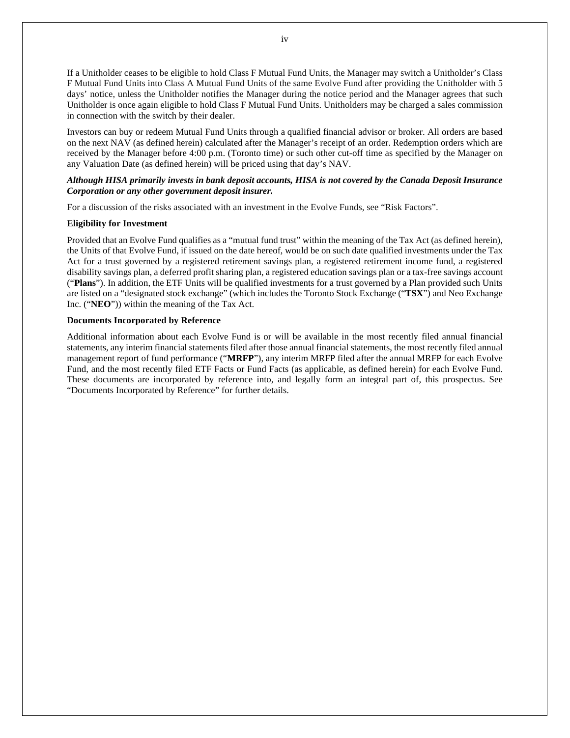If a Unitholder ceases to be eligible to hold Class F Mutual Fund Units, the Manager may switch a Unitholder's Class F Mutual Fund Units into Class A Mutual Fund Units of the same Evolve Fund after providing the Unitholder with 5 days' notice, unless the Unitholder notifies the Manager during the notice period and the Manager agrees that such Unitholder is once again eligible to hold Class F Mutual Fund Units. Unitholders may be charged a sales commission in connection with the switch by their dealer.

Investors can buy or redeem Mutual Fund Units through a qualified financial advisor or broker. All orders are based on the next NAV (as defined herein) calculated after the Manager's receipt of an order. Redemption orders which are received by the Manager before 4:00 p.m. (Toronto time) or such other cut-off time as specified by the Manager on any Valuation Date (as defined herein) will be priced using that day's NAV.

***Although HISA primarily invests in bank deposit accounts, HISA is not covered by the Canada Deposit Insurance Corporation or any other government deposit insurer.***

For a discussion of the risks associated with an investment in the Evolve Funds, see "Risk Factors".

**Eligibility for Investment**

Provided that an Evolve Fund qualifies as a "mutual fund trust" within the meaning of the Tax Act (as defined herein), the Units of that Evolve Fund, if issued on the date hereof, would be on such date qualified investments under the Tax Act for a trust governed by a registered retirement savings plan, a registered retirement income fund, a registered disability savings plan, a deferred profit sharing plan, a registered education savings plan or a tax-free savings account ("**Plans**"). In addition, the ETF Units will be qualified investments for a trust governed by a Plan provided such Units are listed on a "designated stock exchange" (which includes the Toronto Stock Exchange ("**TSX**") and Neo Exchange Inc. ("**NEO**")) within the meaning of the Tax Act.

**Documents Incorporated by Reference**

Additional information about each Evolve Fund is or will be available in the most recently filed annual financial statements, any interim financial statements filed after those annual financial statements, the most recently filed annual management report of fund performance ("**MRFP**"), any interim MRFP filed after the annual MRFP for each Evolve Fund, and the most recently filed ETF Facts or Fund Facts (as applicable, as defined herein) for each Evolve Fund. These documents are incorporated by reference into, and legally form an integral part of, this prospectus. See "Documents Incorporated by Reference" for further details.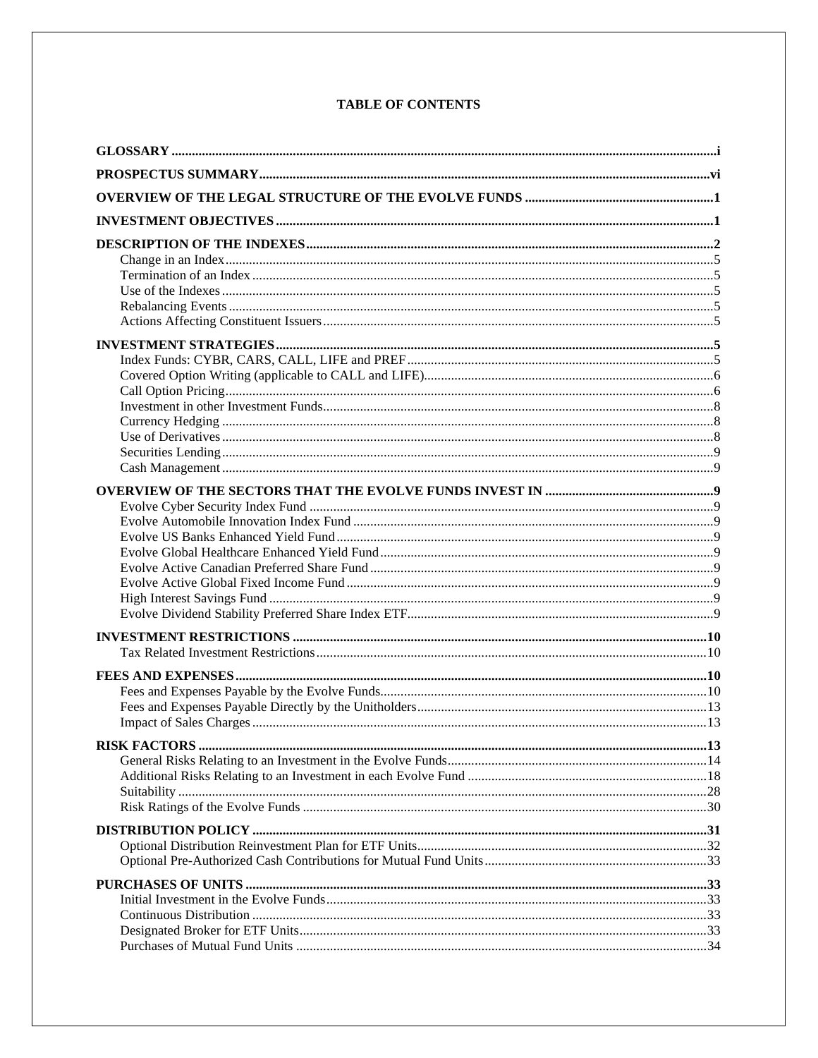# TABLE OF CONTENTS

**GLOSSARY** ..... i

**PROSPECTUS SUMMARY** ..... vi

**OVERVIEW OF THE LEGAL STRUCTURE OF THE EVOLVE FUNDS** ..... 1

**INVESTMENT OBJECTIVES** ..... 1

**DESCRIPTION OF THE INDEXES** ..... 2
- Change in an Index ..... 5
- Termination of an Index ..... 5
- Use of the Indexes ..... 5
- Rebalancing Events ..... 5
- Actions Affecting Constituent Issuers ..... 5

**INVESTMENT STRATEGIES** ..... 5
- Index Funds: CYBR, CARS, CALL, LIFE and PREF ..... 5
- Covered Option Writing (applicable to CALL and LIFE) ..... 6
- Call Option Pricing ..... 6
- Investment in other Investment Funds ..... 8
- Currency Hedging ..... 8
- Use of Derivatives ..... 8
- Securities Lending ..... 9
- Cash Management ..... 9

**OVERVIEW OF THE SECTORS THAT THE EVOLVE FUNDS INVEST IN** ..... 9
- Evolve Cyber Security Index Fund ..... 9
- Evolve Automobile Innovation Index Fund ..... 9
- Evolve US Banks Enhanced Yield Fund ..... 9
- Evolve Global Healthcare Enhanced Yield Fund ..... 9
- Evolve Active Canadian Preferred Share Fund ..... 9
- Evolve Active Global Fixed Income Fund ..... 9
- High Interest Savings Fund ..... 9
- Evolve Dividend Stability Preferred Share Index ETF ..... 9

**INVESTMENT RESTRICTIONS** ..... 10
- Tax Related Investment Restrictions ..... 10

**FEES AND EXPENSES** ..... 10
- Fees and Expenses Payable by the Evolve Funds ..... 10
- Fees and Expenses Payable Directly by the Unitholders ..... 13
- Impact of Sales Charges ..... 13

**RISK FACTORS** ..... 13
- General Risks Relating to an Investment in the Evolve Funds ..... 14
- Additional Risks Relating to an Investment in each Evolve Fund ..... 18
- Suitability ..... 28
- Risk Ratings of the Evolve Funds ..... 30

**DISTRIBUTION POLICY** ..... 31
- Optional Distribution Reinvestment Plan for ETF Units ..... 32
- Optional Pre-Authorized Cash Contributions for Mutual Fund Units ..... 33

**PURCHASES OF UNITS** ..... 33
- Initial Investment in the Evolve Funds ..... 33
- Continuous Distribution ..... 33
- Designated Broker for ETF Units ..... 33
- Purchases of Mutual Fund Units ..... 34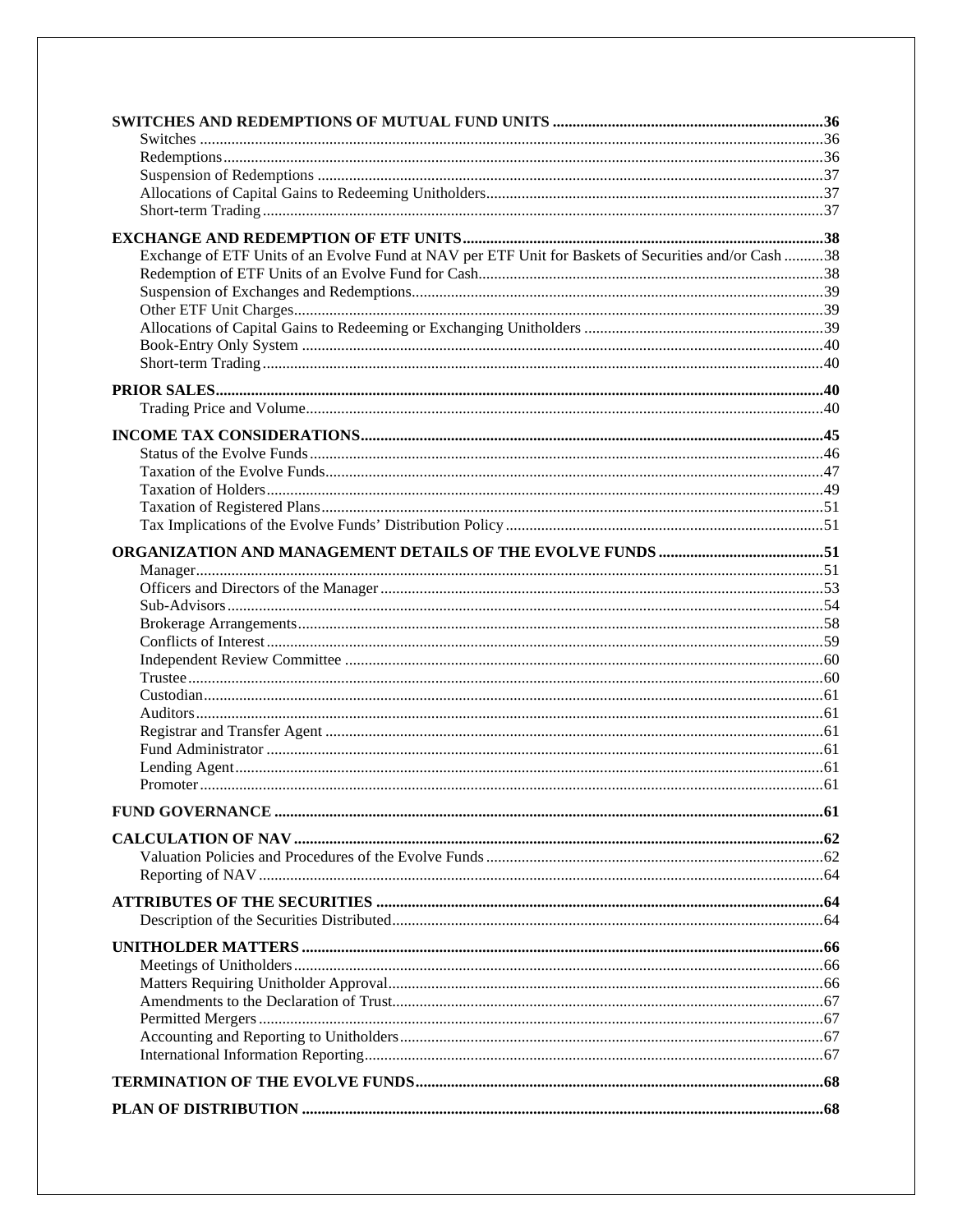**SWITCHES AND REDEMPTIONS OF MUTUAL FUND UNITS** .....36
- Switches .....36
- Redemptions .....36
- Suspension of Redemptions .....37
- Allocations of Capital Gains to Redeeming Unitholders .....37
- Short-term Trading .....37

**EXCHANGE AND REDEMPTION OF ETF UNITS** .....38
- Exchange of ETF Units of an Evolve Fund at NAV per ETF Unit for Baskets of Securities and/or Cash .....38
- Redemption of ETF Units of an Evolve Fund for Cash .....38
- Suspension of Exchanges and Redemptions .....39
- Other ETF Unit Charges .....39
- Allocations of Capital Gains to Redeeming or Exchanging Unitholders .....39
- Book-Entry Only System .....40
- Short-term Trading .....40

**PRIOR SALES** .....40
- Trading Price and Volume .....40

**INCOME TAX CONSIDERATIONS** .....45
- Status of the Evolve Funds .....46
- Taxation of the Evolve Funds .....47
- Taxation of Holders .....49
- Taxation of Registered Plans .....51
- Tax Implications of the Evolve Funds' Distribution Policy .....51

**ORGANIZATION AND MANAGEMENT DETAILS OF THE EVOLVE FUNDS** .....51
- Manager .....51
- Officers and Directors of the Manager .....53
- Sub-Advisors .....54
- Brokerage Arrangements .....58
- Conflicts of Interest .....59
- Independent Review Committee .....60
- Trustee .....60
- Custodian .....61
- Auditors .....61
- Registrar and Transfer Agent .....61
- Fund Administrator .....61
- Lending Agent .....61
- Promoter .....61

**FUND GOVERNANCE** .....61

**CALCULATION OF NAV** .....62
- Valuation Policies and Procedures of the Evolve Funds .....62
- Reporting of NAV .....64

**ATTRIBUTES OF THE SECURITIES** .....64
- Description of the Securities Distributed .....64

**UNITHOLDER MATTERS** .....66
- Meetings of Unitholders .....66
- Matters Requiring Unitholder Approval .....66
- Amendments to the Declaration of Trust .....67
- Permitted Mergers .....67
- Accounting and Reporting to Unitholders .....67
- International Information Reporting .....67

**TERMINATION OF THE EVOLVE FUNDS** .....68

**PLAN OF DISTRIBUTION** .....68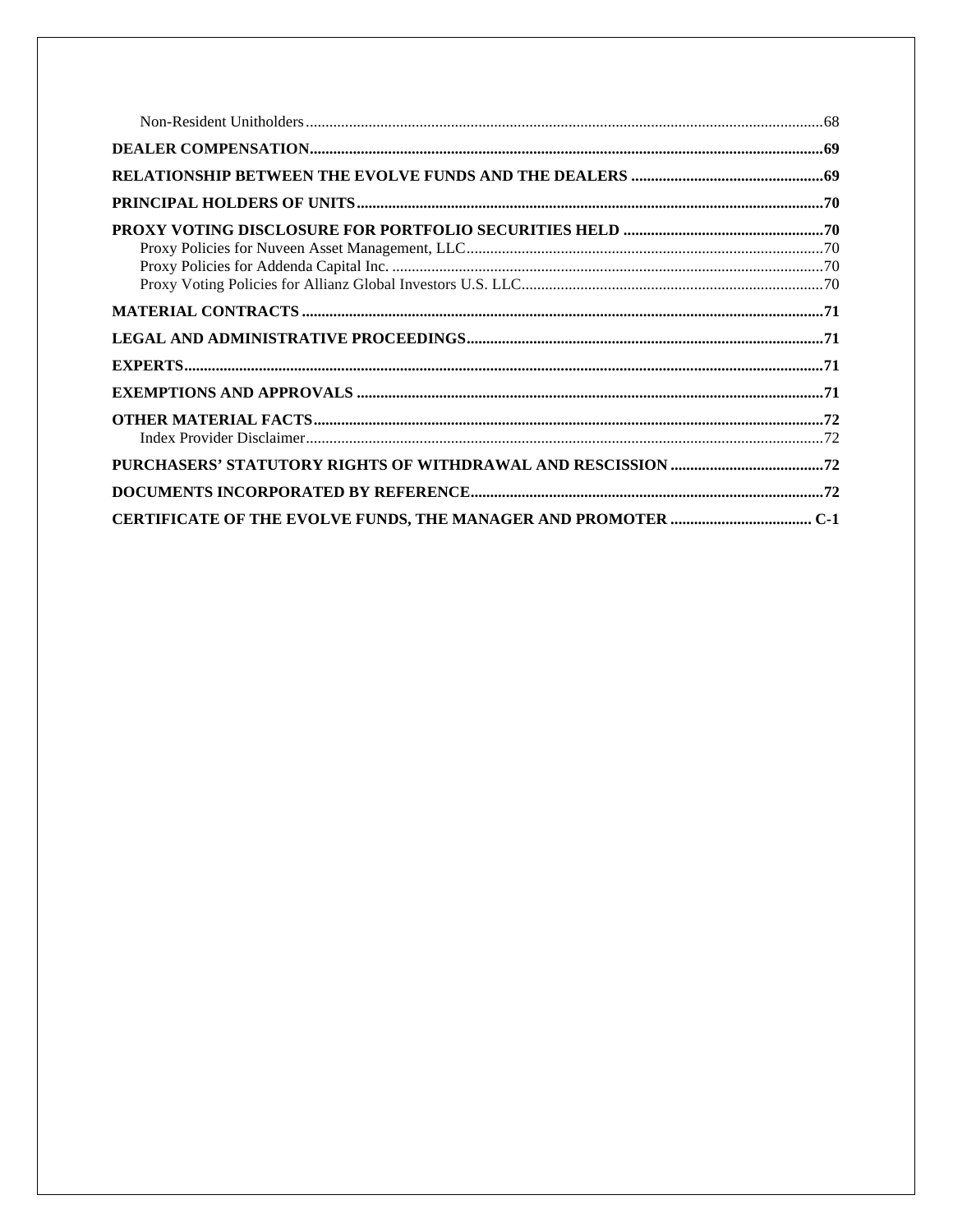Non-Resident Unitholders ..... 68

**DEALER COMPENSATION ..... 69**

**RELATIONSHIP BETWEEN THE EVOLVE FUNDS AND THE DEALERS ..... 69**

**PRINCIPAL HOLDERS OF UNITS ..... 70**

**PROXY VOTING DISCLOSURE FOR PORTFOLIO SECURITIES HELD ..... 70**

Proxy Policies for Nuveen Asset Management, LLC ..... 70

Proxy Policies for Addenda Capital Inc. ..... 70

Proxy Voting Policies for Allianz Global Investors U.S. LLC ..... 70

**MATERIAL CONTRACTS ..... 71**

**LEGAL AND ADMINISTRATIVE PROCEEDINGS ..... 71**

**EXPERTS ..... 71**

**EXEMPTIONS AND APPROVALS ..... 71**

**OTHER MATERIAL FACTS ..... 72**

Index Provider Disclaimer ..... 72

**PURCHASERS' STATUTORY RIGHTS OF WITHDRAWAL AND RESCISSION ..... 72**

**DOCUMENTS INCORPORATED BY REFERENCE ..... 72**

**CERTIFICATE OF THE EVOLVE FUNDS, THE MANAGER AND PROMOTER ..... C-1**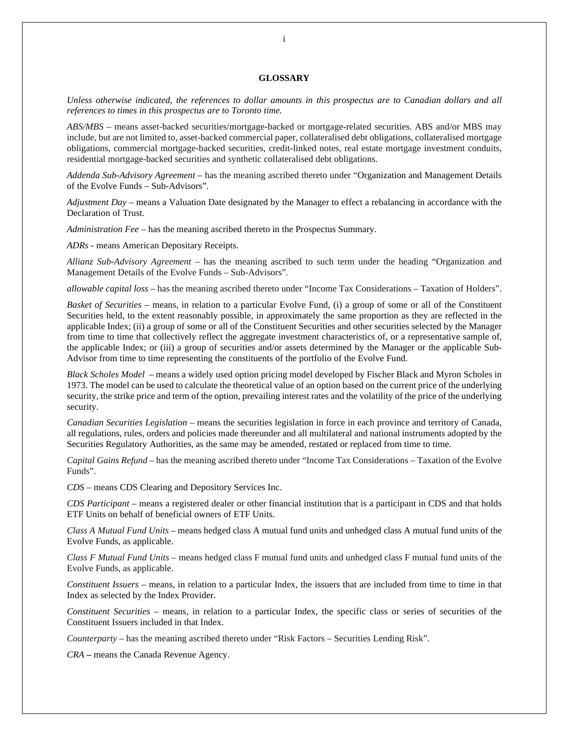## GLOSSARY

*Unless otherwise indicated, the references to dollar amounts in this prospectus are to Canadian dollars and all references to times in this prospectus are to Toronto time.*

*ABS/MBS* – means asset-backed securities/mortgage-backed or mortgage-related securities. ABS and/or MBS may include, but are not limited to, asset-backed commercial paper, collateralised debt obligations, collateralised mortgage obligations, commercial mortgage-backed securities, credit-linked notes, real estate mortgage investment conduits, residential mortgage-backed securities and synthetic collateralised debt obligations.

*Addenda Sub-Advisory Agreement* – has the meaning ascribed thereto under "Organization and Management Details of the Evolve Funds – Sub-Advisors".

*Adjustment Day* – means a Valuation Date designated by the Manager to effect a rebalancing in accordance with the Declaration of Trust.

*Administration Fee* – has the meaning ascribed thereto in the Prospectus Summary.

*ADRs* - means American Depositary Receipts.

*Allianz Sub-Advisory Agreement* – has the meaning ascribed to such term under the heading "Organization and Management Details of the Evolve Funds – Sub-Advisors".

*allowable capital loss* – has the meaning ascribed thereto under "Income Tax Considerations – Taxation of Holders".

*Basket of Securities* – means, in relation to a particular Evolve Fund, (i) a group of some or all of the Constituent Securities held, to the extent reasonably possible, in approximately the same proportion as they are reflected in the applicable Index; (ii) a group of some or all of the Constituent Securities and other securities selected by the Manager from time to time that collectively reflect the aggregate investment characteristics of, or a representative sample of, the applicable Index; or (iii) a group of securities and/or assets determined by the Manager or the applicable Sub-Advisor from time to time representing the constituents of the portfolio of the Evolve Fund.

*Black Scholes Model* – means a widely used option pricing model developed by Fischer Black and Myron Scholes in 1973. The model can be used to calculate the theoretical value of an option based on the current price of the underlying security, the strike price and term of the option, prevailing interest rates and the volatility of the price of the underlying security.

*Canadian Securities Legislation* – means the securities legislation in force in each province and territory of Canada, all regulations, rules, orders and policies made thereunder and all multilateral and national instruments adopted by the Securities Regulatory Authorities, as the same may be amended, restated or replaced from time to time.

*Capital Gains Refund* – has the meaning ascribed thereto under "Income Tax Considerations – Taxation of the Evolve Funds".

*CDS* – means CDS Clearing and Depository Services Inc.

*CDS Participant* – means a registered dealer or other financial institution that is a participant in CDS and that holds ETF Units on behalf of beneficial owners of ETF Units.

*Class A Mutual Fund Units* – means hedged class A mutual fund units and unhedged class A mutual fund units of the Evolve Funds, as applicable.

*Class F Mutual Fund Units* – means hedged class F mutual fund units and unhedged class F mutual fund units of the Evolve Funds, as applicable.

*Constituent Issuers* – means, in relation to a particular Index, the issuers that are included from time to time in that Index as selected by the Index Provider.

*Constituent Securities* – means, in relation to a particular Index, the specific class or series of securities of the Constituent Issuers included in that Index.

*Counterparty* – has the meaning ascribed thereto under "Risk Factors – Securities Lending Risk".

*CRA* – means the Canada Revenue Agency.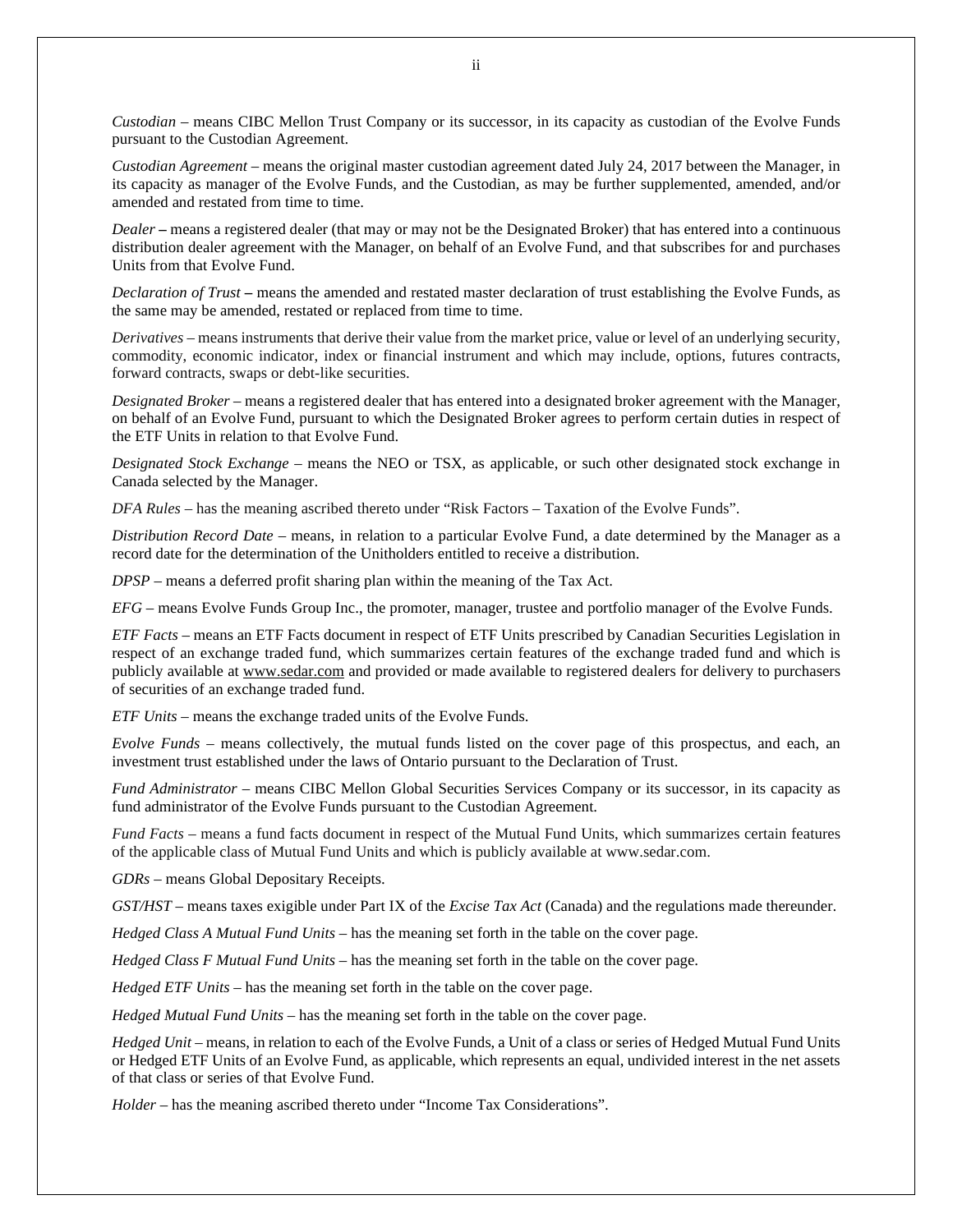*Custodian* – means CIBC Mellon Trust Company or its successor, in its capacity as custodian of the Evolve Funds pursuant to the Custodian Agreement.

*Custodian Agreement* – means the original master custodian agreement dated July 24, 2017 between the Manager, in its capacity as manager of the Evolve Funds, and the Custodian, as may be further supplemented, amended, and/or amended and restated from time to time.

*Dealer* **–** means a registered dealer (that may or may not be the Designated Broker) that has entered into a continuous distribution dealer agreement with the Manager, on behalf of an Evolve Fund, and that subscribes for and purchases Units from that Evolve Fund.

*Declaration of Trust* **–** means the amended and restated master declaration of trust establishing the Evolve Funds, as the same may be amended, restated or replaced from time to time.

*Derivatives* – means instruments that derive their value from the market price, value or level of an underlying security, commodity, economic indicator, index or financial instrument and which may include, options, futures contracts, forward contracts, swaps or debt-like securities.

*Designated Broker* – means a registered dealer that has entered into a designated broker agreement with the Manager, on behalf of an Evolve Fund, pursuant to which the Designated Broker agrees to perform certain duties in respect of the ETF Units in relation to that Evolve Fund.

*Designated Stock Exchange* – means the NEO or TSX, as applicable, or such other designated stock exchange in Canada selected by the Manager.

*DFA Rules* – has the meaning ascribed thereto under "Risk Factors – Taxation of the Evolve Funds".

*Distribution Record Date* – means, in relation to a particular Evolve Fund, a date determined by the Manager as a record date for the determination of the Unitholders entitled to receive a distribution.

*DPSP* – means a deferred profit sharing plan within the meaning of the Tax Act.

*EFG* – means Evolve Funds Group Inc., the promoter, manager, trustee and portfolio manager of the Evolve Funds.

*ETF Facts* – means an ETF Facts document in respect of ETF Units prescribed by Canadian Securities Legislation in respect of an exchange traded fund, which summarizes certain features of the exchange traded fund and which is publicly available at www.sedar.com and provided or made available to registered dealers for delivery to purchasers of securities of an exchange traded fund.

*ETF Units* – means the exchange traded units of the Evolve Funds.

*Evolve Funds* – means collectively, the mutual funds listed on the cover page of this prospectus, and each, an investment trust established under the laws of Ontario pursuant to the Declaration of Trust.

*Fund Administrator* – means CIBC Mellon Global Securities Services Company or its successor, in its capacity as fund administrator of the Evolve Funds pursuant to the Custodian Agreement.

*Fund Facts* – means a fund facts document in respect of the Mutual Fund Units, which summarizes certain features of the applicable class of Mutual Fund Units and which is publicly available at www.sedar.com.

*GDRs* – means Global Depositary Receipts.

*GST/HST* – means taxes exigible under Part IX of the *Excise Tax Act* (Canada) and the regulations made thereunder.

*Hedged Class A Mutual Fund Units* – has the meaning set forth in the table on the cover page.

*Hedged Class F Mutual Fund Units* – has the meaning set forth in the table on the cover page.

*Hedged ETF Units* – has the meaning set forth in the table on the cover page.

*Hedged Mutual Fund Units* – has the meaning set forth in the table on the cover page.

*Hedged Unit* – means, in relation to each of the Evolve Funds, a Unit of a class or series of Hedged Mutual Fund Units or Hedged ETF Units of an Evolve Fund, as applicable, which represents an equal, undivided interest in the net assets of that class or series of that Evolve Fund.

*Holder* – has the meaning ascribed thereto under "Income Tax Considerations".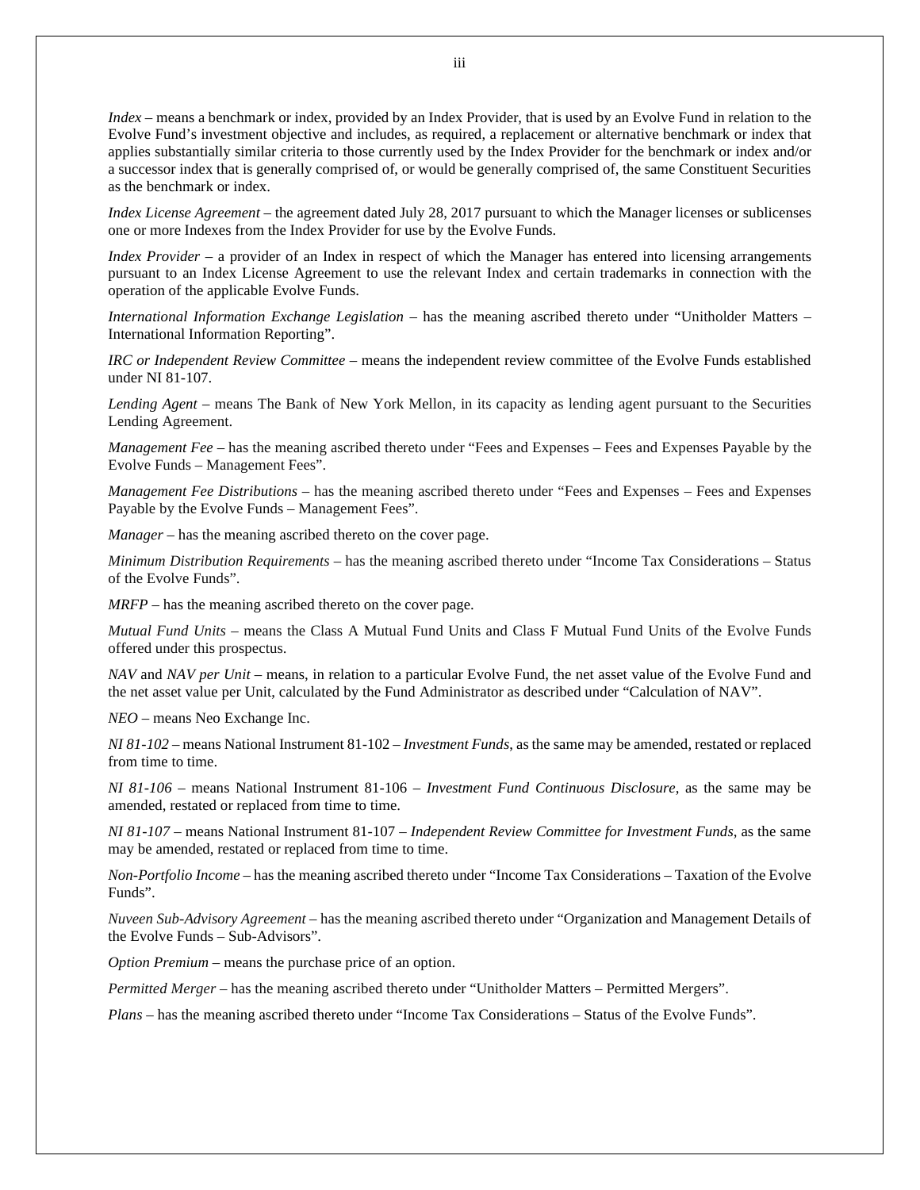*Index* – means a benchmark or index, provided by an Index Provider, that is used by an Evolve Fund in relation to the Evolve Fund's investment objective and includes, as required, a replacement or alternative benchmark or index that applies substantially similar criteria to those currently used by the Index Provider for the benchmark or index and/or a successor index that is generally comprised of, or would be generally comprised of, the same Constituent Securities as the benchmark or index.

*Index License Agreement* – the agreement dated July 28, 2017 pursuant to which the Manager licenses or sublicenses one or more Indexes from the Index Provider for use by the Evolve Funds.

*Index Provider* – a provider of an Index in respect of which the Manager has entered into licensing arrangements pursuant to an Index License Agreement to use the relevant Index and certain trademarks in connection with the operation of the applicable Evolve Funds.

*International Information Exchange Legislation* – has the meaning ascribed thereto under "Unitholder Matters – International Information Reporting".

*IRC or Independent Review Committee* – means the independent review committee of the Evolve Funds established under NI 81-107.

*Lending Agent* – means The Bank of New York Mellon, in its capacity as lending agent pursuant to the Securities Lending Agreement.

*Management Fee* – has the meaning ascribed thereto under "Fees and Expenses – Fees and Expenses Payable by the Evolve Funds – Management Fees".

*Management Fee Distributions* – has the meaning ascribed thereto under "Fees and Expenses – Fees and Expenses Payable by the Evolve Funds – Management Fees".

*Manager* – has the meaning ascribed thereto on the cover page.

*Minimum Distribution Requirements* – has the meaning ascribed thereto under "Income Tax Considerations – Status of the Evolve Funds".

*MRFP* – has the meaning ascribed thereto on the cover page.

*Mutual Fund Units* – means the Class A Mutual Fund Units and Class F Mutual Fund Units of the Evolve Funds offered under this prospectus.

*NAV* and *NAV per Unit* – means, in relation to a particular Evolve Fund, the net asset value of the Evolve Fund and the net asset value per Unit, calculated by the Fund Administrator as described under "Calculation of NAV".

*NEO* – means Neo Exchange Inc.

*NI 81-102* – means National Instrument 81-102 – *Investment Funds*, as the same may be amended, restated or replaced from time to time.

*NI 81-106* – means National Instrument 81-106 – *Investment Fund Continuous Disclosure*, as the same may be amended, restated or replaced from time to time.

*NI 81-107* – means National Instrument 81-107 – *Independent Review Committee for Investment Funds*, as the same may be amended, restated or replaced from time to time.

*Non-Portfolio Income* – has the meaning ascribed thereto under "Income Tax Considerations – Taxation of the Evolve Funds".

*Nuveen Sub-Advisory Agreement* – has the meaning ascribed thereto under "Organization and Management Details of the Evolve Funds – Sub-Advisors".

*Option Premium* – means the purchase price of an option.

*Permitted Merger* – has the meaning ascribed thereto under "Unitholder Matters – Permitted Mergers".

*Plans* – has the meaning ascribed thereto under "Income Tax Considerations – Status of the Evolve Funds".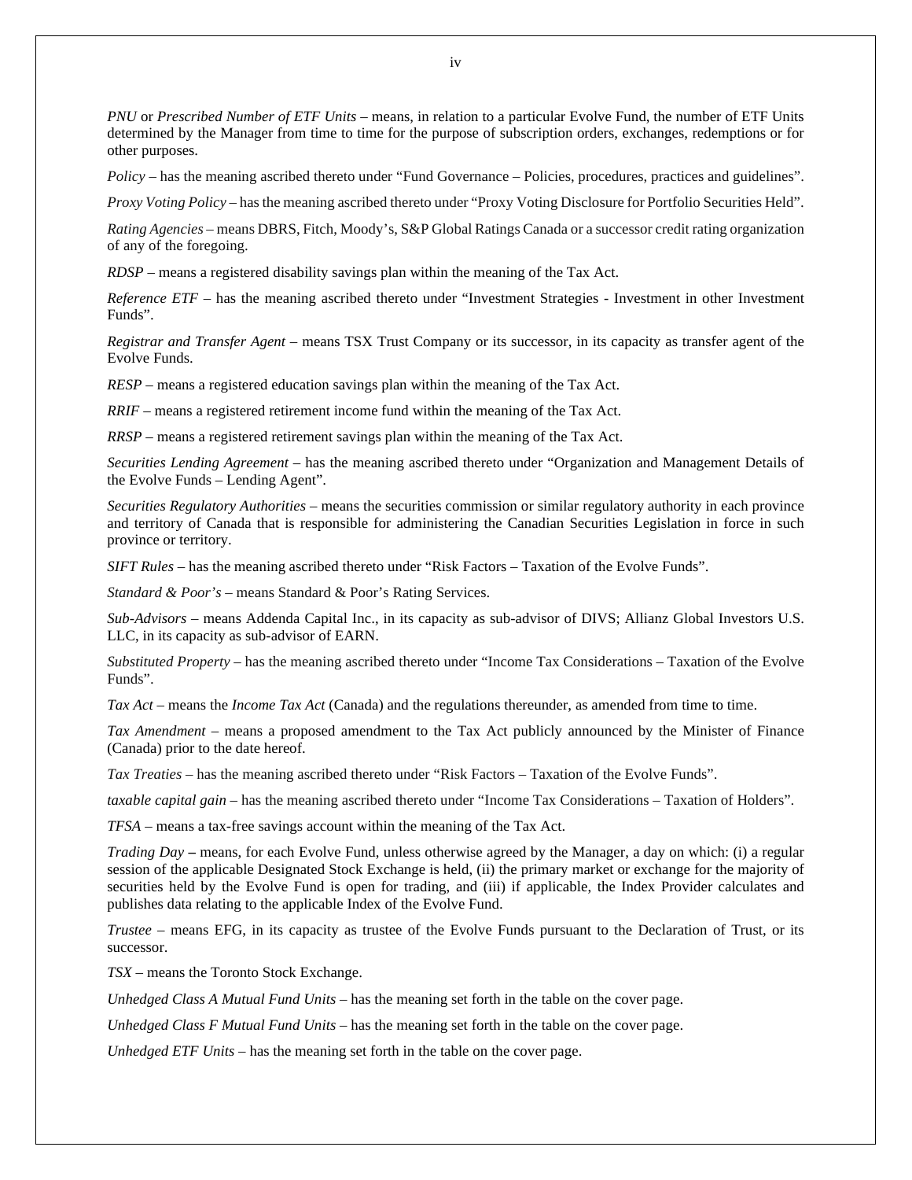*PNU* or *Prescribed Number of ETF Units* – means, in relation to a particular Evolve Fund, the number of ETF Units determined by the Manager from time to time for the purpose of subscription orders, exchanges, redemptions or for other purposes.

*Policy* – has the meaning ascribed thereto under "Fund Governance – Policies, procedures, practices and guidelines".

*Proxy Voting Policy* – has the meaning ascribed thereto under "Proxy Voting Disclosure for Portfolio Securities Held".

*Rating Agencies* – means DBRS, Fitch, Moody's, S&P Global Ratings Canada or a successor credit rating organization of any of the foregoing.

*RDSP* – means a registered disability savings plan within the meaning of the Tax Act.

*Reference ETF* – has the meaning ascribed thereto under "Investment Strategies - Investment in other Investment Funds".

*Registrar and Transfer Agent* – means TSX Trust Company or its successor, in its capacity as transfer agent of the Evolve Funds.

*RESP* – means a registered education savings plan within the meaning of the Tax Act.

*RRIF* – means a registered retirement income fund within the meaning of the Tax Act.

*RRSP* – means a registered retirement savings plan within the meaning of the Tax Act.

*Securities Lending Agreement* – has the meaning ascribed thereto under "Organization and Management Details of the Evolve Funds – Lending Agent".

*Securities Regulatory Authorities* – means the securities commission or similar regulatory authority in each province and territory of Canada that is responsible for administering the Canadian Securities Legislation in force in such province or territory.

*SIFT Rules* – has the meaning ascribed thereto under "Risk Factors – Taxation of the Evolve Funds".

*Standard & Poor's* – means Standard & Poor's Rating Services.

*Sub-Advisors* – means Addenda Capital Inc., in its capacity as sub-advisor of DIVS; Allianz Global Investors U.S. LLC, in its capacity as sub-advisor of EARN.

*Substituted Property* – has the meaning ascribed thereto under "Income Tax Considerations – Taxation of the Evolve Funds".

*Tax Act* – means the *Income Tax Act* (Canada) and the regulations thereunder, as amended from time to time.

*Tax Amendment* – means a proposed amendment to the Tax Act publicly announced by the Minister of Finance (Canada) prior to the date hereof.

*Tax Treaties* – has the meaning ascribed thereto under "Risk Factors – Taxation of the Evolve Funds".

*taxable capital gain* – has the meaning ascribed thereto under "Income Tax Considerations – Taxation of Holders".

*TFSA* – means a tax-free savings account within the meaning of the Tax Act.

*Trading Day* **–** means, for each Evolve Fund, unless otherwise agreed by the Manager, a day on which: (i) a regular session of the applicable Designated Stock Exchange is held, (ii) the primary market or exchange for the majority of securities held by the Evolve Fund is open for trading, and (iii) if applicable, the Index Provider calculates and publishes data relating to the applicable Index of the Evolve Fund.

*Trustee* – means EFG, in its capacity as trustee of the Evolve Funds pursuant to the Declaration of Trust, or its successor.

*TSX* – means the Toronto Stock Exchange.

*Unhedged Class A Mutual Fund Units* – has the meaning set forth in the table on the cover page.

*Unhedged Class F Mutual Fund Units* – has the meaning set forth in the table on the cover page.

*Unhedged ETF Units* – has the meaning set forth in the table on the cover page.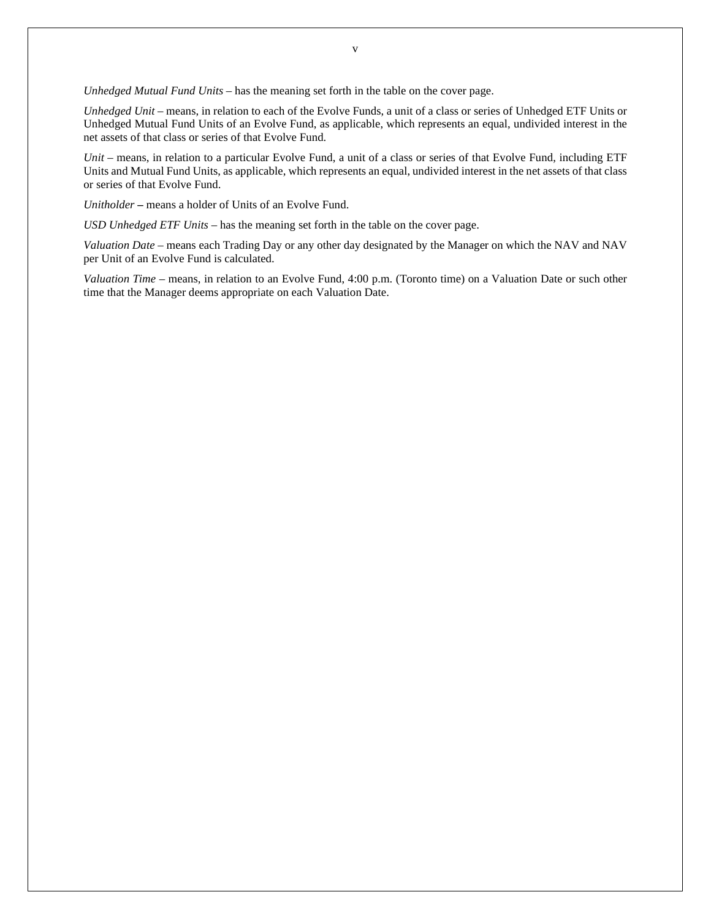*Unhedged Mutual Fund Units* – has the meaning set forth in the table on the cover page.

*Unhedged Unit* – means, in relation to each of the Evolve Funds, a unit of a class or series of Unhedged ETF Units or Unhedged Mutual Fund Units of an Evolve Fund, as applicable, which represents an equal, undivided interest in the net assets of that class or series of that Evolve Fund.

*Unit* – means, in relation to a particular Evolve Fund, a unit of a class or series of that Evolve Fund, including ETF Units and Mutual Fund Units, as applicable, which represents an equal, undivided interest in the net assets of that class or series of that Evolve Fund.

*Unitholder* – means a holder of Units of an Evolve Fund.

*USD Unhedged ETF Units* – has the meaning set forth in the table on the cover page.

*Valuation Date* – means each Trading Day or any other day designated by the Manager on which the NAV and NAV per Unit of an Evolve Fund is calculated.

*Valuation Time* – means, in relation to an Evolve Fund, 4:00 p.m. (Toronto time) on a Valuation Date or such other time that the Manager deems appropriate on each Valuation Date.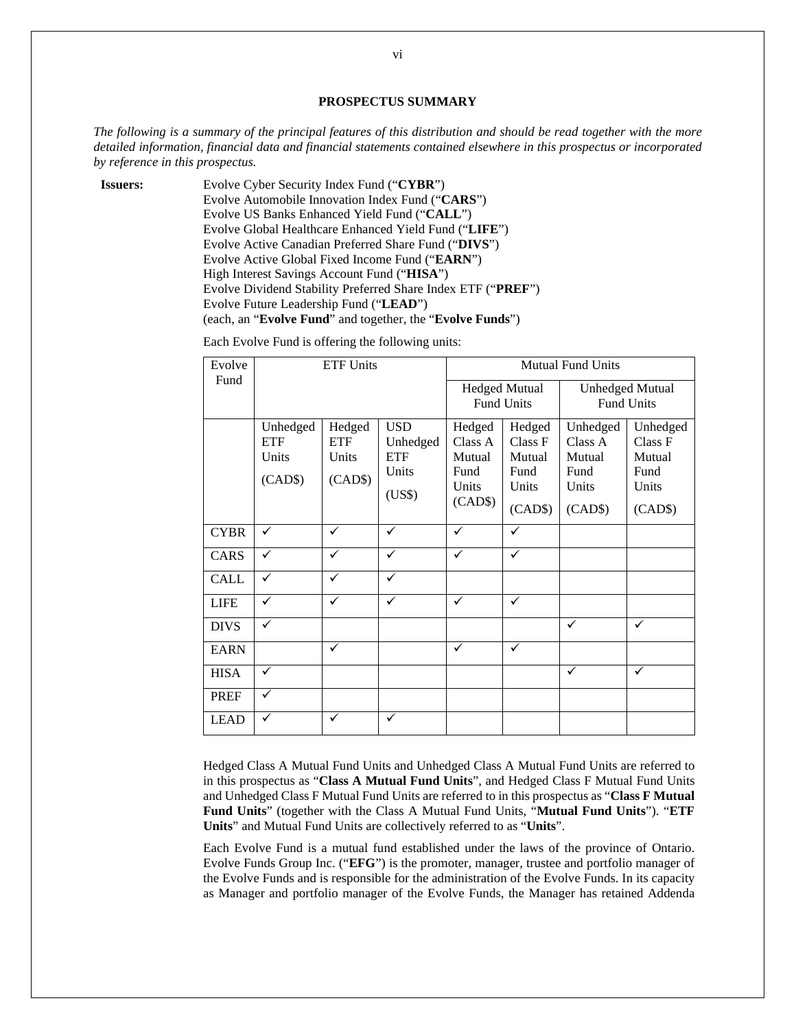## PROSPECTUS SUMMARY

*The following is a summary of the principal features of this distribution and should be read together with the more detailed information, financial data and financial statements contained elsewhere in this prospectus or incorporated by reference in this prospectus.*

**Issuers:**

Evolve Cyber Security Index Fund ("**CYBR**")
Evolve Automobile Innovation Index Fund ("**CARS**")
Evolve US Banks Enhanced Yield Fund ("**CALL**")
Evolve Global Healthcare Enhanced Yield Fund ("**LIFE**")
Evolve Active Canadian Preferred Share Fund ("**DIVS**")
Evolve Active Global Fixed Income Fund ("**EARN**")
High Interest Savings Account Fund ("**HISA**")
Evolve Dividend Stability Preferred Share Index ETF ("**PREF**")
Evolve Future Leadership Fund ("**LEAD**")
(each, an "**Evolve Fund**" and together, the "**Evolve Funds**")

Each Evolve Fund is offering the following units:

| Evolve Fund | ETF Units | | | Mutual Fund Units | | | |
|---|---|---|---|---|---|---|---|
| | | | | Hedged Mutual Fund Units | | Unhedged Mutual Fund Units | |
| | Unhedged ETF Units (CAD$) | Hedged ETF Units (CAD$) | USD Unhedged ETF Units (US$) | Hedged Class A Mutual Fund Units (CAD$) | Hedged Class F Mutual Fund Units (CAD$) | Unhedged Class A Mutual Fund Units (CAD$) | Unhedged Class F Mutual Fund Units (CAD$) |
| CYBR | ✓ | ✓ | ✓ | ✓ | ✓ | | |
| CARS | ✓ | ✓ | ✓ | ✓ | ✓ | | |
| CALL | ✓ | ✓ | ✓ | | | | |
| LIFE | ✓ | ✓ | ✓ | ✓ | ✓ | | |
| DIVS | ✓ | | | | | ✓ | ✓ |
| EARN | | ✓ | | ✓ | ✓ | | |
| HISA | ✓ | | | | | ✓ | ✓ |
| PREF | ✓ | | | | | | |
| LEAD | ✓ | ✓ | ✓ | | | | |

Hedged Class A Mutual Fund Units and Unhedged Class A Mutual Fund Units are referred to in this prospectus as "**Class A Mutual Fund Units**", and Hedged Class F Mutual Fund Units and Unhedged Class F Mutual Fund Units are referred to in this prospectus as "**Class F Mutual Fund Units**" (together with the Class A Mutual Fund Units, "**Mutual Fund Units**"). "**ETF Units**" and Mutual Fund Units are collectively referred to as "**Units**".

Each Evolve Fund is a mutual fund established under the laws of the province of Ontario. Evolve Funds Group Inc. ("**EFG**") is the promoter, manager, trustee and portfolio manager of the Evolve Funds and is responsible for the administration of the Evolve Funds. In its capacity as Manager and portfolio manager of the Evolve Funds, the Manager has retained Addenda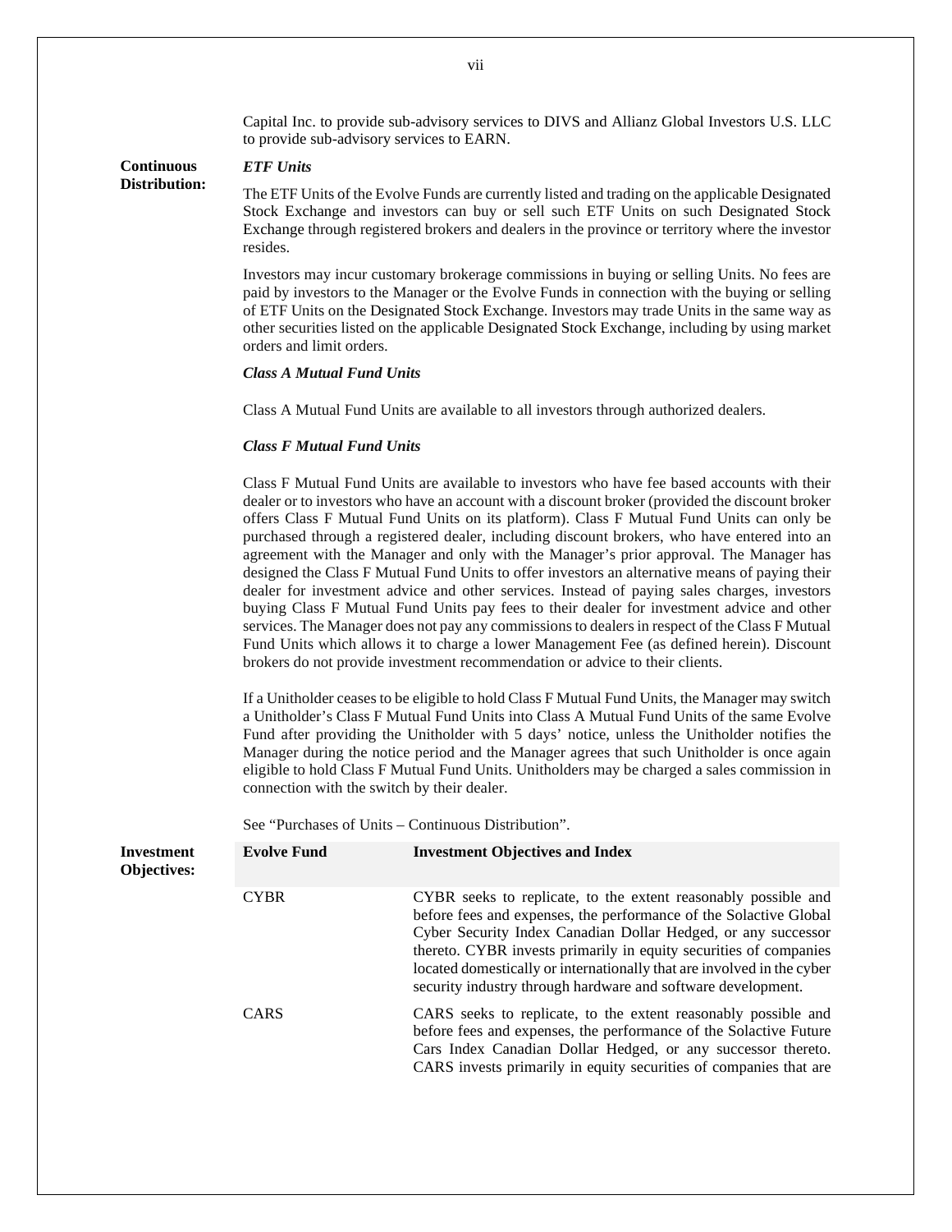Capital Inc. to provide sub-advisory services to DIVS and Allianz Global Investors U.S. LLC to provide sub-advisory services to EARN.

**Continuous Distribution:**

***ETF Units***

The ETF Units of the Evolve Funds are currently listed and trading on the applicable Designated Stock Exchange and investors can buy or sell such ETF Units on such Designated Stock Exchange through registered brokers and dealers in the province or territory where the investor resides.

Investors may incur customary brokerage commissions in buying or selling Units. No fees are paid by investors to the Manager or the Evolve Funds in connection with the buying or selling of ETF Units on the Designated Stock Exchange. Investors may trade Units in the same way as other securities listed on the applicable Designated Stock Exchange, including by using market orders and limit orders.

***Class A Mutual Fund Units***

Class A Mutual Fund Units are available to all investors through authorized dealers.

***Class F Mutual Fund Units***

Class F Mutual Fund Units are available to investors who have fee based accounts with their dealer or to investors who have an account with a discount broker (provided the discount broker offers Class F Mutual Fund Units on its platform). Class F Mutual Fund Units can only be purchased through a registered dealer, including discount brokers, who have entered into an agreement with the Manager and only with the Manager's prior approval. The Manager has designed the Class F Mutual Fund Units to offer investors an alternative means of paying their dealer for investment advice and other services. Instead of paying sales charges, investors buying Class F Mutual Fund Units pay fees to their dealer for investment advice and other services. The Manager does not pay any commissions to dealers in respect of the Class F Mutual Fund Units which allows it to charge a lower Management Fee (as defined herein). Discount brokers do not provide investment recommendation or advice to their clients.

If a Unitholder ceases to be eligible to hold Class F Mutual Fund Units, the Manager may switch a Unitholder's Class F Mutual Fund Units into Class A Mutual Fund Units of the same Evolve Fund after providing the Unitholder with 5 days' notice, unless the Unitholder notifies the Manager during the notice period and the Manager agrees that such Unitholder is once again eligible to hold Class F Mutual Fund Units. Unitholders may be charged a sales commission in connection with the switch by their dealer.

See "Purchases of Units – Continuous Distribution".

**Investment Objectives:**

| Evolve Fund | Investment Objectives and Index |
|---|---|
| CYBR | CYBR seeks to replicate, to the extent reasonably possible and before fees and expenses, the performance of the Solactive Global Cyber Security Index Canadian Dollar Hedged, or any successor thereto. CYBR invests primarily in equity securities of companies located domestically or internationally that are involved in the cyber security industry through hardware and software development. |
| CARS | CARS seeks to replicate, to the extent reasonably possible and before fees and expenses, the performance of the Solactive Future Cars Index Canadian Dollar Hedged, or any successor thereto. CARS invests primarily in equity securities of companies that are |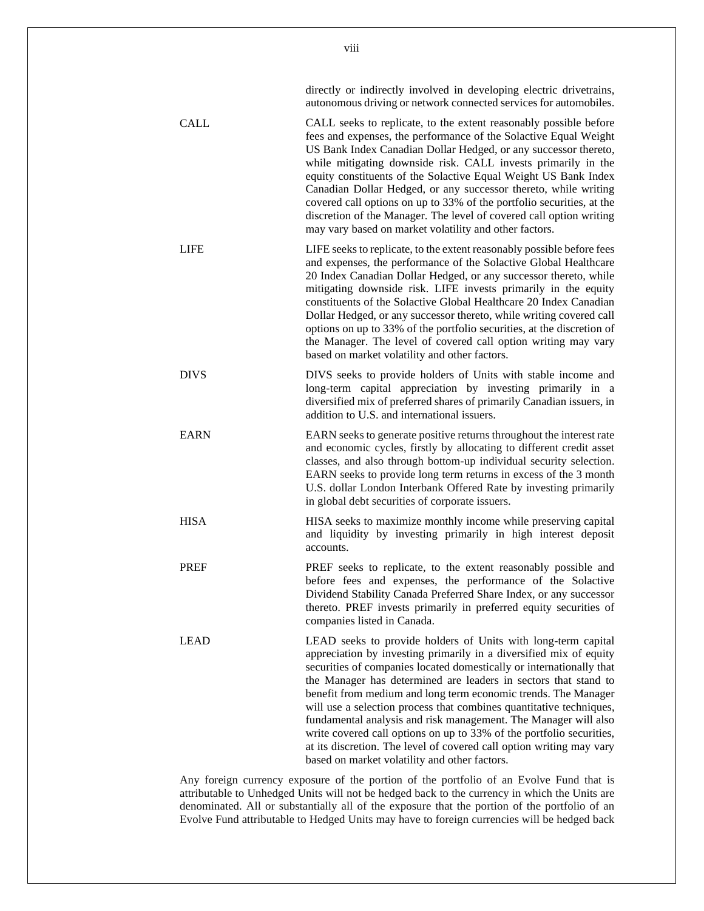directly or indirectly involved in developing electric drivetrains, autonomous driving or network connected services for automobiles.

| | |
|---|---|
| CALL | CALL seeks to replicate, to the extent reasonably possible before fees and expenses, the performance of the Solactive Equal Weight US Bank Index Canadian Dollar Hedged, or any successor thereto, while mitigating downside risk. CALL invests primarily in the equity constituents of the Solactive Equal Weight US Bank Index Canadian Dollar Hedged, or any successor thereto, while writing covered call options on up to 33% of the portfolio securities, at the discretion of the Manager. The level of covered call option writing may vary based on market volatility and other factors. |
| LIFE | LIFE seeks to replicate, to the extent reasonably possible before fees and expenses, the performance of the Solactive Global Healthcare 20 Index Canadian Dollar Hedged, or any successor thereto, while mitigating downside risk. LIFE invests primarily in the equity constituents of the Solactive Global Healthcare 20 Index Canadian Dollar Hedged, or any successor thereto, while writing covered call options on up to 33% of the portfolio securities, at the discretion of the Manager. The level of covered call option writing may vary based on market volatility and other factors. |
| DIVS | DIVS seeks to provide holders of Units with stable income and long-term capital appreciation by investing primarily in a diversified mix of preferred shares of primarily Canadian issuers, in addition to U.S. and international issuers. |
| EARN | EARN seeks to generate positive returns throughout the interest rate and economic cycles, firstly by allocating to different credit asset classes, and also through bottom-up individual security selection. EARN seeks to provide long term returns in excess of the 3 month U.S. dollar London Interbank Offered Rate by investing primarily in global debt securities of corporate issuers. |
| HISA | HISA seeks to maximize monthly income while preserving capital and liquidity by investing primarily in high interest deposit accounts. |
| PREF | PREF seeks to replicate, to the extent reasonably possible and before fees and expenses, the performance of the Solactive Dividend Stability Canada Preferred Share Index, or any successor thereto. PREF invests primarily in preferred equity securities of companies listed in Canada. |
| LEAD | LEAD seeks to provide holders of Units with long-term capital appreciation by investing primarily in a diversified mix of equity securities of companies located domestically or internationally that the Manager has determined are leaders in sectors that stand to benefit from medium and long term economic trends. The Manager will use a selection process that combines quantitative techniques, fundamental analysis and risk management. The Manager will also write covered call options on up to 33% of the portfolio securities, at its discretion. The level of covered call option writing may vary based on market volatility and other factors. |

Any foreign currency exposure of the portion of the portfolio of an Evolve Fund that is attributable to Unhedged Units will not be hedged back to the currency in which the Units are denominated. All or substantially all of the exposure that the portion of the portfolio of an Evolve Fund attributable to Hedged Units may have to foreign currencies will be hedged back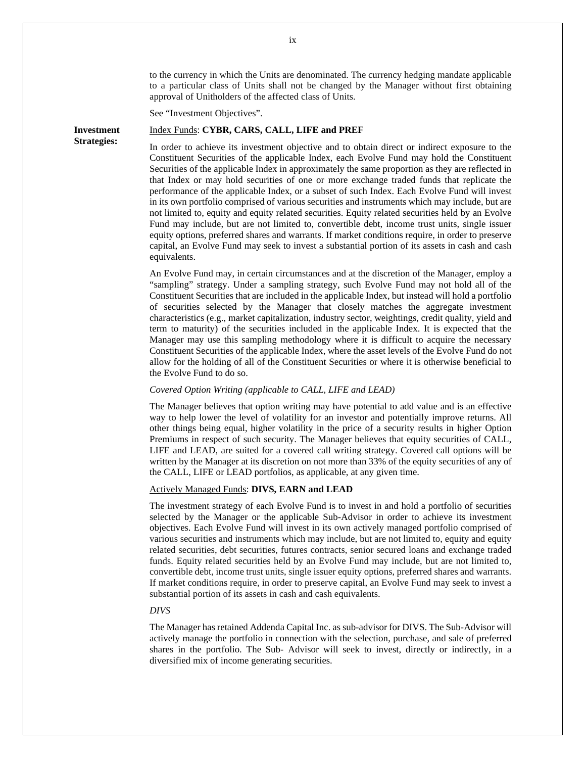to the currency in which the Units are denominated. The currency hedging mandate applicable to a particular class of Units shall not be changed by the Manager without first obtaining approval of Unitholders of the affected class of Units.

See "Investment Objectives".

**Investment Strategies:**

Index Funds: **CYBR, CARS, CALL, LIFE and PREF**

In order to achieve its investment objective and to obtain direct or indirect exposure to the Constituent Securities of the applicable Index, each Evolve Fund may hold the Constituent Securities of the applicable Index in approximately the same proportion as they are reflected in that Index or may hold securities of one or more exchange traded funds that replicate the performance of the applicable Index, or a subset of such Index. Each Evolve Fund will invest in its own portfolio comprised of various securities and instruments which may include, but are not limited to, equity and equity related securities. Equity related securities held by an Evolve Fund may include, but are not limited to, convertible debt, income trust units, single issuer equity options, preferred shares and warrants. If market conditions require, in order to preserve capital, an Evolve Fund may seek to invest a substantial portion of its assets in cash and cash equivalents.

An Evolve Fund may, in certain circumstances and at the discretion of the Manager, employ a "sampling" strategy. Under a sampling strategy, such Evolve Fund may not hold all of the Constituent Securities that are included in the applicable Index, but instead will hold a portfolio of securities selected by the Manager that closely matches the aggregate investment characteristics (e.g., market capitalization, industry sector, weightings, credit quality, yield and term to maturity) of the securities included in the applicable Index. It is expected that the Manager may use this sampling methodology where it is difficult to acquire the necessary Constituent Securities of the applicable Index, where the asset levels of the Evolve Fund do not allow for the holding of all of the Constituent Securities or where it is otherwise beneficial to the Evolve Fund to do so.

*Covered Option Writing (applicable to CALL, LIFE and LEAD)*

The Manager believes that option writing may have potential to add value and is an effective way to help lower the level of volatility for an investor and potentially improve returns. All other things being equal, higher volatility in the price of a security results in higher Option Premiums in respect of such security. The Manager believes that equity securities of CALL, LIFE and LEAD, are suited for a covered call writing strategy. Covered call options will be written by the Manager at its discretion on not more than 33% of the equity securities of any of the CALL, LIFE or LEAD portfolios, as applicable, at any given time.

Actively Managed Funds: **DIVS, EARN and LEAD**

The investment strategy of each Evolve Fund is to invest in and hold a portfolio of securities selected by the Manager or the applicable Sub-Advisor in order to achieve its investment objectives. Each Evolve Fund will invest in its own actively managed portfolio comprised of various securities and instruments which may include, but are not limited to, equity and equity related securities, debt securities, futures contracts, senior secured loans and exchange traded funds. Equity related securities held by an Evolve Fund may include, but are not limited to, convertible debt, income trust units, single issuer equity options, preferred shares and warrants. If market conditions require, in order to preserve capital, an Evolve Fund may seek to invest a substantial portion of its assets in cash and cash equivalents.

*DIVS*

The Manager has retained Addenda Capital Inc. as sub-advisor for DIVS. The Sub-Advisor will actively manage the portfolio in connection with the selection, purchase, and sale of preferred shares in the portfolio. The Sub- Advisor will seek to invest, directly or indirectly, in a diversified mix of income generating securities.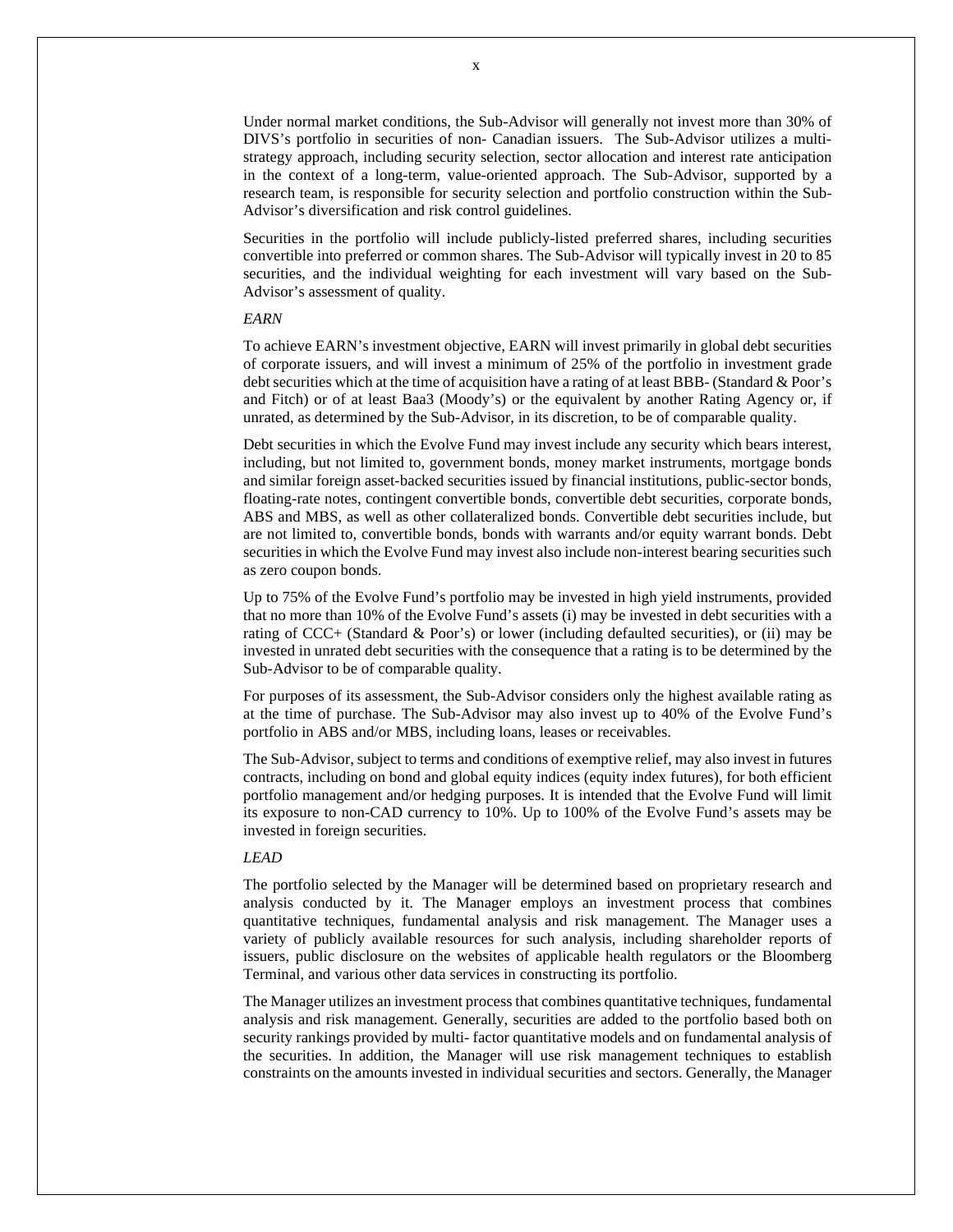Under normal market conditions, the Sub-Advisor will generally not invest more than 30% of DIVS's portfolio in securities of non- Canadian issuers. The Sub-Advisor utilizes a multi-strategy approach, including security selection, sector allocation and interest rate anticipation in the context of a long-term, value-oriented approach. The Sub-Advisor, supported by a research team, is responsible for security selection and portfolio construction within the Sub-Advisor's diversification and risk control guidelines.

Securities in the portfolio will include publicly-listed preferred shares, including securities convertible into preferred or common shares. The Sub-Advisor will typically invest in 20 to 85 securities, and the individual weighting for each investment will vary based on the Sub-Advisor's assessment of quality.

*EARN*

To achieve EARN's investment objective, EARN will invest primarily in global debt securities of corporate issuers, and will invest a minimum of 25% of the portfolio in investment grade debt securities which at the time of acquisition have a rating of at least BBB- (Standard & Poor's and Fitch) or of at least Baa3 (Moody's) or the equivalent by another Rating Agency or, if unrated, as determined by the Sub-Advisor, in its discretion, to be of comparable quality.

Debt securities in which the Evolve Fund may invest include any security which bears interest, including, but not limited to, government bonds, money market instruments, mortgage bonds and similar foreign asset-backed securities issued by financial institutions, public-sector bonds, floating-rate notes, contingent convertible bonds, convertible debt securities, corporate bonds, ABS and MBS, as well as other collateralized bonds. Convertible debt securities include, but are not limited to, convertible bonds, bonds with warrants and/or equity warrant bonds. Debt securities in which the Evolve Fund may invest also include non-interest bearing securities such as zero coupon bonds.

Up to 75% of the Evolve Fund's portfolio may be invested in high yield instruments, provided that no more than 10% of the Evolve Fund's assets (i) may be invested in debt securities with a rating of CCC+ (Standard & Poor's) or lower (including defaulted securities), or (ii) may be invested in unrated debt securities with the consequence that a rating is to be determined by the Sub-Advisor to be of comparable quality.

For purposes of its assessment, the Sub-Advisor considers only the highest available rating as at the time of purchase. The Sub-Advisor may also invest up to 40% of the Evolve Fund's portfolio in ABS and/or MBS, including loans, leases or receivables.

The Sub-Advisor, subject to terms and conditions of exemptive relief, may also invest in futures contracts, including on bond and global equity indices (equity index futures), for both efficient portfolio management and/or hedging purposes. It is intended that the Evolve Fund will limit its exposure to non-CAD currency to 10%. Up to 100% of the Evolve Fund's assets may be invested in foreign securities.

*LEAD*

The portfolio selected by the Manager will be determined based on proprietary research and analysis conducted by it. The Manager employs an investment process that combines quantitative techniques, fundamental analysis and risk management. The Manager uses a variety of publicly available resources for such analysis, including shareholder reports of issuers, public disclosure on the websites of applicable health regulators or the Bloomberg Terminal, and various other data services in constructing its portfolio.

The Manager utilizes an investment process that combines quantitative techniques, fundamental analysis and risk management. Generally, securities are added to the portfolio based both on security rankings provided by multi- factor quantitative models and on fundamental analysis of the securities. In addition, the Manager will use risk management techniques to establish constraints on the amounts invested in individual securities and sectors. Generally, the Manager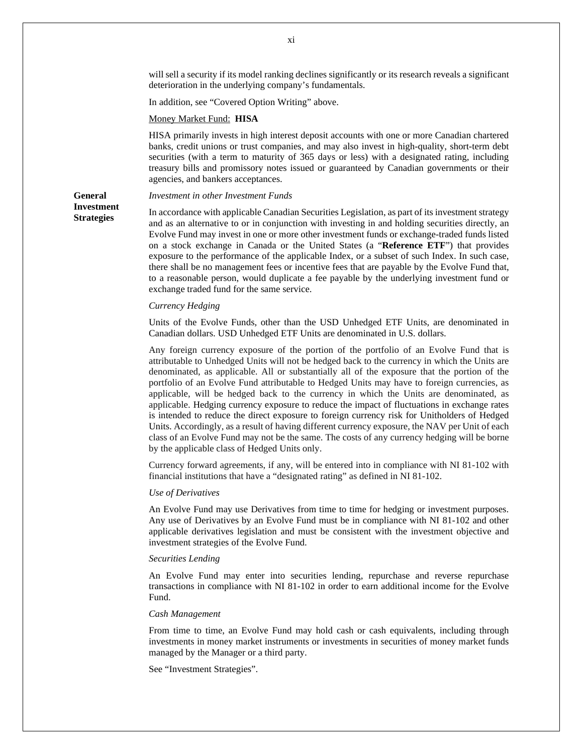will sell a security if its model ranking declines significantly or its research reveals a significant deterioration in the underlying company's fundamentals.

In addition, see "Covered Option Writing" above.

Money Market Fund: **HISA**

HISA primarily invests in high interest deposit accounts with one or more Canadian chartered banks, credit unions or trust companies, and may also invest in high-quality, short-term debt securities (with a term to maturity of 365 days or less) with a designated rating, including treasury bills and promissory notes issued or guaranteed by Canadian governments or their agencies, and bankers acceptances.

**General Investment Strategies**

*Investment in other Investment Funds*

In accordance with applicable Canadian Securities Legislation, as part of its investment strategy and as an alternative to or in conjunction with investing in and holding securities directly, an Evolve Fund may invest in one or more other investment funds or exchange-traded funds listed on a stock exchange in Canada or the United States (a "**Reference ETF**") that provides exposure to the performance of the applicable Index, or a subset of such Index. In such case, there shall be no management fees or incentive fees that are payable by the Evolve Fund that, to a reasonable person, would duplicate a fee payable by the underlying investment fund or exchange traded fund for the same service.

*Currency Hedging*

Units of the Evolve Funds, other than the USD Unhedged ETF Units, are denominated in Canadian dollars. USD Unhedged ETF Units are denominated in U.S. dollars.

Any foreign currency exposure of the portion of the portfolio of an Evolve Fund that is attributable to Unhedged Units will not be hedged back to the currency in which the Units are denominated, as applicable. All or substantially all of the exposure that the portion of the portfolio of an Evolve Fund attributable to Hedged Units may have to foreign currencies, as applicable, will be hedged back to the currency in which the Units are denominated, as applicable. Hedging currency exposure to reduce the impact of fluctuations in exchange rates is intended to reduce the direct exposure to foreign currency risk for Unitholders of Hedged Units. Accordingly, as a result of having different currency exposure, the NAV per Unit of each class of an Evolve Fund may not be the same. The costs of any currency hedging will be borne by the applicable class of Hedged Units only.

Currency forward agreements, if any, will be entered into in compliance with NI 81-102 with financial institutions that have a "designated rating" as defined in NI 81-102.

*Use of Derivatives*

An Evolve Fund may use Derivatives from time to time for hedging or investment purposes. Any use of Derivatives by an Evolve Fund must be in compliance with NI 81-102 and other applicable derivatives legislation and must be consistent with the investment objective and investment strategies of the Evolve Fund.

*Securities Lending*

An Evolve Fund may enter into securities lending, repurchase and reverse repurchase transactions in compliance with NI 81-102 in order to earn additional income for the Evolve Fund.

*Cash Management*

From time to time, an Evolve Fund may hold cash or cash equivalents, including through investments in money market instruments or investments in securities of money market funds managed by the Manager or a third party.

See "Investment Strategies".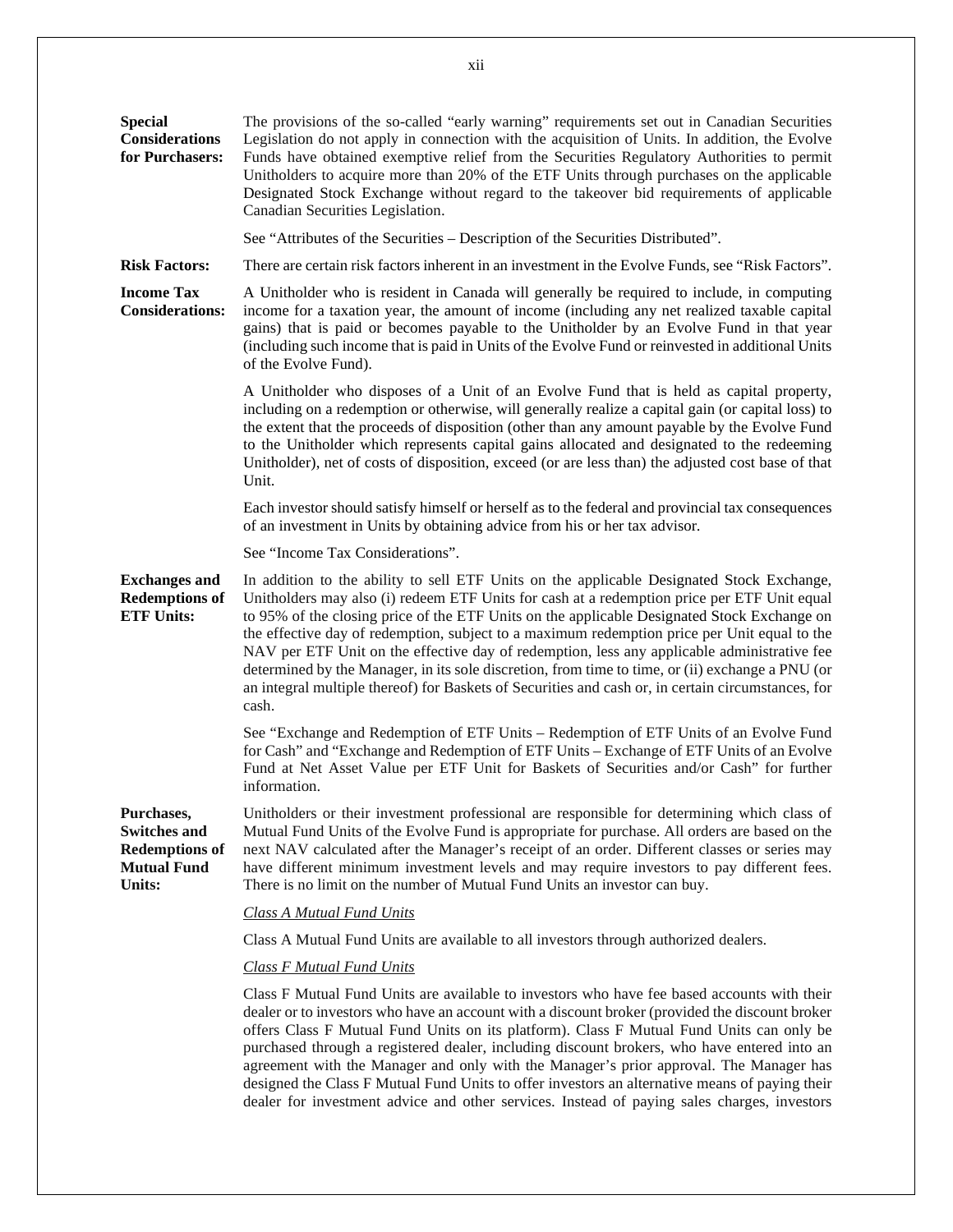**Special Considerations for Purchasers:**

The provisions of the so-called "early warning" requirements set out in Canadian Securities Legislation do not apply in connection with the acquisition of Units. In addition, the Evolve Funds have obtained exemptive relief from the Securities Regulatory Authorities to permit Unitholders to acquire more than 20% of the ETF Units through purchases on the applicable Designated Stock Exchange without regard to the takeover bid requirements of applicable Canadian Securities Legislation.

See "Attributes of the Securities – Description of the Securities Distributed".

**Risk Factors:**

There are certain risk factors inherent in an investment in the Evolve Funds, see "Risk Factors".

**Income Tax Considerations:**

A Unitholder who is resident in Canada will generally be required to include, in computing income for a taxation year, the amount of income (including any net realized taxable capital gains) that is paid or becomes payable to the Unitholder by an Evolve Fund in that year (including such income that is paid in Units of the Evolve Fund or reinvested in additional Units of the Evolve Fund).

A Unitholder who disposes of a Unit of an Evolve Fund that is held as capital property, including on a redemption or otherwise, will generally realize a capital gain (or capital loss) to the extent that the proceeds of disposition (other than any amount payable by the Evolve Fund to the Unitholder which represents capital gains allocated and designated to the redeeming Unitholder), net of costs of disposition, exceed (or are less than) the adjusted cost base of that Unit.

Each investor should satisfy himself or herself as to the federal and provincial tax consequences of an investment in Units by obtaining advice from his or her tax advisor.

See "Income Tax Considerations".

**Exchanges and Redemptions of ETF Units:**

In addition to the ability to sell ETF Units on the applicable Designated Stock Exchange, Unitholders may also (i) redeem ETF Units for cash at a redemption price per ETF Unit equal to 95% of the closing price of the ETF Units on the applicable Designated Stock Exchange on the effective day of redemption, subject to a maximum redemption price per Unit equal to the NAV per ETF Unit on the effective day of redemption, less any applicable administrative fee determined by the Manager, in its sole discretion, from time to time, or (ii) exchange a PNU (or an integral multiple thereof) for Baskets of Securities and cash or, in certain circumstances, for cash.

See "Exchange and Redemption of ETF Units – Redemption of ETF Units of an Evolve Fund for Cash" and "Exchange and Redemption of ETF Units – Exchange of ETF Units of an Evolve Fund at Net Asset Value per ETF Unit for Baskets of Securities and/or Cash" for further information.

**Purchases, Switches and Redemptions of Mutual Fund Units:**

Unitholders or their investment professional are responsible for determining which class of Mutual Fund Units of the Evolve Fund is appropriate for purchase. All orders are based on the next NAV calculated after the Manager's receipt of an order. Different classes or series may have different minimum investment levels and may require investors to pay different fees. There is no limit on the number of Mutual Fund Units an investor can buy.

*Class A Mutual Fund Units*

Class A Mutual Fund Units are available to all investors through authorized dealers.

*Class F Mutual Fund Units*

Class F Mutual Fund Units are available to investors who have fee based accounts with their dealer or to investors who have an account with a discount broker (provided the discount broker offers Class F Mutual Fund Units on its platform). Class F Mutual Fund Units can only be purchased through a registered dealer, including discount brokers, who have entered into an agreement with the Manager and only with the Manager's prior approval. The Manager has designed the Class F Mutual Fund Units to offer investors an alternative means of paying their dealer for investment advice and other services. Instead of paying sales charges, investors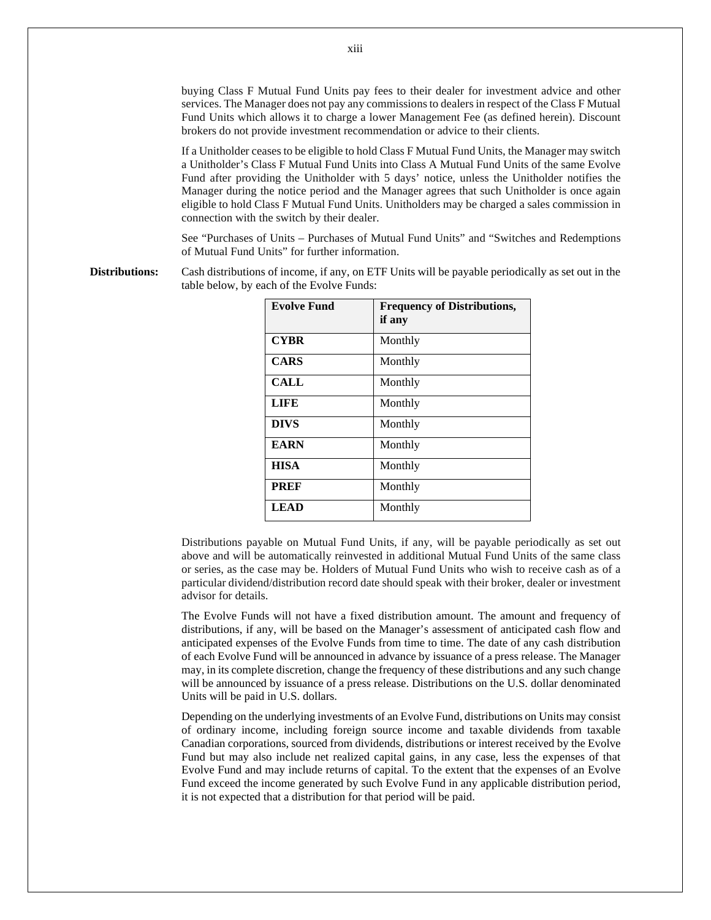buying Class F Mutual Fund Units pay fees to their dealer for investment advice and other services. The Manager does not pay any commissions to dealers in respect of the Class F Mutual Fund Units which allows it to charge a lower Management Fee (as defined herein). Discount brokers do not provide investment recommendation or advice to their clients.

If a Unitholder ceases to be eligible to hold Class F Mutual Fund Units, the Manager may switch a Unitholder's Class F Mutual Fund Units into Class A Mutual Fund Units of the same Evolve Fund after providing the Unitholder with 5 days' notice, unless the Unitholder notifies the Manager during the notice period and the Manager agrees that such Unitholder is once again eligible to hold Class F Mutual Fund Units. Unitholders may be charged a sales commission in connection with the switch by their dealer.

See "Purchases of Units – Purchases of Mutual Fund Units" and "Switches and Redemptions of Mutual Fund Units" for further information.

**Distributions:** Cash distributions of income, if any, on ETF Units will be payable periodically as set out in the table below, by each of the Evolve Funds:

| Evolve Fund | Frequency of Distributions, if any |
|---|---|
| **CYBR** | Monthly |
| **CARS** | Monthly |
| **CALL** | Monthly |
| **LIFE** | Monthly |
| **DIVS** | Monthly |
| **EARN** | Monthly |
| **HISA** | Monthly |
| **PREF** | Monthly |
| **LEAD** | Monthly |

Distributions payable on Mutual Fund Units, if any, will be payable periodically as set out above and will be automatically reinvested in additional Mutual Fund Units of the same class or series, as the case may be. Holders of Mutual Fund Units who wish to receive cash as of a particular dividend/distribution record date should speak with their broker, dealer or investment advisor for details.

The Evolve Funds will not have a fixed distribution amount. The amount and frequency of distributions, if any, will be based on the Manager's assessment of anticipated cash flow and anticipated expenses of the Evolve Funds from time to time. The date of any cash distribution of each Evolve Fund will be announced in advance by issuance of a press release. The Manager may, in its complete discretion, change the frequency of these distributions and any such change will be announced by issuance of a press release. Distributions on the U.S. dollar denominated Units will be paid in U.S. dollars.

Depending on the underlying investments of an Evolve Fund, distributions on Units may consist of ordinary income, including foreign source income and taxable dividends from taxable Canadian corporations, sourced from dividends, distributions or interest received by the Evolve Fund but may also include net realized capital gains, in any case, less the expenses of that Evolve Fund and may include returns of capital. To the extent that the expenses of an Evolve Fund exceed the income generated by such Evolve Fund in any applicable distribution period, it is not expected that a distribution for that period will be paid.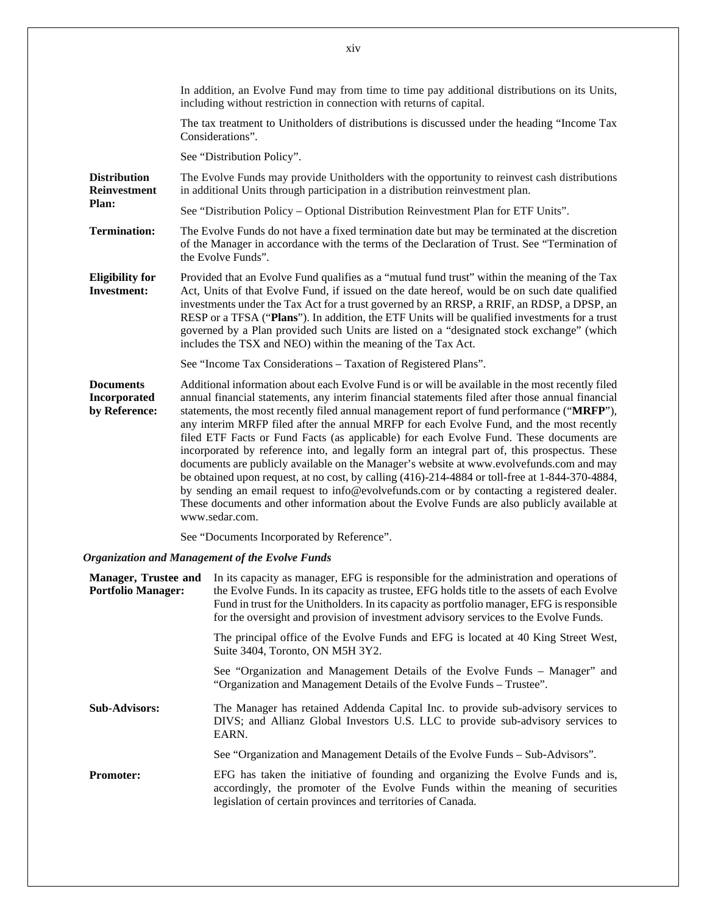In addition, an Evolve Fund may from time to time pay additional distributions on its Units, including without restriction in connection with returns of capital.

The tax treatment to Unitholders of distributions is discussed under the heading "Income Tax Considerations".

See "Distribution Policy".

**Distribution Reinvestment Plan:** The Evolve Funds may provide Unitholders with the opportunity to reinvest cash distributions in additional Units through participation in a distribution reinvestment plan.

See "Distribution Policy – Optional Distribution Reinvestment Plan for ETF Units".

**Termination:** The Evolve Funds do not have a fixed termination date but may be terminated at the discretion of the Manager in accordance with the terms of the Declaration of Trust. See "Termination of the Evolve Funds".

**Eligibility for Investment:** Provided that an Evolve Fund qualifies as a "mutual fund trust" within the meaning of the Tax Act, Units of that Evolve Fund, if issued on the date hereof, would be on such date qualified investments under the Tax Act for a trust governed by an RRSP, a RRIF, an RDSP, a DPSP, an RESP or a TFSA ("**Plans**"). In addition, the ETF Units will be qualified investments for a trust governed by a Plan provided such Units are listed on a "designated stock exchange" (which includes the TSX and NEO) within the meaning of the Tax Act.

See "Income Tax Considerations – Taxation of Registered Plans".

**Documents Incorporated by Reference:** Additional information about each Evolve Fund is or will be available in the most recently filed annual financial statements, any interim financial statements filed after those annual financial statements, the most recently filed annual management report of fund performance ("**MRFP**"), any interim MRFP filed after the annual MRFP for each Evolve Fund, and the most recently filed ETF Facts or Fund Facts (as applicable) for each Evolve Fund. These documents are incorporated by reference into, and legally form an integral part of, this prospectus. These documents are publicly available on the Manager's website at www.evolvefunds.com and may be obtained upon request, at no cost, by calling (416)-214-4884 or toll-free at 1-844-370-4884, by sending an email request to info@evolvefunds.com or by contacting a registered dealer. These documents and other information about the Evolve Funds are also publicly available at www.sedar.com.

See "Documents Incorporated by Reference".

***Organization and Management of the Evolve Funds***

**Manager, Trustee and Portfolio Manager:** In its capacity as manager, EFG is responsible for the administration and operations of the Evolve Funds. In its capacity as trustee, EFG holds title to the assets of each Evolve Fund in trust for the Unitholders. In its capacity as portfolio manager, EFG is responsible for the oversight and provision of investment advisory services to the Evolve Funds.

The principal office of the Evolve Funds and EFG is located at 40 King Street West, Suite 3404, Toronto, ON M5H 3Y2.

See "Organization and Management Details of the Evolve Funds – Manager" and "Organization and Management Details of the Evolve Funds – Trustee".

**Sub-Advisors:** The Manager has retained Addenda Capital Inc. to provide sub-advisory services to DIVS; and Allianz Global Investors U.S. LLC to provide sub-advisory services to EARN.

See "Organization and Management Details of the Evolve Funds – Sub-Advisors".

**Promoter:** EFG has taken the initiative of founding and organizing the Evolve Funds and is, accordingly, the promoter of the Evolve Funds within the meaning of securities legislation of certain provinces and territories of Canada.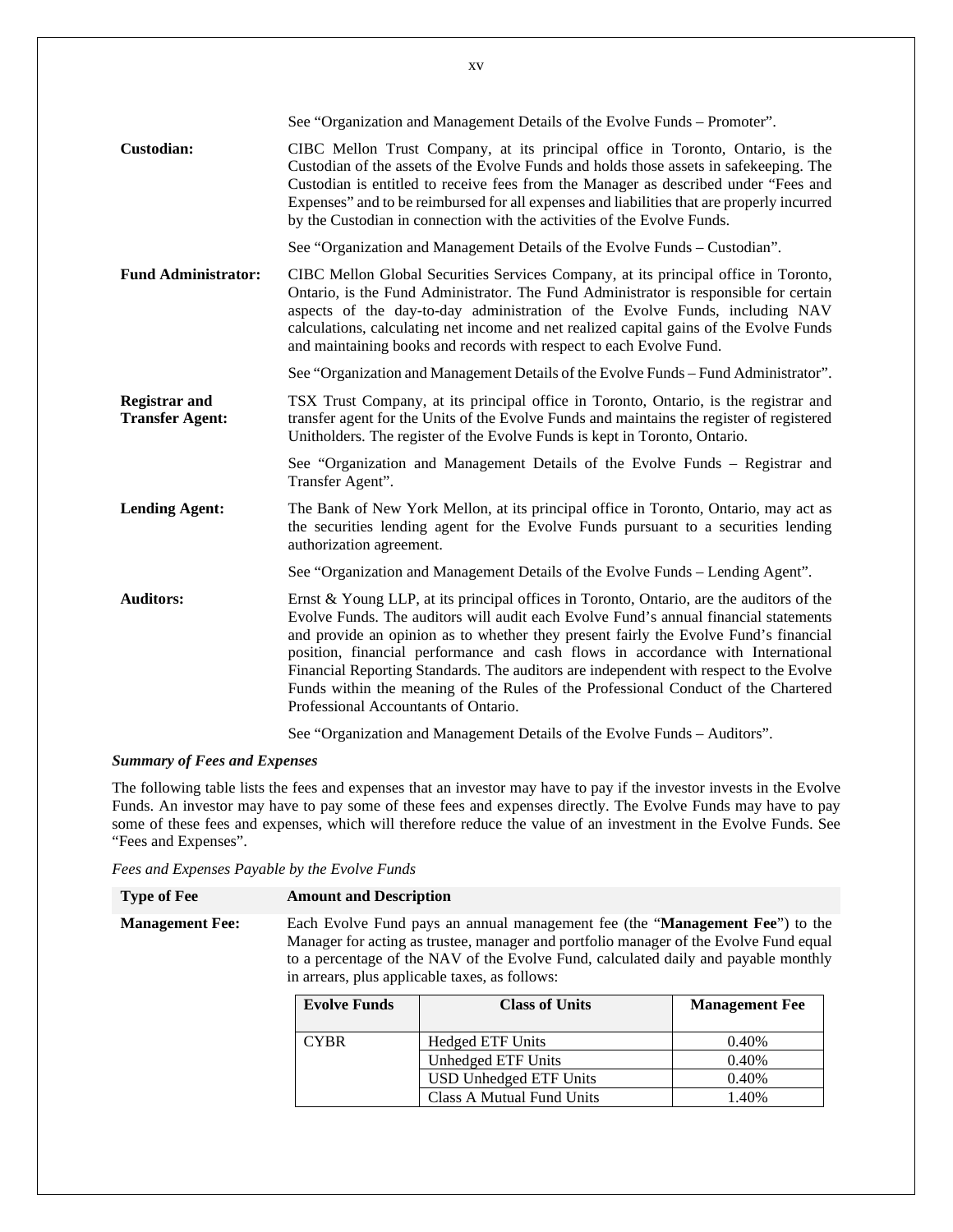See "Organization and Management Details of the Evolve Funds – Promoter".

**Custodian:** CIBC Mellon Trust Company, at its principal office in Toronto, Ontario, is the Custodian of the assets of the Evolve Funds and holds those assets in safekeeping. The Custodian is entitled to receive fees from the Manager as described under "Fees and Expenses" and to be reimbursed for all expenses and liabilities that are properly incurred by the Custodian in connection with the activities of the Evolve Funds.

See "Organization and Management Details of the Evolve Funds – Custodian".

**Fund Administrator:** CIBC Mellon Global Securities Services Company, at its principal office in Toronto, Ontario, is the Fund Administrator. The Fund Administrator is responsible for certain aspects of the day-to-day administration of the Evolve Funds, including NAV calculations, calculating net income and net realized capital gains of the Evolve Funds and maintaining books and records with respect to each Evolve Fund.

See "Organization and Management Details of the Evolve Funds – Fund Administrator".

**Registrar and Transfer Agent:** TSX Trust Company, at its principal office in Toronto, Ontario, is the registrar and transfer agent for the Units of the Evolve Funds and maintains the register of registered Unitholders. The register of the Evolve Funds is kept in Toronto, Ontario.

See "Organization and Management Details of the Evolve Funds – Registrar and Transfer Agent".

**Lending Agent:** The Bank of New York Mellon, at its principal office in Toronto, Ontario, may act as the securities lending agent for the Evolve Funds pursuant to a securities lending authorization agreement.

See "Organization and Management Details of the Evolve Funds – Lending Agent".

**Auditors:** Ernst & Young LLP, at its principal offices in Toronto, Ontario, are the auditors of the Evolve Funds. The auditors will audit each Evolve Fund's annual financial statements and provide an opinion as to whether they present fairly the Evolve Fund's financial position, financial performance and cash flows in accordance with International Financial Reporting Standards. The auditors are independent with respect to the Evolve Funds within the meaning of the Rules of the Professional Conduct of the Chartered Professional Accountants of Ontario.

See "Organization and Management Details of the Evolve Funds – Auditors".

***Summary of Fees and Expenses***

The following table lists the fees and expenses that an investor may have to pay if the investor invests in the Evolve Funds. An investor may have to pay some of these fees and expenses directly. The Evolve Funds may have to pay some of these fees and expenses, which will therefore reduce the value of an investment in the Evolve Funds. See "Fees and Expenses".

*Fees and Expenses Payable by the Evolve Funds*

| Type of Fee | Amount and Description |
|---|---|
| **Management Fee:** | Each Evolve Fund pays an annual management fee (the "**Management Fee**") to the Manager for acting as trustee, manager and portfolio manager of the Evolve Fund equal to a percentage of the NAV of the Evolve Fund, calculated daily and payable monthly in arrears, plus applicable taxes, as follows: |

| Evolve Funds | Class of Units | Management Fee |
|---|---|---|
| CYBR | Hedged ETF Units | 0.40% |
| | Unhedged ETF Units | 0.40% |
| | USD Unhedged ETF Units | 0.40% |
| | Class A Mutual Fund Units | 1.40% |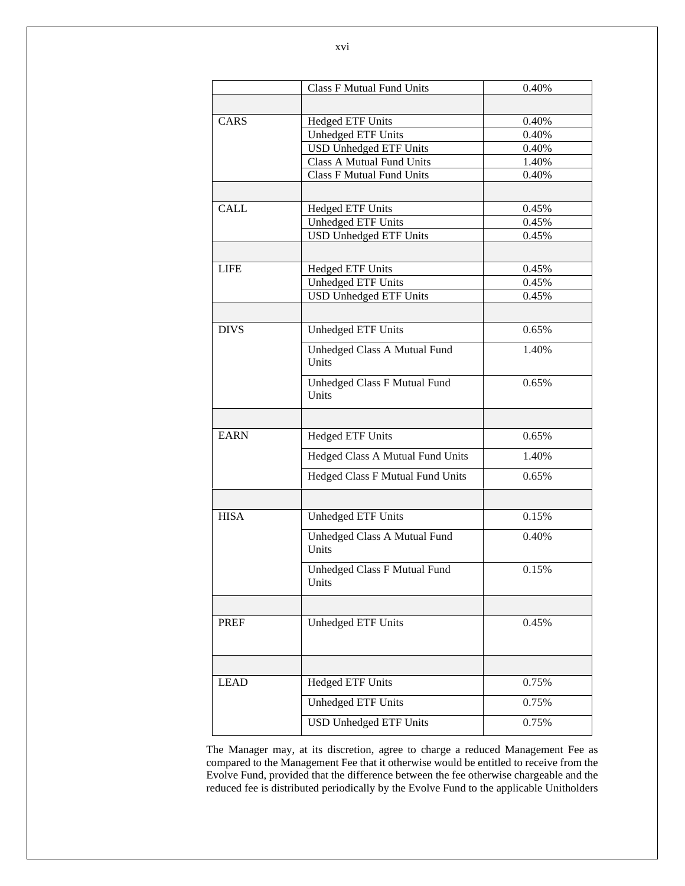| | | |
|---|---|---|
| | Class F Mutual Fund Units | 0.40% |
| | | |
| CARS | Hedged ETF Units | 0.40% |
| | Unhedged ETF Units | 0.40% |
| | USD Unhedged ETF Units | 0.40% |
| | Class A Mutual Fund Units | 1.40% |
| | Class F Mutual Fund Units | 0.40% |
| | | |
| CALL | Hedged ETF Units | 0.45% |
| | Unhedged ETF Units | 0.45% |
| | USD Unhedged ETF Units | 0.45% |
| | | |
| LIFE | Hedged ETF Units | 0.45% |
| | Unhedged ETF Units | 0.45% |
| | USD Unhedged ETF Units | 0.45% |
| | | |
| DIVS | Unhedged ETF Units | 0.65% |
| | Unhedged Class A Mutual Fund Units | 1.40% |
| | Unhedged Class F Mutual Fund Units | 0.65% |
| | | |
| EARN | Hedged ETF Units | 0.65% |
| | Hedged Class A Mutual Fund Units | 1.40% |
| | Hedged Class F Mutual Fund Units | 0.65% |
| | | |
| HISA | Unhedged ETF Units | 0.15% |
| | Unhedged Class A Mutual Fund Units | 0.40% |
| | Unhedged Class F Mutual Fund Units | 0.15% |
| | | |
| PREF | Unhedged ETF Units | 0.45% |
| | | |
| LEAD | Hedged ETF Units | 0.75% |
| | Unhedged ETF Units | 0.75% |
| | USD Unhedged ETF Units | 0.75% |

The Manager may, at its discretion, agree to charge a reduced Management Fee as compared to the Management Fee that it otherwise would be entitled to receive from the Evolve Fund, provided that the difference between the fee otherwise chargeable and the reduced fee is distributed periodically by the Evolve Fund to the applicable Unitholders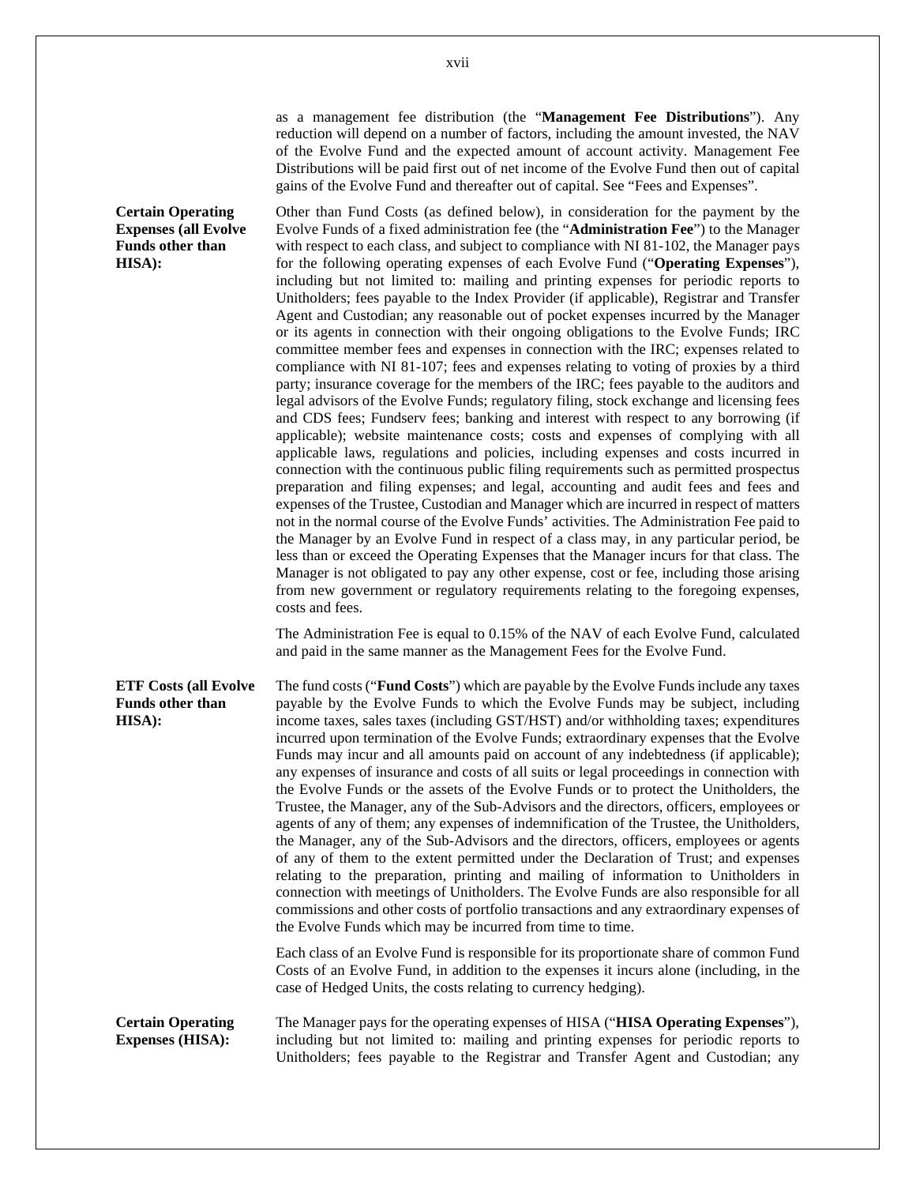as a management fee distribution (the "**Management Fee Distributions**"). Any reduction will depend on a number of factors, including the amount invested, the NAV of the Evolve Fund and the expected amount of account activity. Management Fee Distributions will be paid first out of net income of the Evolve Fund then out of capital gains of the Evolve Fund and thereafter out of capital. See "Fees and Expenses".

**Certain Operating Expenses (all Evolve Funds other than HISA):**

Other than Fund Costs (as defined below), in consideration for the payment by the Evolve Funds of a fixed administration fee (the "**Administration Fee**") to the Manager with respect to each class, and subject to compliance with NI 81-102, the Manager pays for the following operating expenses of each Evolve Fund ("**Operating Expenses**"), including but not limited to: mailing and printing expenses for periodic reports to Unitholders; fees payable to the Index Provider (if applicable), Registrar and Transfer Agent and Custodian; any reasonable out of pocket expenses incurred by the Manager or its agents in connection with their ongoing obligations to the Evolve Funds; IRC committee member fees and expenses in connection with the IRC; expenses related to compliance with NI 81-107; fees and expenses relating to voting of proxies by a third party; insurance coverage for the members of the IRC; fees payable to the auditors and legal advisors of the Evolve Funds; regulatory filing, stock exchange and licensing fees and CDS fees; Fundserv fees; banking and interest with respect to any borrowing (if applicable); website maintenance costs; costs and expenses of complying with all applicable laws, regulations and policies, including expenses and costs incurred in connection with the continuous public filing requirements such as permitted prospectus preparation and filing expenses; and legal, accounting and audit fees and fees and expenses of the Trustee, Custodian and Manager which are incurred in respect of matters not in the normal course of the Evolve Funds' activities. The Administration Fee paid to the Manager by an Evolve Fund in respect of a class may, in any particular period, be less than or exceed the Operating Expenses that the Manager incurs for that class. The Manager is not obligated to pay any other expense, cost or fee, including those arising from new government or regulatory requirements relating to the foregoing expenses, costs and fees.

The Administration Fee is equal to 0.15% of the NAV of each Evolve Fund, calculated and paid in the same manner as the Management Fees for the Evolve Fund.

**ETF Costs (all Evolve Funds other than HISA):**

The fund costs ("**Fund Costs**") which are payable by the Evolve Funds include any taxes payable by the Evolve Funds to which the Evolve Funds may be subject, including income taxes, sales taxes (including GST/HST) and/or withholding taxes; expenditures incurred upon termination of the Evolve Funds; extraordinary expenses that the Evolve Funds may incur and all amounts paid on account of any indebtedness (if applicable); any expenses of insurance and costs of all suits or legal proceedings in connection with the Evolve Funds or the assets of the Evolve Funds or to protect the Unitholders, the Trustee, the Manager, any of the Sub-Advisors and the directors, officers, employees or agents of any of them; any expenses of indemnification of the Trustee, the Unitholders, the Manager, any of the Sub-Advisors and the directors, officers, employees or agents of any of them to the extent permitted under the Declaration of Trust; and expenses relating to the preparation, printing and mailing of information to Unitholders in connection with meetings of Unitholders. The Evolve Funds are also responsible for all commissions and other costs of portfolio transactions and any extraordinary expenses of the Evolve Funds which may be incurred from time to time.

Each class of an Evolve Fund is responsible for its proportionate share of common Fund Costs of an Evolve Fund, in addition to the expenses it incurs alone (including, in the case of Hedged Units, the costs relating to currency hedging).

**Certain Operating Expenses (HISA):**

The Manager pays for the operating expenses of HISA ("**HISA Operating Expenses**"), including but not limited to: mailing and printing expenses for periodic reports to Unitholders; fees payable to the Registrar and Transfer Agent and Custodian; any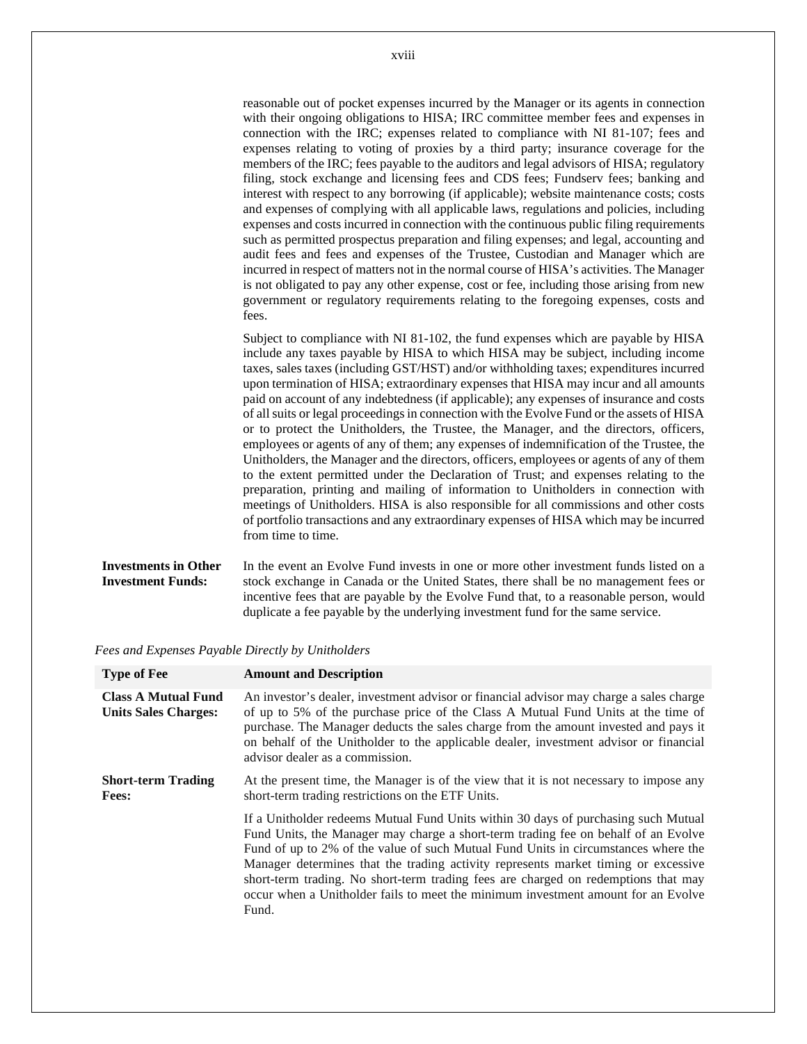reasonable out of pocket expenses incurred by the Manager or its agents in connection with their ongoing obligations to HISA; IRC committee member fees and expenses in connection with the IRC; expenses related to compliance with NI 81-107; fees and expenses relating to voting of proxies by a third party; insurance coverage for the members of the IRC; fees payable to the auditors and legal advisors of HISA; regulatory filing, stock exchange and licensing fees and CDS fees; Fundserv fees; banking and interest with respect to any borrowing (if applicable); website maintenance costs; costs and expenses of complying with all applicable laws, regulations and policies, including expenses and costs incurred in connection with the continuous public filing requirements such as permitted prospectus preparation and filing expenses; and legal, accounting and audit fees and fees and expenses of the Trustee, Custodian and Manager which are incurred in respect of matters not in the normal course of HISA's activities. The Manager is not obligated to pay any other expense, cost or fee, including those arising from new government or regulatory requirements relating to the foregoing expenses, costs and fees.

Subject to compliance with NI 81-102, the fund expenses which are payable by HISA include any taxes payable by HISA to which HISA may be subject, including income taxes, sales taxes (including GST/HST) and/or withholding taxes; expenditures incurred upon termination of HISA; extraordinary expenses that HISA may incur and all amounts paid on account of any indebtedness (if applicable); any expenses of insurance and costs of all suits or legal proceedings in connection with the Evolve Fund or the assets of HISA or to protect the Unitholders, the Trustee, the Manager, and the directors, officers, employees or agents of any of them; any expenses of indemnification of the Trustee, the Unitholders, the Manager and the directors, officers, employees or agents of any of them to the extent permitted under the Declaration of Trust; and expenses relating to the preparation, printing and mailing of information to Unitholders in connection with meetings of Unitholders. HISA is also responsible for all commissions and other costs of portfolio transactions and any extraordinary expenses of HISA which may be incurred from time to time.

**Investments in Other Investment Funds:** In the event an Evolve Fund invests in one or more other investment funds listed on a stock exchange in Canada or the United States, there shall be no management fees or incentive fees that are payable by the Evolve Fund that, to a reasonable person, would duplicate a fee payable by the underlying investment fund for the same service.

*Fees and Expenses Payable Directly by Unitholders*

| Type of Fee | Amount and Description |
|---|---|
| **Class A Mutual Fund Units Sales Charges:** | An investor's dealer, investment advisor or financial advisor may charge a sales charge of up to 5% of the purchase price of the Class A Mutual Fund Units at the time of purchase. The Manager deducts the sales charge from the amount invested and pays it on behalf of the Unitholder to the applicable dealer, investment advisor or financial advisor dealer as a commission. |
| **Short-term Trading Fees:** | At the present time, the Manager is of the view that it is not necessary to impose any short-term trading restrictions on the ETF Units.<br><br>If a Unitholder redeems Mutual Fund Units within 30 days of purchasing such Mutual Fund Units, the Manager may charge a short-term trading fee on behalf of an Evolve Fund of up to 2% of the value of such Mutual Fund Units in circumstances where the Manager determines that the trading activity represents market timing or excessive short-term trading. No short-term trading fees are charged on redemptions that may occur when a Unitholder fails to meet the minimum investment amount for an Evolve Fund. |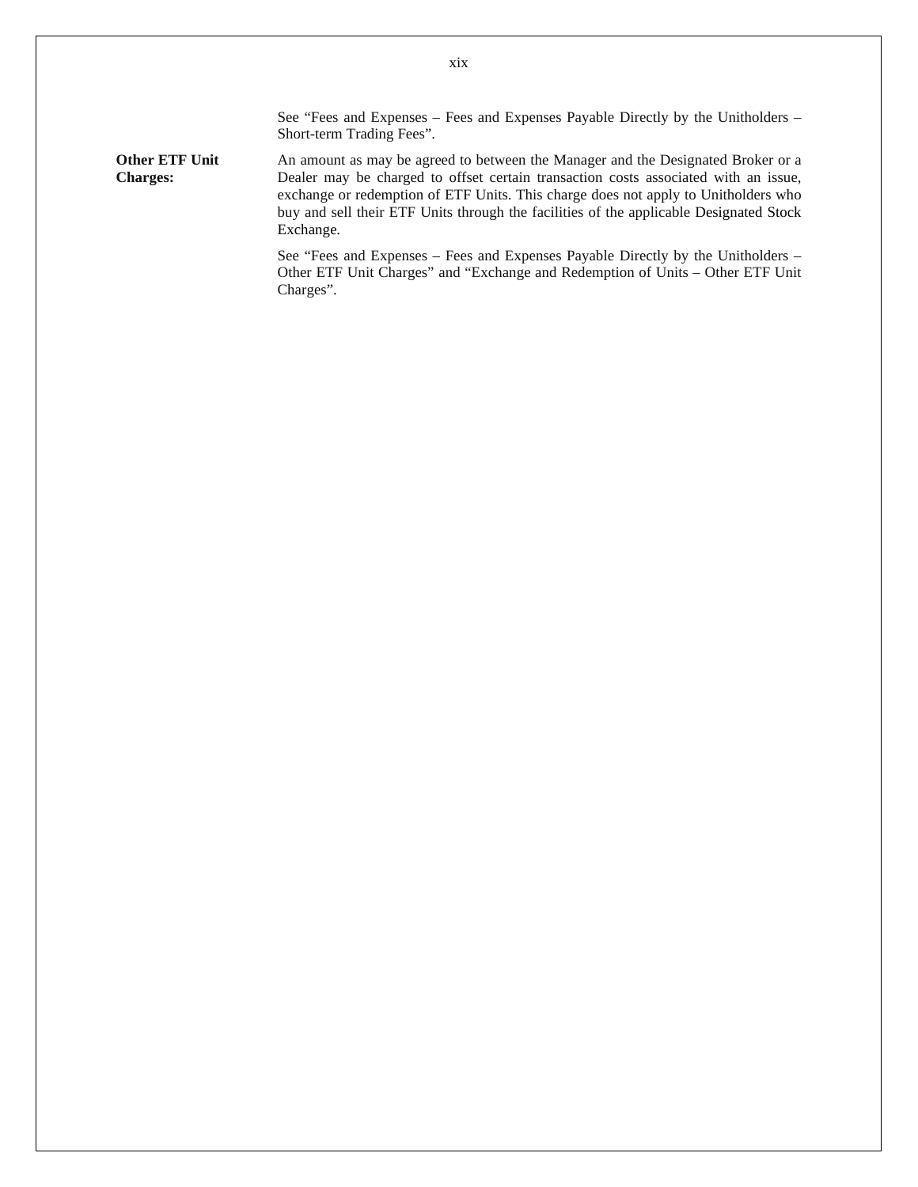See "Fees and Expenses – Fees and Expenses Payable Directly by the Unitholders – Short-term Trading Fees".

**Other ETF Unit Charges:** An amount as may be agreed to between the Manager and the Designated Broker or a Dealer may be charged to offset certain transaction costs associated with an issue, exchange or redemption of ETF Units. This charge does not apply to Unitholders who buy and sell their ETF Units through the facilities of the applicable Designated Stock Exchange.

See "Fees and Expenses – Fees and Expenses Payable Directly by the Unitholders – Other ETF Unit Charges" and "Exchange and Redemption of Units – Other ETF Unit Charges".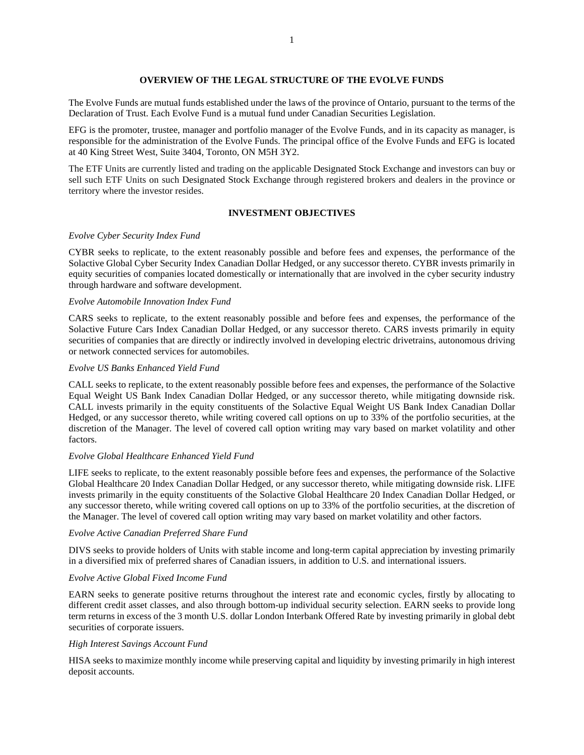## OVERVIEW OF THE LEGAL STRUCTURE OF THE EVOLVE FUNDS

The Evolve Funds are mutual funds established under the laws of the province of Ontario, pursuant to the terms of the Declaration of Trust. Each Evolve Fund is a mutual fund under Canadian Securities Legislation.

EFG is the promoter, trustee, manager and portfolio manager of the Evolve Funds, and in its capacity as manager, is responsible for the administration of the Evolve Funds. The principal office of the Evolve Funds and EFG is located at 40 King Street West, Suite 3404, Toronto, ON M5H 3Y2.

The ETF Units are currently listed and trading on the applicable Designated Stock Exchange and investors can buy or sell such ETF Units on such Designated Stock Exchange through registered brokers and dealers in the province or territory where the investor resides.

## INVESTMENT OBJECTIVES

*Evolve Cyber Security Index Fund*

CYBR seeks to replicate, to the extent reasonably possible and before fees and expenses, the performance of the Solactive Global Cyber Security Index Canadian Dollar Hedged, or any successor thereto. CYBR invests primarily in equity securities of companies located domestically or internationally that are involved in the cyber security industry through hardware and software development.

*Evolve Automobile Innovation Index Fund*

CARS seeks to replicate, to the extent reasonably possible and before fees and expenses, the performance of the Solactive Future Cars Index Canadian Dollar Hedged, or any successor thereto. CARS invests primarily in equity securities of companies that are directly or indirectly involved in developing electric drivetrains, autonomous driving or network connected services for automobiles.

*Evolve US Banks Enhanced Yield Fund*

CALL seeks to replicate, to the extent reasonably possible before fees and expenses, the performance of the Solactive Equal Weight US Bank Index Canadian Dollar Hedged, or any successor thereto, while mitigating downside risk. CALL invests primarily in the equity constituents of the Solactive Equal Weight US Bank Index Canadian Dollar Hedged, or any successor thereto, while writing covered call options on up to 33% of the portfolio securities, at the discretion of the Manager. The level of covered call option writing may vary based on market volatility and other factors.

*Evolve Global Healthcare Enhanced Yield Fund*

LIFE seeks to replicate, to the extent reasonably possible before fees and expenses, the performance of the Solactive Global Healthcare 20 Index Canadian Dollar Hedged, or any successor thereto, while mitigating downside risk. LIFE invests primarily in the equity constituents of the Solactive Global Healthcare 20 Index Canadian Dollar Hedged, or any successor thereto, while writing covered call options on up to 33% of the portfolio securities, at the discretion of the Manager. The level of covered call option writing may vary based on market volatility and other factors.

*Evolve Active Canadian Preferred Share Fund*

DIVS seeks to provide holders of Units with stable income and long-term capital appreciation by investing primarily in a diversified mix of preferred shares of Canadian issuers, in addition to U.S. and international issuers.

*Evolve Active Global Fixed Income Fund*

EARN seeks to generate positive returns throughout the interest rate and economic cycles, firstly by allocating to different credit asset classes, and also through bottom-up individual security selection. EARN seeks to provide long term returns in excess of the 3 month U.S. dollar London Interbank Offered Rate by investing primarily in global debt securities of corporate issuers.

*High Interest Savings Account Fund*

HISA seeks to maximize monthly income while preserving capital and liquidity by investing primarily in high interest deposit accounts.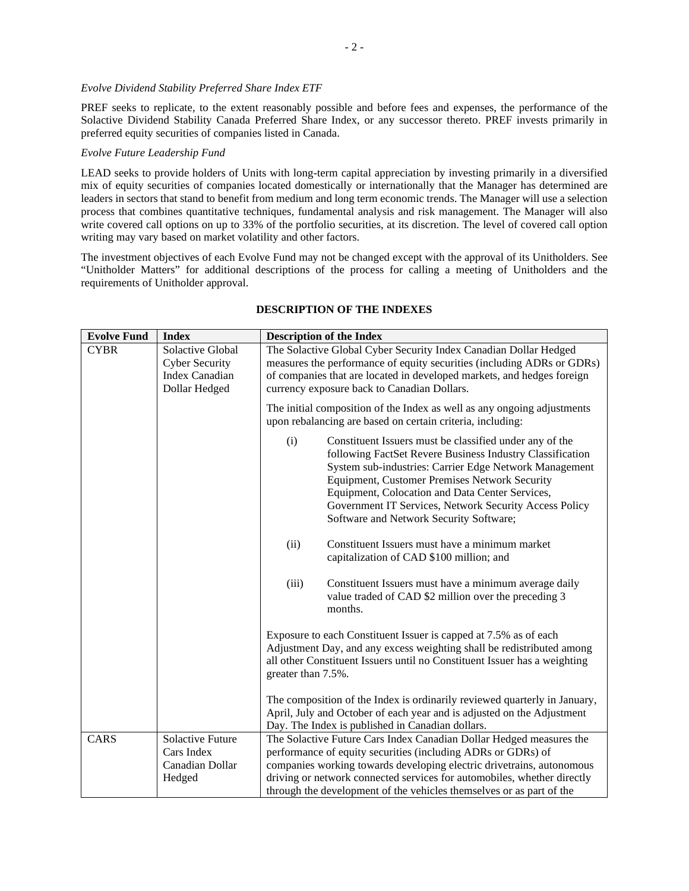*Evolve Dividend Stability Preferred Share Index ETF*

PREF seeks to replicate, to the extent reasonably possible and before fees and expenses, the performance of the Solactive Dividend Stability Canada Preferred Share Index, or any successor thereto. PREF invests primarily in preferred equity securities of companies listed in Canada.

*Evolve Future Leadership Fund*

LEAD seeks to provide holders of Units with long-term capital appreciation by investing primarily in a diversified mix of equity securities of companies located domestically or internationally that the Manager has determined are leaders in sectors that stand to benefit from medium and long term economic trends. The Manager will use a selection process that combines quantitative techniques, fundamental analysis and risk management. The Manager will also write covered call options on up to 33% of the portfolio securities, at its discretion. The level of covered call option writing may vary based on market volatility and other factors.

The investment objectives of each Evolve Fund may not be changed except with the approval of its Unitholders. See "Unitholder Matters" for additional descriptions of the process for calling a meeting of Unitholders and the requirements of Unitholder approval.

## DESCRIPTION OF THE INDEXES

| Evolve Fund | Index | Description of the Index |
|---|---|---|
| CYBR | Solactive Global Cyber Security Index Canadian Dollar Hedged | The Solactive Global Cyber Security Index Canadian Dollar Hedged measures the performance of equity securities (including ADRs or GDRs) of companies that are located in developed markets, and hedges foreign currency exposure back to Canadian Dollars.<br><br>The initial composition of the Index as well as any ongoing adjustments upon rebalancing are based on certain criteria, including:<br><br>(i) Constituent Issuers must be classified under any of the following FactSet Revere Business Industry Classification System sub-industries: Carrier Edge Network Management Equipment, Customer Premises Network Security Equipment, Colocation and Data Center Services, Government IT Services, Network Security Access Policy Software and Network Security Software;<br><br>(ii) Constituent Issuers must have a minimum market capitalization of CAD $100 million; and<br><br>(iii) Constituent Issuers must have a minimum average daily value traded of CAD $2 million over the preceding 3 months.<br><br>Exposure to each Constituent Issuer is capped at 7.5% as of each Adjustment Day, and any excess weighting shall be redistributed among all other Constituent Issuers until no Constituent Issuer has a weighting greater than 7.5%.<br><br>The composition of the Index is ordinarily reviewed quarterly in January, April, July and October of each year and is adjusted on the Adjustment Day. The Index is published in Canadian dollars. |
| CARS | Solactive Future Cars Index Canadian Dollar Hedged | The Solactive Future Cars Index Canadian Dollar Hedged measures the performance of equity securities (including ADRs or GDRs) of companies working towards developing electric drivetrains, autonomous driving or network connected services for automobiles, whether directly through the development of the vehicles themselves or as part of the |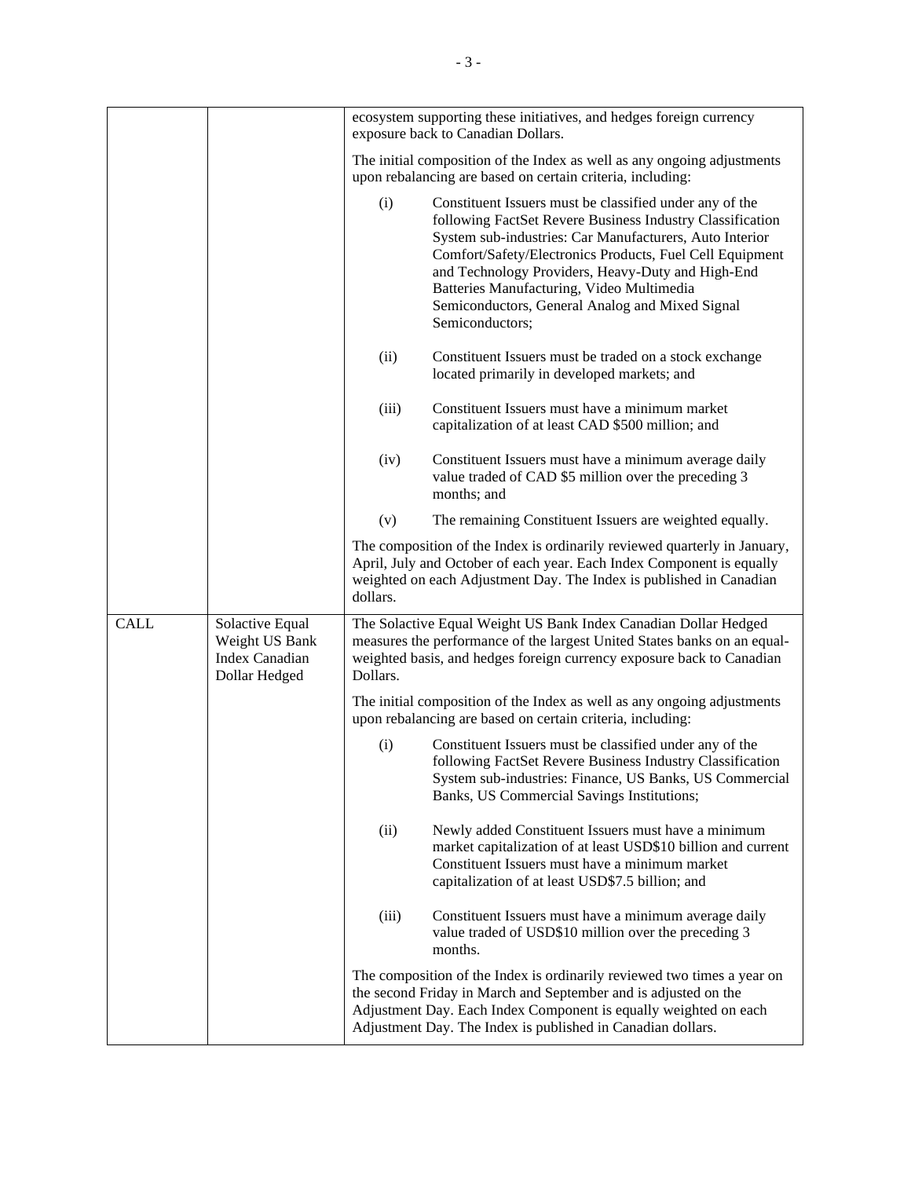| | | |
|---|---|---|
| | | ecosystem supporting these initiatives, and hedges foreign currency exposure back to Canadian Dollars.<br><br>The initial composition of the Index as well as any ongoing adjustments upon rebalancing are based on certain criteria, including:<br><br>(i) Constituent Issuers must be classified under any of the following FactSet Revere Business Industry Classification System sub-industries: Car Manufacturers, Auto Interior Comfort/Safety/Electronics Products, Fuel Cell Equipment and Technology Providers, Heavy-Duty and High-End Batteries Manufacturing, Video Multimedia Semiconductors, General Analog and Mixed Signal Semiconductors;<br><br>(ii) Constituent Issuers must be traded on a stock exchange located primarily in developed markets; and<br><br>(iii) Constituent Issuers must have a minimum market capitalization of at least CAD $500 million; and<br><br>(iv) Constituent Issuers must have a minimum average daily value traded of CAD $5 million over the preceding 3 months; and<br><br>(v) The remaining Constituent Issuers are weighted equally.<br><br>The composition of the Index is ordinarily reviewed quarterly in January, April, July and October of each year. Each Index Component is equally weighted on each Adjustment Day. The Index is published in Canadian dollars. |
| CALL | Solactive Equal Weight US Bank Index Canadian Dollar Hedged | The Solactive Equal Weight US Bank Index Canadian Dollar Hedged measures the performance of the largest United States banks on an equal-weighted basis, and hedges foreign currency exposure back to Canadian Dollars.<br><br>The initial composition of the Index as well as any ongoing adjustments upon rebalancing are based on certain criteria, including:<br><br>(i) Constituent Issuers must be classified under any of the following FactSet Revere Business Industry Classification System sub-industries: Finance, US Banks, US Commercial Banks, US Commercial Savings Institutions;<br><br>(ii) Newly added Constituent Issuers must have a minimum market capitalization of at least USD$10 billion and current Constituent Issuers must have a minimum market capitalization of at least USD$7.5 billion; and<br><br>(iii) Constituent Issuers must have a minimum average daily value traded of USD$10 million over the preceding 3 months.<br><br>The composition of the Index is ordinarily reviewed two times a year on the second Friday in March and September and is adjusted on the Adjustment Day. Each Index Component is equally weighted on each Adjustment Day. The Index is published in Canadian dollars. |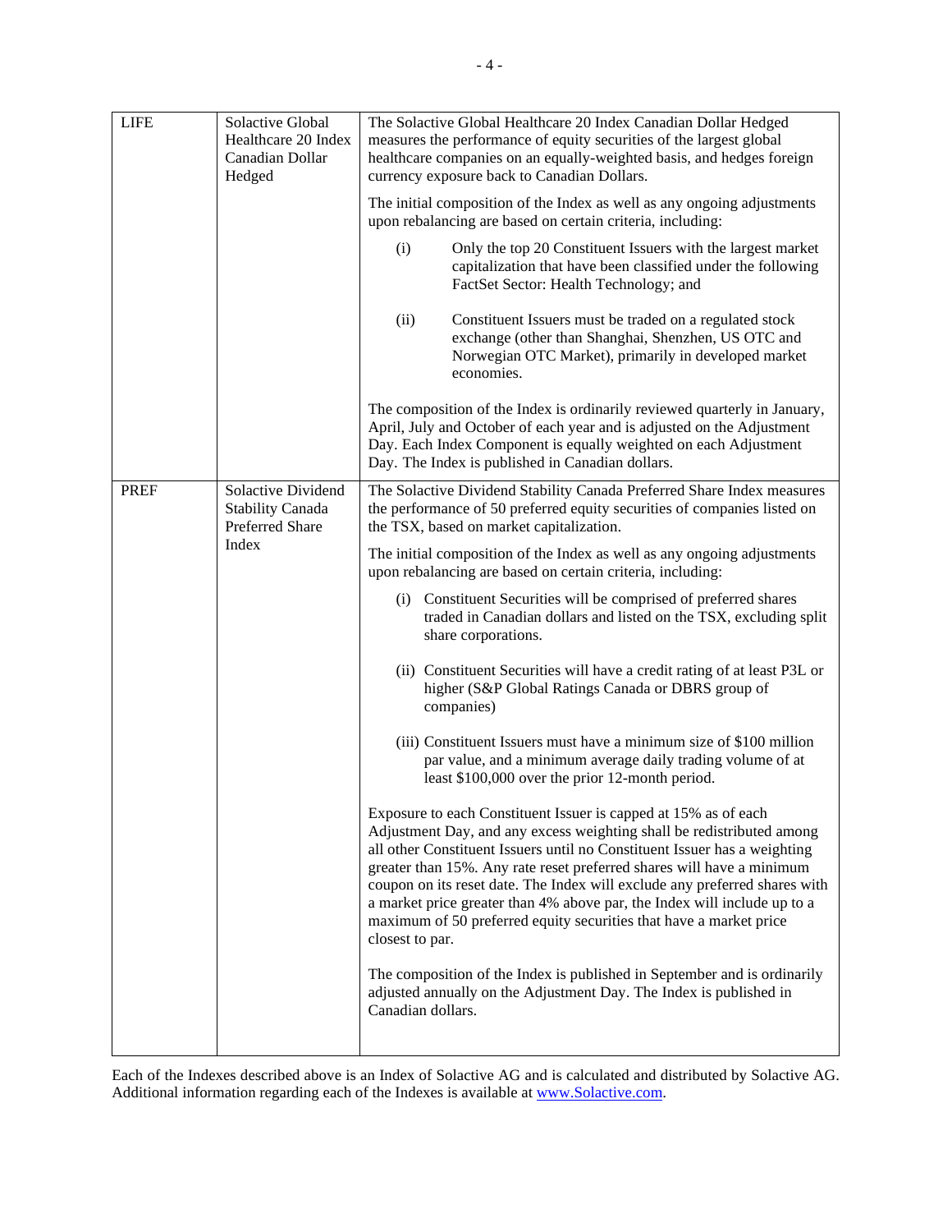| | | |
|---|---|---|
| LIFE | Solactive Global Healthcare 20 Index Canadian Dollar Hedged | The Solactive Global Healthcare 20 Index Canadian Dollar Hedged measures the performance of equity securities of the largest global healthcare companies on an equally-weighted basis, and hedges foreign currency exposure back to Canadian Dollars.<br><br>The initial composition of the Index as well as any ongoing adjustments upon rebalancing are based on certain criteria, including:<br><br>(i) Only the top 20 Constituent Issuers with the largest market capitalization that have been classified under the following FactSet Sector: Health Technology; and<br><br>(ii) Constituent Issuers must be traded on a regulated stock exchange (other than Shanghai, Shenzhen, US OTC and Norwegian OTC Market), primarily in developed market economies.<br><br>The composition of the Index is ordinarily reviewed quarterly in January, April, July and October of each year and is adjusted on the Adjustment Day. Each Index Component is equally weighted on each Adjustment Day. The Index is published in Canadian dollars. |
| PREF | Solactive Dividend Stability Canada Preferred Share Index | The Solactive Dividend Stability Canada Preferred Share Index measures the performance of 50 preferred equity securities of companies listed on the TSX, based on market capitalization.<br><br>The initial composition of the Index as well as any ongoing adjustments upon rebalancing are based on certain criteria, including:<br><br>(i) Constituent Securities will be comprised of preferred shares traded in Canadian dollars and listed on the TSX, excluding split share corporations.<br><br>(ii) Constituent Securities will have a credit rating of at least P3L or higher (S&P Global Ratings Canada or DBRS group of companies)<br><br>(iii) Constituent Issuers must have a minimum size of $100 million par value, and a minimum average daily trading volume of at least $100,000 over the prior 12-month period.<br><br>Exposure to each Constituent Issuer is capped at 15% as of each Adjustment Day, and any excess weighting shall be redistributed among all other Constituent Issuers until no Constituent Issuer has a weighting greater than 15%. Any rate reset preferred shares will have a minimum coupon on its reset date. The Index will exclude any preferred shares with a market price greater than 4% above par, the Index will include up to a maximum of 50 preferred equity securities that have a market price closest to par.<br><br>The composition of the Index is published in September and is ordinarily adjusted annually on the Adjustment Day. The Index is published in Canadian dollars. |

Each of the Indexes described above is an Index of Solactive AG and is calculated and distributed by Solactive AG. Additional information regarding each of the Indexes is available at www.Solactive.com.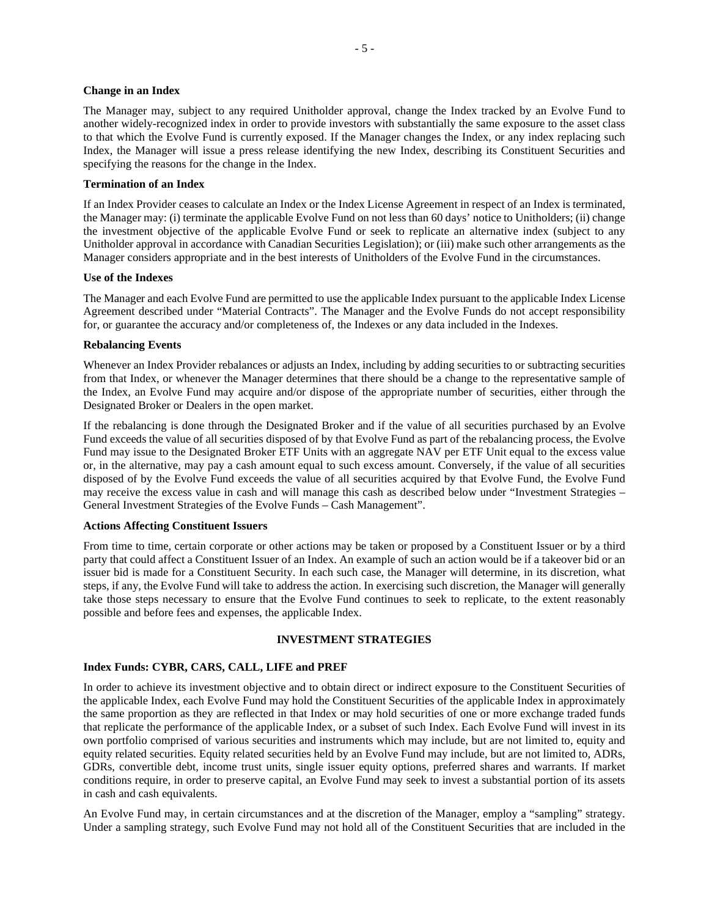**Change in an Index**

The Manager may, subject to any required Unitholder approval, change the Index tracked by an Evolve Fund to another widely-recognized index in order to provide investors with substantially the same exposure to the asset class to that which the Evolve Fund is currently exposed. If the Manager changes the Index, or any index replacing such Index, the Manager will issue a press release identifying the new Index, describing its Constituent Securities and specifying the reasons for the change in the Index.

**Termination of an Index**

If an Index Provider ceases to calculate an Index or the Index License Agreement in respect of an Index is terminated, the Manager may: (i) terminate the applicable Evolve Fund on not less than 60 days' notice to Unitholders; (ii) change the investment objective of the applicable Evolve Fund or seek to replicate an alternative index (subject to any Unitholder approval in accordance with Canadian Securities Legislation); or (iii) make such other arrangements as the Manager considers appropriate and in the best interests of Unitholders of the Evolve Fund in the circumstances.

**Use of the Indexes**

The Manager and each Evolve Fund are permitted to use the applicable Index pursuant to the applicable Index License Agreement described under "Material Contracts". The Manager and the Evolve Funds do not accept responsibility for, or guarantee the accuracy and/or completeness of, the Indexes or any data included in the Indexes.

**Rebalancing Events**

Whenever an Index Provider rebalances or adjusts an Index, including by adding securities to or subtracting securities from that Index, or whenever the Manager determines that there should be a change to the representative sample of the Index, an Evolve Fund may acquire and/or dispose of the appropriate number of securities, either through the Designated Broker or Dealers in the open market.

If the rebalancing is done through the Designated Broker and if the value of all securities purchased by an Evolve Fund exceeds the value of all securities disposed of by that Evolve Fund as part of the rebalancing process, the Evolve Fund may issue to the Designated Broker ETF Units with an aggregate NAV per ETF Unit equal to the excess value or, in the alternative, may pay a cash amount equal to such excess amount. Conversely, if the value of all securities disposed of by the Evolve Fund exceeds the value of all securities acquired by that Evolve Fund, the Evolve Fund may receive the excess value in cash and will manage this cash as described below under "Investment Strategies – General Investment Strategies of the Evolve Funds – Cash Management".

**Actions Affecting Constituent Issuers**

From time to time, certain corporate or other actions may be taken or proposed by a Constituent Issuer or by a third party that could affect a Constituent Issuer of an Index. An example of such an action would be if a takeover bid or an issuer bid is made for a Constituent Security. In each such case, the Manager will determine, in its discretion, what steps, if any, the Evolve Fund will take to address the action. In exercising such discretion, the Manager will generally take those steps necessary to ensure that the Evolve Fund continues to seek to replicate, to the extent reasonably possible and before fees and expenses, the applicable Index.

## INVESTMENT STRATEGIES

**Index Funds: CYBR, CARS, CALL, LIFE and PREF**

In order to achieve its investment objective and to obtain direct or indirect exposure to the Constituent Securities of the applicable Index, each Evolve Fund may hold the Constituent Securities of the applicable Index in approximately the same proportion as they are reflected in that Index or may hold securities of one or more exchange traded funds that replicate the performance of the applicable Index, or a subset of such Index. Each Evolve Fund will invest in its own portfolio comprised of various securities and instruments which may include, but are not limited to, equity and equity related securities. Equity related securities held by an Evolve Fund may include, but are not limited to, ADRs, GDRs, convertible debt, income trust units, single issuer equity options, preferred shares and warrants. If market conditions require, in order to preserve capital, an Evolve Fund may seek to invest a substantial portion of its assets in cash and cash equivalents.

An Evolve Fund may, in certain circumstances and at the discretion of the Manager, employ a "sampling" strategy. Under a sampling strategy, such Evolve Fund may not hold all of the Constituent Securities that are included in the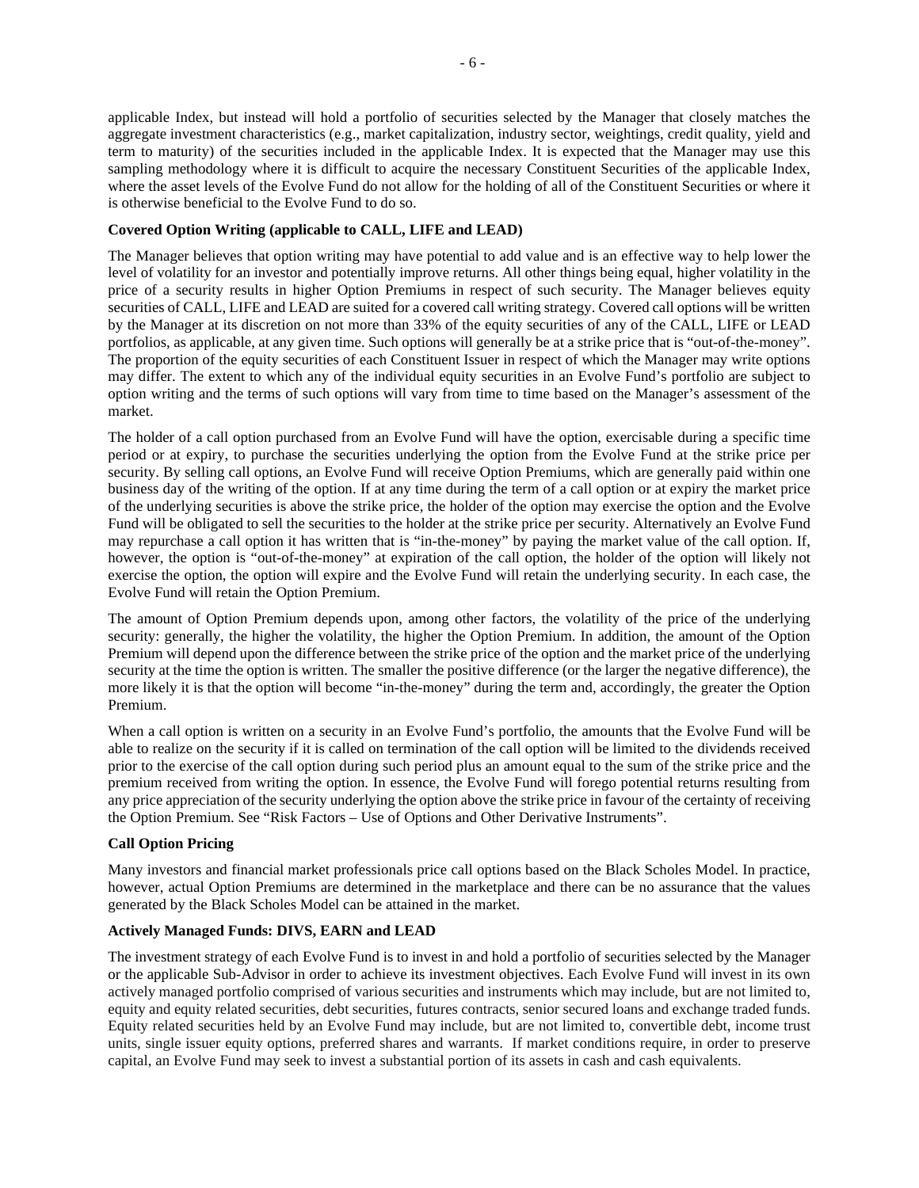applicable Index, but instead will hold a portfolio of securities selected by the Manager that closely matches the aggregate investment characteristics (e.g., market capitalization, industry sector, weightings, credit quality, yield and term to maturity) of the securities included in the applicable Index. It is expected that the Manager may use this sampling methodology where it is difficult to acquire the necessary Constituent Securities of the applicable Index, where the asset levels of the Evolve Fund do not allow for the holding of all of the Constituent Securities or where it is otherwise beneficial to the Evolve Fund to do so.

**Covered Option Writing (applicable to CALL, LIFE and LEAD)**

The Manager believes that option writing may have potential to add value and is an effective way to help lower the level of volatility for an investor and potentially improve returns. All other things being equal, higher volatility in the price of a security results in higher Option Premiums in respect of such security. The Manager believes equity securities of CALL, LIFE and LEAD are suited for a covered call writing strategy. Covered call options will be written by the Manager at its discretion on not more than 33% of the equity securities of any of the CALL, LIFE or LEAD portfolios, as applicable, at any given time. Such options will generally be at a strike price that is "out-of-the-money". The proportion of the equity securities of each Constituent Issuer in respect of which the Manager may write options may differ. The extent to which any of the individual equity securities in an Evolve Fund's portfolio are subject to option writing and the terms of such options will vary from time to time based on the Manager's assessment of the market.

The holder of a call option purchased from an Evolve Fund will have the option, exercisable during a specific time period or at expiry, to purchase the securities underlying the option from the Evolve Fund at the strike price per security. By selling call options, an Evolve Fund will receive Option Premiums, which are generally paid within one business day of the writing of the option. If at any time during the term of a call option or at expiry the market price of the underlying securities is above the strike price, the holder of the option may exercise the option and the Evolve Fund will be obligated to sell the securities to the holder at the strike price per security. Alternatively an Evolve Fund may repurchase a call option it has written that is "in-the-money" by paying the market value of the call option. If, however, the option is "out-of-the-money" at expiration of the call option, the holder of the option will likely not exercise the option, the option will expire and the Evolve Fund will retain the underlying security. In each case, the Evolve Fund will retain the Option Premium.

The amount of Option Premium depends upon, among other factors, the volatility of the price of the underlying security: generally, the higher the volatility, the higher the Option Premium. In addition, the amount of the Option Premium will depend upon the difference between the strike price of the option and the market price of the underlying security at the time the option is written. The smaller the positive difference (or the larger the negative difference), the more likely it is that the option will become "in-the-money" during the term and, accordingly, the greater the Option Premium.

When a call option is written on a security in an Evolve Fund's portfolio, the amounts that the Evolve Fund will be able to realize on the security if it is called on termination of the call option will be limited to the dividends received prior to the exercise of the call option during such period plus an amount equal to the sum of the strike price and the premium received from writing the option. In essence, the Evolve Fund will forego potential returns resulting from any price appreciation of the security underlying the option above the strike price in favour of the certainty of receiving the Option Premium. See "Risk Factors – Use of Options and Other Derivative Instruments".

**Call Option Pricing**

Many investors and financial market professionals price call options based on the Black Scholes Model. In practice, however, actual Option Premiums are determined in the marketplace and there can be no assurance that the values generated by the Black Scholes Model can be attained in the market.

**Actively Managed Funds: DIVS, EARN and LEAD**

The investment strategy of each Evolve Fund is to invest in and hold a portfolio of securities selected by the Manager or the applicable Sub-Advisor in order to achieve its investment objectives. Each Evolve Fund will invest in its own actively managed portfolio comprised of various securities and instruments which may include, but are not limited to, equity and equity related securities, debt securities, futures contracts, senior secured loans and exchange traded funds. Equity related securities held by an Evolve Fund may include, but are not limited to, convertible debt, income trust units, single issuer equity options, preferred shares and warrants. If market conditions require, in order to preserve capital, an Evolve Fund may seek to invest a substantial portion of its assets in cash and cash equivalents.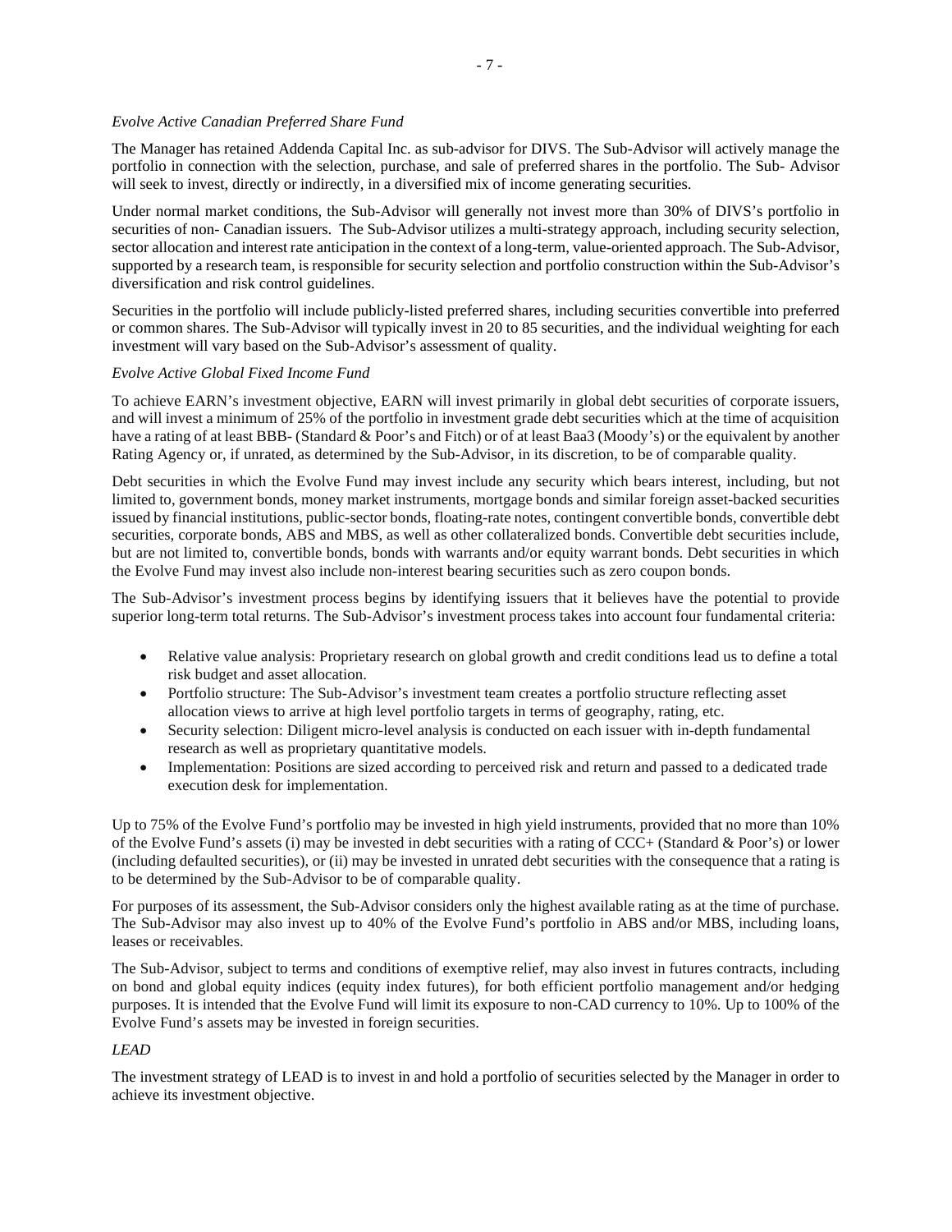*Evolve Active Canadian Preferred Share Fund*

The Manager has retained Addenda Capital Inc. as sub-advisor for DIVS. The Sub-Advisor will actively manage the portfolio in connection with the selection, purchase, and sale of preferred shares in the portfolio. The Sub- Advisor will seek to invest, directly or indirectly, in a diversified mix of income generating securities.

Under normal market conditions, the Sub-Advisor will generally not invest more than 30% of DIVS's portfolio in securities of non- Canadian issuers. The Sub-Advisor utilizes a multi-strategy approach, including security selection, sector allocation and interest rate anticipation in the context of a long-term, value-oriented approach. The Sub-Advisor, supported by a research team, is responsible for security selection and portfolio construction within the Sub-Advisor's diversification and risk control guidelines.

Securities in the portfolio will include publicly-listed preferred shares, including securities convertible into preferred or common shares. The Sub-Advisor will typically invest in 20 to 85 securities, and the individual weighting for each investment will vary based on the Sub-Advisor's assessment of quality.

*Evolve Active Global Fixed Income Fund*

To achieve EARN's investment objective, EARN will invest primarily in global debt securities of corporate issuers, and will invest a minimum of 25% of the portfolio in investment grade debt securities which at the time of acquisition have a rating of at least BBB- (Standard & Poor's and Fitch) or of at least Baa3 (Moody's) or the equivalent by another Rating Agency or, if unrated, as determined by the Sub-Advisor, in its discretion, to be of comparable quality.

Debt securities in which the Evolve Fund may invest include any security which bears interest, including, but not limited to, government bonds, money market instruments, mortgage bonds and similar foreign asset-backed securities issued by financial institutions, public-sector bonds, floating-rate notes, contingent convertible bonds, convertible debt securities, corporate bonds, ABS and MBS, as well as other collateralized bonds. Convertible debt securities include, but are not limited to, convertible bonds, bonds with warrants and/or equity warrant bonds. Debt securities in which the Evolve Fund may invest also include non-interest bearing securities such as zero coupon bonds.

The Sub-Advisor's investment process begins by identifying issuers that it believes have the potential to provide superior long-term total returns. The Sub-Advisor's investment process takes into account four fundamental criteria:

- Relative value analysis: Proprietary research on global growth and credit conditions lead us to define a total risk budget and asset allocation.
- Portfolio structure: The Sub-Advisor's investment team creates a portfolio structure reflecting asset allocation views to arrive at high level portfolio targets in terms of geography, rating, etc.
- Security selection: Diligent micro-level analysis is conducted on each issuer with in-depth fundamental research as well as proprietary quantitative models.
- Implementation: Positions are sized according to perceived risk and return and passed to a dedicated trade execution desk for implementation.

Up to 75% of the Evolve Fund's portfolio may be invested in high yield instruments, provided that no more than 10% of the Evolve Fund's assets (i) may be invested in debt securities with a rating of CCC+ (Standard & Poor's) or lower (including defaulted securities), or (ii) may be invested in unrated debt securities with the consequence that a rating is to be determined by the Sub-Advisor to be of comparable quality.

For purposes of its assessment, the Sub-Advisor considers only the highest available rating as at the time of purchase. The Sub-Advisor may also invest up to 40% of the Evolve Fund's portfolio in ABS and/or MBS, including loans, leases or receivables.

The Sub-Advisor, subject to terms and conditions of exemptive relief, may also invest in futures contracts, including on bond and global equity indices (equity index futures), for both efficient portfolio management and/or hedging purposes. It is intended that the Evolve Fund will limit its exposure to non-CAD currency to 10%. Up to 100% of the Evolve Fund's assets may be invested in foreign securities.

*LEAD*

The investment strategy of LEAD is to invest in and hold a portfolio of securities selected by the Manager in order to achieve its investment objective.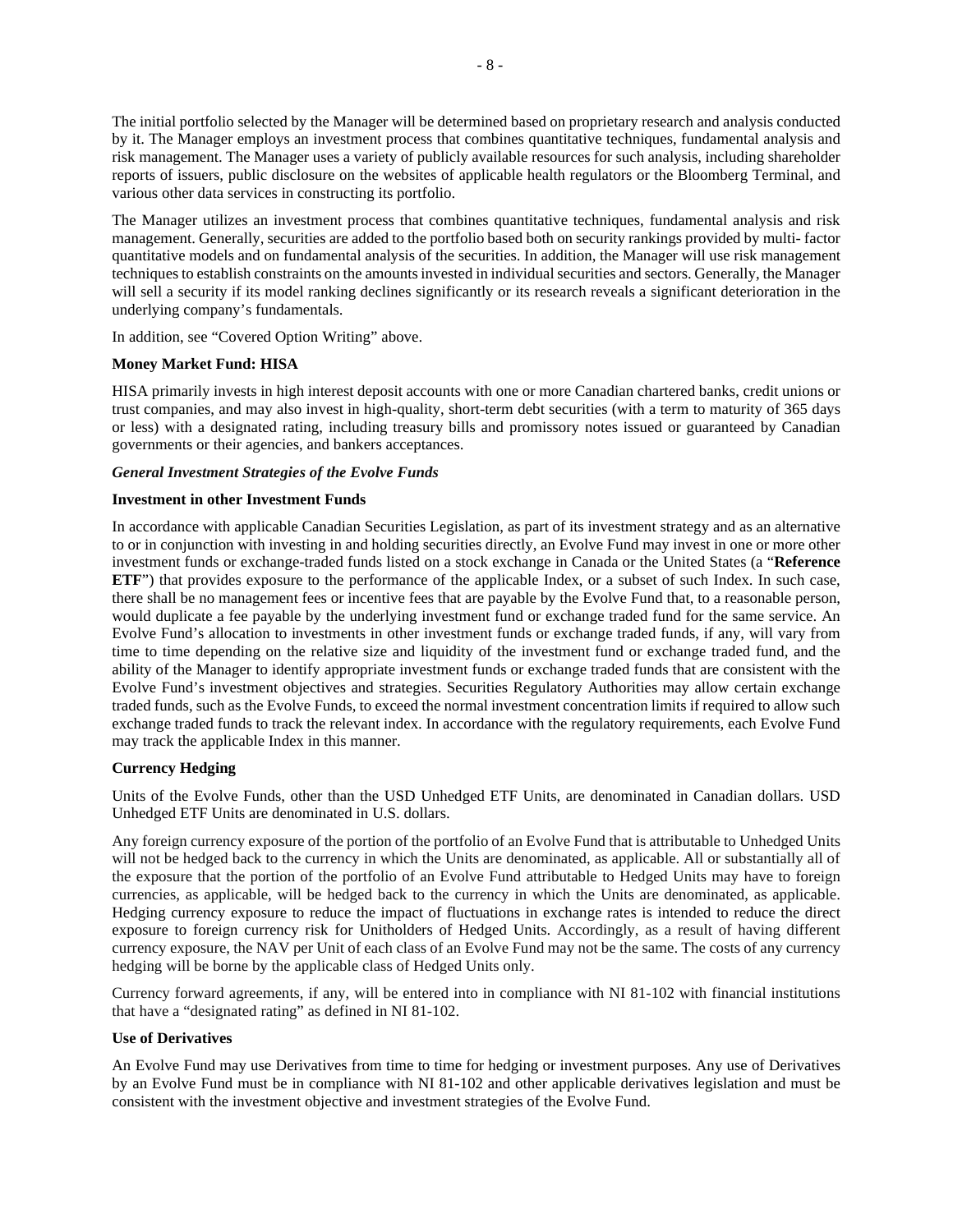The initial portfolio selected by the Manager will be determined based on proprietary research and analysis conducted by it. The Manager employs an investment process that combines quantitative techniques, fundamental analysis and risk management. The Manager uses a variety of publicly available resources for such analysis, including shareholder reports of issuers, public disclosure on the websites of applicable health regulators or the Bloomberg Terminal, and various other data services in constructing its portfolio.

The Manager utilizes an investment process that combines quantitative techniques, fundamental analysis and risk management. Generally, securities are added to the portfolio based both on security rankings provided by multi- factor quantitative models and on fundamental analysis of the securities. In addition, the Manager will use risk management techniques to establish constraints on the amounts invested in individual securities and sectors. Generally, the Manager will sell a security if its model ranking declines significantly or its research reveals a significant deterioration in the underlying company's fundamentals.

In addition, see "Covered Option Writing" above.

**Money Market Fund: HISA**

HISA primarily invests in high interest deposit accounts with one or more Canadian chartered banks, credit unions or trust companies, and may also invest in high-quality, short-term debt securities (with a term to maturity of 365 days or less) with a designated rating, including treasury bills and promissory notes issued or guaranteed by Canadian governments or their agencies, and bankers acceptances.

***General Investment Strategies of the Evolve Funds***

**Investment in other Investment Funds**

In accordance with applicable Canadian Securities Legislation, as part of its investment strategy and as an alternative to or in conjunction with investing in and holding securities directly, an Evolve Fund may invest in one or more other investment funds or exchange-traded funds listed on a stock exchange in Canada or the United States (a "**Reference ETF**") that provides exposure to the performance of the applicable Index, or a subset of such Index. In such case, there shall be no management fees or incentive fees that are payable by the Evolve Fund that, to a reasonable person, would duplicate a fee payable by the underlying investment fund or exchange traded fund for the same service. An Evolve Fund's allocation to investments in other investment funds or exchange traded funds, if any, will vary from time to time depending on the relative size and liquidity of the investment fund or exchange traded fund, and the ability of the Manager to identify appropriate investment funds or exchange traded funds that are consistent with the Evolve Fund's investment objectives and strategies. Securities Regulatory Authorities may allow certain exchange traded funds, such as the Evolve Funds, to exceed the normal investment concentration limits if required to allow such exchange traded funds to track the relevant index. In accordance with the regulatory requirements, each Evolve Fund may track the applicable Index in this manner.

**Currency Hedging**

Units of the Evolve Funds, other than the USD Unhedged ETF Units, are denominated in Canadian dollars. USD Unhedged ETF Units are denominated in U.S. dollars.

Any foreign currency exposure of the portion of the portfolio of an Evolve Fund that is attributable to Unhedged Units will not be hedged back to the currency in which the Units are denominated, as applicable. All or substantially all of the exposure that the portion of the portfolio of an Evolve Fund attributable to Hedged Units may have to foreign currencies, as applicable, will be hedged back to the currency in which the Units are denominated, as applicable. Hedging currency exposure to reduce the impact of fluctuations in exchange rates is intended to reduce the direct exposure to foreign currency risk for Unitholders of Hedged Units. Accordingly, as a result of having different currency exposure, the NAV per Unit of each class of an Evolve Fund may not be the same. The costs of any currency hedging will be borne by the applicable class of Hedged Units only.

Currency forward agreements, if any, will be entered into in compliance with NI 81-102 with financial institutions that have a "designated rating" as defined in NI 81-102.

**Use of Derivatives**

An Evolve Fund may use Derivatives from time to time for hedging or investment purposes. Any use of Derivatives by an Evolve Fund must be in compliance with NI 81-102 and other applicable derivatives legislation and must be consistent with the investment objective and investment strategies of the Evolve Fund.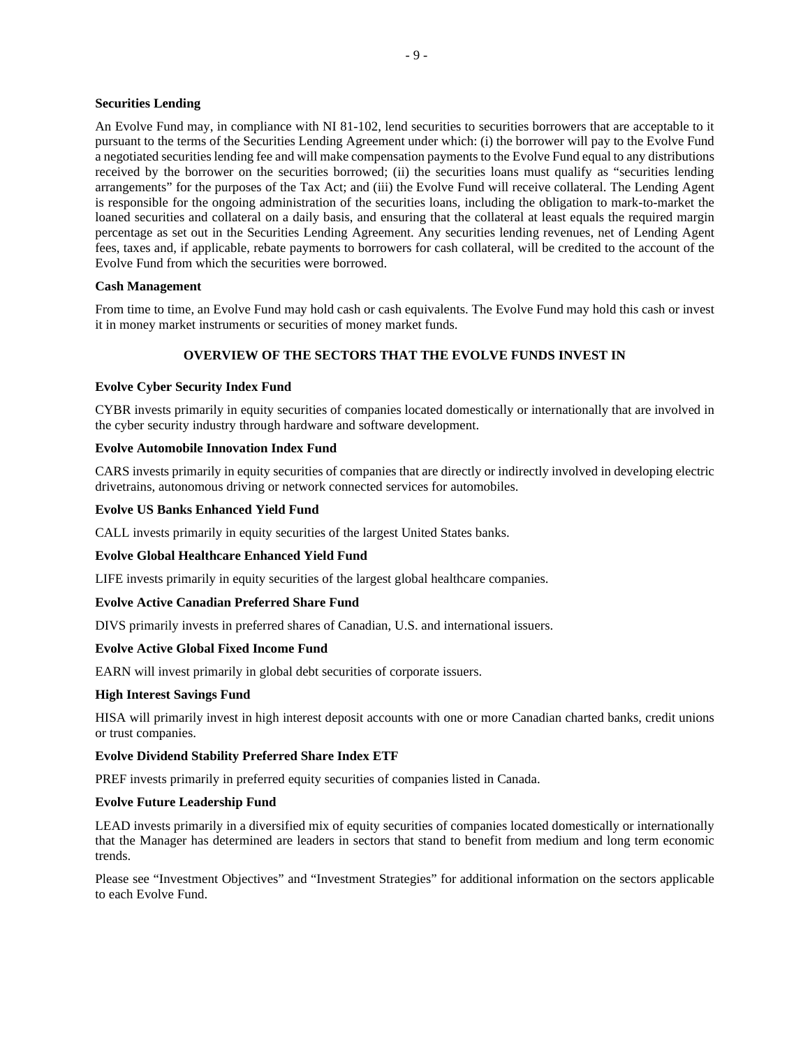**Securities Lending**

An Evolve Fund may, in compliance with NI 81-102, lend securities to securities borrowers that are acceptable to it pursuant to the terms of the Securities Lending Agreement under which: (i) the borrower will pay to the Evolve Fund a negotiated securities lending fee and will make compensation payments to the Evolve Fund equal to any distributions received by the borrower on the securities borrowed; (ii) the securities loans must qualify as "securities lending arrangements" for the purposes of the Tax Act; and (iii) the Evolve Fund will receive collateral. The Lending Agent is responsible for the ongoing administration of the securities loans, including the obligation to mark-to-market the loaned securities and collateral on a daily basis, and ensuring that the collateral at least equals the required margin percentage as set out in the Securities Lending Agreement. Any securities lending revenues, net of Lending Agent fees, taxes and, if applicable, rebate payments to borrowers for cash collateral, will be credited to the account of the Evolve Fund from which the securities were borrowed.

**Cash Management**

From time to time, an Evolve Fund may hold cash or cash equivalents. The Evolve Fund may hold this cash or invest it in money market instruments or securities of money market funds.

## OVERVIEW OF THE SECTORS THAT THE EVOLVE FUNDS INVEST IN

**Evolve Cyber Security Index Fund**

CYBR invests primarily in equity securities of companies located domestically or internationally that are involved in the cyber security industry through hardware and software development.

**Evolve Automobile Innovation Index Fund**

CARS invests primarily in equity securities of companies that are directly or indirectly involved in developing electric drivetrains, autonomous driving or network connected services for automobiles.

**Evolve US Banks Enhanced Yield Fund**

CALL invests primarily in equity securities of the largest United States banks.

**Evolve Global Healthcare Enhanced Yield Fund**

LIFE invests primarily in equity securities of the largest global healthcare companies.

**Evolve Active Canadian Preferred Share Fund**

DIVS primarily invests in preferred shares of Canadian, U.S. and international issuers.

**Evolve Active Global Fixed Income Fund**

EARN will invest primarily in global debt securities of corporate issuers.

**High Interest Savings Fund**

HISA will primarily invest in high interest deposit accounts with one or more Canadian charted banks, credit unions or trust companies.

**Evolve Dividend Stability Preferred Share Index ETF**

PREF invests primarily in preferred equity securities of companies listed in Canada.

**Evolve Future Leadership Fund**

LEAD invests primarily in a diversified mix of equity securities of companies located domestically or internationally that the Manager has determined are leaders in sectors that stand to benefit from medium and long term economic trends.

Please see "Investment Objectives" and "Investment Strategies" for additional information on the sectors applicable to each Evolve Fund.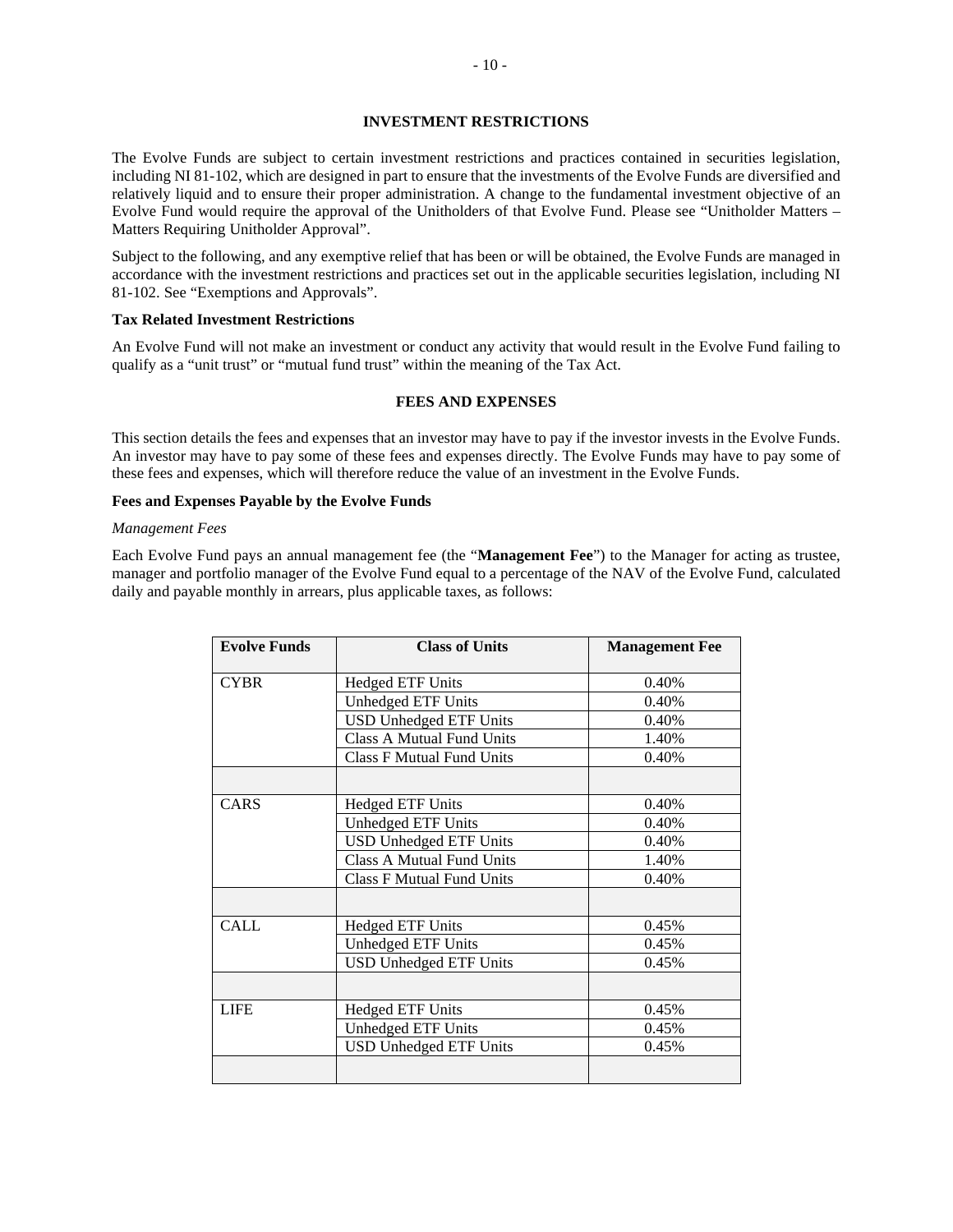## INVESTMENT RESTRICTIONS

The Evolve Funds are subject to certain investment restrictions and practices contained in securities legislation, including NI 81-102, which are designed in part to ensure that the investments of the Evolve Funds are diversified and relatively liquid and to ensure their proper administration. A change to the fundamental investment objective of an Evolve Fund would require the approval of the Unitholders of that Evolve Fund. Please see "Unitholder Matters – Matters Requiring Unitholder Approval".

Subject to the following, and any exemptive relief that has been or will be obtained, the Evolve Funds are managed in accordance with the investment restrictions and practices set out in the applicable securities legislation, including NI 81-102. See "Exemptions and Approvals".

### Tax Related Investment Restrictions

An Evolve Fund will not make an investment or conduct any activity that would result in the Evolve Fund failing to qualify as a "unit trust" or "mutual fund trust" within the meaning of the Tax Act.

## FEES AND EXPENSES

This section details the fees and expenses that an investor may have to pay if the investor invests in the Evolve Funds. An investor may have to pay some of these fees and expenses directly. The Evolve Funds may have to pay some of these fees and expenses, which will therefore reduce the value of an investment in the Evolve Funds.

### Fees and Expenses Payable by the Evolve Funds

*Management Fees*

Each Evolve Fund pays an annual management fee (the "**Management Fee**") to the Manager for acting as trustee, manager and portfolio manager of the Evolve Fund equal to a percentage of the NAV of the Evolve Fund, calculated daily and payable monthly in arrears, plus applicable taxes, as follows:

| Evolve Funds | Class of Units | Management Fee |
|---|---|---|
| CYBR | Hedged ETF Units | 0.40% |
| | Unhedged ETF Units | 0.40% |
| | USD Unhedged ETF Units | 0.40% |
| | Class A Mutual Fund Units | 1.40% |
| | Class F Mutual Fund Units | 0.40% |
| | | |
| CARS | Hedged ETF Units | 0.40% |
| | Unhedged ETF Units | 0.40% |
| | USD Unhedged ETF Units | 0.40% |
| | Class A Mutual Fund Units | 1.40% |
| | Class F Mutual Fund Units | 0.40% |
| | | |
| CALL | Hedged ETF Units | 0.45% |
| | Unhedged ETF Units | 0.45% |
| | USD Unhedged ETF Units | 0.45% |
| | | |
| LIFE | Hedged ETF Units | 0.45% |
| | Unhedged ETF Units | 0.45% |
| | USD Unhedged ETF Units | 0.45% |
| | | |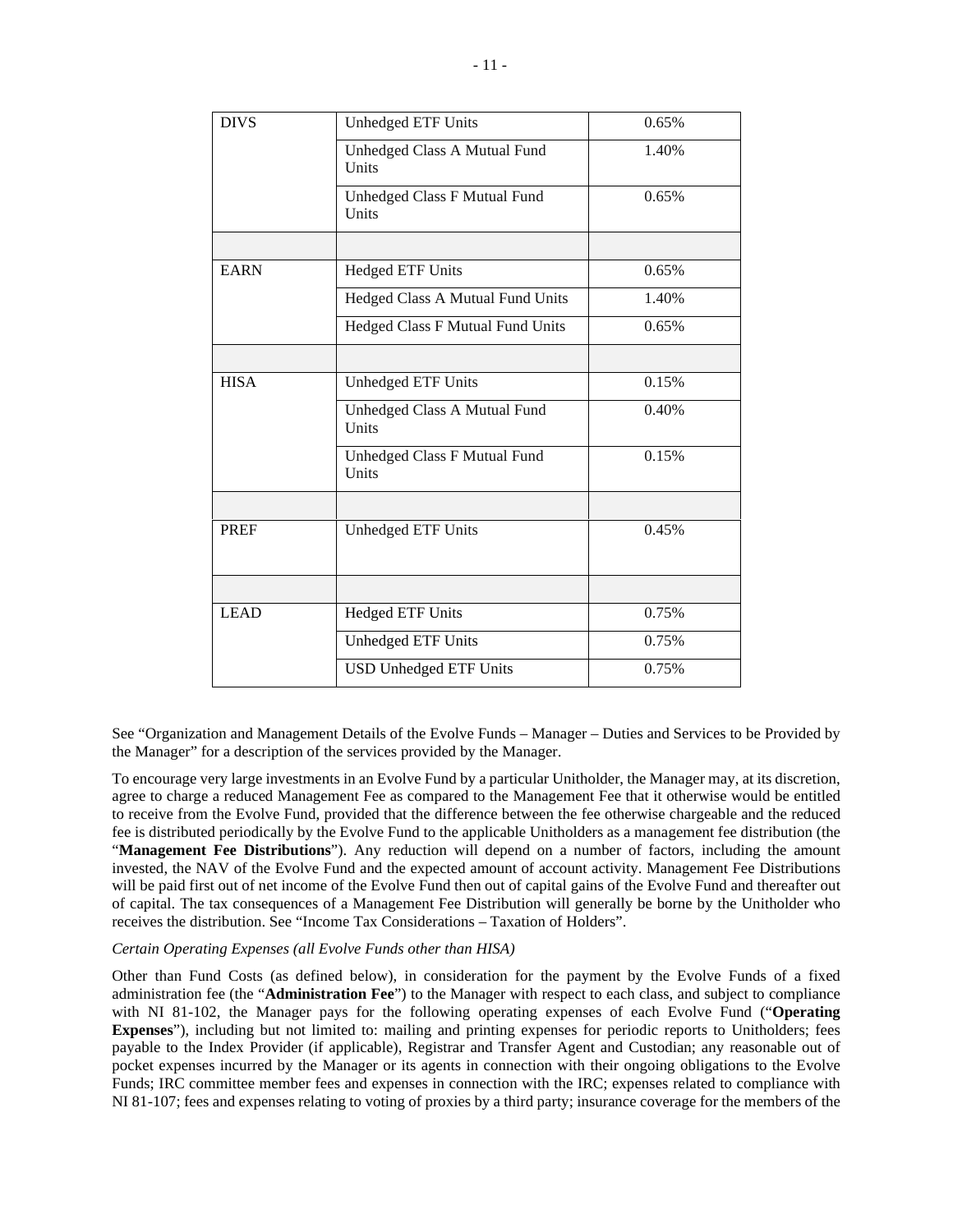| DIVS | Unhedged ETF Units | 0.65% |
|---|---|---|
| | Unhedged Class A Mutual Fund Units | 1.40% |
| | Unhedged Class F Mutual Fund Units | 0.65% |
| | | |
| EARN | Hedged ETF Units | 0.65% |
| | Hedged Class A Mutual Fund Units | 1.40% |
| | Hedged Class F Mutual Fund Units | 0.65% |
| | | |
| HISA | Unhedged ETF Units | 0.15% |
| | Unhedged Class A Mutual Fund Units | 0.40% |
| | Unhedged Class F Mutual Fund Units | 0.15% |
| | | |
| PREF | Unhedged ETF Units | 0.45% |
| | | |
| LEAD | Hedged ETF Units | 0.75% |
| | Unhedged ETF Units | 0.75% |
| | USD Unhedged ETF Units | 0.75% |

See "Organization and Management Details of the Evolve Funds – Manager – Duties and Services to be Provided by the Manager" for a description of the services provided by the Manager.

To encourage very large investments in an Evolve Fund by a particular Unitholder, the Manager may, at its discretion, agree to charge a reduced Management Fee as compared to the Management Fee that it otherwise would be entitled to receive from the Evolve Fund, provided that the difference between the fee otherwise chargeable and the reduced fee is distributed periodically by the Evolve Fund to the applicable Unitholders as a management fee distribution (the "**Management Fee Distributions**"). Any reduction will depend on a number of factors, including the amount invested, the NAV of the Evolve Fund and the expected amount of account activity. Management Fee Distributions will be paid first out of net income of the Evolve Fund then out of capital gains of the Evolve Fund and thereafter out of capital. The tax consequences of a Management Fee Distribution will generally be borne by the Unitholder who receives the distribution. See "Income Tax Considerations – Taxation of Holders".

*Certain Operating Expenses (all Evolve Funds other than HISA)*

Other than Fund Costs (as defined below), in consideration for the payment by the Evolve Funds of a fixed administration fee (the "**Administration Fee**") to the Manager with respect to each class, and subject to compliance with NI 81-102, the Manager pays for the following operating expenses of each Evolve Fund ("**Operating Expenses**"), including but not limited to: mailing and printing expenses for periodic reports to Unitholders; fees payable to the Index Provider (if applicable), Registrar and Transfer Agent and Custodian; any reasonable out of pocket expenses incurred by the Manager or its agents in connection with their ongoing obligations to the Evolve Funds; IRC committee member fees and expenses in connection with the IRC; expenses related to compliance with NI 81-107; fees and expenses relating to voting of proxies by a third party; insurance coverage for the members of the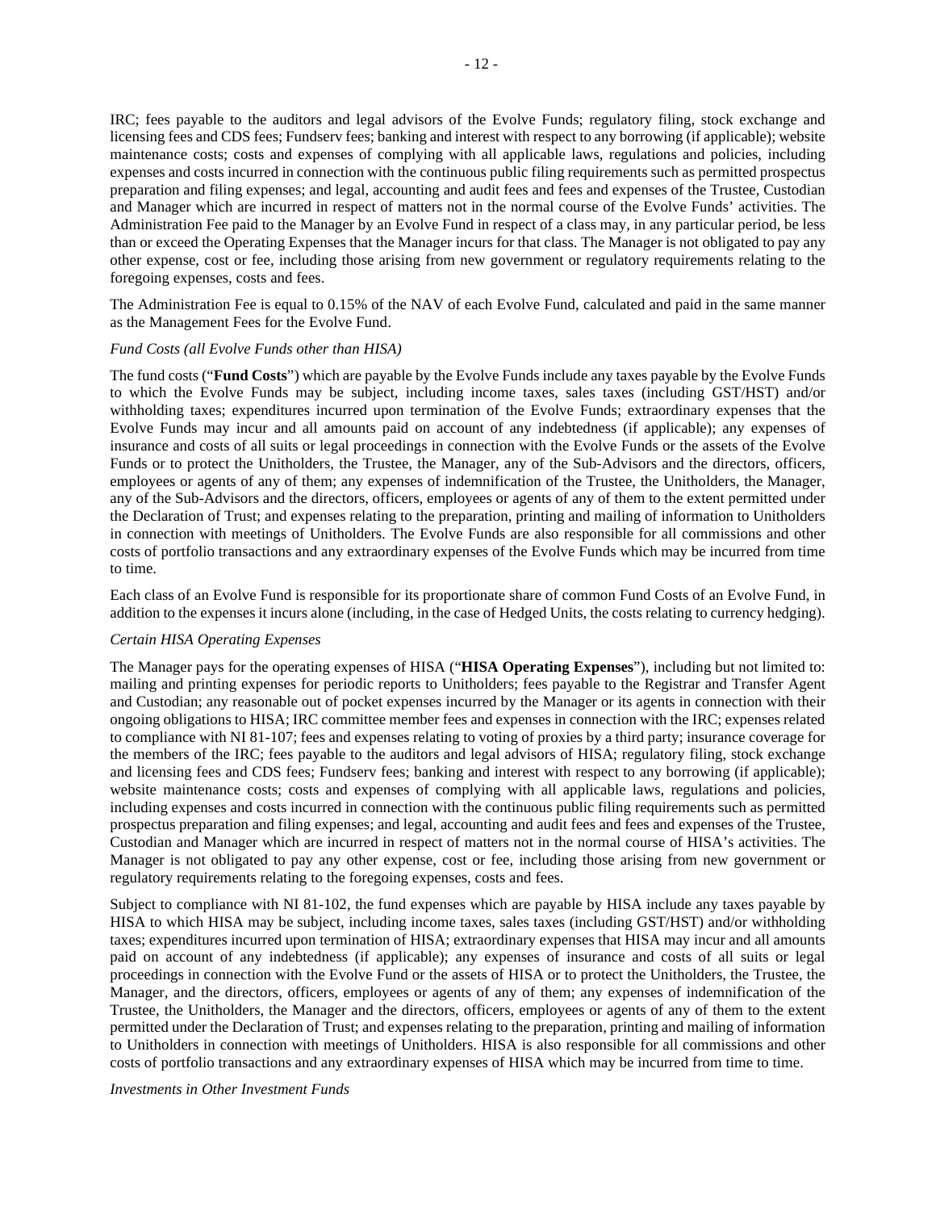IRC; fees payable to the auditors and legal advisors of the Evolve Funds; regulatory filing, stock exchange and licensing fees and CDS fees; Fundserv fees; banking and interest with respect to any borrowing (if applicable); website maintenance costs; costs and expenses of complying with all applicable laws, regulations and policies, including expenses and costs incurred in connection with the continuous public filing requirements such as permitted prospectus preparation and filing expenses; and legal, accounting and audit fees and fees and expenses of the Trustee, Custodian and Manager which are incurred in respect of matters not in the normal course of the Evolve Funds' activities. The Administration Fee paid to the Manager by an Evolve Fund in respect of a class may, in any particular period, be less than or exceed the Operating Expenses that the Manager incurs for that class. The Manager is not obligated to pay any other expense, cost or fee, including those arising from new government or regulatory requirements relating to the foregoing expenses, costs and fees.

The Administration Fee is equal to 0.15% of the NAV of each Evolve Fund, calculated and paid in the same manner as the Management Fees for the Evolve Fund.

*Fund Costs (all Evolve Funds other than HISA)*

The fund costs ("**Fund Costs**") which are payable by the Evolve Funds include any taxes payable by the Evolve Funds to which the Evolve Funds may be subject, including income taxes, sales taxes (including GST/HST) and/or withholding taxes; expenditures incurred upon termination of the Evolve Funds; extraordinary expenses that the Evolve Funds may incur and all amounts paid on account of any indebtedness (if applicable); any expenses of insurance and costs of all suits or legal proceedings in connection with the Evolve Funds or the assets of the Evolve Funds or to protect the Unitholders, the Trustee, the Manager, any of the Sub-Advisors and the directors, officers, employees or agents of any of them; any expenses of indemnification of the Trustee, the Unitholders, the Manager, any of the Sub-Advisors and the directors, officers, employees or agents of any of them to the extent permitted under the Declaration of Trust; and expenses relating to the preparation, printing and mailing of information to Unitholders in connection with meetings of Unitholders. The Evolve Funds are also responsible for all commissions and other costs of portfolio transactions and any extraordinary expenses of the Evolve Funds which may be incurred from time to time.

Each class of an Evolve Fund is responsible for its proportionate share of common Fund Costs of an Evolve Fund, in addition to the expenses it incurs alone (including, in the case of Hedged Units, the costs relating to currency hedging).

*Certain HISA Operating Expenses*

The Manager pays for the operating expenses of HISA ("**HISA Operating Expenses**"), including but not limited to: mailing and printing expenses for periodic reports to Unitholders; fees payable to the Registrar and Transfer Agent and Custodian; any reasonable out of pocket expenses incurred by the Manager or its agents in connection with their ongoing obligations to HISA; IRC committee member fees and expenses in connection with the IRC; expenses related to compliance with NI 81-107; fees and expenses relating to voting of proxies by a third party; insurance coverage for the members of the IRC; fees payable to the auditors and legal advisors of HISA; regulatory filing, stock exchange and licensing fees and CDS fees; Fundserv fees; banking and interest with respect to any borrowing (if applicable); website maintenance costs; costs and expenses of complying with all applicable laws, regulations and policies, including expenses and costs incurred in connection with the continuous public filing requirements such as permitted prospectus preparation and filing expenses; and legal, accounting and audit fees and fees and expenses of the Trustee, Custodian and Manager which are incurred in respect of matters not in the normal course of HISA's activities. The Manager is not obligated to pay any other expense, cost or fee, including those arising from new government or regulatory requirements relating to the foregoing expenses, costs and fees.

Subject to compliance with NI 81-102, the fund expenses which are payable by HISA include any taxes payable by HISA to which HISA may be subject, including income taxes, sales taxes (including GST/HST) and/or withholding taxes; expenditures incurred upon termination of HISA; extraordinary expenses that HISA may incur and all amounts paid on account of any indebtedness (if applicable); any expenses of insurance and costs of all suits or legal proceedings in connection with the Evolve Fund or the assets of HISA or to protect the Unitholders, the Trustee, the Manager, and the directors, officers, employees or agents of any of them; any expenses of indemnification of the Trustee, the Unitholders, the Manager and the directors, officers, employees or agents of any of them to the extent permitted under the Declaration of Trust; and expenses relating to the preparation, printing and mailing of information to Unitholders in connection with meetings of Unitholders. HISA is also responsible for all commissions and other costs of portfolio transactions and any extraordinary expenses of HISA which may be incurred from time to time.

*Investments in Other Investment Funds*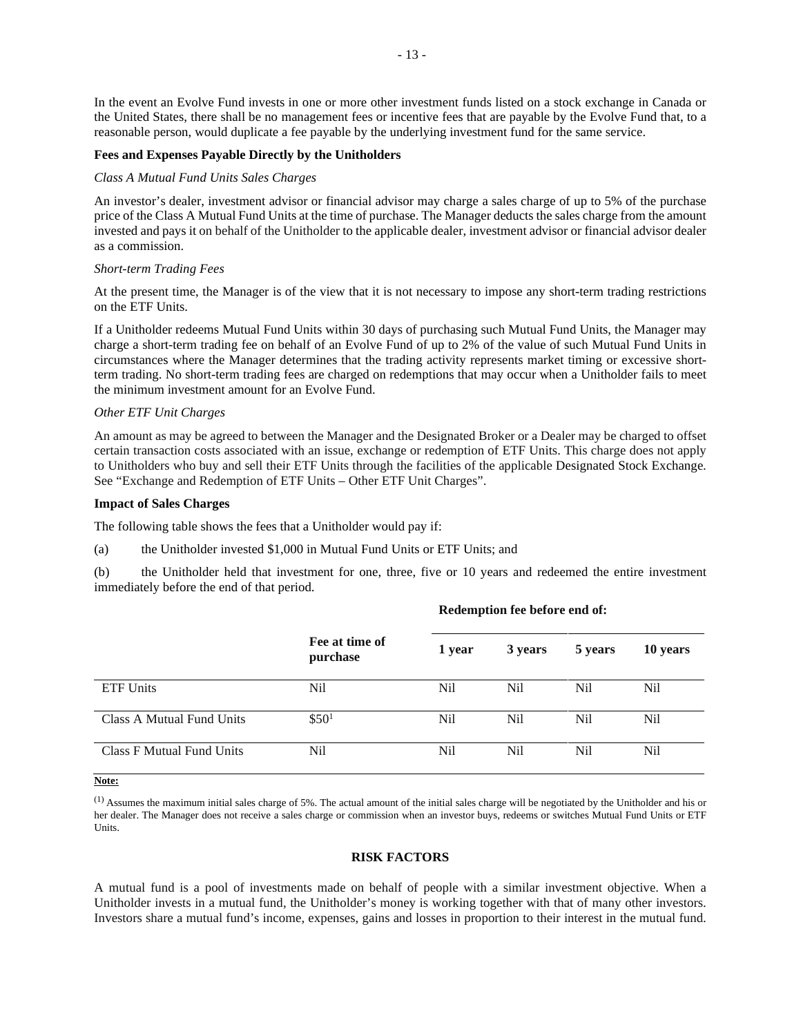In the event an Evolve Fund invests in one or more other investment funds listed on a stock exchange in Canada or the United States, there shall be no management fees or incentive fees that are payable by the Evolve Fund that, to a reasonable person, would duplicate a fee payable by the underlying investment fund for the same service.

**Fees and Expenses Payable Directly by the Unitholders**

*Class A Mutual Fund Units Sales Charges*

An investor's dealer, investment advisor or financial advisor may charge a sales charge of up to 5% of the purchase price of the Class A Mutual Fund Units at the time of purchase. The Manager deducts the sales charge from the amount invested and pays it on behalf of the Unitholder to the applicable dealer, investment advisor or financial advisor dealer as a commission.

*Short-term Trading Fees*

At the present time, the Manager is of the view that it is not necessary to impose any short-term trading restrictions on the ETF Units.

If a Unitholder redeems Mutual Fund Units within 30 days of purchasing such Mutual Fund Units, the Manager may charge a short-term trading fee on behalf of an Evolve Fund of up to 2% of the value of such Mutual Fund Units in circumstances where the Manager determines that the trading activity represents market timing or excessive short-term trading. No short-term trading fees are charged on redemptions that may occur when a Unitholder fails to meet the minimum investment amount for an Evolve Fund.

*Other ETF Unit Charges*

An amount as may be agreed to between the Manager and the Designated Broker or a Dealer may be charged to offset certain transaction costs associated with an issue, exchange or redemption of ETF Units. This charge does not apply to Unitholders who buy and sell their ETF Units through the facilities of the applicable Designated Stock Exchange. See "Exchange and Redemption of ETF Units – Other ETF Unit Charges".

**Impact of Sales Charges**

The following table shows the fees that a Unitholder would pay if:

(a) the Unitholder invested $1,000 in Mutual Fund Units or ETF Units; and

(b) the Unitholder held that investment for one, three, five or 10 years and redeemed the entire investment immediately before the end of that period.

| | | **Redemption fee before end of:** | | | |
|---|---|---|---|---|---|
| | **Fee at time of purchase** | **1 year** | **3 years** | **5 years** | **10 years** |
| ETF Units | Nil | Nil | Nil | Nil | Nil |
| Class A Mutual Fund Units | $50[1] | Nil | Nil | Nil | Nil |
| Class F Mutual Fund Units | Nil | Nil | Nil | Nil | Nil |

**Note:**

(1) Assumes the maximum initial sales charge of 5%. The actual amount of the initial sales charge will be negotiated by the Unitholder and his or her dealer. The Manager does not receive a sales charge or commission when an investor buys, redeems or switches Mutual Fund Units or ETF Units.

## RISK FACTORS

A mutual fund is a pool of investments made on behalf of people with a similar investment objective. When a Unitholder invests in a mutual fund, the Unitholder's money is working together with that of many other investors. Investors share a mutual fund's income, expenses, gains and losses in proportion to their interest in the mutual fund.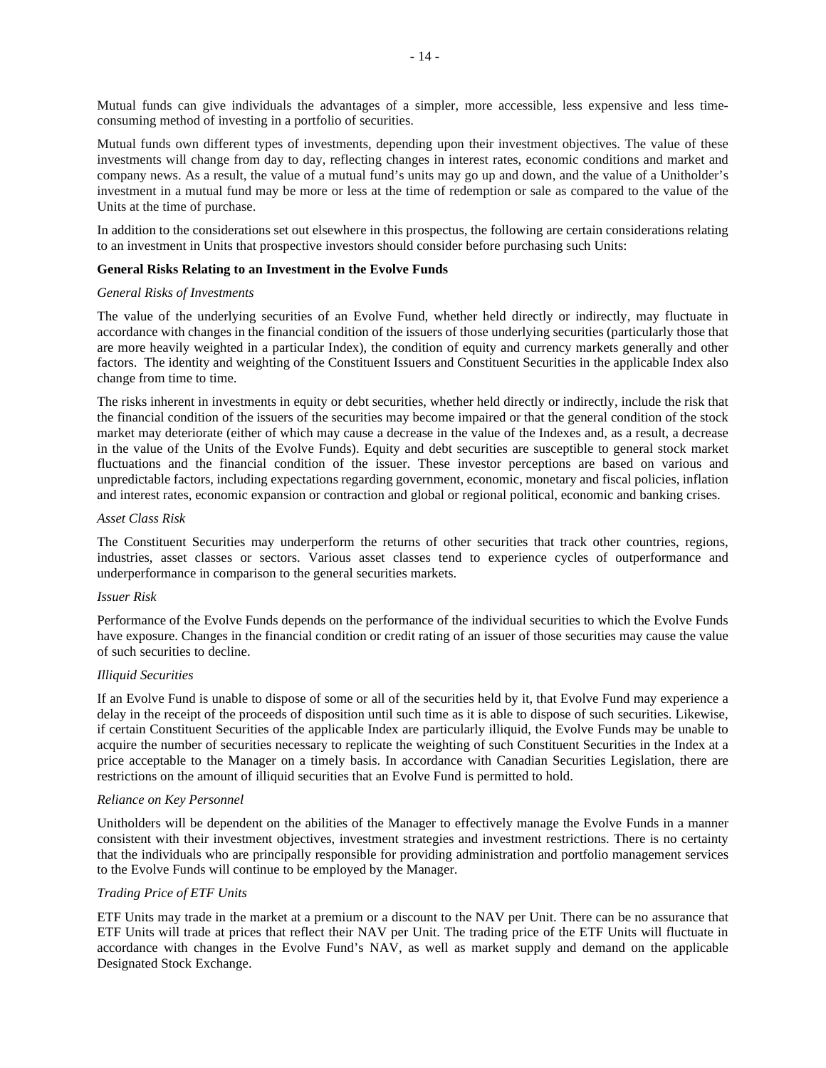Mutual funds can give individuals the advantages of a simpler, more accessible, less expensive and less time-consuming method of investing in a portfolio of securities.

Mutual funds own different types of investments, depending upon their investment objectives. The value of these investments will change from day to day, reflecting changes in interest rates, economic conditions and market and company news. As a result, the value of a mutual fund's units may go up and down, and the value of a Unitholder's investment in a mutual fund may be more or less at the time of redemption or sale as compared to the value of the Units at the time of purchase.

In addition to the considerations set out elsewhere in this prospectus, the following are certain considerations relating to an investment in Units that prospective investors should consider before purchasing such Units:

**General Risks Relating to an Investment in the Evolve Funds**

*General Risks of Investments*

The value of the underlying securities of an Evolve Fund, whether held directly or indirectly, may fluctuate in accordance with changes in the financial condition of the issuers of those underlying securities (particularly those that are more heavily weighted in a particular Index), the condition of equity and currency markets generally and other factors. The identity and weighting of the Constituent Issuers and Constituent Securities in the applicable Index also change from time to time.

The risks inherent in investments in equity or debt securities, whether held directly or indirectly, include the risk that the financial condition of the issuers of the securities may become impaired or that the general condition of the stock market may deteriorate (either of which may cause a decrease in the value of the Indexes and, as a result, a decrease in the value of the Units of the Evolve Funds). Equity and debt securities are susceptible to general stock market fluctuations and the financial condition of the issuer. These investor perceptions are based on various and unpredictable factors, including expectations regarding government, economic, monetary and fiscal policies, inflation and interest rates, economic expansion or contraction and global or regional political, economic and banking crises.

*Asset Class Risk*

The Constituent Securities may underperform the returns of other securities that track other countries, regions, industries, asset classes or sectors. Various asset classes tend to experience cycles of outperformance and underperformance in comparison to the general securities markets.

*Issuer Risk*

Performance of the Evolve Funds depends on the performance of the individual securities to which the Evolve Funds have exposure. Changes in the financial condition or credit rating of an issuer of those securities may cause the value of such securities to decline.

*Illiquid Securities*

If an Evolve Fund is unable to dispose of some or all of the securities held by it, that Evolve Fund may experience a delay in the receipt of the proceeds of disposition until such time as it is able to dispose of such securities. Likewise, if certain Constituent Securities of the applicable Index are particularly illiquid, the Evolve Funds may be unable to acquire the number of securities necessary to replicate the weighting of such Constituent Securities in the Index at a price acceptable to the Manager on a timely basis. In accordance with Canadian Securities Legislation, there are restrictions on the amount of illiquid securities that an Evolve Fund is permitted to hold.

*Reliance on Key Personnel*

Unitholders will be dependent on the abilities of the Manager to effectively manage the Evolve Funds in a manner consistent with their investment objectives, investment strategies and investment restrictions. There is no certainty that the individuals who are principally responsible for providing administration and portfolio management services to the Evolve Funds will continue to be employed by the Manager.

*Trading Price of ETF Units*

ETF Units may trade in the market at a premium or a discount to the NAV per Unit. There can be no assurance that ETF Units will trade at prices that reflect their NAV per Unit. The trading price of the ETF Units will fluctuate in accordance with changes in the Evolve Fund's NAV, as well as market supply and demand on the applicable Designated Stock Exchange.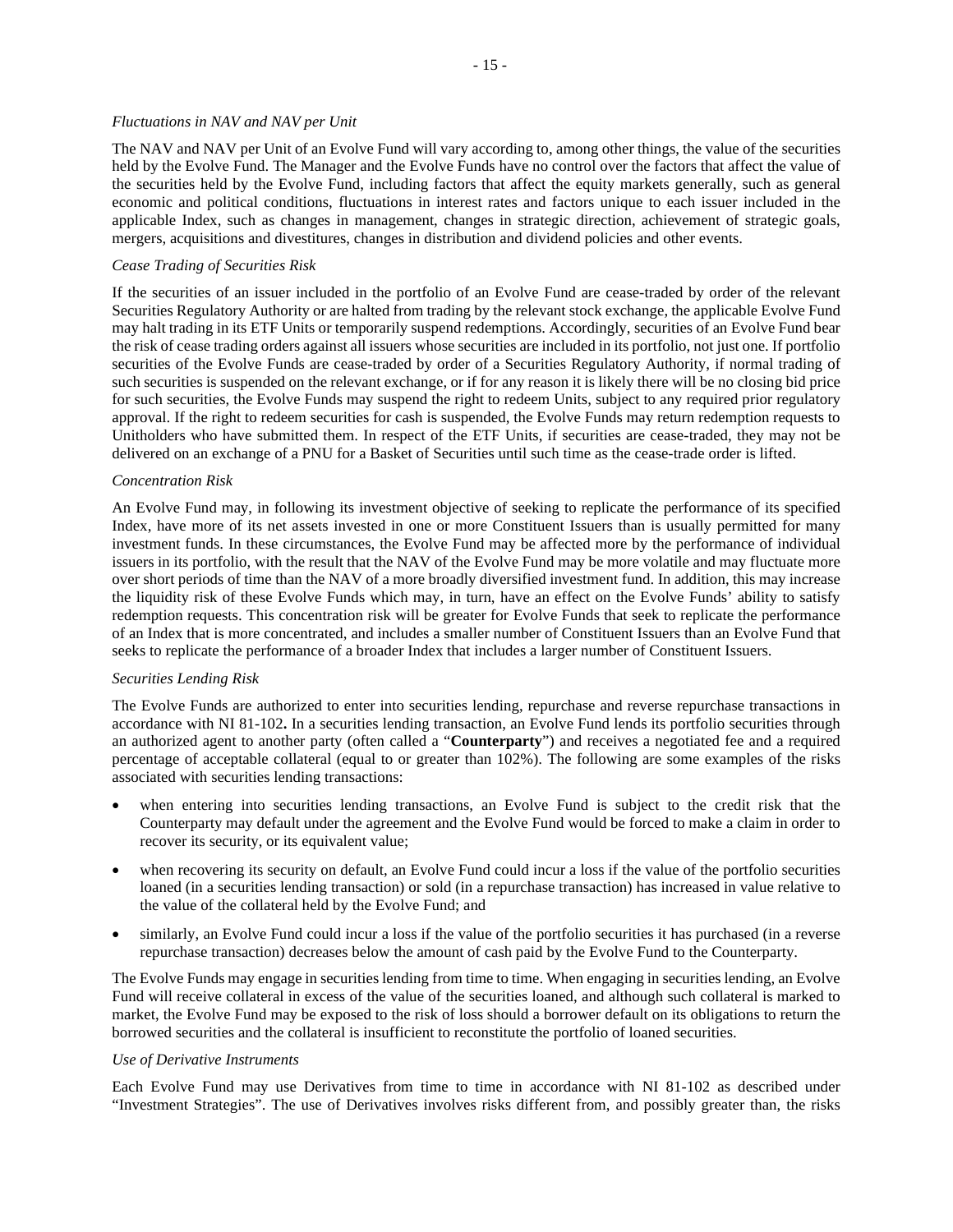*Fluctuations in NAV and NAV per Unit*

The NAV and NAV per Unit of an Evolve Fund will vary according to, among other things, the value of the securities held by the Evolve Fund. The Manager and the Evolve Funds have no control over the factors that affect the value of the securities held by the Evolve Fund, including factors that affect the equity markets generally, such as general economic and political conditions, fluctuations in interest rates and factors unique to each issuer included in the applicable Index, such as changes in management, changes in strategic direction, achievement of strategic goals, mergers, acquisitions and divestitures, changes in distribution and dividend policies and other events.

*Cease Trading of Securities Risk*

If the securities of an issuer included in the portfolio of an Evolve Fund are cease-traded by order of the relevant Securities Regulatory Authority or are halted from trading by the relevant stock exchange, the applicable Evolve Fund may halt trading in its ETF Units or temporarily suspend redemptions. Accordingly, securities of an Evolve Fund bear the risk of cease trading orders against all issuers whose securities are included in its portfolio, not just one. If portfolio securities of the Evolve Funds are cease-traded by order of a Securities Regulatory Authority, if normal trading of such securities is suspended on the relevant exchange, or if for any reason it is likely there will be no closing bid price for such securities, the Evolve Funds may suspend the right to redeem Units, subject to any required prior regulatory approval. If the right to redeem securities for cash is suspended, the Evolve Funds may return redemption requests to Unitholders who have submitted them. In respect of the ETF Units, if securities are cease-traded, they may not be delivered on an exchange of a PNU for a Basket of Securities until such time as the cease-trade order is lifted.

*Concentration Risk*

An Evolve Fund may, in following its investment objective of seeking to replicate the performance of its specified Index, have more of its net assets invested in one or more Constituent Issuers than is usually permitted for many investment funds. In these circumstances, the Evolve Fund may be affected more by the performance of individual issuers in its portfolio, with the result that the NAV of the Evolve Fund may be more volatile and may fluctuate more over short periods of time than the NAV of a more broadly diversified investment fund. In addition, this may increase the liquidity risk of these Evolve Funds which may, in turn, have an effect on the Evolve Funds' ability to satisfy redemption requests. This concentration risk will be greater for Evolve Funds that seek to replicate the performance of an Index that is more concentrated, and includes a smaller number of Constituent Issuers than an Evolve Fund that seeks to replicate the performance of a broader Index that includes a larger number of Constituent Issuers.

*Securities Lending Risk*

The Evolve Funds are authorized to enter into securities lending, repurchase and reverse repurchase transactions in accordance with NI 81-102**.** In a securities lending transaction, an Evolve Fund lends its portfolio securities through an authorized agent to another party (often called a "**Counterparty**") and receives a negotiated fee and a required percentage of acceptable collateral (equal to or greater than 102%). The following are some examples of the risks associated with securities lending transactions:

- when entering into securities lending transactions, an Evolve Fund is subject to the credit risk that the Counterparty may default under the agreement and the Evolve Fund would be forced to make a claim in order to recover its security, or its equivalent value;
- when recovering its security on default, an Evolve Fund could incur a loss if the value of the portfolio securities loaned (in a securities lending transaction) or sold (in a repurchase transaction) has increased in value relative to the value of the collateral held by the Evolve Fund; and
- similarly, an Evolve Fund could incur a loss if the value of the portfolio securities it has purchased (in a reverse repurchase transaction) decreases below the amount of cash paid by the Evolve Fund to the Counterparty.

The Evolve Funds may engage in securities lending from time to time. When engaging in securities lending, an Evolve Fund will receive collateral in excess of the value of the securities loaned, and although such collateral is marked to market, the Evolve Fund may be exposed to the risk of loss should a borrower default on its obligations to return the borrowed securities and the collateral is insufficient to reconstitute the portfolio of loaned securities.

*Use of Derivative Instruments*

Each Evolve Fund may use Derivatives from time to time in accordance with NI 81-102 as described under "Investment Strategies". The use of Derivatives involves risks different from, and possibly greater than, the risks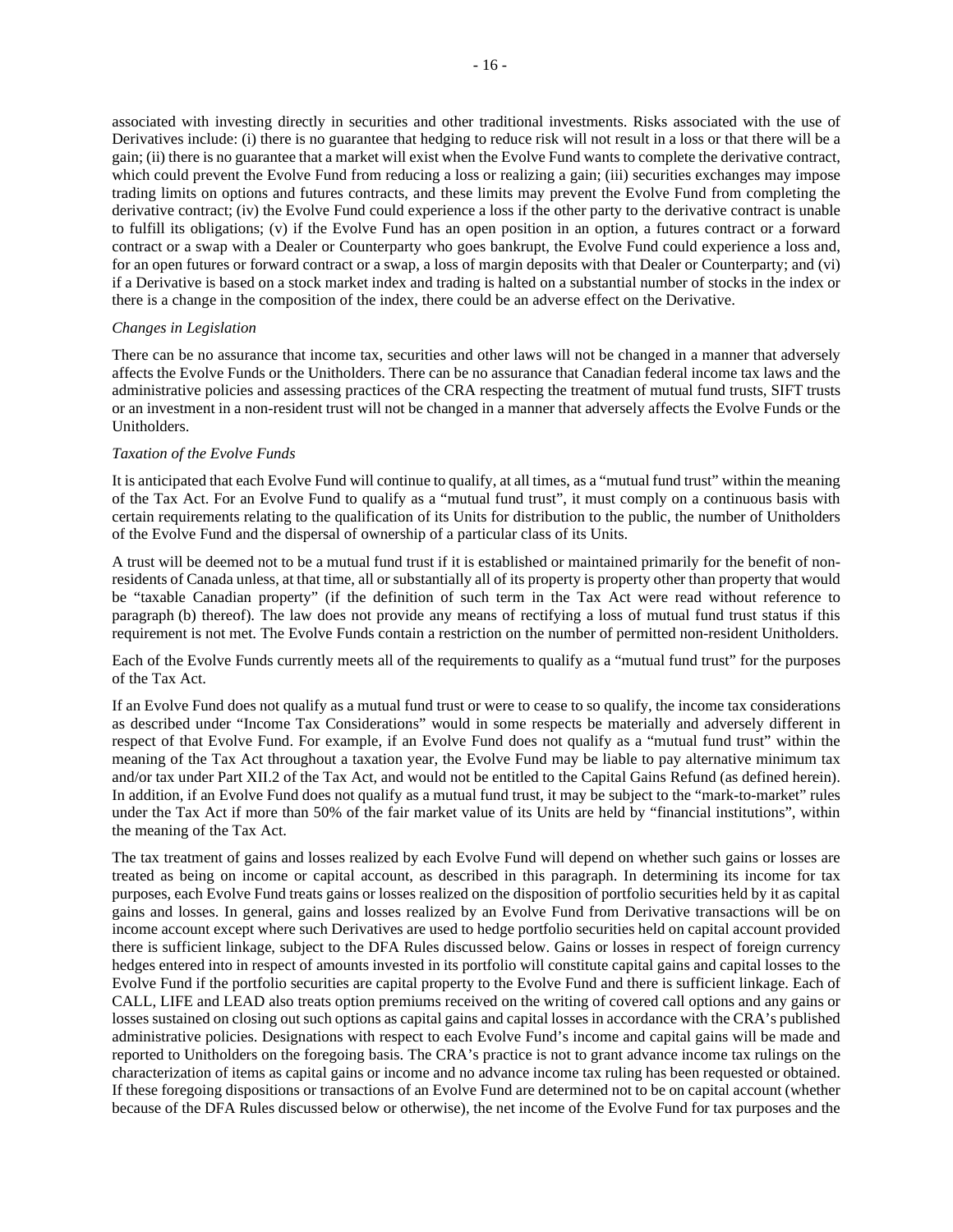associated with investing directly in securities and other traditional investments. Risks associated with the use of Derivatives include: (i) there is no guarantee that hedging to reduce risk will not result in a loss or that there will be a gain; (ii) there is no guarantee that a market will exist when the Evolve Fund wants to complete the derivative contract, which could prevent the Evolve Fund from reducing a loss or realizing a gain; (iii) securities exchanges may impose trading limits on options and futures contracts, and these limits may prevent the Evolve Fund from completing the derivative contract; (iv) the Evolve Fund could experience a loss if the other party to the derivative contract is unable to fulfill its obligations; (v) if the Evolve Fund has an open position in an option, a futures contract or a forward contract or a swap with a Dealer or Counterparty who goes bankrupt, the Evolve Fund could experience a loss and, for an open futures or forward contract or a swap, a loss of margin deposits with that Dealer or Counterparty; and (vi) if a Derivative is based on a stock market index and trading is halted on a substantial number of stocks in the index or there is a change in the composition of the index, there could be an adverse effect on the Derivative.

*Changes in Legislation*

There can be no assurance that income tax, securities and other laws will not be changed in a manner that adversely affects the Evolve Funds or the Unitholders. There can be no assurance that Canadian federal income tax laws and the administrative policies and assessing practices of the CRA respecting the treatment of mutual fund trusts, SIFT trusts or an investment in a non-resident trust will not be changed in a manner that adversely affects the Evolve Funds or the Unitholders.

*Taxation of the Evolve Funds*

It is anticipated that each Evolve Fund will continue to qualify, at all times, as a "mutual fund trust" within the meaning of the Tax Act. For an Evolve Fund to qualify as a "mutual fund trust", it must comply on a continuous basis with certain requirements relating to the qualification of its Units for distribution to the public, the number of Unitholders of the Evolve Fund and the dispersal of ownership of a particular class of its Units.

A trust will be deemed not to be a mutual fund trust if it is established or maintained primarily for the benefit of non-residents of Canada unless, at that time, all or substantially all of its property is property other than property that would be "taxable Canadian property" (if the definition of such term in the Tax Act were read without reference to paragraph (b) thereof). The law does not provide any means of rectifying a loss of mutual fund trust status if this requirement is not met. The Evolve Funds contain a restriction on the number of permitted non-resident Unitholders.

Each of the Evolve Funds currently meets all of the requirements to qualify as a "mutual fund trust" for the purposes of the Tax Act.

If an Evolve Fund does not qualify as a mutual fund trust or were to cease to so qualify, the income tax considerations as described under "Income Tax Considerations" would in some respects be materially and adversely different in respect of that Evolve Fund. For example, if an Evolve Fund does not qualify as a "mutual fund trust" within the meaning of the Tax Act throughout a taxation year, the Evolve Fund may be liable to pay alternative minimum tax and/or tax under Part XII.2 of the Tax Act, and would not be entitled to the Capital Gains Refund (as defined herein). In addition, if an Evolve Fund does not qualify as a mutual fund trust, it may be subject to the "mark-to-market" rules under the Tax Act if more than 50% of the fair market value of its Units are held by "financial institutions", within the meaning of the Tax Act.

The tax treatment of gains and losses realized by each Evolve Fund will depend on whether such gains or losses are treated as being on income or capital account, as described in this paragraph. In determining its income for tax purposes, each Evolve Fund treats gains or losses realized on the disposition of portfolio securities held by it as capital gains and losses. In general, gains and losses realized by an Evolve Fund from Derivative transactions will be on income account except where such Derivatives are used to hedge portfolio securities held on capital account provided there is sufficient linkage, subject to the DFA Rules discussed below. Gains or losses in respect of foreign currency hedges entered into in respect of amounts invested in its portfolio will constitute capital gains and capital losses to the Evolve Fund if the portfolio securities are capital property to the Evolve Fund and there is sufficient linkage. Each of CALL, LIFE and LEAD also treats option premiums received on the writing of covered call options and any gains or losses sustained on closing out such options as capital gains and capital losses in accordance with the CRA's published administrative policies. Designations with respect to each Evolve Fund's income and capital gains will be made and reported to Unitholders on the foregoing basis. The CRA's practice is not to grant advance income tax rulings on the characterization of items as capital gains or income and no advance income tax ruling has been requested or obtained. If these foregoing dispositions or transactions of an Evolve Fund are determined not to be on capital account (whether because of the DFA Rules discussed below or otherwise), the net income of the Evolve Fund for tax purposes and the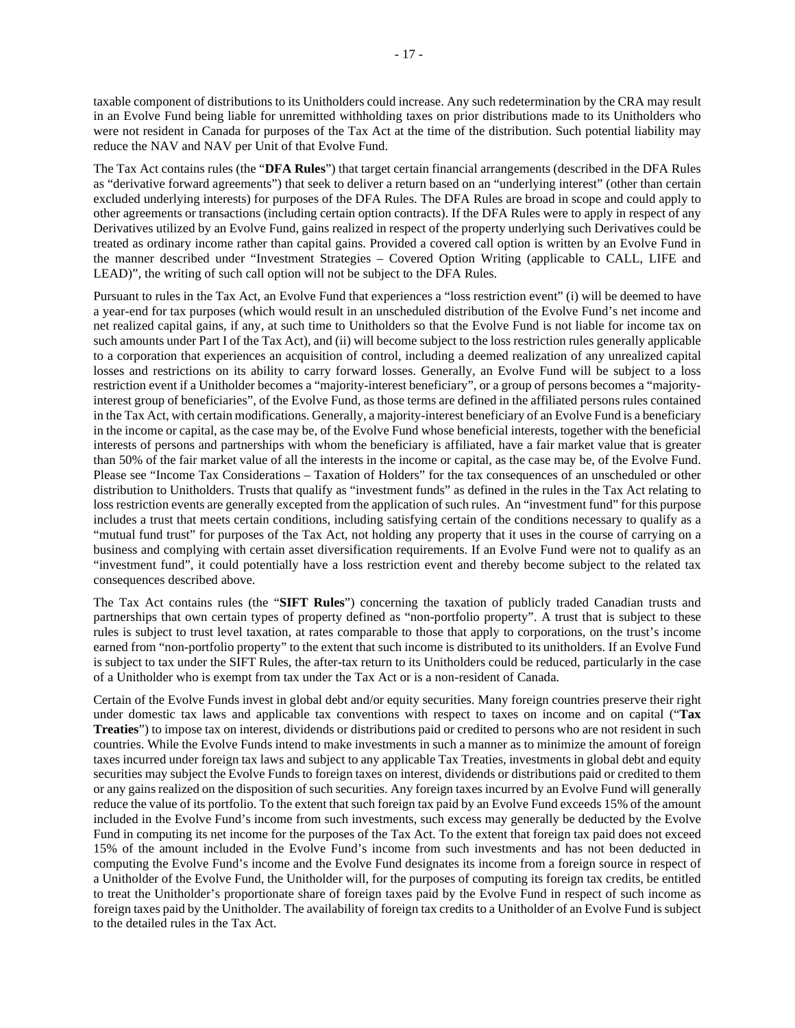taxable component of distributions to its Unitholders could increase. Any such redetermination by the CRA may result in an Evolve Fund being liable for unremitted withholding taxes on prior distributions made to its Unitholders who were not resident in Canada for purposes of the Tax Act at the time of the distribution. Such potential liability may reduce the NAV and NAV per Unit of that Evolve Fund.

The Tax Act contains rules (the "**DFA Rules**") that target certain financial arrangements (described in the DFA Rules as "derivative forward agreements") that seek to deliver a return based on an "underlying interest" (other than certain excluded underlying interests) for purposes of the DFA Rules. The DFA Rules are broad in scope and could apply to other agreements or transactions (including certain option contracts). If the DFA Rules were to apply in respect of any Derivatives utilized by an Evolve Fund, gains realized in respect of the property underlying such Derivatives could be treated as ordinary income rather than capital gains. Provided a covered call option is written by an Evolve Fund in the manner described under "Investment Strategies – Covered Option Writing (applicable to CALL, LIFE and LEAD)", the writing of such call option will not be subject to the DFA Rules.

Pursuant to rules in the Tax Act, an Evolve Fund that experiences a "loss restriction event" (i) will be deemed to have a year-end for tax purposes (which would result in an unscheduled distribution of the Evolve Fund's net income and net realized capital gains, if any, at such time to Unitholders so that the Evolve Fund is not liable for income tax on such amounts under Part I of the Tax Act), and (ii) will become subject to the loss restriction rules generally applicable to a corporation that experiences an acquisition of control, including a deemed realization of any unrealized capital losses and restrictions on its ability to carry forward losses. Generally, an Evolve Fund will be subject to a loss restriction event if a Unitholder becomes a "majority-interest beneficiary", or a group of persons becomes a "majority-interest group of beneficiaries", of the Evolve Fund, as those terms are defined in the affiliated persons rules contained in the Tax Act, with certain modifications. Generally, a majority-interest beneficiary of an Evolve Fund is a beneficiary in the income or capital, as the case may be, of the Evolve Fund whose beneficial interests, together with the beneficial interests of persons and partnerships with whom the beneficiary is affiliated, have a fair market value that is greater than 50% of the fair market value of all the interests in the income or capital, as the case may be, of the Evolve Fund. Please see "Income Tax Considerations – Taxation of Holders" for the tax consequences of an unscheduled or other distribution to Unitholders. Trusts that qualify as "investment funds" as defined in the rules in the Tax Act relating to loss restriction events are generally excepted from the application of such rules. An "investment fund" for this purpose includes a trust that meets certain conditions, including satisfying certain of the conditions necessary to qualify as a "mutual fund trust" for purposes of the Tax Act, not holding any property that it uses in the course of carrying on a business and complying with certain asset diversification requirements. If an Evolve Fund were not to qualify as an "investment fund", it could potentially have a loss restriction event and thereby become subject to the related tax consequences described above.

The Tax Act contains rules (the "**SIFT Rules**") concerning the taxation of publicly traded Canadian trusts and partnerships that own certain types of property defined as "non-portfolio property". A trust that is subject to these rules is subject to trust level taxation, at rates comparable to those that apply to corporations, on the trust's income earned from "non-portfolio property" to the extent that such income is distributed to its unitholders. If an Evolve Fund is subject to tax under the SIFT Rules, the after-tax return to its Unitholders could be reduced, particularly in the case of a Unitholder who is exempt from tax under the Tax Act or is a non-resident of Canada.

Certain of the Evolve Funds invest in global debt and/or equity securities. Many foreign countries preserve their right under domestic tax laws and applicable tax conventions with respect to taxes on income and on capital ("**Tax Treaties**") to impose tax on interest, dividends or distributions paid or credited to persons who are not resident in such countries. While the Evolve Funds intend to make investments in such a manner as to minimize the amount of foreign taxes incurred under foreign tax laws and subject to any applicable Tax Treaties, investments in global debt and equity securities may subject the Evolve Funds to foreign taxes on interest, dividends or distributions paid or credited to them or any gains realized on the disposition of such securities. Any foreign taxes incurred by an Evolve Fund will generally reduce the value of its portfolio. To the extent that such foreign tax paid by an Evolve Fund exceeds 15% of the amount included in the Evolve Fund's income from such investments, such excess may generally be deducted by the Evolve Fund in computing its net income for the purposes of the Tax Act. To the extent that foreign tax paid does not exceed 15% of the amount included in the Evolve Fund's income from such investments and has not been deducted in computing the Evolve Fund's income and the Evolve Fund designates its income from a foreign source in respect of a Unitholder of the Evolve Fund, the Unitholder will, for the purposes of computing its foreign tax credits, be entitled to treat the Unitholder's proportionate share of foreign taxes paid by the Evolve Fund in respect of such income as foreign taxes paid by the Unitholder. The availability of foreign tax credits to a Unitholder of an Evolve Fund is subject to the detailed rules in the Tax Act.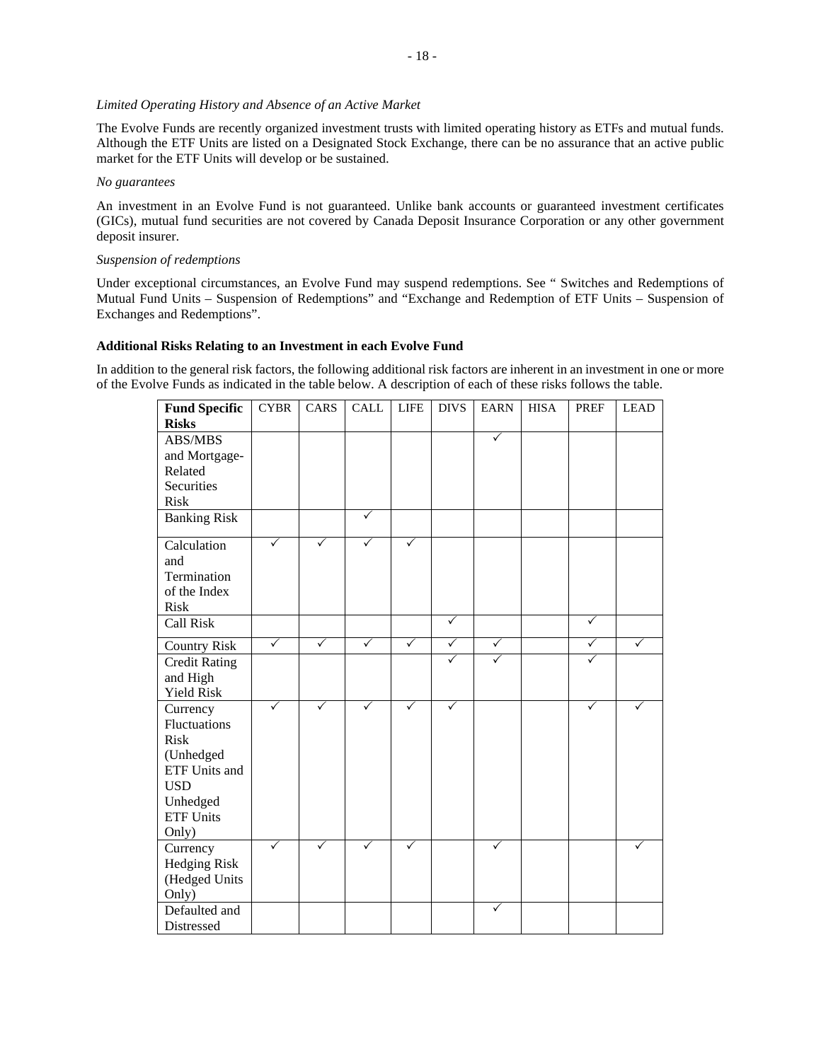*Limited Operating History and Absence of an Active Market*

The Evolve Funds are recently organized investment trusts with limited operating history as ETFs and mutual funds. Although the ETF Units are listed on a Designated Stock Exchange, there can be no assurance that an active public market for the ETF Units will develop or be sustained.

*No guarantees*

An investment in an Evolve Fund is not guaranteed. Unlike bank accounts or guaranteed investment certificates (GICs), mutual fund securities are not covered by Canada Deposit Insurance Corporation or any other government deposit insurer.

*Suspension of redemptions*

Under exceptional circumstances, an Evolve Fund may suspend redemptions. See " Switches and Redemptions of Mutual Fund Units – Suspension of Redemptions" and "Exchange and Redemption of ETF Units – Suspension of Exchanges and Redemptions".

**Additional Risks Relating to an Investment in each Evolve Fund**

In addition to the general risk factors, the following additional risk factors are inherent in an investment in one or more of the Evolve Funds as indicated in the table below. A description of each of these risks follows the table.

| Fund Specific Risks | CYBR | CARS | CALL | LIFE | DIVS | EARN | HISA | PREF | LEAD |
|---|---|---|---|---|---|---|---|---|---|
| ABS/MBS and Mortgage-Related Securities Risk | | | | | | ✓ | | | |
| Banking Risk | | | ✓ | | | | | | |
| Calculation and Termination of the Index Risk | ✓ | ✓ | ✓ | ✓ | | | | | |
| Call Risk | | | | | ✓ | | | ✓ | |
| Country Risk | ✓ | ✓ | ✓ | ✓ | ✓ | ✓ | | ✓ | ✓ |
| Credit Rating and High Yield Risk | | | | | ✓ | ✓ | | ✓ | |
| Currency Fluctuations Risk (Unhedged ETF Units and USD Unhedged ETF Units Only) | ✓ | ✓ | ✓ | ✓ | ✓ | | | ✓ | ✓ |
| Currency Hedging Risk (Hedged Units Only) | ✓ | ✓ | ✓ | ✓ | | ✓ | | | ✓ |
| Defaulted and Distressed | | | | | | ✓ | | | |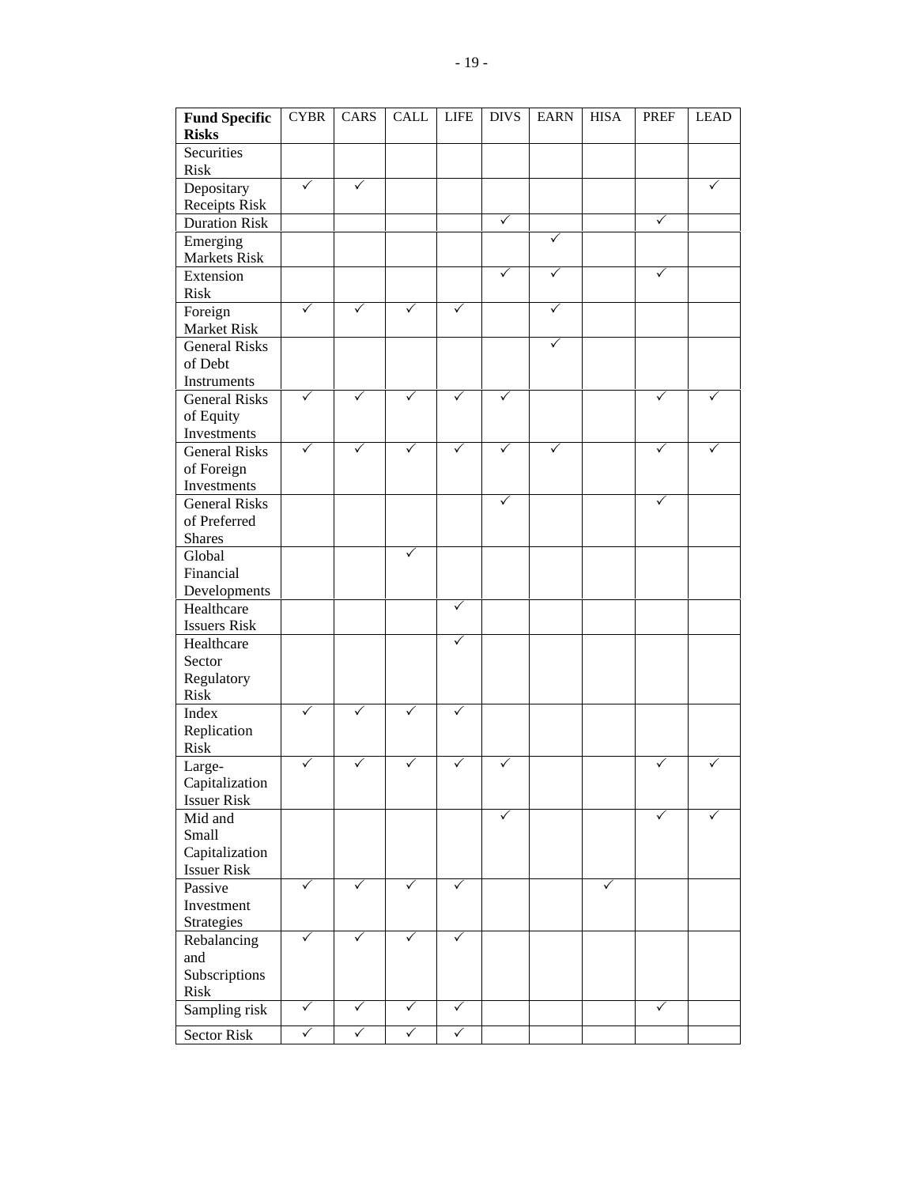| Fund Specific Risks | CYBR | CARS | CALL | LIFE | DIVS | EARN | HISA | PREF | LEAD |
|---|---|---|---|---|---|---|---|---|---|
| Securities Risk | | | | | | | | | |
| Depositary Receipts Risk | ✓ | ✓ | | | | | | | ✓ |
| Duration Risk | | | | | ✓ | | | ✓ | |
| Emerging Markets Risk | | | | | | ✓ | | | |
| Extension Risk | | | | | ✓ | ✓ | | ✓ | |
| Foreign Market Risk | ✓ | ✓ | ✓ | ✓ | | ✓ | | | |
| General Risks of Debt Instruments | | | | | | ✓ | | | |
| General Risks of Equity Investments | ✓ | ✓ | ✓ | ✓ | ✓ | | | ✓ | ✓ |
| General Risks of Foreign Investments | ✓ | ✓ | ✓ | ✓ | ✓ | ✓ | | ✓ | ✓ |
| General Risks of Preferred Shares | | | | | ✓ | | | ✓ | |
| Global Financial Developments | | | ✓ | | | | | | |
| Healthcare Issuers Risk | | | | ✓ | | | | | |
| Healthcare Sector Regulatory Risk | | | | ✓ | | | | | |
| Index Replication Risk | ✓ | ✓ | ✓ | ✓ | | | | | |
| Large-Capitalization Issuer Risk | ✓ | ✓ | ✓ | ✓ | ✓ | | | ✓ | ✓ |
| Mid and Small Capitalization Issuer Risk | | | | | ✓ | | | ✓ | ✓ |
| Passive Investment Strategies | ✓ | ✓ | ✓ | ✓ | | | ✓ | | |
| Rebalancing and Subscriptions Risk | ✓ | ✓ | ✓ | ✓ | | | | | |
| Sampling risk | ✓ | ✓ | ✓ | ✓ | | | | ✓ | |
| Sector Risk | ✓ | ✓ | ✓ | ✓ | | | | | |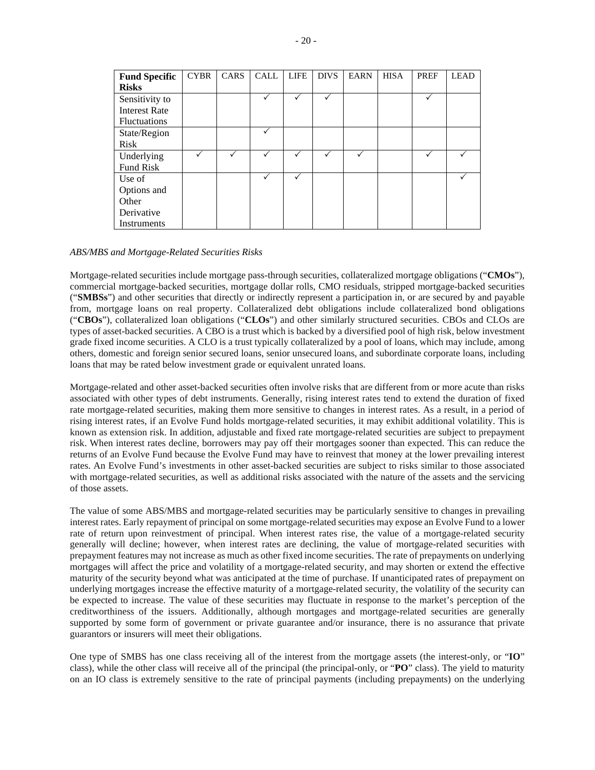| Fund Specific Risks | CYBR | CARS | CALL | LIFE | DIVS | EARN | HISA | PREF | LEAD |
|---|---|---|---|---|---|---|---|---|---|
| Sensitivity to Interest Rate Fluctuations | | | ✓ | ✓ | ✓ | | | ✓ | |
| State/Region Risk | | | ✓ | | | | | | |
| Underlying Fund Risk | ✓ | ✓ | ✓ | ✓ | ✓ | ✓ | | ✓ | ✓ |
| Use of Options and Other Derivative Instruments | | | ✓ | ✓ | | | | | ✓ |

*ABS/MBS and Mortgage-Related Securities Risks*

Mortgage-related securities include mortgage pass-through securities, collateralized mortgage obligations ("**CMOs**"), commercial mortgage-backed securities, mortgage dollar rolls, CMO residuals, stripped mortgage-backed securities ("**SMBSs**") and other securities that directly or indirectly represent a participation in, or are secured by and payable from, mortgage loans on real property. Collateralized debt obligations include collateralized bond obligations ("**CBOs**"), collateralized loan obligations ("**CLOs**") and other similarly structured securities. CBOs and CLOs are types of asset-backed securities. A CBO is a trust which is backed by a diversified pool of high risk, below investment grade fixed income securities. A CLO is a trust typically collateralized by a pool of loans, which may include, among others, domestic and foreign senior secured loans, senior unsecured loans, and subordinate corporate loans, including loans that may be rated below investment grade or equivalent unrated loans.

Mortgage-related and other asset-backed securities often involve risks that are different from or more acute than risks associated with other types of debt instruments. Generally, rising interest rates tend to extend the duration of fixed rate mortgage-related securities, making them more sensitive to changes in interest rates. As a result, in a period of rising interest rates, if an Evolve Fund holds mortgage-related securities, it may exhibit additional volatility. This is known as extension risk. In addition, adjustable and fixed rate mortgage-related securities are subject to prepayment risk. When interest rates decline, borrowers may pay off their mortgages sooner than expected. This can reduce the returns of an Evolve Fund because the Evolve Fund may have to reinvest that money at the lower prevailing interest rates. An Evolve Fund's investments in other asset-backed securities are subject to risks similar to those associated with mortgage-related securities, as well as additional risks associated with the nature of the assets and the servicing of those assets.

The value of some ABS/MBS and mortgage-related securities may be particularly sensitive to changes in prevailing interest rates. Early repayment of principal on some mortgage-related securities may expose an Evolve Fund to a lower rate of return upon reinvestment of principal. When interest rates rise, the value of a mortgage-related security generally will decline; however, when interest rates are declining, the value of mortgage-related securities with prepayment features may not increase as much as other fixed income securities. The rate of prepayments on underlying mortgages will affect the price and volatility of a mortgage-related security, and may shorten or extend the effective maturity of the security beyond what was anticipated at the time of purchase. If unanticipated rates of prepayment on underlying mortgages increase the effective maturity of a mortgage-related security, the volatility of the security can be expected to increase. The value of these securities may fluctuate in response to the market's perception of the creditworthiness of the issuers. Additionally, although mortgages and mortgage-related securities are generally supported by some form of government or private guarantee and/or insurance, there is no assurance that private guarantors or insurers will meet their obligations.

One type of SMBS has one class receiving all of the interest from the mortgage assets (the interest-only, or "**IO**" class), while the other class will receive all of the principal (the principal-only, or "**PO**" class). The yield to maturity on an IO class is extremely sensitive to the rate of principal payments (including prepayments) on the underlying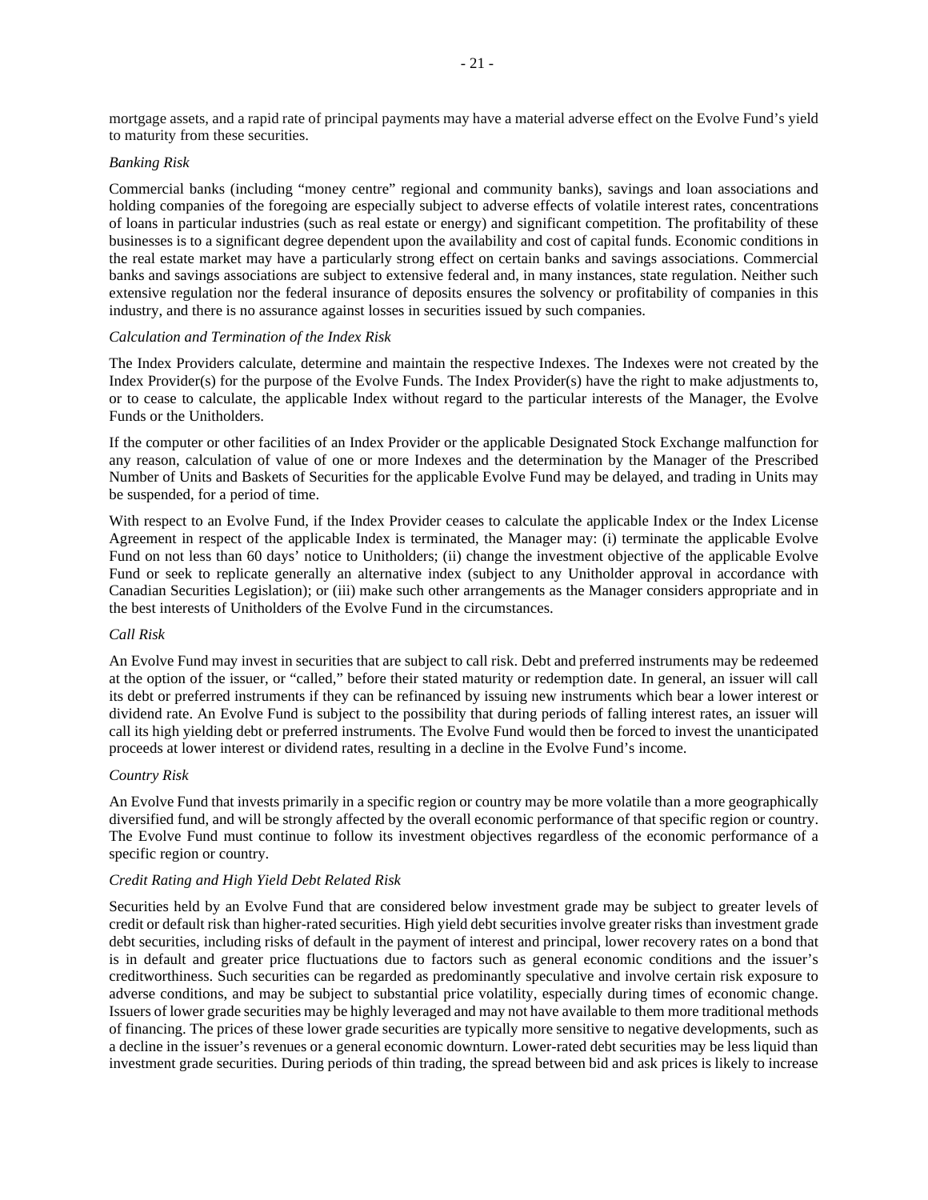mortgage assets, and a rapid rate of principal payments may have a material adverse effect on the Evolve Fund's yield to maturity from these securities.

*Banking Risk*

Commercial banks (including "money centre" regional and community banks), savings and loan associations and holding companies of the foregoing are especially subject to adverse effects of volatile interest rates, concentrations of loans in particular industries (such as real estate or energy) and significant competition. The profitability of these businesses is to a significant degree dependent upon the availability and cost of capital funds. Economic conditions in the real estate market may have a particularly strong effect on certain banks and savings associations. Commercial banks and savings associations are subject to extensive federal and, in many instances, state regulation. Neither such extensive regulation nor the federal insurance of deposits ensures the solvency or profitability of companies in this industry, and there is no assurance against losses in securities issued by such companies.

*Calculation and Termination of the Index Risk*

The Index Providers calculate, determine and maintain the respective Indexes. The Indexes were not created by the Index Provider(s) for the purpose of the Evolve Funds. The Index Provider(s) have the right to make adjustments to, or to cease to calculate, the applicable Index without regard to the particular interests of the Manager, the Evolve Funds or the Unitholders.

If the computer or other facilities of an Index Provider or the applicable Designated Stock Exchange malfunction for any reason, calculation of value of one or more Indexes and the determination by the Manager of the Prescribed Number of Units and Baskets of Securities for the applicable Evolve Fund may be delayed, and trading in Units may be suspended, for a period of time.

With respect to an Evolve Fund, if the Index Provider ceases to calculate the applicable Index or the Index License Agreement in respect of the applicable Index is terminated, the Manager may: (i) terminate the applicable Evolve Fund on not less than 60 days' notice to Unitholders; (ii) change the investment objective of the applicable Evolve Fund or seek to replicate generally an alternative index (subject to any Unitholder approval in accordance with Canadian Securities Legislation); or (iii) make such other arrangements as the Manager considers appropriate and in the best interests of Unitholders of the Evolve Fund in the circumstances.

*Call Risk*

An Evolve Fund may invest in securities that are subject to call risk. Debt and preferred instruments may be redeemed at the option of the issuer, or "called," before their stated maturity or redemption date. In general, an issuer will call its debt or preferred instruments if they can be refinanced by issuing new instruments which bear a lower interest or dividend rate. An Evolve Fund is subject to the possibility that during periods of falling interest rates, an issuer will call its high yielding debt or preferred instruments. The Evolve Fund would then be forced to invest the unanticipated proceeds at lower interest or dividend rates, resulting in a decline in the Evolve Fund's income.

*Country Risk*

An Evolve Fund that invests primarily in a specific region or country may be more volatile than a more geographically diversified fund, and will be strongly affected by the overall economic performance of that specific region or country. The Evolve Fund must continue to follow its investment objectives regardless of the economic performance of a specific region or country.

*Credit Rating and High Yield Debt Related Risk*

Securities held by an Evolve Fund that are considered below investment grade may be subject to greater levels of credit or default risk than higher-rated securities. High yield debt securities involve greater risks than investment grade debt securities, including risks of default in the payment of interest and principal, lower recovery rates on a bond that is in default and greater price fluctuations due to factors such as general economic conditions and the issuer's creditworthiness. Such securities can be regarded as predominantly speculative and involve certain risk exposure to adverse conditions, and may be subject to substantial price volatility, especially during times of economic change. Issuers of lower grade securities may be highly leveraged and may not have available to them more traditional methods of financing. The prices of these lower grade securities are typically more sensitive to negative developments, such as a decline in the issuer's revenues or a general economic downturn. Lower-rated debt securities may be less liquid than investment grade securities. During periods of thin trading, the spread between bid and ask prices is likely to increase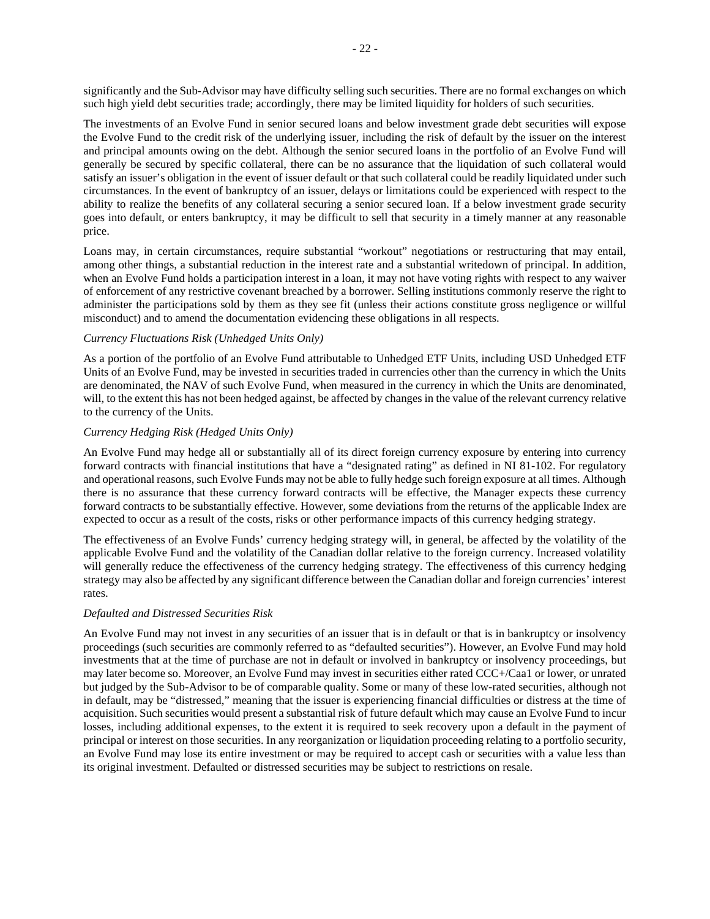significantly and the Sub-Advisor may have difficulty selling such securities. There are no formal exchanges on which such high yield debt securities trade; accordingly, there may be limited liquidity for holders of such securities.

The investments of an Evolve Fund in senior secured loans and below investment grade debt securities will expose the Evolve Fund to the credit risk of the underlying issuer, including the risk of default by the issuer on the interest and principal amounts owing on the debt. Although the senior secured loans in the portfolio of an Evolve Fund will generally be secured by specific collateral, there can be no assurance that the liquidation of such collateral would satisfy an issuer's obligation in the event of issuer default or that such collateral could be readily liquidated under such circumstances. In the event of bankruptcy of an issuer, delays or limitations could be experienced with respect to the ability to realize the benefits of any collateral securing a senior secured loan. If a below investment grade security goes into default, or enters bankruptcy, it may be difficult to sell that security in a timely manner at any reasonable price.

Loans may, in certain circumstances, require substantial "workout" negotiations or restructuring that may entail, among other things, a substantial reduction in the interest rate and a substantial writedown of principal. In addition, when an Evolve Fund holds a participation interest in a loan, it may not have voting rights with respect to any waiver of enforcement of any restrictive covenant breached by a borrower. Selling institutions commonly reserve the right to administer the participations sold by them as they see fit (unless their actions constitute gross negligence or willful misconduct) and to amend the documentation evidencing these obligations in all respects.

*Currency Fluctuations Risk (Unhedged Units Only)*

As a portion of the portfolio of an Evolve Fund attributable to Unhedged ETF Units, including USD Unhedged ETF Units of an Evolve Fund, may be invested in securities traded in currencies other than the currency in which the Units are denominated, the NAV of such Evolve Fund, when measured in the currency in which the Units are denominated, will, to the extent this has not been hedged against, be affected by changes in the value of the relevant currency relative to the currency of the Units.

*Currency Hedging Risk (Hedged Units Only)*

An Evolve Fund may hedge all or substantially all of its direct foreign currency exposure by entering into currency forward contracts with financial institutions that have a "designated rating" as defined in NI 81-102. For regulatory and operational reasons, such Evolve Funds may not be able to fully hedge such foreign exposure at all times. Although there is no assurance that these currency forward contracts will be effective, the Manager expects these currency forward contracts to be substantially effective. However, some deviations from the returns of the applicable Index are expected to occur as a result of the costs, risks or other performance impacts of this currency hedging strategy.

The effectiveness of an Evolve Funds' currency hedging strategy will, in general, be affected by the volatility of the applicable Evolve Fund and the volatility of the Canadian dollar relative to the foreign currency. Increased volatility will generally reduce the effectiveness of the currency hedging strategy. The effectiveness of this currency hedging strategy may also be affected by any significant difference between the Canadian dollar and foreign currencies' interest rates.

*Defaulted and Distressed Securities Risk*

An Evolve Fund may not invest in any securities of an issuer that is in default or that is in bankruptcy or insolvency proceedings (such securities are commonly referred to as "defaulted securities"). However, an Evolve Fund may hold investments that at the time of purchase are not in default or involved in bankruptcy or insolvency proceedings, but may later become so. Moreover, an Evolve Fund may invest in securities either rated CCC+/Caa1 or lower, or unrated but judged by the Sub-Advisor to be of comparable quality. Some or many of these low-rated securities, although not in default, may be "distressed," meaning that the issuer is experiencing financial difficulties or distress at the time of acquisition. Such securities would present a substantial risk of future default which may cause an Evolve Fund to incur losses, including additional expenses, to the extent it is required to seek recovery upon a default in the payment of principal or interest on those securities. In any reorganization or liquidation proceeding relating to a portfolio security, an Evolve Fund may lose its entire investment or may be required to accept cash or securities with a value less than its original investment. Defaulted or distressed securities may be subject to restrictions on resale.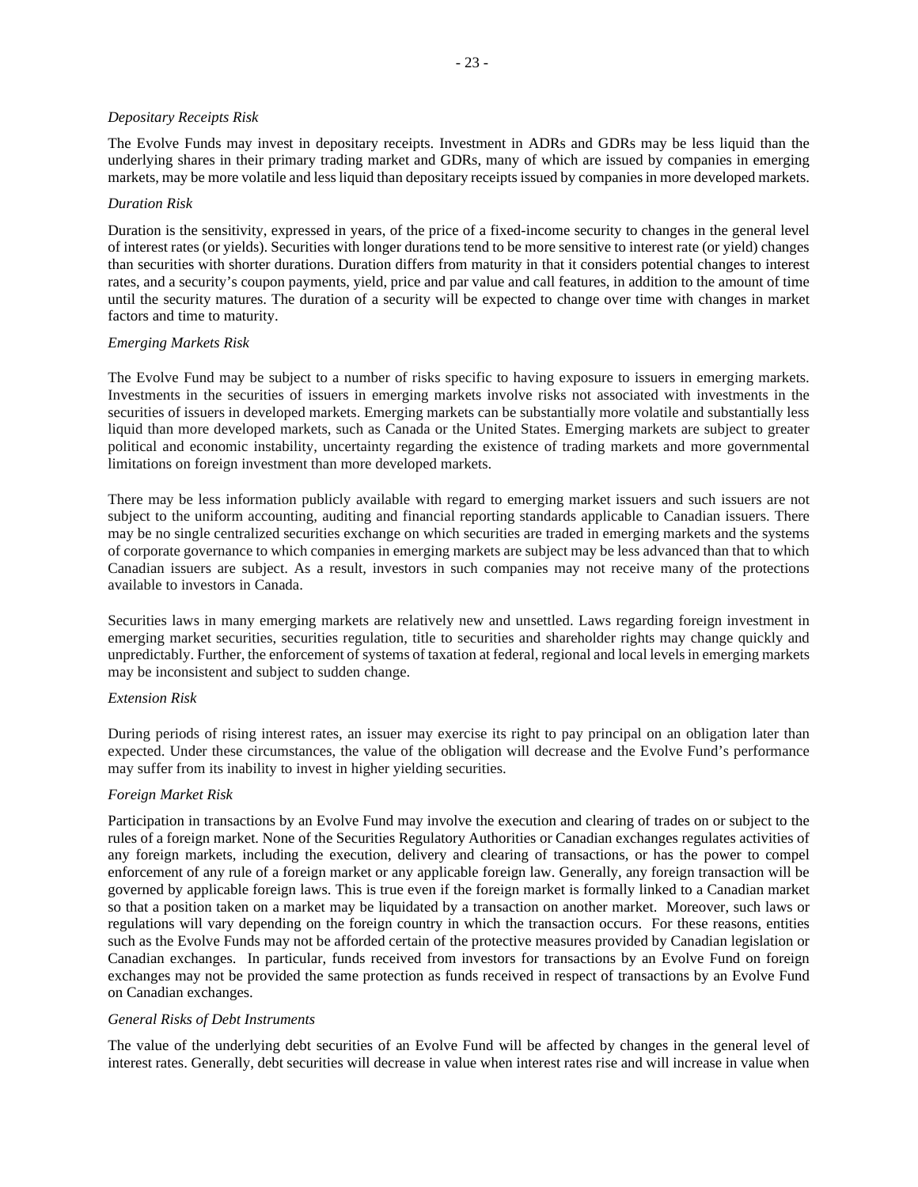*Depositary Receipts Risk*

The Evolve Funds may invest in depositary receipts. Investment in ADRs and GDRs may be less liquid than the underlying shares in their primary trading market and GDRs, many of which are issued by companies in emerging markets, may be more volatile and less liquid than depositary receipts issued by companies in more developed markets.

*Duration Risk*

Duration is the sensitivity, expressed in years, of the price of a fixed-income security to changes in the general level of interest rates (or yields). Securities with longer durations tend to be more sensitive to interest rate (or yield) changes than securities with shorter durations. Duration differs from maturity in that it considers potential changes to interest rates, and a security's coupon payments, yield, price and par value and call features, in addition to the amount of time until the security matures. The duration of a security will be expected to change over time with changes in market factors and time to maturity.

*Emerging Markets Risk*

The Evolve Fund may be subject to a number of risks specific to having exposure to issuers in emerging markets. Investments in the securities of issuers in emerging markets involve risks not associated with investments in the securities of issuers in developed markets. Emerging markets can be substantially more volatile and substantially less liquid than more developed markets, such as Canada or the United States. Emerging markets are subject to greater political and economic instability, uncertainty regarding the existence of trading markets and more governmental limitations on foreign investment than more developed markets.

There may be less information publicly available with regard to emerging market issuers and such issuers are not subject to the uniform accounting, auditing and financial reporting standards applicable to Canadian issuers. There may be no single centralized securities exchange on which securities are traded in emerging markets and the systems of corporate governance to which companies in emerging markets are subject may be less advanced than that to which Canadian issuers are subject. As a result, investors in such companies may not receive many of the protections available to investors in Canada.

Securities laws in many emerging markets are relatively new and unsettled. Laws regarding foreign investment in emerging market securities, securities regulation, title to securities and shareholder rights may change quickly and unpredictably. Further, the enforcement of systems of taxation at federal, regional and local levels in emerging markets may be inconsistent and subject to sudden change.

*Extension Risk*

During periods of rising interest rates, an issuer may exercise its right to pay principal on an obligation later than expected. Under these circumstances, the value of the obligation will decrease and the Evolve Fund's performance may suffer from its inability to invest in higher yielding securities.

*Foreign Market Risk*

Participation in transactions by an Evolve Fund may involve the execution and clearing of trades on or subject to the rules of a foreign market. None of the Securities Regulatory Authorities or Canadian exchanges regulates activities of any foreign markets, including the execution, delivery and clearing of transactions, or has the power to compel enforcement of any rule of a foreign market or any applicable foreign law. Generally, any foreign transaction will be governed by applicable foreign laws. This is true even if the foreign market is formally linked to a Canadian market so that a position taken on a market may be liquidated by a transaction on another market. Moreover, such laws or regulations will vary depending on the foreign country in which the transaction occurs. For these reasons, entities such as the Evolve Funds may not be afforded certain of the protective measures provided by Canadian legislation or Canadian exchanges. In particular, funds received from investors for transactions by an Evolve Fund on foreign exchanges may not be provided the same protection as funds received in respect of transactions by an Evolve Fund on Canadian exchanges.

*General Risks of Debt Instruments*

The value of the underlying debt securities of an Evolve Fund will be affected by changes in the general level of interest rates. Generally, debt securities will decrease in value when interest rates rise and will increase in value when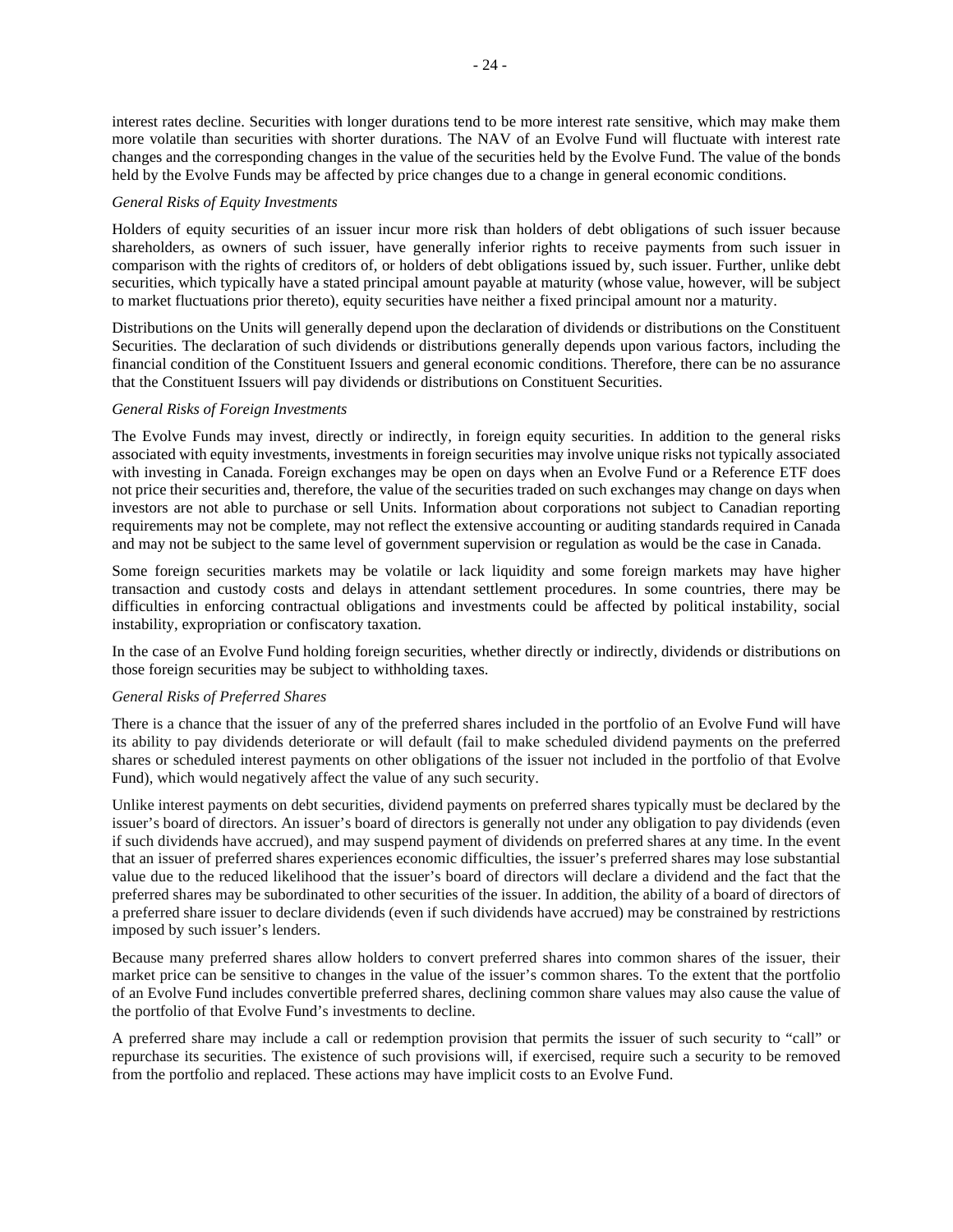interest rates decline. Securities with longer durations tend to be more interest rate sensitive, which may make them more volatile than securities with shorter durations. The NAV of an Evolve Fund will fluctuate with interest rate changes and the corresponding changes in the value of the securities held by the Evolve Fund. The value of the bonds held by the Evolve Funds may be affected by price changes due to a change in general economic conditions.

*General Risks of Equity Investments*

Holders of equity securities of an issuer incur more risk than holders of debt obligations of such issuer because shareholders, as owners of such issuer, have generally inferior rights to receive payments from such issuer in comparison with the rights of creditors of, or holders of debt obligations issued by, such issuer. Further, unlike debt securities, which typically have a stated principal amount payable at maturity (whose value, however, will be subject to market fluctuations prior thereto), equity securities have neither a fixed principal amount nor a maturity.

Distributions on the Units will generally depend upon the declaration of dividends or distributions on the Constituent Securities. The declaration of such dividends or distributions generally depends upon various factors, including the financial condition of the Constituent Issuers and general economic conditions. Therefore, there can be no assurance that the Constituent Issuers will pay dividends or distributions on Constituent Securities.

*General Risks of Foreign Investments*

The Evolve Funds may invest, directly or indirectly, in foreign equity securities. In addition to the general risks associated with equity investments, investments in foreign securities may involve unique risks not typically associated with investing in Canada. Foreign exchanges may be open on days when an Evolve Fund or a Reference ETF does not price their securities and, therefore, the value of the securities traded on such exchanges may change on days when investors are not able to purchase or sell Units. Information about corporations not subject to Canadian reporting requirements may not be complete, may not reflect the extensive accounting or auditing standards required in Canada and may not be subject to the same level of government supervision or regulation as would be the case in Canada.

Some foreign securities markets may be volatile or lack liquidity and some foreign markets may have higher transaction and custody costs and delays in attendant settlement procedures. In some countries, there may be difficulties in enforcing contractual obligations and investments could be affected by political instability, social instability, expropriation or confiscatory taxation.

In the case of an Evolve Fund holding foreign securities, whether directly or indirectly, dividends or distributions on those foreign securities may be subject to withholding taxes.

*General Risks of Preferred Shares*

There is a chance that the issuer of any of the preferred shares included in the portfolio of an Evolve Fund will have its ability to pay dividends deteriorate or will default (fail to make scheduled dividend payments on the preferred shares or scheduled interest payments on other obligations of the issuer not included in the portfolio of that Evolve Fund), which would negatively affect the value of any such security.

Unlike interest payments on debt securities, dividend payments on preferred shares typically must be declared by the issuer's board of directors. An issuer's board of directors is generally not under any obligation to pay dividends (even if such dividends have accrued), and may suspend payment of dividends on preferred shares at any time. In the event that an issuer of preferred shares experiences economic difficulties, the issuer's preferred shares may lose substantial value due to the reduced likelihood that the issuer's board of directors will declare a dividend and the fact that the preferred shares may be subordinated to other securities of the issuer. In addition, the ability of a board of directors of a preferred share issuer to declare dividends (even if such dividends have accrued) may be constrained by restrictions imposed by such issuer's lenders.

Because many preferred shares allow holders to convert preferred shares into common shares of the issuer, their market price can be sensitive to changes in the value of the issuer's common shares. To the extent that the portfolio of an Evolve Fund includes convertible preferred shares, declining common share values may also cause the value of the portfolio of that Evolve Fund's investments to decline.

A preferred share may include a call or redemption provision that permits the issuer of such security to "call" or repurchase its securities. The existence of such provisions will, if exercised, require such a security to be removed from the portfolio and replaced. These actions may have implicit costs to an Evolve Fund.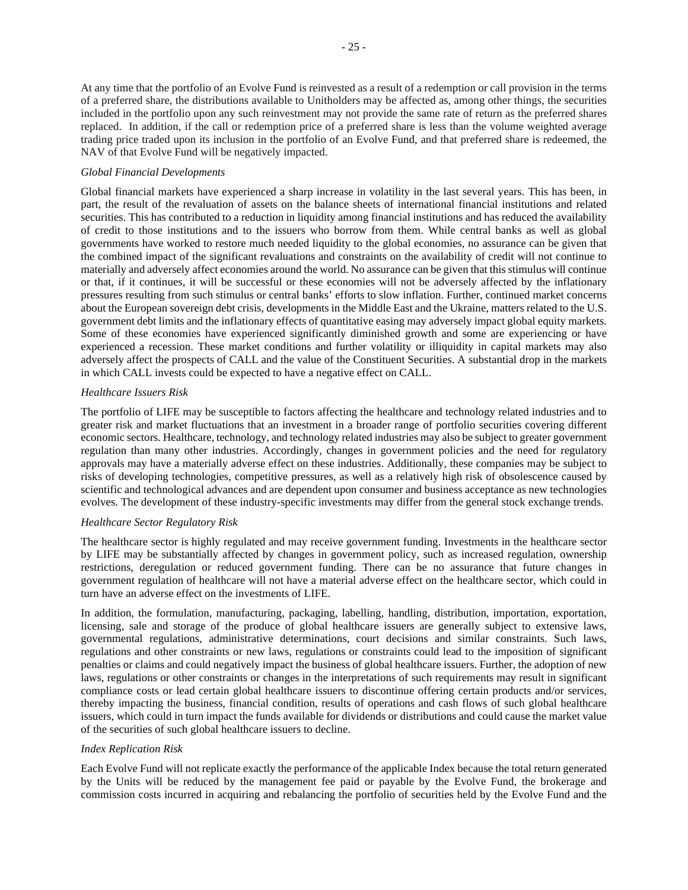At any time that the portfolio of an Evolve Fund is reinvested as a result of a redemption or call provision in the terms of a preferred share, the distributions available to Unitholders may be affected as, among other things, the securities included in the portfolio upon any such reinvestment may not provide the same rate of return as the preferred shares replaced. In addition, if the call or redemption price of a preferred share is less than the volume weighted average trading price traded upon its inclusion in the portfolio of an Evolve Fund, and that preferred share is redeemed, the NAV of that Evolve Fund will be negatively impacted.

*Global Financial Developments*

Global financial markets have experienced a sharp increase in volatility in the last several years. This has been, in part, the result of the revaluation of assets on the balance sheets of international financial institutions and related securities. This has contributed to a reduction in liquidity among financial institutions and has reduced the availability of credit to those institutions and to the issuers who borrow from them. While central banks as well as global governments have worked to restore much needed liquidity to the global economies, no assurance can be given that the combined impact of the significant revaluations and constraints on the availability of credit will not continue to materially and adversely affect economies around the world. No assurance can be given that this stimulus will continue or that, if it continues, it will be successful or these economies will not be adversely affected by the inflationary pressures resulting from such stimulus or central banks' efforts to slow inflation. Further, continued market concerns about the European sovereign debt crisis, developments in the Middle East and the Ukraine, matters related to the U.S. government debt limits and the inflationary effects of quantitative easing may adversely impact global equity markets. Some of these economies have experienced significantly diminished growth and some are experiencing or have experienced a recession. These market conditions and further volatility or illiquidity in capital markets may also adversely affect the prospects of CALL and the value of the Constituent Securities. A substantial drop in the markets in which CALL invests could be expected to have a negative effect on CALL.

*Healthcare Issuers Risk*

The portfolio of LIFE may be susceptible to factors affecting the healthcare and technology related industries and to greater risk and market fluctuations that an investment in a broader range of portfolio securities covering different economic sectors. Healthcare, technology, and technology related industries may also be subject to greater government regulation than many other industries. Accordingly, changes in government policies and the need for regulatory approvals may have a materially adverse effect on these industries. Additionally, these companies may be subject to risks of developing technologies, competitive pressures, as well as a relatively high risk of obsolescence caused by scientific and technological advances and are dependent upon consumer and business acceptance as new technologies evolves. The development of these industry-specific investments may differ from the general stock exchange trends.

*Healthcare Sector Regulatory Risk*

The healthcare sector is highly regulated and may receive government funding. Investments in the healthcare sector by LIFE may be substantially affected by changes in government policy, such as increased regulation, ownership restrictions, deregulation or reduced government funding. There can be no assurance that future changes in government regulation of healthcare will not have a material adverse effect on the healthcare sector, which could in turn have an adverse effect on the investments of LIFE.

In addition, the formulation, manufacturing, packaging, labelling, handling, distribution, importation, exportation, licensing, sale and storage of the produce of global healthcare issuers are generally subject to extensive laws, governmental regulations, administrative determinations, court decisions and similar constraints. Such laws, regulations and other constraints or new laws, regulations or constraints could lead to the imposition of significant penalties or claims and could negatively impact the business of global healthcare issuers. Further, the adoption of new laws, regulations or other constraints or changes in the interpretations of such requirements may result in significant compliance costs or lead certain global healthcare issuers to discontinue offering certain products and/or services, thereby impacting the business, financial condition, results of operations and cash flows of such global healthcare issuers, which could in turn impact the funds available for dividends or distributions and could cause the market value of the securities of such global healthcare issuers to decline.

*Index Replication Risk*

Each Evolve Fund will not replicate exactly the performance of the applicable Index because the total return generated by the Units will be reduced by the management fee paid or payable by the Evolve Fund, the brokerage and commission costs incurred in acquiring and rebalancing the portfolio of securities held by the Evolve Fund and the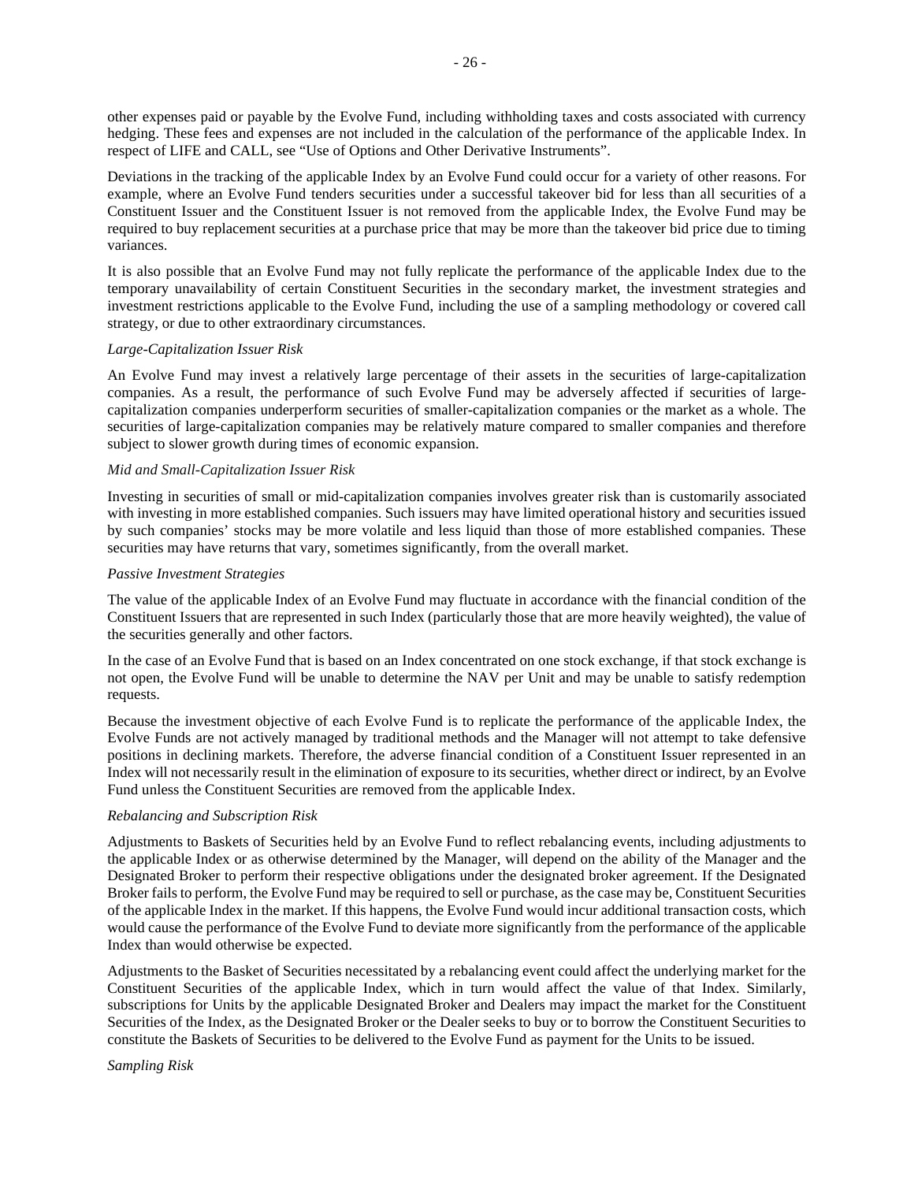other expenses paid or payable by the Evolve Fund, including withholding taxes and costs associated with currency hedging. These fees and expenses are not included in the calculation of the performance of the applicable Index. In respect of LIFE and CALL, see "Use of Options and Other Derivative Instruments".

Deviations in the tracking of the applicable Index by an Evolve Fund could occur for a variety of other reasons. For example, where an Evolve Fund tenders securities under a successful takeover bid for less than all securities of a Constituent Issuer and the Constituent Issuer is not removed from the applicable Index, the Evolve Fund may be required to buy replacement securities at a purchase price that may be more than the takeover bid price due to timing variances.

It is also possible that an Evolve Fund may not fully replicate the performance of the applicable Index due to the temporary unavailability of certain Constituent Securities in the secondary market, the investment strategies and investment restrictions applicable to the Evolve Fund, including the use of a sampling methodology or covered call strategy, or due to other extraordinary circumstances.

*Large-Capitalization Issuer Risk*

An Evolve Fund may invest a relatively large percentage of their assets in the securities of large-capitalization companies. As a result, the performance of such Evolve Fund may be adversely affected if securities of large-capitalization companies underperform securities of smaller-capitalization companies or the market as a whole. The securities of large-capitalization companies may be relatively mature compared to smaller companies and therefore subject to slower growth during times of economic expansion.

*Mid and Small-Capitalization Issuer Risk*

Investing in securities of small or mid-capitalization companies involves greater risk than is customarily associated with investing in more established companies. Such issuers may have limited operational history and securities issued by such companies' stocks may be more volatile and less liquid than those of more established companies. These securities may have returns that vary, sometimes significantly, from the overall market.

*Passive Investment Strategies*

The value of the applicable Index of an Evolve Fund may fluctuate in accordance with the financial condition of the Constituent Issuers that are represented in such Index (particularly those that are more heavily weighted), the value of the securities generally and other factors.

In the case of an Evolve Fund that is based on an Index concentrated on one stock exchange, if that stock exchange is not open, the Evolve Fund will be unable to determine the NAV per Unit and may be unable to satisfy redemption requests.

Because the investment objective of each Evolve Fund is to replicate the performance of the applicable Index, the Evolve Funds are not actively managed by traditional methods and the Manager will not attempt to take defensive positions in declining markets. Therefore, the adverse financial condition of a Constituent Issuer represented in an Index will not necessarily result in the elimination of exposure to its securities, whether direct or indirect, by an Evolve Fund unless the Constituent Securities are removed from the applicable Index.

*Rebalancing and Subscription Risk*

Adjustments to Baskets of Securities held by an Evolve Fund to reflect rebalancing events, including adjustments to the applicable Index or as otherwise determined by the Manager, will depend on the ability of the Manager and the Designated Broker to perform their respective obligations under the designated broker agreement. If the Designated Broker fails to perform, the Evolve Fund may be required to sell or purchase, as the case may be, Constituent Securities of the applicable Index in the market. If this happens, the Evolve Fund would incur additional transaction costs, which would cause the performance of the Evolve Fund to deviate more significantly from the performance of the applicable Index than would otherwise be expected.

Adjustments to the Basket of Securities necessitated by a rebalancing event could affect the underlying market for the Constituent Securities of the applicable Index, which in turn would affect the value of that Index. Similarly, subscriptions for Units by the applicable Designated Broker and Dealers may impact the market for the Constituent Securities of the Index, as the Designated Broker or the Dealer seeks to buy or to borrow the Constituent Securities to constitute the Baskets of Securities to be delivered to the Evolve Fund as payment for the Units to be issued.

*Sampling Risk*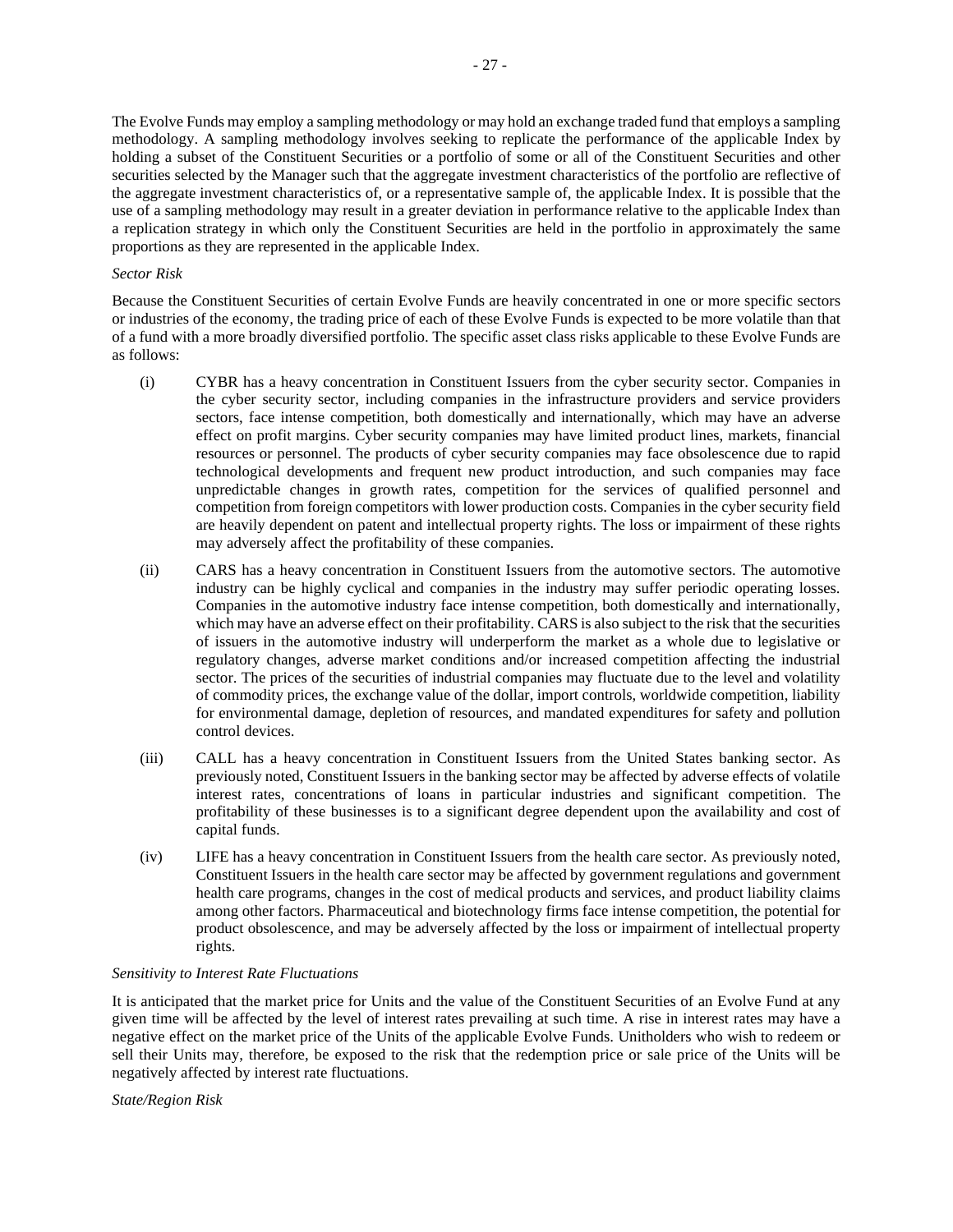The Evolve Funds may employ a sampling methodology or may hold an exchange traded fund that employs a sampling methodology. A sampling methodology involves seeking to replicate the performance of the applicable Index by holding a subset of the Constituent Securities or a portfolio of some or all of the Constituent Securities and other securities selected by the Manager such that the aggregate investment characteristics of the portfolio are reflective of the aggregate investment characteristics of, or a representative sample of, the applicable Index. It is possible that the use of a sampling methodology may result in a greater deviation in performance relative to the applicable Index than a replication strategy in which only the Constituent Securities are held in the portfolio in approximately the same proportions as they are represented in the applicable Index.

*Sector Risk*

Because the Constituent Securities of certain Evolve Funds are heavily concentrated in one or more specific sectors or industries of the economy, the trading price of each of these Evolve Funds is expected to be more volatile than that of a fund with a more broadly diversified portfolio. The specific asset class risks applicable to these Evolve Funds are as follows:

(i) CYBR has a heavy concentration in Constituent Issuers from the cyber security sector. Companies in the cyber security sector, including companies in the infrastructure providers and service providers sectors, face intense competition, both domestically and internationally, which may have an adverse effect on profit margins. Cyber security companies may have limited product lines, markets, financial resources or personnel. The products of cyber security companies may face obsolescence due to rapid technological developments and frequent new product introduction, and such companies may face unpredictable changes in growth rates, competition for the services of qualified personnel and competition from foreign competitors with lower production costs. Companies in the cyber security field are heavily dependent on patent and intellectual property rights. The loss or impairment of these rights may adversely affect the profitability of these companies.

(ii) CARS has a heavy concentration in Constituent Issuers from the automotive sectors. The automotive industry can be highly cyclical and companies in the industry may suffer periodic operating losses. Companies in the automotive industry face intense competition, both domestically and internationally, which may have an adverse effect on their profitability. CARS is also subject to the risk that the securities of issuers in the automotive industry will underperform the market as a whole due to legislative or regulatory changes, adverse market conditions and/or increased competition affecting the industrial sector. The prices of the securities of industrial companies may fluctuate due to the level and volatility of commodity prices, the exchange value of the dollar, import controls, worldwide competition, liability for environmental damage, depletion of resources, and mandated expenditures for safety and pollution control devices.

(iii) CALL has a heavy concentration in Constituent Issuers from the United States banking sector. As previously noted, Constituent Issuers in the banking sector may be affected by adverse effects of volatile interest rates, concentrations of loans in particular industries and significant competition. The profitability of these businesses is to a significant degree dependent upon the availability and cost of capital funds.

(iv) LIFE has a heavy concentration in Constituent Issuers from the health care sector. As previously noted, Constituent Issuers in the health care sector may be affected by government regulations and government health care programs, changes in the cost of medical products and services, and product liability claims among other factors. Pharmaceutical and biotechnology firms face intense competition, the potential for product obsolescence, and may be adversely affected by the loss or impairment of intellectual property rights.

*Sensitivity to Interest Rate Fluctuations*

It is anticipated that the market price for Units and the value of the Constituent Securities of an Evolve Fund at any given time will be affected by the level of interest rates prevailing at such time. A rise in interest rates may have a negative effect on the market price of the Units of the applicable Evolve Funds. Unitholders who wish to redeem or sell their Units may, therefore, be exposed to the risk that the redemption price or sale price of the Units will be negatively affected by interest rate fluctuations.

*State/Region Risk*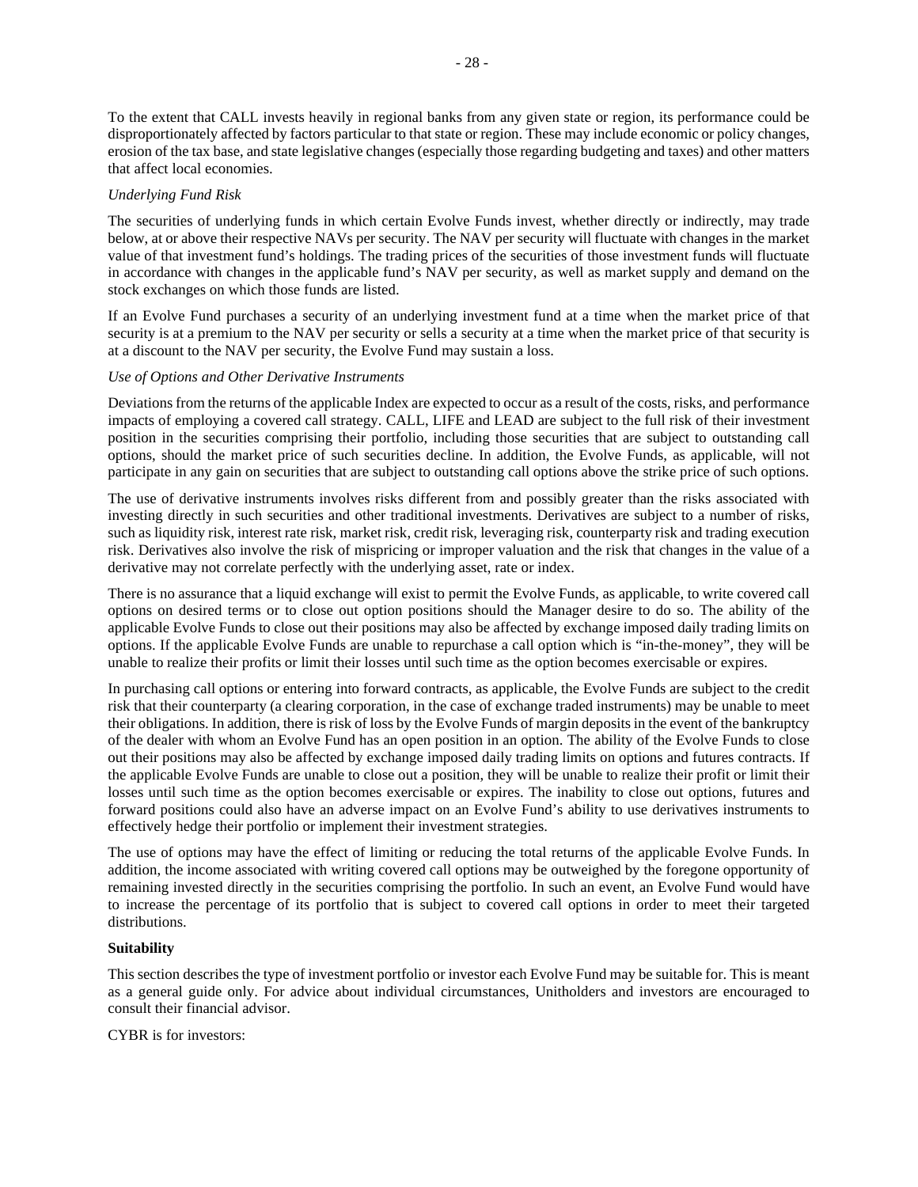To the extent that CALL invests heavily in regional banks from any given state or region, its performance could be disproportionately affected by factors particular to that state or region. These may include economic or policy changes, erosion of the tax base, and state legislative changes (especially those regarding budgeting and taxes) and other matters that affect local economies.

*Underlying Fund Risk*

The securities of underlying funds in which certain Evolve Funds invest, whether directly or indirectly, may trade below, at or above their respective NAVs per security. The NAV per security will fluctuate with changes in the market value of that investment fund's holdings. The trading prices of the securities of those investment funds will fluctuate in accordance with changes in the applicable fund's NAV per security, as well as market supply and demand on the stock exchanges on which those funds are listed.

If an Evolve Fund purchases a security of an underlying investment fund at a time when the market price of that security is at a premium to the NAV per security or sells a security at a time when the market price of that security is at a discount to the NAV per security, the Evolve Fund may sustain a loss.

*Use of Options and Other Derivative Instruments*

Deviations from the returns of the applicable Index are expected to occur as a result of the costs, risks, and performance impacts of employing a covered call strategy. CALL, LIFE and LEAD are subject to the full risk of their investment position in the securities comprising their portfolio, including those securities that are subject to outstanding call options, should the market price of such securities decline. In addition, the Evolve Funds, as applicable, will not participate in any gain on securities that are subject to outstanding call options above the strike price of such options.

The use of derivative instruments involves risks different from and possibly greater than the risks associated with investing directly in such securities and other traditional investments. Derivatives are subject to a number of risks, such as liquidity risk, interest rate risk, market risk, credit risk, leveraging risk, counterparty risk and trading execution risk. Derivatives also involve the risk of mispricing or improper valuation and the risk that changes in the value of a derivative may not correlate perfectly with the underlying asset, rate or index.

There is no assurance that a liquid exchange will exist to permit the Evolve Funds, as applicable, to write covered call options on desired terms or to close out option positions should the Manager desire to do so. The ability of the applicable Evolve Funds to close out their positions may also be affected by exchange imposed daily trading limits on options. If the applicable Evolve Funds are unable to repurchase a call option which is "in-the-money", they will be unable to realize their profits or limit their losses until such time as the option becomes exercisable or expires.

In purchasing call options or entering into forward contracts, as applicable, the Evolve Funds are subject to the credit risk that their counterparty (a clearing corporation, in the case of exchange traded instruments) may be unable to meet their obligations. In addition, there is risk of loss by the Evolve Funds of margin deposits in the event of the bankruptcy of the dealer with whom an Evolve Fund has an open position in an option. The ability of the Evolve Funds to close out their positions may also be affected by exchange imposed daily trading limits on options and futures contracts. If the applicable Evolve Funds are unable to close out a position, they will be unable to realize their profit or limit their losses until such time as the option becomes exercisable or expires. The inability to close out options, futures and forward positions could also have an adverse impact on an Evolve Fund's ability to use derivatives instruments to effectively hedge their portfolio or implement their investment strategies.

The use of options may have the effect of limiting or reducing the total returns of the applicable Evolve Funds. In addition, the income associated with writing covered call options may be outweighed by the foregone opportunity of remaining invested directly in the securities comprising the portfolio. In such an event, an Evolve Fund would have to increase the percentage of its portfolio that is subject to covered call options in order to meet their targeted distributions.

**Suitability**

This section describes the type of investment portfolio or investor each Evolve Fund may be suitable for. This is meant as a general guide only. For advice about individual circumstances, Unitholders and investors are encouraged to consult their financial advisor.

CYBR is for investors: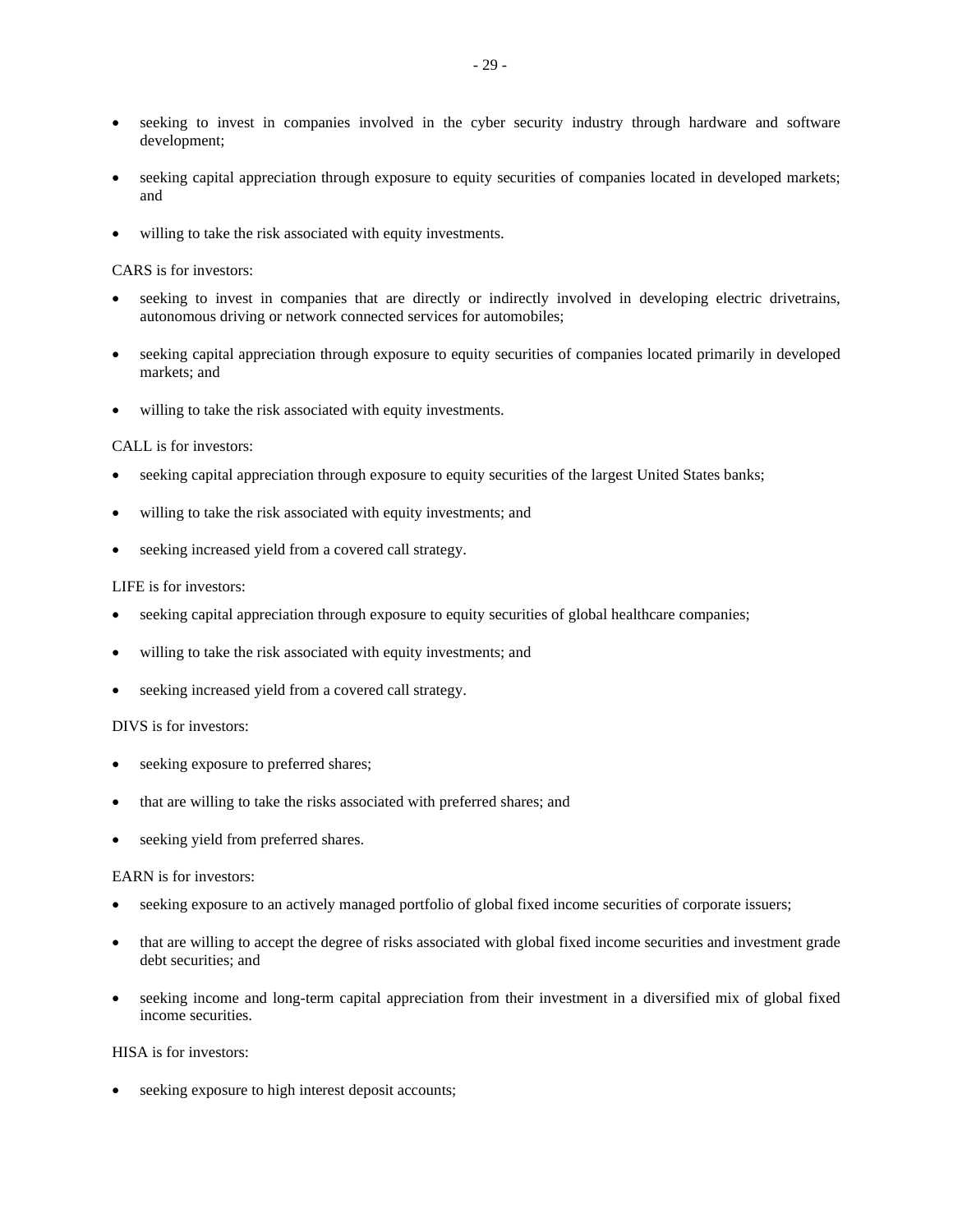- seeking to invest in companies involved in the cyber security industry through hardware and software development;
- seeking capital appreciation through exposure to equity securities of companies located in developed markets; and
- willing to take the risk associated with equity investments.

CARS is for investors:

- seeking to invest in companies that are directly or indirectly involved in developing electric drivetrains, autonomous driving or network connected services for automobiles;
- seeking capital appreciation through exposure to equity securities of companies located primarily in developed markets; and
- willing to take the risk associated with equity investments.

CALL is for investors:

- seeking capital appreciation through exposure to equity securities of the largest United States banks;
- willing to take the risk associated with equity investments; and
- seeking increased yield from a covered call strategy.

LIFE is for investors:

- seeking capital appreciation through exposure to equity securities of global healthcare companies;
- willing to take the risk associated with equity investments; and
- seeking increased yield from a covered call strategy.

DIVS is for investors:

- seeking exposure to preferred shares;
- that are willing to take the risks associated with preferred shares; and
- seeking yield from preferred shares.

EARN is for investors:

- seeking exposure to an actively managed portfolio of global fixed income securities of corporate issuers;
- that are willing to accept the degree of risks associated with global fixed income securities and investment grade debt securities; and
- seeking income and long-term capital appreciation from their investment in a diversified mix of global fixed income securities.

HISA is for investors:

- seeking exposure to high interest deposit accounts;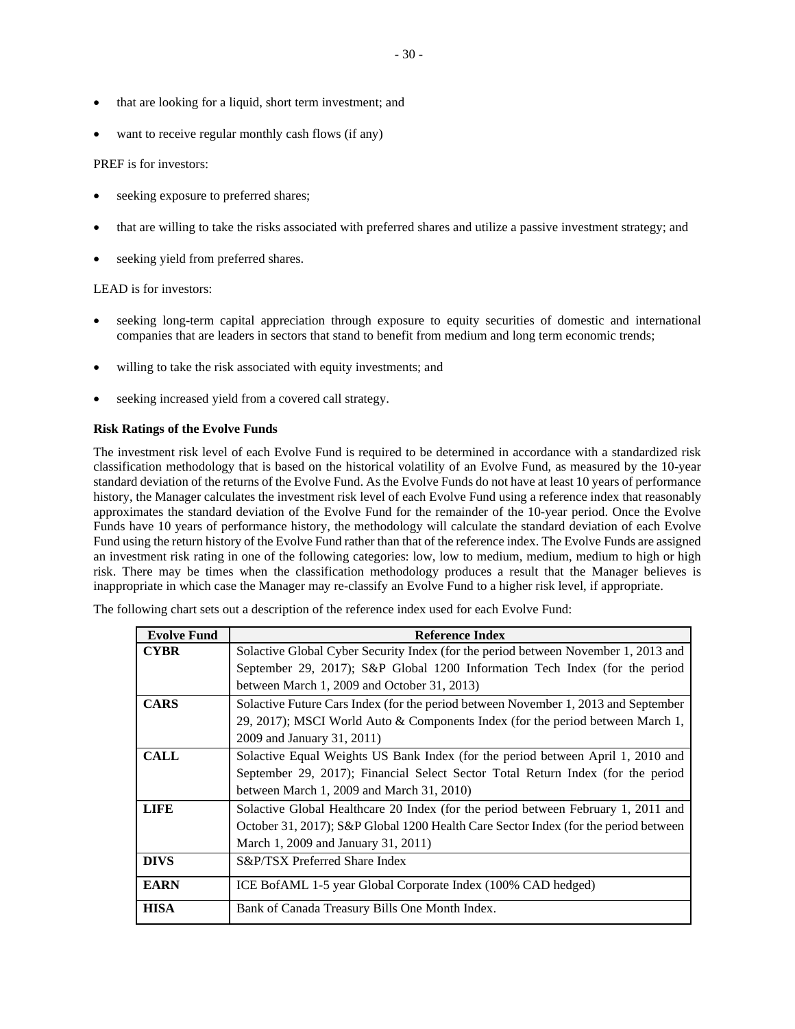- that are looking for a liquid, short term investment; and
- want to receive regular monthly cash flows (if any)

PREF is for investors:

- seeking exposure to preferred shares;
- that are willing to take the risks associated with preferred shares and utilize a passive investment strategy; and
- seeking yield from preferred shares.

LEAD is for investors:

- seeking long-term capital appreciation through exposure to equity securities of domestic and international companies that are leaders in sectors that stand to benefit from medium and long term economic trends;
- willing to take the risk associated with equity investments; and
- seeking increased yield from a covered call strategy.

**Risk Ratings of the Evolve Funds**

The investment risk level of each Evolve Fund is required to be determined in accordance with a standardized risk classification methodology that is based on the historical volatility of an Evolve Fund, as measured by the 10-year standard deviation of the returns of the Evolve Fund. As the Evolve Funds do not have at least 10 years of performance history, the Manager calculates the investment risk level of each Evolve Fund using a reference index that reasonably approximates the standard deviation of the Evolve Fund for the remainder of the 10-year period. Once the Evolve Funds have 10 years of performance history, the methodology will calculate the standard deviation of each Evolve Fund using the return history of the Evolve Fund rather than that of the reference index. The Evolve Funds are assigned an investment risk rating in one of the following categories: low, low to medium, medium, medium to high or high risk. There may be times when the classification methodology produces a result that the Manager believes is inappropriate in which case the Manager may re-classify an Evolve Fund to a higher risk level, if appropriate.

The following chart sets out a description of the reference index used for each Evolve Fund:

| Evolve Fund | Reference Index |
|---|---|
| **CYBR** | Solactive Global Cyber Security Index (for the period between November 1, 2013 and September 29, 2017); S&P Global 1200 Information Tech Index (for the period between March 1, 2009 and October 31, 2013) |
| **CARS** | Solactive Future Cars Index (for the period between November 1, 2013 and September 29, 2017); MSCI World Auto & Components Index (for the period between March 1, 2009 and January 31, 2011) |
| **CALL** | Solactive Equal Weights US Bank Index (for the period between April 1, 2010 and September 29, 2017); Financial Select Sector Total Return Index (for the period between March 1, 2009 and March 31, 2010) |
| **LIFE** | Solactive Global Healthcare 20 Index (for the period between February 1, 2011 and October 31, 2017); S&P Global 1200 Health Care Sector Index (for the period between March 1, 2009 and January 31, 2011) |
| **DIVS** | S&P/TSX Preferred Share Index |
| **EARN** | ICE BofAML 1-5 year Global Corporate Index (100% CAD hedged) |
| **HISA** | Bank of Canada Treasury Bills One Month Index. |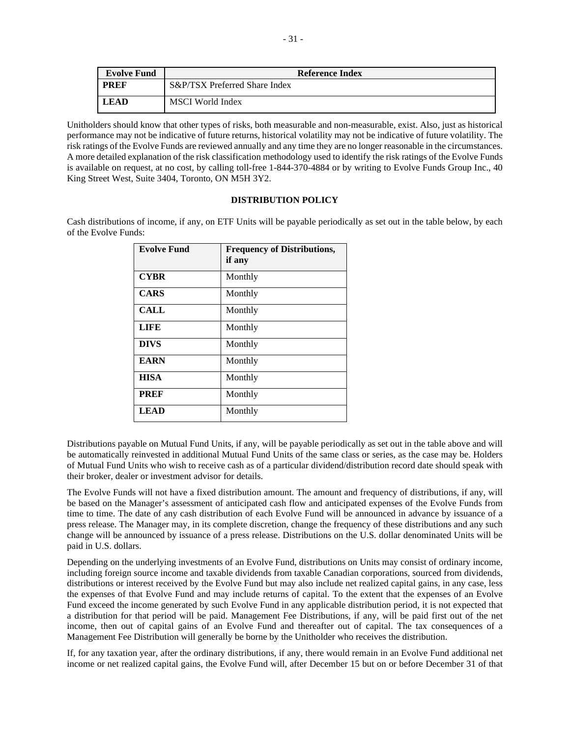| Evolve Fund | Reference Index |
| --- | --- |
| **PREF** | S&P/TSX Preferred Share Index |
| **LEAD** | MSCI World Index |

Unitholders should know that other types of risks, both measurable and non-measurable, exist. Also, just as historical performance may not be indicative of future returns, historical volatility may not be indicative of future volatility. The risk ratings of the Evolve Funds are reviewed annually and any time they are no longer reasonable in the circumstances. A more detailed explanation of the risk classification methodology used to identify the risk ratings of the Evolve Funds is available on request, at no cost, by calling toll-free 1-844-370-4884 or by writing to Evolve Funds Group Inc., 40 King Street West, Suite 3404, Toronto, ON M5H 3Y2.

## DISTRIBUTION POLICY

Cash distributions of income, if any, on ETF Units will be payable periodically as set out in the table below, by each of the Evolve Funds:

| Evolve Fund | Frequency of Distributions, if any |
| --- | --- |
| **CYBR** | Monthly |
| **CARS** | Monthly |
| **CALL** | Monthly |
| **LIFE** | Monthly |
| **DIVS** | Monthly |
| **EARN** | Monthly |
| **HISA** | Monthly |
| **PREF** | Monthly |
| **LEAD** | Monthly |

Distributions payable on Mutual Fund Units, if any, will be payable periodically as set out in the table above and will be automatically reinvested in additional Mutual Fund Units of the same class or series, as the case may be. Holders of Mutual Fund Units who wish to receive cash as of a particular dividend/distribution record date should speak with their broker, dealer or investment advisor for details.

The Evolve Funds will not have a fixed distribution amount. The amount and frequency of distributions, if any, will be based on the Manager's assessment of anticipated cash flow and anticipated expenses of the Evolve Funds from time to time. The date of any cash distribution of each Evolve Fund will be announced in advance by issuance of a press release. The Manager may, in its complete discretion, change the frequency of these distributions and any such change will be announced by issuance of a press release. Distributions on the U.S. dollar denominated Units will be paid in U.S. dollars.

Depending on the underlying investments of an Evolve Fund, distributions on Units may consist of ordinary income, including foreign source income and taxable dividends from taxable Canadian corporations, sourced from dividends, distributions or interest received by the Evolve Fund but may also include net realized capital gains, in any case, less the expenses of that Evolve Fund and may include returns of capital. To the extent that the expenses of an Evolve Fund exceed the income generated by such Evolve Fund in any applicable distribution period, it is not expected that a distribution for that period will be paid. Management Fee Distributions, if any, will be paid first out of the net income, then out of capital gains of an Evolve Fund and thereafter out of capital. The tax consequences of a Management Fee Distribution will generally be borne by the Unitholder who receives the distribution.

If, for any taxation year, after the ordinary distributions, if any, there would remain in an Evolve Fund additional net income or net realized capital gains, the Evolve Fund will, after December 15 but on or before December 31 of that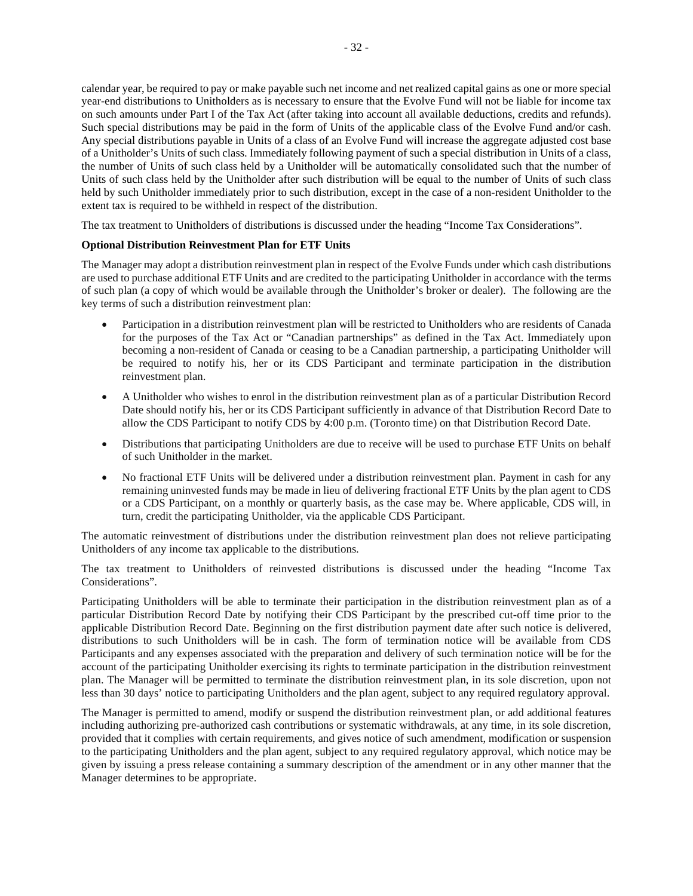calendar year, be required to pay or make payable such net income and net realized capital gains as one or more special year-end distributions to Unitholders as is necessary to ensure that the Evolve Fund will not be liable for income tax on such amounts under Part I of the Tax Act (after taking into account all available deductions, credits and refunds). Such special distributions may be paid in the form of Units of the applicable class of the Evolve Fund and/or cash. Any special distributions payable in Units of a class of an Evolve Fund will increase the aggregate adjusted cost base of a Unitholder's Units of such class. Immediately following payment of such a special distribution in Units of a class, the number of Units of such class held by a Unitholder will be automatically consolidated such that the number of Units of such class held by the Unitholder after such distribution will be equal to the number of Units of such class held by such Unitholder immediately prior to such distribution, except in the case of a non-resident Unitholder to the extent tax is required to be withheld in respect of the distribution.

The tax treatment to Unitholders of distributions is discussed under the heading "Income Tax Considerations".

**Optional Distribution Reinvestment Plan for ETF Units**

The Manager may adopt a distribution reinvestment plan in respect of the Evolve Funds under which cash distributions are used to purchase additional ETF Units and are credited to the participating Unitholder in accordance with the terms of such plan (a copy of which would be available through the Unitholder's broker or dealer). The following are the key terms of such a distribution reinvestment plan:

- Participation in a distribution reinvestment plan will be restricted to Unitholders who are residents of Canada for the purposes of the Tax Act or "Canadian partnerships" as defined in the Tax Act. Immediately upon becoming a non-resident of Canada or ceasing to be a Canadian partnership, a participating Unitholder will be required to notify his, her or its CDS Participant and terminate participation in the distribution reinvestment plan.
- A Unitholder who wishes to enrol in the distribution reinvestment plan as of a particular Distribution Record Date should notify his, her or its CDS Participant sufficiently in advance of that Distribution Record Date to allow the CDS Participant to notify CDS by 4:00 p.m. (Toronto time) on that Distribution Record Date.
- Distributions that participating Unitholders are due to receive will be used to purchase ETF Units on behalf of such Unitholder in the market.
- No fractional ETF Units will be delivered under a distribution reinvestment plan. Payment in cash for any remaining uninvested funds may be made in lieu of delivering fractional ETF Units by the plan agent to CDS or a CDS Participant, on a monthly or quarterly basis, as the case may be. Where applicable, CDS will, in turn, credit the participating Unitholder, via the applicable CDS Participant.

The automatic reinvestment of distributions under the distribution reinvestment plan does not relieve participating Unitholders of any income tax applicable to the distributions.

The tax treatment to Unitholders of reinvested distributions is discussed under the heading "Income Tax Considerations".

Participating Unitholders will be able to terminate their participation in the distribution reinvestment plan as of a particular Distribution Record Date by notifying their CDS Participant by the prescribed cut-off time prior to the applicable Distribution Record Date. Beginning on the first distribution payment date after such notice is delivered, distributions to such Unitholders will be in cash. The form of termination notice will be available from CDS Participants and any expenses associated with the preparation and delivery of such termination notice will be for the account of the participating Unitholder exercising its rights to terminate participation in the distribution reinvestment plan. The Manager will be permitted to terminate the distribution reinvestment plan, in its sole discretion, upon not less than 30 days' notice to participating Unitholders and the plan agent, subject to any required regulatory approval.

The Manager is permitted to amend, modify or suspend the distribution reinvestment plan, or add additional features including authorizing pre-authorized cash contributions or systematic withdrawals, at any time, in its sole discretion, provided that it complies with certain requirements, and gives notice of such amendment, modification or suspension to the participating Unitholders and the plan agent, subject to any required regulatory approval, which notice may be given by issuing a press release containing a summary description of the amendment or in any other manner that the Manager determines to be appropriate.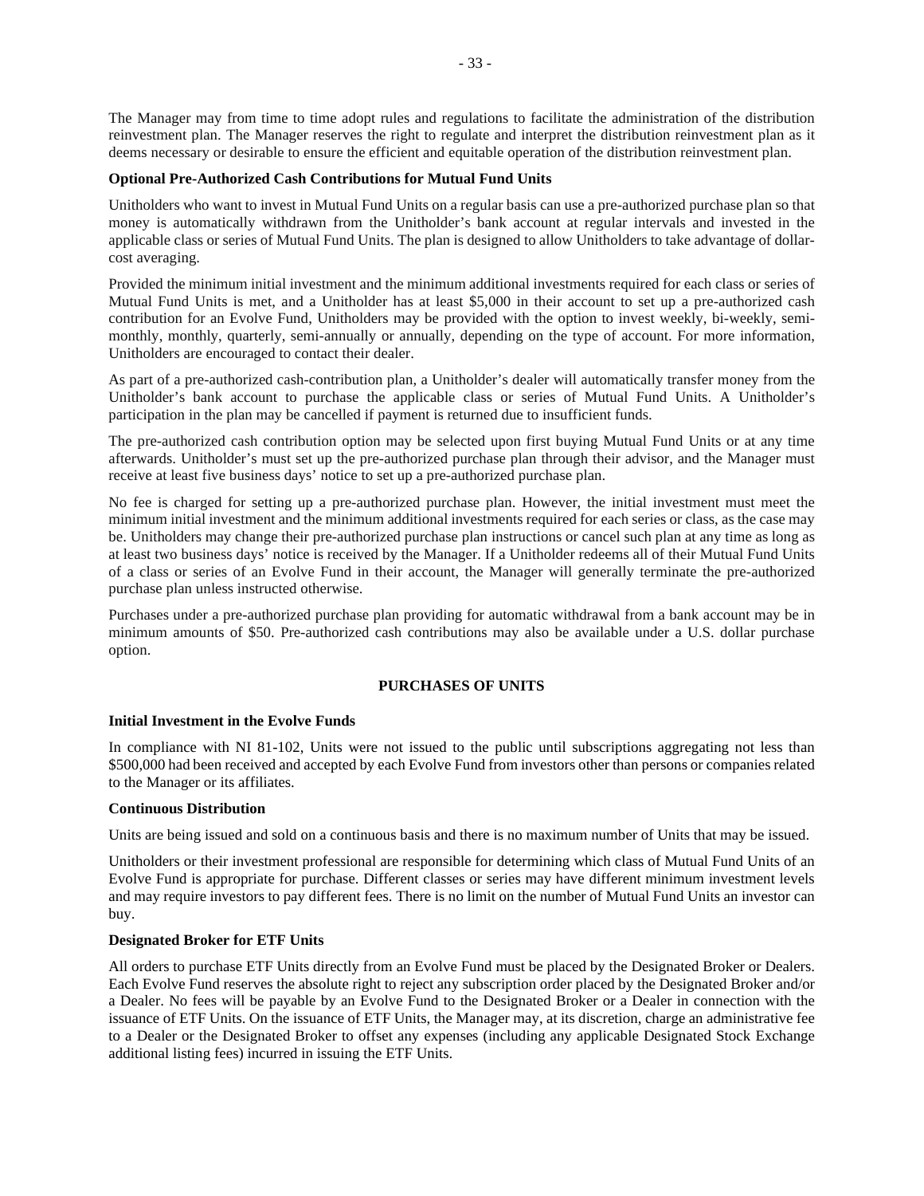The Manager may from time to time adopt rules and regulations to facilitate the administration of the distribution reinvestment plan. The Manager reserves the right to regulate and interpret the distribution reinvestment plan as it deems necessary or desirable to ensure the efficient and equitable operation of the distribution reinvestment plan.

**Optional Pre-Authorized Cash Contributions for Mutual Fund Units**

Unitholders who want to invest in Mutual Fund Units on a regular basis can use a pre-authorized purchase plan so that money is automatically withdrawn from the Unitholder's bank account at regular intervals and invested in the applicable class or series of Mutual Fund Units. The plan is designed to allow Unitholders to take advantage of dollar-cost averaging.

Provided the minimum initial investment and the minimum additional investments required for each class or series of Mutual Fund Units is met, and a Unitholder has at least $5,000 in their account to set up a pre-authorized cash contribution for an Evolve Fund, Unitholders may be provided with the option to invest weekly, bi-weekly, semi-monthly, monthly, quarterly, semi-annually or annually, depending on the type of account. For more information, Unitholders are encouraged to contact their dealer.

As part of a pre-authorized cash-contribution plan, a Unitholder's dealer will automatically transfer money from the Unitholder's bank account to purchase the applicable class or series of Mutual Fund Units. A Unitholder's participation in the plan may be cancelled if payment is returned due to insufficient funds.

The pre-authorized cash contribution option may be selected upon first buying Mutual Fund Units or at any time afterwards. Unitholder's must set up the pre-authorized purchase plan through their advisor, and the Manager must receive at least five business days' notice to set up a pre-authorized purchase plan.

No fee is charged for setting up a pre-authorized purchase plan. However, the initial investment must meet the minimum initial investment and the minimum additional investments required for each series or class, as the case may be. Unitholders may change their pre-authorized purchase plan instructions or cancel such plan at any time as long as at least two business days' notice is received by the Manager. If a Unitholder redeems all of their Mutual Fund Units of a class or series of an Evolve Fund in their account, the Manager will generally terminate the pre-authorized purchase plan unless instructed otherwise.

Purchases under a pre-authorized purchase plan providing for automatic withdrawal from a bank account may be in minimum amounts of $50. Pre-authorized cash contributions may also be available under a U.S. dollar purchase option.

## PURCHASES OF UNITS

**Initial Investment in the Evolve Funds**

In compliance with NI 81-102, Units were not issued to the public until subscriptions aggregating not less than $500,000 had been received and accepted by each Evolve Fund from investors other than persons or companies related to the Manager or its affiliates.

**Continuous Distribution**

Units are being issued and sold on a continuous basis and there is no maximum number of Units that may be issued.

Unitholders or their investment professional are responsible for determining which class of Mutual Fund Units of an Evolve Fund is appropriate for purchase. Different classes or series may have different minimum investment levels and may require investors to pay different fees. There is no limit on the number of Mutual Fund Units an investor can buy.

**Designated Broker for ETF Units**

All orders to purchase ETF Units directly from an Evolve Fund must be placed by the Designated Broker or Dealers. Each Evolve Fund reserves the absolute right to reject any subscription order placed by the Designated Broker and/or a Dealer. No fees will be payable by an Evolve Fund to the Designated Broker or a Dealer in connection with the issuance of ETF Units. On the issuance of ETF Units, the Manager may, at its discretion, charge an administrative fee to a Dealer or the Designated Broker to offset any expenses (including any applicable Designated Stock Exchange additional listing fees) incurred in issuing the ETF Units.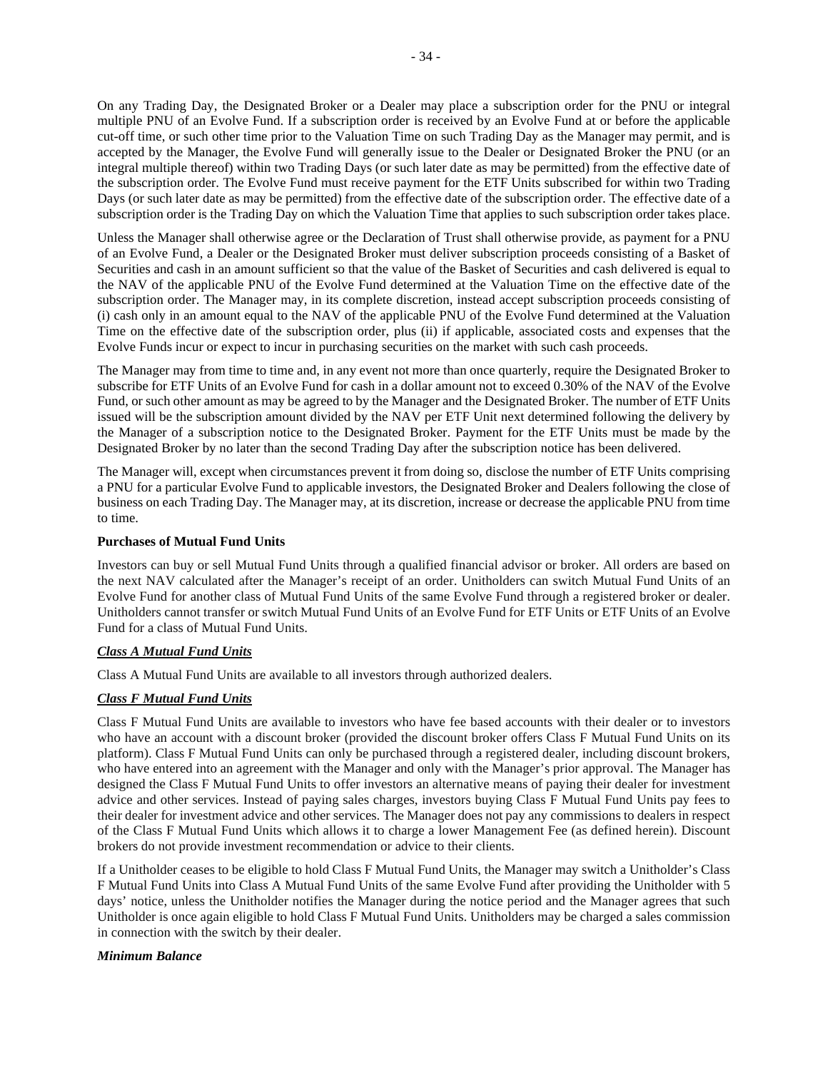On any Trading Day, the Designated Broker or a Dealer may place a subscription order for the PNU or integral multiple PNU of an Evolve Fund. If a subscription order is received by an Evolve Fund at or before the applicable cut-off time, or such other time prior to the Valuation Time on such Trading Day as the Manager may permit, and is accepted by the Manager, the Evolve Fund will generally issue to the Dealer or Designated Broker the PNU (or an integral multiple thereof) within two Trading Days (or such later date as may be permitted) from the effective date of the subscription order. The Evolve Fund must receive payment for the ETF Units subscribed for within two Trading Days (or such later date as may be permitted) from the effective date of the subscription order. The effective date of a subscription order is the Trading Day on which the Valuation Time that applies to such subscription order takes place.

Unless the Manager shall otherwise agree or the Declaration of Trust shall otherwise provide, as payment for a PNU of an Evolve Fund, a Dealer or the Designated Broker must deliver subscription proceeds consisting of a Basket of Securities and cash in an amount sufficient so that the value of the Basket of Securities and cash delivered is equal to the NAV of the applicable PNU of the Evolve Fund determined at the Valuation Time on the effective date of the subscription order. The Manager may, in its complete discretion, instead accept subscription proceeds consisting of (i) cash only in an amount equal to the NAV of the applicable PNU of the Evolve Fund determined at the Valuation Time on the effective date of the subscription order, plus (ii) if applicable, associated costs and expenses that the Evolve Funds incur or expect to incur in purchasing securities on the market with such cash proceeds.

The Manager may from time to time and, in any event not more than once quarterly, require the Designated Broker to subscribe for ETF Units of an Evolve Fund for cash in a dollar amount not to exceed 0.30% of the NAV of the Evolve Fund, or such other amount as may be agreed to by the Manager and the Designated Broker. The number of ETF Units issued will be the subscription amount divided by the NAV per ETF Unit next determined following the delivery by the Manager of a subscription notice to the Designated Broker. Payment for the ETF Units must be made by the Designated Broker by no later than the second Trading Day after the subscription notice has been delivered.

The Manager will, except when circumstances prevent it from doing so, disclose the number of ETF Units comprising a PNU for a particular Evolve Fund to applicable investors, the Designated Broker and Dealers following the close of business on each Trading Day. The Manager may, at its discretion, increase or decrease the applicable PNU from time to time.

**Purchases of Mutual Fund Units**

Investors can buy or sell Mutual Fund Units through a qualified financial advisor or broker. All orders are based on the next NAV calculated after the Manager's receipt of an order. Unitholders can switch Mutual Fund Units of an Evolve Fund for another class of Mutual Fund Units of the same Evolve Fund through a registered broker or dealer. Unitholders cannot transfer or switch Mutual Fund Units of an Evolve Fund for ETF Units or ETF Units of an Evolve Fund for a class of Mutual Fund Units.

***Class A Mutual Fund Units***

Class A Mutual Fund Units are available to all investors through authorized dealers.

***Class F Mutual Fund Units***

Class F Mutual Fund Units are available to investors who have fee based accounts with their dealer or to investors who have an account with a discount broker (provided the discount broker offers Class F Mutual Fund Units on its platform). Class F Mutual Fund Units can only be purchased through a registered dealer, including discount brokers, who have entered into an agreement with the Manager and only with the Manager's prior approval. The Manager has designed the Class F Mutual Fund Units to offer investors an alternative means of paying their dealer for investment advice and other services. Instead of paying sales charges, investors buying Class F Mutual Fund Units pay fees to their dealer for investment advice and other services. The Manager does not pay any commissions to dealers in respect of the Class F Mutual Fund Units which allows it to charge a lower Management Fee (as defined herein). Discount brokers do not provide investment recommendation or advice to their clients.

If a Unitholder ceases to be eligible to hold Class F Mutual Fund Units, the Manager may switch a Unitholder's Class F Mutual Fund Units into Class A Mutual Fund Units of the same Evolve Fund after providing the Unitholder with 5 days' notice, unless the Unitholder notifies the Manager during the notice period and the Manager agrees that such Unitholder is once again eligible to hold Class F Mutual Fund Units. Unitholders may be charged a sales commission in connection with the switch by their dealer.

***Minimum Balance***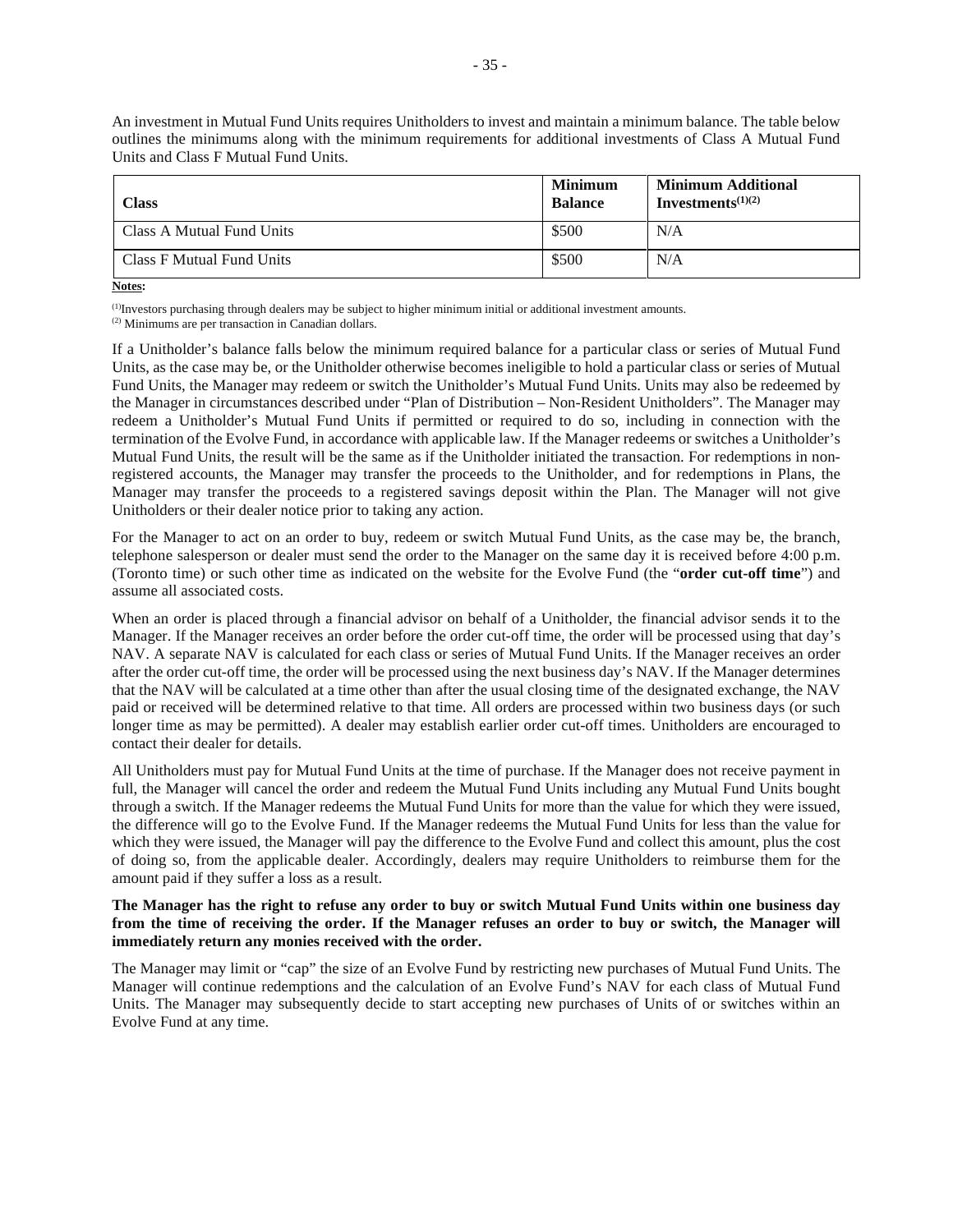An investment in Mutual Fund Units requires Unitholders to invest and maintain a minimum balance. The table below outlines the minimums along with the minimum requirements for additional investments of Class A Mutual Fund Units and Class F Mutual Fund Units.

| Class | Minimum Balance | Minimum Additional Investments[(1)(2)] |
|---|---|---|
| Class A Mutual Fund Units | \$500 | N/A |
| Class F Mutual Fund Units | \$500 | N/A |

**Notes:**

[(1)]Investors purchasing through dealers may be subject to higher minimum initial or additional investment amounts.
[(2)] Minimums are per transaction in Canadian dollars.

If a Unitholder's balance falls below the minimum required balance for a particular class or series of Mutual Fund Units, as the case may be, or the Unitholder otherwise becomes ineligible to hold a particular class or series of Mutual Fund Units, the Manager may redeem or switch the Unitholder's Mutual Fund Units. Units may also be redeemed by the Manager in circumstances described under "Plan of Distribution – Non-Resident Unitholders". The Manager may redeem a Unitholder's Mutual Fund Units if permitted or required to do so, including in connection with the termination of the Evolve Fund, in accordance with applicable law. If the Manager redeems or switches a Unitholder's Mutual Fund Units, the result will be the same as if the Unitholder initiated the transaction. For redemptions in non-registered accounts, the Manager may transfer the proceeds to the Unitholder, and for redemptions in Plans, the Manager may transfer the proceeds to a registered savings deposit within the Plan. The Manager will not give Unitholders or their dealer notice prior to taking any action.

For the Manager to act on an order to buy, redeem or switch Mutual Fund Units, as the case may be, the branch, telephone salesperson or dealer must send the order to the Manager on the same day it is received before 4:00 p.m. (Toronto time) or such other time as indicated on the website for the Evolve Fund (the "**order cut-off time**") and assume all associated costs.

When an order is placed through a financial advisor on behalf of a Unitholder, the financial advisor sends it to the Manager. If the Manager receives an order before the order cut-off time, the order will be processed using that day's NAV. A separate NAV is calculated for each class or series of Mutual Fund Units. If the Manager receives an order after the order cut-off time, the order will be processed using the next business day's NAV. If the Manager determines that the NAV will be calculated at a time other than after the usual closing time of the designated exchange, the NAV paid or received will be determined relative to that time. All orders are processed within two business days (or such longer time as may be permitted). A dealer may establish earlier order cut-off times. Unitholders are encouraged to contact their dealer for details.

All Unitholders must pay for Mutual Fund Units at the time of purchase. If the Manager does not receive payment in full, the Manager will cancel the order and redeem the Mutual Fund Units including any Mutual Fund Units bought through a switch. If the Manager redeems the Mutual Fund Units for more than the value for which they were issued, the difference will go to the Evolve Fund. If the Manager redeems the Mutual Fund Units for less than the value for which they were issued, the Manager will pay the difference to the Evolve Fund and collect this amount, plus the cost of doing so, from the applicable dealer. Accordingly, dealers may require Unitholders to reimburse them for the amount paid if they suffer a loss as a result.

**The Manager has the right to refuse any order to buy or switch Mutual Fund Units within one business day from the time of receiving the order. If the Manager refuses an order to buy or switch, the Manager will immediately return any monies received with the order.**

The Manager may limit or "cap" the size of an Evolve Fund by restricting new purchases of Mutual Fund Units. The Manager will continue redemptions and the calculation of an Evolve Fund's NAV for each class of Mutual Fund Units. The Manager may subsequently decide to start accepting new purchases of Units of or switches within an Evolve Fund at any time.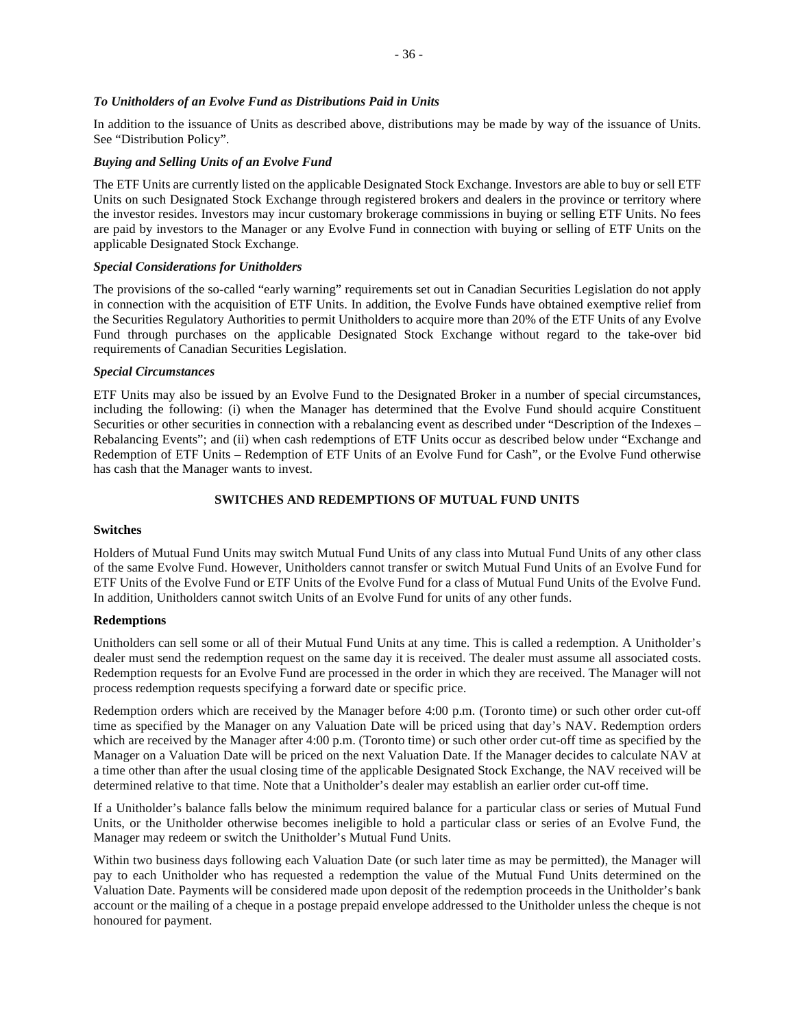*To Unitholders of an Evolve Fund as Distributions Paid in Units*

In addition to the issuance of Units as described above, distributions may be made by way of the issuance of Units. See "Distribution Policy".

*Buying and Selling Units of an Evolve Fund*

The ETF Units are currently listed on the applicable Designated Stock Exchange. Investors are able to buy or sell ETF Units on such Designated Stock Exchange through registered brokers and dealers in the province or territory where the investor resides. Investors may incur customary brokerage commissions in buying or selling ETF Units. No fees are paid by investors to the Manager or any Evolve Fund in connection with buying or selling of ETF Units on the applicable Designated Stock Exchange.

*Special Considerations for Unitholders*

The provisions of the so-called "early warning" requirements set out in Canadian Securities Legislation do not apply in connection with the acquisition of ETF Units. In addition, the Evolve Funds have obtained exemptive relief from the Securities Regulatory Authorities to permit Unitholders to acquire more than 20% of the ETF Units of any Evolve Fund through purchases on the applicable Designated Stock Exchange without regard to the take-over bid requirements of Canadian Securities Legislation.

*Special Circumstances*

ETF Units may also be issued by an Evolve Fund to the Designated Broker in a number of special circumstances, including the following: (i) when the Manager has determined that the Evolve Fund should acquire Constituent Securities or other securities in connection with a rebalancing event as described under "Description of the Indexes – Rebalancing Events"; and (ii) when cash redemptions of ETF Units occur as described below under "Exchange and Redemption of ETF Units – Redemption of ETF Units of an Evolve Fund for Cash", or the Evolve Fund otherwise has cash that the Manager wants to invest.

## SWITCHES AND REDEMPTIONS OF MUTUAL FUND UNITS

**Switches**

Holders of Mutual Fund Units may switch Mutual Fund Units of any class into Mutual Fund Units of any other class of the same Evolve Fund. However, Unitholders cannot transfer or switch Mutual Fund Units of an Evolve Fund for ETF Units of the Evolve Fund or ETF Units of the Evolve Fund for a class of Mutual Fund Units of the Evolve Fund. In addition, Unitholders cannot switch Units of an Evolve Fund for units of any other funds.

**Redemptions**

Unitholders can sell some or all of their Mutual Fund Units at any time. This is called a redemption. A Unitholder's dealer must send the redemption request on the same day it is received. The dealer must assume all associated costs. Redemption requests for an Evolve Fund are processed in the order in which they are received. The Manager will not process redemption requests specifying a forward date or specific price.

Redemption orders which are received by the Manager before 4:00 p.m. (Toronto time) or such other order cut-off time as specified by the Manager on any Valuation Date will be priced using that day's NAV. Redemption orders which are received by the Manager after 4:00 p.m. (Toronto time) or such other order cut-off time as specified by the Manager on a Valuation Date will be priced on the next Valuation Date. If the Manager decides to calculate NAV at a time other than after the usual closing time of the applicable Designated Stock Exchange, the NAV received will be determined relative to that time. Note that a Unitholder's dealer may establish an earlier order cut-off time.

If a Unitholder's balance falls below the minimum required balance for a particular class or series of Mutual Fund Units, or the Unitholder otherwise becomes ineligible to hold a particular class or series of an Evolve Fund, the Manager may redeem or switch the Unitholder's Mutual Fund Units.

Within two business days following each Valuation Date (or such later time as may be permitted), the Manager will pay to each Unitholder who has requested a redemption the value of the Mutual Fund Units determined on the Valuation Date. Payments will be considered made upon deposit of the redemption proceeds in the Unitholder's bank account or the mailing of a cheque in a postage prepaid envelope addressed to the Unitholder unless the cheque is not honoured for payment.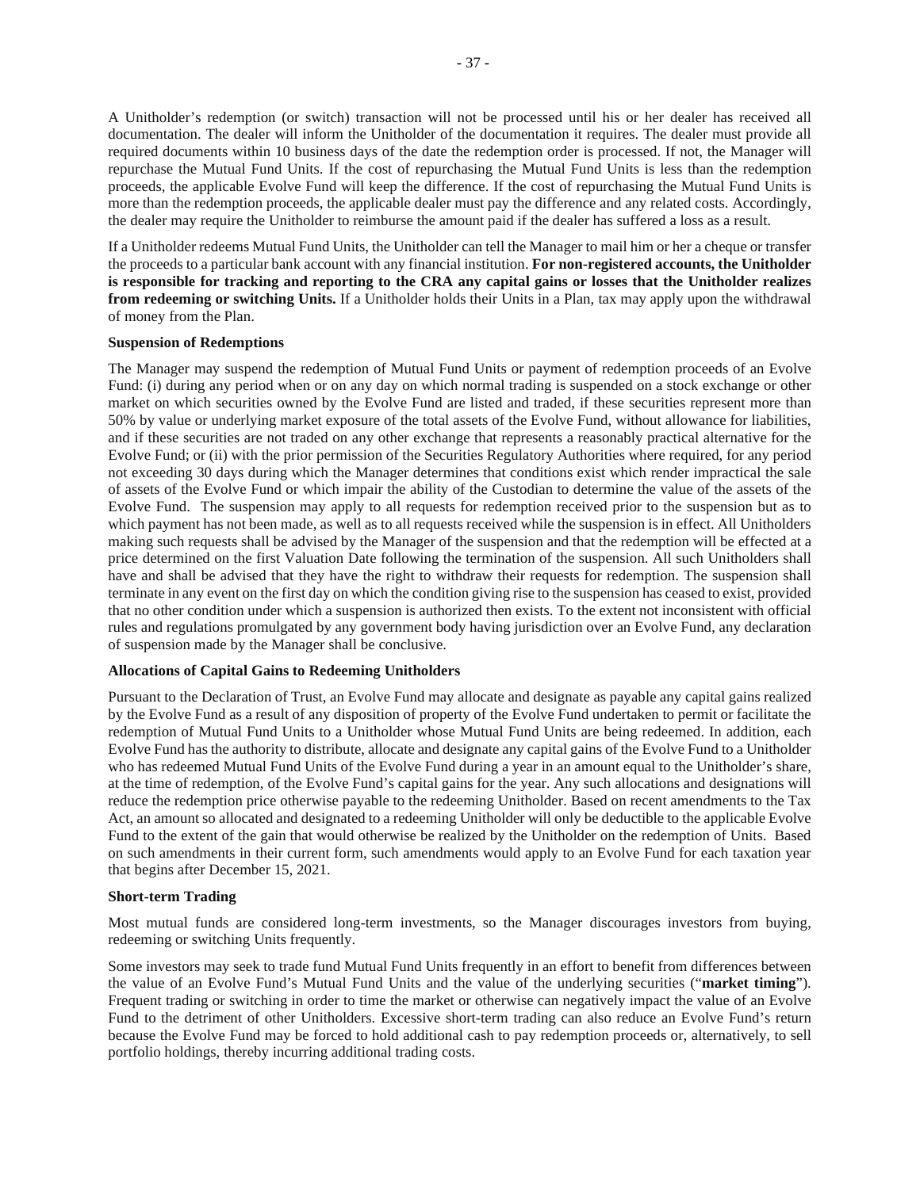A Unitholder's redemption (or switch) transaction will not be processed until his or her dealer has received all documentation. The dealer will inform the Unitholder of the documentation it requires. The dealer must provide all required documents within 10 business days of the date the redemption order is processed. If not, the Manager will repurchase the Mutual Fund Units. If the cost of repurchasing the Mutual Fund Units is less than the redemption proceeds, the applicable Evolve Fund will keep the difference. If the cost of repurchasing the Mutual Fund Units is more than the redemption proceeds, the applicable dealer must pay the difference and any related costs. Accordingly, the dealer may require the Unitholder to reimburse the amount paid if the dealer has suffered a loss as a result.

If a Unitholder redeems Mutual Fund Units, the Unitholder can tell the Manager to mail him or her a cheque or transfer the proceeds to a particular bank account with any financial institution. **For non-registered accounts, the Unitholder is responsible for tracking and reporting to the CRA any capital gains or losses that the Unitholder realizes from redeeming or switching Units.** If a Unitholder holds their Units in a Plan, tax may apply upon the withdrawal of money from the Plan.

**Suspension of Redemptions**

The Manager may suspend the redemption of Mutual Fund Units or payment of redemption proceeds of an Evolve Fund: (i) during any period when or on any day on which normal trading is suspended on a stock exchange or other market on which securities owned by the Evolve Fund are listed and traded, if these securities represent more than 50% by value or underlying market exposure of the total assets of the Evolve Fund, without allowance for liabilities, and if these securities are not traded on any other exchange that represents a reasonably practical alternative for the Evolve Fund; or (ii) with the prior permission of the Securities Regulatory Authorities where required, for any period not exceeding 30 days during which the Manager determines that conditions exist which render impractical the sale of assets of the Evolve Fund or which impair the ability of the Custodian to determine the value of the assets of the Evolve Fund. The suspension may apply to all requests for redemption received prior to the suspension but as to which payment has not been made, as well as to all requests received while the suspension is in effect. All Unitholders making such requests shall be advised by the Manager of the suspension and that the redemption will be effected at a price determined on the first Valuation Date following the termination of the suspension. All such Unitholders shall have and shall be advised that they have the right to withdraw their requests for redemption. The suspension shall terminate in any event on the first day on which the condition giving rise to the suspension has ceased to exist, provided that no other condition under which a suspension is authorized then exists. To the extent not inconsistent with official rules and regulations promulgated by any government body having jurisdiction over an Evolve Fund, any declaration of suspension made by the Manager shall be conclusive.

**Allocations of Capital Gains to Redeeming Unitholders**

Pursuant to the Declaration of Trust, an Evolve Fund may allocate and designate as payable any capital gains realized by the Evolve Fund as a result of any disposition of property of the Evolve Fund undertaken to permit or facilitate the redemption of Mutual Fund Units to a Unitholder whose Mutual Fund Units are being redeemed. In addition, each Evolve Fund has the authority to distribute, allocate and designate any capital gains of the Evolve Fund to a Unitholder who has redeemed Mutual Fund Units of the Evolve Fund during a year in an amount equal to the Unitholder's share, at the time of redemption, of the Evolve Fund's capital gains for the year. Any such allocations and designations will reduce the redemption price otherwise payable to the redeeming Unitholder. Based on recent amendments to the Tax Act, an amount so allocated and designated to a redeeming Unitholder will only be deductible to the applicable Evolve Fund to the extent of the gain that would otherwise be realized by the Unitholder on the redemption of Units. Based on such amendments in their current form, such amendments would apply to an Evolve Fund for each taxation year that begins after December 15, 2021.

**Short-term Trading**

Most mutual funds are considered long-term investments, so the Manager discourages investors from buying, redeeming or switching Units frequently.

Some investors may seek to trade fund Mutual Fund Units frequently in an effort to benefit from differences between the value of an Evolve Fund's Mutual Fund Units and the value of the underlying securities ("**market timing**"). Frequent trading or switching in order to time the market or otherwise can negatively impact the value of an Evolve Fund to the detriment of other Unitholders. Excessive short-term trading can also reduce an Evolve Fund's return because the Evolve Fund may be forced to hold additional cash to pay redemption proceeds or, alternatively, to sell portfolio holdings, thereby incurring additional trading costs.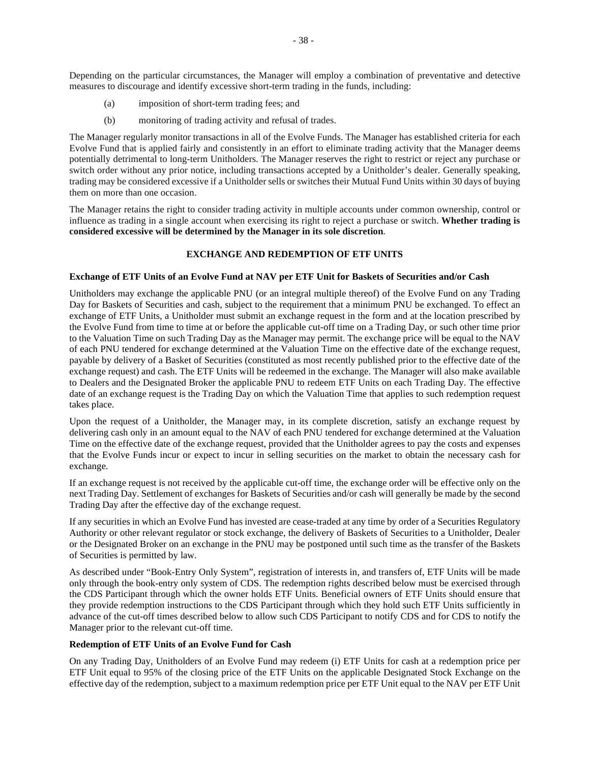Depending on the particular circumstances, the Manager will employ a combination of preventative and detective measures to discourage and identify excessive short-term trading in the funds, including:

(a) imposition of short-term trading fees; and

(b) monitoring of trading activity and refusal of trades.

The Manager regularly monitor transactions in all of the Evolve Funds. The Manager has established criteria for each Evolve Fund that is applied fairly and consistently in an effort to eliminate trading activity that the Manager deems potentially detrimental to long-term Unitholders. The Manager reserves the right to restrict or reject any purchase or switch order without any prior notice, including transactions accepted by a Unitholder's dealer. Generally speaking, trading may be considered excessive if a Unitholder sells or switches their Mutual Fund Units within 30 days of buying them on more than one occasion.

The Manager retains the right to consider trading activity in multiple accounts under common ownership, control or influence as trading in a single account when exercising its right to reject a purchase or switch. **Whether trading is considered excessive will be determined by the Manager in its sole discretion**.

## EXCHANGE AND REDEMPTION OF ETF UNITS

### Exchange of ETF Units of an Evolve Fund at NAV per ETF Unit for Baskets of Securities and/or Cash

Unitholders may exchange the applicable PNU (or an integral multiple thereof) of the Evolve Fund on any Trading Day for Baskets of Securities and cash, subject to the requirement that a minimum PNU be exchanged. To effect an exchange of ETF Units, a Unitholder must submit an exchange request in the form and at the location prescribed by the Evolve Fund from time to time at or before the applicable cut-off time on a Trading Day, or such other time prior to the Valuation Time on such Trading Day as the Manager may permit. The exchange price will be equal to the NAV of each PNU tendered for exchange determined at the Valuation Time on the effective date of the exchange request, payable by delivery of a Basket of Securities (constituted as most recently published prior to the effective date of the exchange request) and cash. The ETF Units will be redeemed in the exchange. The Manager will also make available to Dealers and the Designated Broker the applicable PNU to redeem ETF Units on each Trading Day. The effective date of an exchange request is the Trading Day on which the Valuation Time that applies to such redemption request takes place.

Upon the request of a Unitholder, the Manager may, in its complete discretion, satisfy an exchange request by delivering cash only in an amount equal to the NAV of each PNU tendered for exchange determined at the Valuation Time on the effective date of the exchange request, provided that the Unitholder agrees to pay the costs and expenses that the Evolve Funds incur or expect to incur in selling securities on the market to obtain the necessary cash for exchange.

If an exchange request is not received by the applicable cut-off time, the exchange order will be effective only on the next Trading Day. Settlement of exchanges for Baskets of Securities and/or cash will generally be made by the second Trading Day after the effective day of the exchange request.

If any securities in which an Evolve Fund has invested are cease-traded at any time by order of a Securities Regulatory Authority or other relevant regulator or stock exchange, the delivery of Baskets of Securities to a Unitholder, Dealer or the Designated Broker on an exchange in the PNU may be postponed until such time as the transfer of the Baskets of Securities is permitted by law.

As described under "Book-Entry Only System", registration of interests in, and transfers of, ETF Units will be made only through the book-entry only system of CDS. The redemption rights described below must be exercised through the CDS Participant through which the owner holds ETF Units. Beneficial owners of ETF Units should ensure that they provide redemption instructions to the CDS Participant through which they hold such ETF Units sufficiently in advance of the cut-off times described below to allow such CDS Participant to notify CDS and for CDS to notify the Manager prior to the relevant cut-off time.

### Redemption of ETF Units of an Evolve Fund for Cash

On any Trading Day, Unitholders of an Evolve Fund may redeem (i) ETF Units for cash at a redemption price per ETF Unit equal to 95% of the closing price of the ETF Units on the applicable Designated Stock Exchange on the effective day of the redemption, subject to a maximum redemption price per ETF Unit equal to the NAV per ETF Unit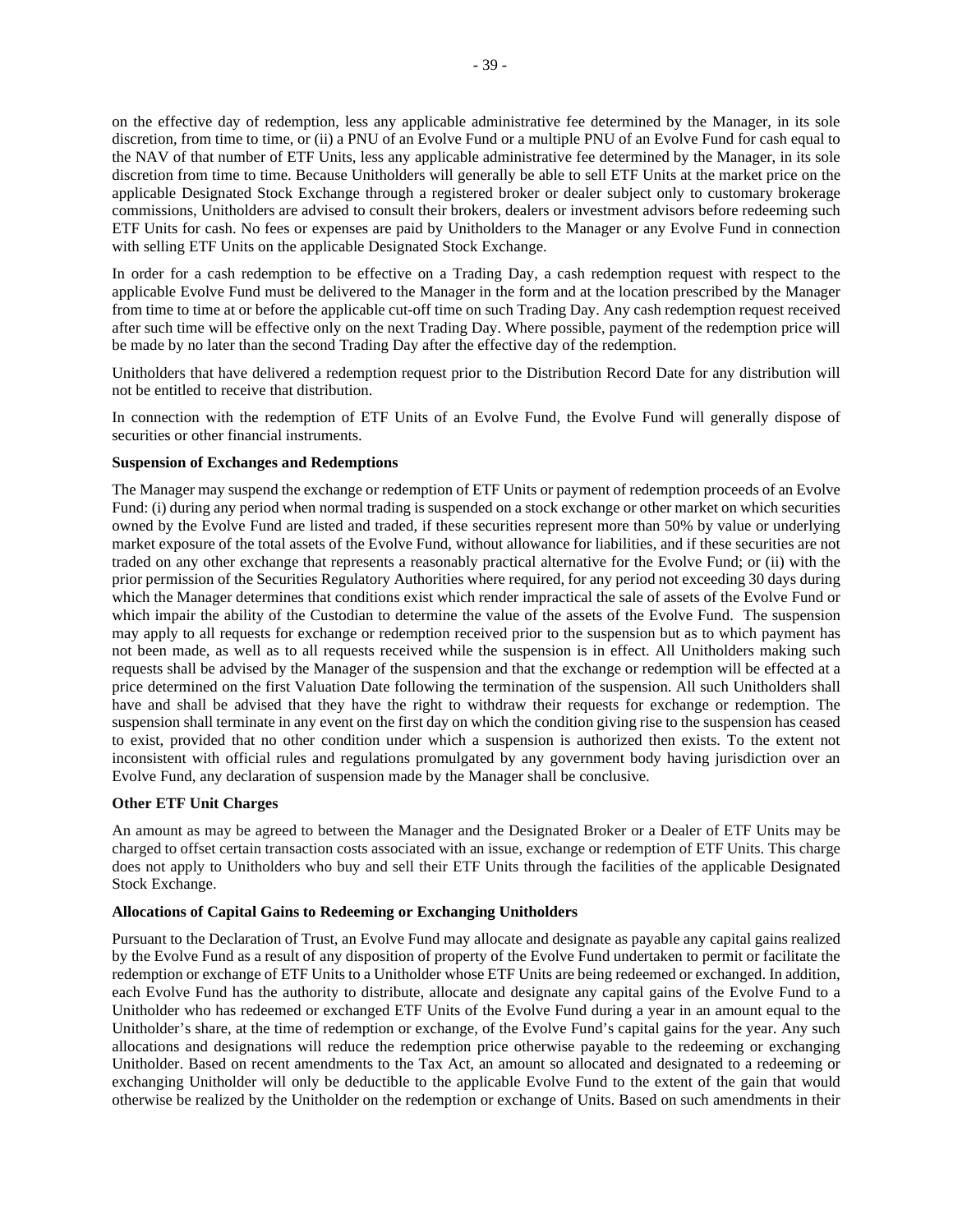on the effective day of redemption, less any applicable administrative fee determined by the Manager, in its sole discretion, from time to time, or (ii) a PNU of an Evolve Fund or a multiple PNU of an Evolve Fund for cash equal to the NAV of that number of ETF Units, less any applicable administrative fee determined by the Manager, in its sole discretion from time to time. Because Unitholders will generally be able to sell ETF Units at the market price on the applicable Designated Stock Exchange through a registered broker or dealer subject only to customary brokerage commissions, Unitholders are advised to consult their brokers, dealers or investment advisors before redeeming such ETF Units for cash. No fees or expenses are paid by Unitholders to the Manager or any Evolve Fund in connection with selling ETF Units on the applicable Designated Stock Exchange.

In order for a cash redemption to be effective on a Trading Day, a cash redemption request with respect to the applicable Evolve Fund must be delivered to the Manager in the form and at the location prescribed by the Manager from time to time at or before the applicable cut-off time on such Trading Day. Any cash redemption request received after such time will be effective only on the next Trading Day. Where possible, payment of the redemption price will be made by no later than the second Trading Day after the effective day of the redemption.

Unitholders that have delivered a redemption request prior to the Distribution Record Date for any distribution will not be entitled to receive that distribution.

In connection with the redemption of ETF Units of an Evolve Fund, the Evolve Fund will generally dispose of securities or other financial instruments.

**Suspension of Exchanges and Redemptions**

The Manager may suspend the exchange or redemption of ETF Units or payment of redemption proceeds of an Evolve Fund: (i) during any period when normal trading is suspended on a stock exchange or other market on which securities owned by the Evolve Fund are listed and traded, if these securities represent more than 50% by value or underlying market exposure of the total assets of the Evolve Fund, without allowance for liabilities, and if these securities are not traded on any other exchange that represents a reasonably practical alternative for the Evolve Fund; or (ii) with the prior permission of the Securities Regulatory Authorities where required, for any period not exceeding 30 days during which the Manager determines that conditions exist which render impractical the sale of assets of the Evolve Fund or which impair the ability of the Custodian to determine the value of the assets of the Evolve Fund. The suspension may apply to all requests for exchange or redemption received prior to the suspension but as to which payment has not been made, as well as to all requests received while the suspension is in effect. All Unitholders making such requests shall be advised by the Manager of the suspension and that the exchange or redemption will be effected at a price determined on the first Valuation Date following the termination of the suspension. All such Unitholders shall have and shall be advised that they have the right to withdraw their requests for exchange or redemption. The suspension shall terminate in any event on the first day on which the condition giving rise to the suspension has ceased to exist, provided that no other condition under which a suspension is authorized then exists. To the extent not inconsistent with official rules and regulations promulgated by any government body having jurisdiction over an Evolve Fund, any declaration of suspension made by the Manager shall be conclusive.

**Other ETF Unit Charges**

An amount as may be agreed to between the Manager and the Designated Broker or a Dealer of ETF Units may be charged to offset certain transaction costs associated with an issue, exchange or redemption of ETF Units. This charge does not apply to Unitholders who buy and sell their ETF Units through the facilities of the applicable Designated Stock Exchange.

**Allocations of Capital Gains to Redeeming or Exchanging Unitholders**

Pursuant to the Declaration of Trust, an Evolve Fund may allocate and designate as payable any capital gains realized by the Evolve Fund as a result of any disposition of property of the Evolve Fund undertaken to permit or facilitate the redemption or exchange of ETF Units to a Unitholder whose ETF Units are being redeemed or exchanged. In addition, each Evolve Fund has the authority to distribute, allocate and designate any capital gains of the Evolve Fund to a Unitholder who has redeemed or exchanged ETF Units of the Evolve Fund during a year in an amount equal to the Unitholder's share, at the time of redemption or exchange, of the Evolve Fund's capital gains for the year. Any such allocations and designations will reduce the redemption price otherwise payable to the redeeming or exchanging Unitholder. Based on recent amendments to the Tax Act, an amount so allocated and designated to a redeeming or exchanging Unitholder will only be deductible to the applicable Evolve Fund to the extent of the gain that would otherwise be realized by the Unitholder on the redemption or exchange of Units. Based on such amendments in their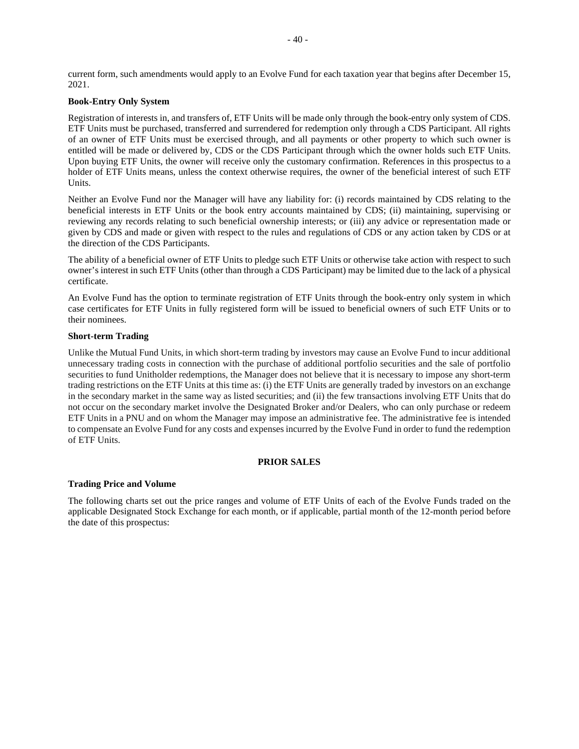current form, such amendments would apply to an Evolve Fund for each taxation year that begins after December 15, 2021.

**Book-Entry Only System**

Registration of interests in, and transfers of, ETF Units will be made only through the book-entry only system of CDS. ETF Units must be purchased, transferred and surrendered for redemption only through a CDS Participant. All rights of an owner of ETF Units must be exercised through, and all payments or other property to which such owner is entitled will be made or delivered by, CDS or the CDS Participant through which the owner holds such ETF Units. Upon buying ETF Units, the owner will receive only the customary confirmation. References in this prospectus to a holder of ETF Units means, unless the context otherwise requires, the owner of the beneficial interest of such ETF Units.

Neither an Evolve Fund nor the Manager will have any liability for: (i) records maintained by CDS relating to the beneficial interests in ETF Units or the book entry accounts maintained by CDS; (ii) maintaining, supervising or reviewing any records relating to such beneficial ownership interests; or (iii) any advice or representation made or given by CDS and made or given with respect to the rules and regulations of CDS or any action taken by CDS or at the direction of the CDS Participants.

The ability of a beneficial owner of ETF Units to pledge such ETF Units or otherwise take action with respect to such owner's interest in such ETF Units (other than through a CDS Participant) may be limited due to the lack of a physical certificate.

An Evolve Fund has the option to terminate registration of ETF Units through the book-entry only system in which case certificates for ETF Units in fully registered form will be issued to beneficial owners of such ETF Units or to their nominees.

**Short-term Trading**

Unlike the Mutual Fund Units, in which short-term trading by investors may cause an Evolve Fund to incur additional unnecessary trading costs in connection with the purchase of additional portfolio securities and the sale of portfolio securities to fund Unitholder redemptions, the Manager does not believe that it is necessary to impose any short-term trading restrictions on the ETF Units at this time as: (i) the ETF Units are generally traded by investors on an exchange in the secondary market in the same way as listed securities; and (ii) the few transactions involving ETF Units that do not occur on the secondary market involve the Designated Broker and/or Dealers, who can only purchase or redeem ETF Units in a PNU and on whom the Manager may impose an administrative fee. The administrative fee is intended to compensate an Evolve Fund for any costs and expenses incurred by the Evolve Fund in order to fund the redemption of ETF Units.

## PRIOR SALES

**Trading Price and Volume**

The following charts set out the price ranges and volume of ETF Units of each of the Evolve Funds traded on the applicable Designated Stock Exchange for each month, or if applicable, partial month of the 12-month period before the date of this prospectus: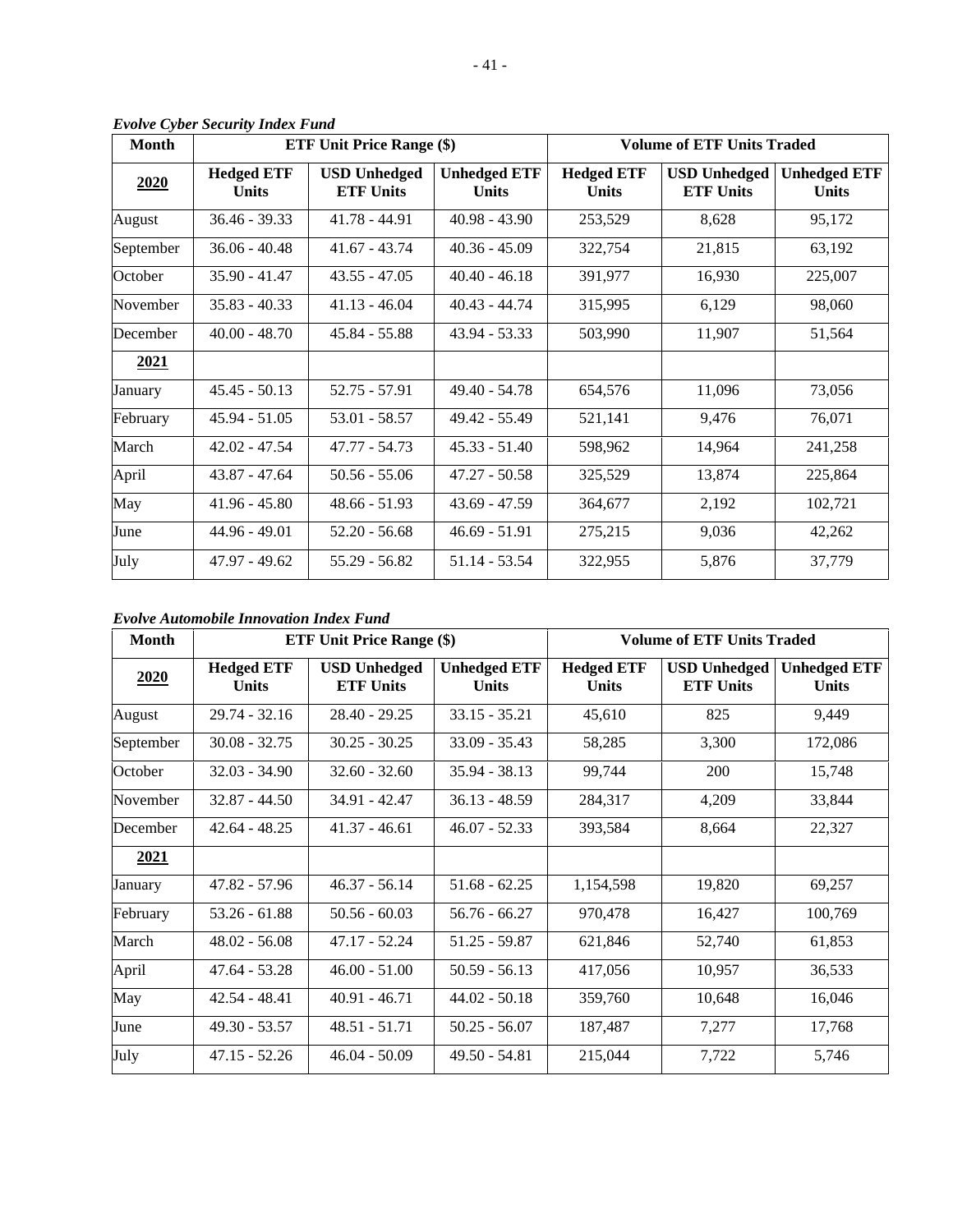***Evolve Cyber Security Index Fund***

| Month | ETF Unit Price Range ($) | | | Volume of ETF Units Traded | | |
|---|---|---|---|---|---|---|
| **2020** | **Hedged ETF Units** | **USD Unhedged ETF Units** | **Unhedged ETF Units** | **Hedged ETF Units** | **USD Unhedged ETF Units** | **Unhedged ETF Units** |
| August | 36.46 - 39.33 | 41.78 - 44.91 | 40.98 - 43.90 | 253,529 | 8,628 | 95,172 |
| September | 36.06 - 40.48 | 41.67 - 43.74 | 40.36 - 45.09 | 322,754 | 21,815 | 63,192 |
| October | 35.90 - 41.47 | 43.55 - 47.05 | 40.40 - 46.18 | 391,977 | 16,930 | 225,007 |
| November | 35.83 - 40.33 | 41.13 - 46.04 | 40.43 - 44.74 | 315,995 | 6,129 | 98,060 |
| December | 40.00 - 48.70 | 45.84 - 55.88 | 43.94 - 53.33 | 503,990 | 11,907 | 51,564 |
| **2021** | | | | | | |
| January | 45.45 - 50.13 | 52.75 - 57.91 | 49.40 - 54.78 | 654,576 | 11,096 | 73,056 |
| February | 45.94 - 51.05 | 53.01 - 58.57 | 49.42 - 55.49 | 521,141 | 9,476 | 76,071 |
| March | 42.02 - 47.54 | 47.77 - 54.73 | 45.33 - 51.40 | 598,962 | 14,964 | 241,258 |
| April | 43.87 - 47.64 | 50.56 - 55.06 | 47.27 - 50.58 | 325,529 | 13,874 | 225,864 |
| May | 41.96 - 45.80 | 48.66 - 51.93 | 43.69 - 47.59 | 364,677 | 2,192 | 102,721 |
| June | 44.96 - 49.01 | 52.20 - 56.68 | 46.69 - 51.91 | 275,215 | 9,036 | 42,262 |
| July | 47.97 - 49.62 | 55.29 - 56.82 | 51.14 - 53.54 | 322,955 | 5,876 | 37,779 |

***Evolve Automobile Innovation Index Fund***

| Month | ETF Unit Price Range ($) | | | Volume of ETF Units Traded | | |
|---|---|---|---|---|---|---|
| **2020** | **Hedged ETF Units** | **USD Unhedged ETF Units** | **Unhedged ETF Units** | **Hedged ETF Units** | **USD Unhedged ETF Units** | **Unhedged ETF Units** |
| August | 29.74 - 32.16 | 28.40 - 29.25 | 33.15 - 35.21 | 45,610 | 825 | 9,449 |
| September | 30.08 - 32.75 | 30.25 - 30.25 | 33.09 - 35.43 | 58,285 | 3,300 | 172,086 |
| October | 32.03 - 34.90 | 32.60 - 32.60 | 35.94 - 38.13 | 99,744 | 200 | 15,748 |
| November | 32.87 - 44.50 | 34.91 - 42.47 | 36.13 - 48.59 | 284,317 | 4,209 | 33,844 |
| December | 42.64 - 48.25 | 41.37 - 46.61 | 46.07 - 52.33 | 393,584 | 8,664 | 22,327 |
| **2021** | | | | | | |
| January | 47.82 - 57.96 | 46.37 - 56.14 | 51.68 - 62.25 | 1,154,598 | 19,820 | 69,257 |
| February | 53.26 - 61.88 | 50.56 - 60.03 | 56.76 - 66.27 | 970,478 | 16,427 | 100,769 |
| March | 48.02 - 56.08 | 47.17 - 52.24 | 51.25 - 59.87 | 621,846 | 52,740 | 61,853 |
| April | 47.64 - 53.28 | 46.00 - 51.00 | 50.59 - 56.13 | 417,056 | 10,957 | 36,533 |
| May | 42.54 - 48.41 | 40.91 - 46.71 | 44.02 - 50.18 | 359,760 | 10,648 | 16,046 |
| June | 49.30 - 53.57 | 48.51 - 51.71 | 50.25 - 56.07 | 187,487 | 7,277 | 17,768 |
| July | 47.15 - 52.26 | 46.04 - 50.09 | 49.50 - 54.81 | 215,044 | 7,722 | 5,746 |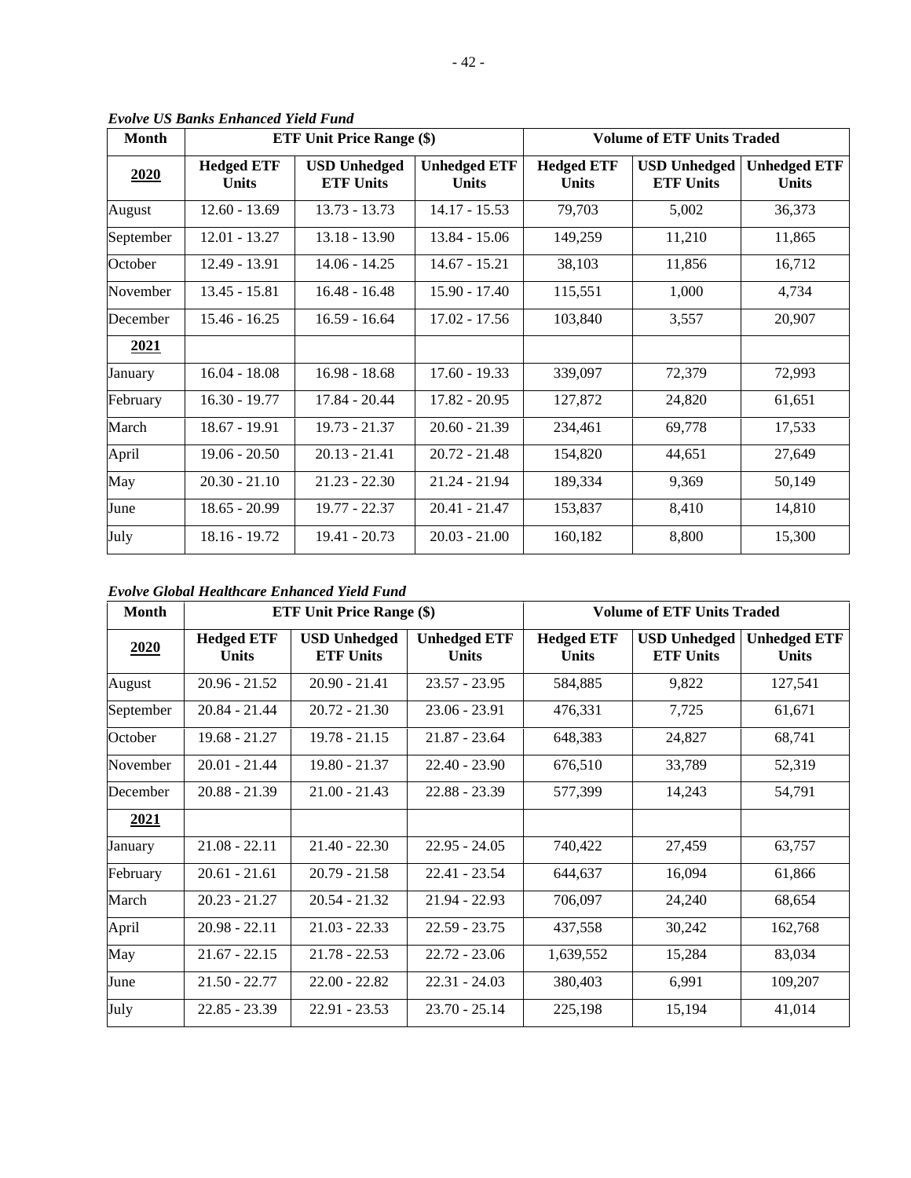*Evolve US Banks Enhanced Yield Fund*

| Month | ETF Unit Price Range ($) | | | Volume of ETF Units Traded | | |
|---|---|---|---|---|---|---|
| **2020** | **Hedged ETF Units** | **USD Unhedged ETF Units** | **Unhedged ETF Units** | **Hedged ETF Units** | **USD Unhedged ETF Units** | **Unhedged ETF Units** |
| August | 12.60 - 13.69 | 13.73 - 13.73 | 14.17 - 15.53 | 79,703 | 5,002 | 36,373 |
| September | 12.01 - 13.27 | 13.18 - 13.90 | 13.84 - 15.06 | 149,259 | 11,210 | 11,865 |
| October | 12.49 - 13.91 | 14.06 - 14.25 | 14.67 - 15.21 | 38,103 | 11,856 | 16,712 |
| November | 13.45 - 15.81 | 16.48 - 16.48 | 15.90 - 17.40 | 115,551 | 1,000 | 4,734 |
| December | 15.46 - 16.25 | 16.59 - 16.64 | 17.02 - 17.56 | 103,840 | 3,557 | 20,907 |
| **2021** | | | | | | |
| January | 16.04 - 18.08 | 16.98 - 18.68 | 17.60 - 19.33 | 339,097 | 72,379 | 72,993 |
| February | 16.30 - 19.77 | 17.84 - 20.44 | 17.82 - 20.95 | 127,872 | 24,820 | 61,651 |
| March | 18.67 - 19.91 | 19.73 - 21.37 | 20.60 - 21.39 | 234,461 | 69,778 | 17,533 |
| April | 19.06 - 20.50 | 20.13 - 21.41 | 20.72 - 21.48 | 154,820 | 44,651 | 27,649 |
| May | 20.30 - 21.10 | 21.23 - 22.30 | 21.24 - 21.94 | 189,334 | 9,369 | 50,149 |
| June | 18.65 - 20.99 | 19.77 - 22.37 | 20.41 - 21.47 | 153,837 | 8,410 | 14,810 |
| July | 18.16 - 19.72 | 19.41 - 20.73 | 20.03 - 21.00 | 160,182 | 8,800 | 15,300 |

*Evolve Global Healthcare Enhanced Yield Fund*

| Month | ETF Unit Price Range ($) | | | Volume of ETF Units Traded | | |
|---|---|---|---|---|---|---|
| **2020** | **Hedged ETF Units** | **USD Unhedged ETF Units** | **Unhedged ETF Units** | **Hedged ETF Units** | **USD Unhedged ETF Units** | **Unhedged ETF Units** |
| August | 20.96 - 21.52 | 20.90 - 21.41 | 23.57 - 23.95 | 584,885 | 9,822 | 127,541 |
| September | 20.84 - 21.44 | 20.72 - 21.30 | 23.06 - 23.91 | 476,331 | 7,725 | 61,671 |
| October | 19.68 - 21.27 | 19.78 - 21.15 | 21.87 - 23.64 | 648,383 | 24,827 | 68,741 |
| November | 20.01 - 21.44 | 19.80 - 21.37 | 22.40 - 23.90 | 676,510 | 33,789 | 52,319 |
| December | 20.88 - 21.39 | 21.00 - 21.43 | 22.88 - 23.39 | 577,399 | 14,243 | 54,791 |
| **2021** | | | | | | |
| January | 21.08 - 22.11 | 21.40 - 22.30 | 22.95 - 24.05 | 740,422 | 27,459 | 63,757 |
| February | 20.61 - 21.61 | 20.79 - 21.58 | 22.41 - 23.54 | 644,637 | 16,094 | 61,866 |
| March | 20.23 - 21.27 | 20.54 - 21.32 | 21.94 - 22.93 | 706,097 | 24,240 | 68,654 |
| April | 20.98 - 22.11 | 21.03 - 22.33 | 22.59 - 23.75 | 437,558 | 30,242 | 162,768 |
| May | 21.67 - 22.15 | 21.78 - 22.53 | 22.72 - 23.06 | 1,639,552 | 15,284 | 83,034 |
| June | 21.50 - 22.77 | 22.00 - 22.82 | 22.31 - 24.03 | 380,403 | 6,991 | 109,207 |
| July | 22.85 - 23.39 | 22.91 - 23.53 | 23.70 - 25.14 | 225,198 | 15,194 | 41,014 |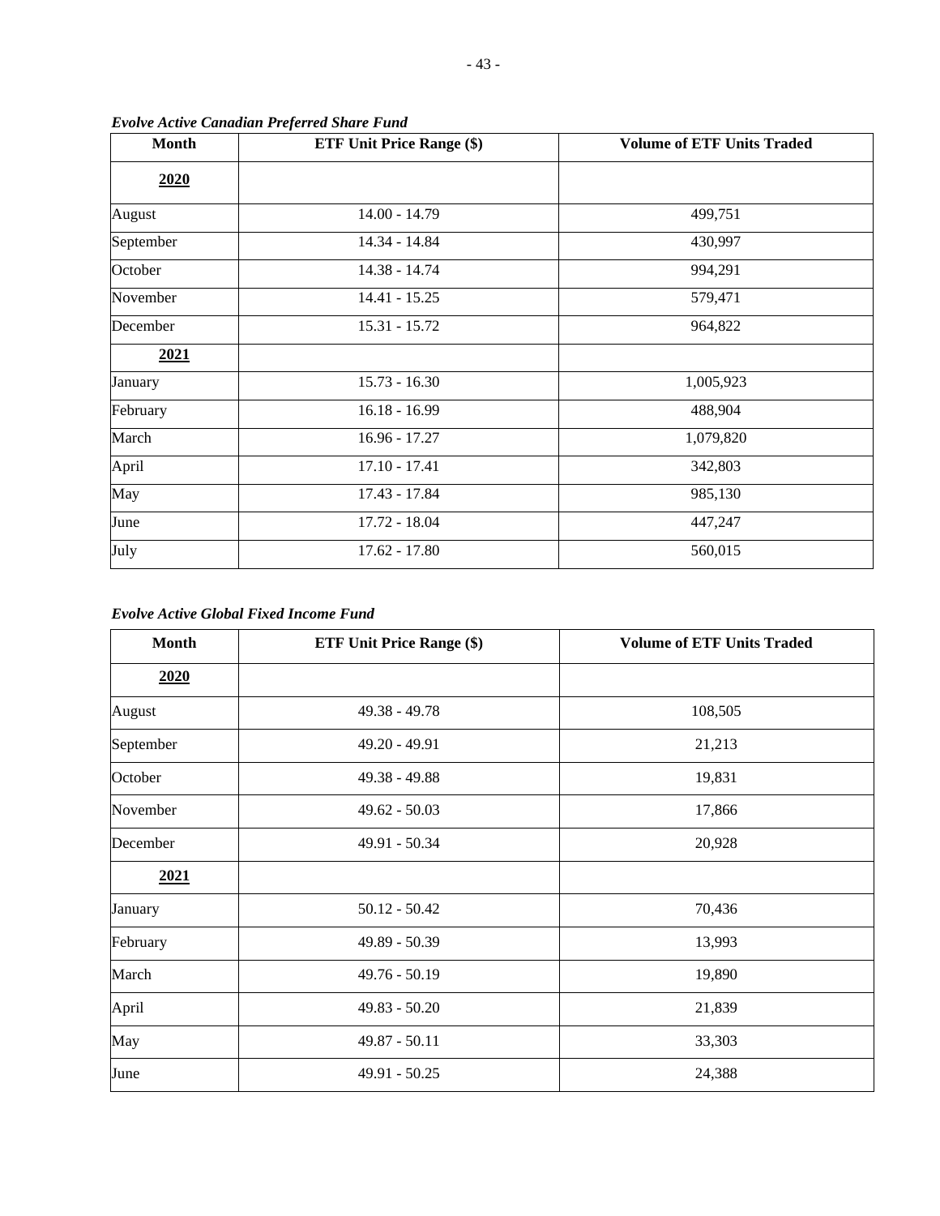*Evolve Active Canadian Preferred Share Fund*

| Month | ETF Unit Price Range ($) | Volume of ETF Units Traded |
|---|---|---|
| **2020** | | |
| August | 14.00 - 14.79 | 499,751 |
| September | 14.34 - 14.84 | 430,997 |
| October | 14.38 - 14.74 | 994,291 |
| November | 14.41 - 15.25 | 579,471 |
| December | 15.31 - 15.72 | 964,822 |
| **2021** | | |
| January | 15.73 - 16.30 | 1,005,923 |
| February | 16.18 - 16.99 | 488,904 |
| March | 16.96 - 17.27 | 1,079,820 |
| April | 17.10 - 17.41 | 342,803 |
| May | 17.43 - 17.84 | 985,130 |
| June | 17.72 - 18.04 | 447,247 |
| July | 17.62 - 17.80 | 560,015 |

*Evolve Active Global Fixed Income Fund*

| Month | ETF Unit Price Range ($) | Volume of ETF Units Traded |
|---|---|---|
| **2020** | | |
| August | 49.38 - 49.78 | 108,505 |
| September | 49.20 - 49.91 | 21,213 |
| October | 49.38 - 49.88 | 19,831 |
| November | 49.62 - 50.03 | 17,866 |
| December | 49.91 - 50.34 | 20,928 |
| **2021** | | |
| January | 50.12 - 50.42 | 70,436 |
| February | 49.89 - 50.39 | 13,993 |
| March | 49.76 - 50.19 | 19,890 |
| April | 49.83 - 50.20 | 21,839 |
| May | 49.87 - 50.11 | 33,303 |
| June | 49.91 - 50.25 | 24,388 |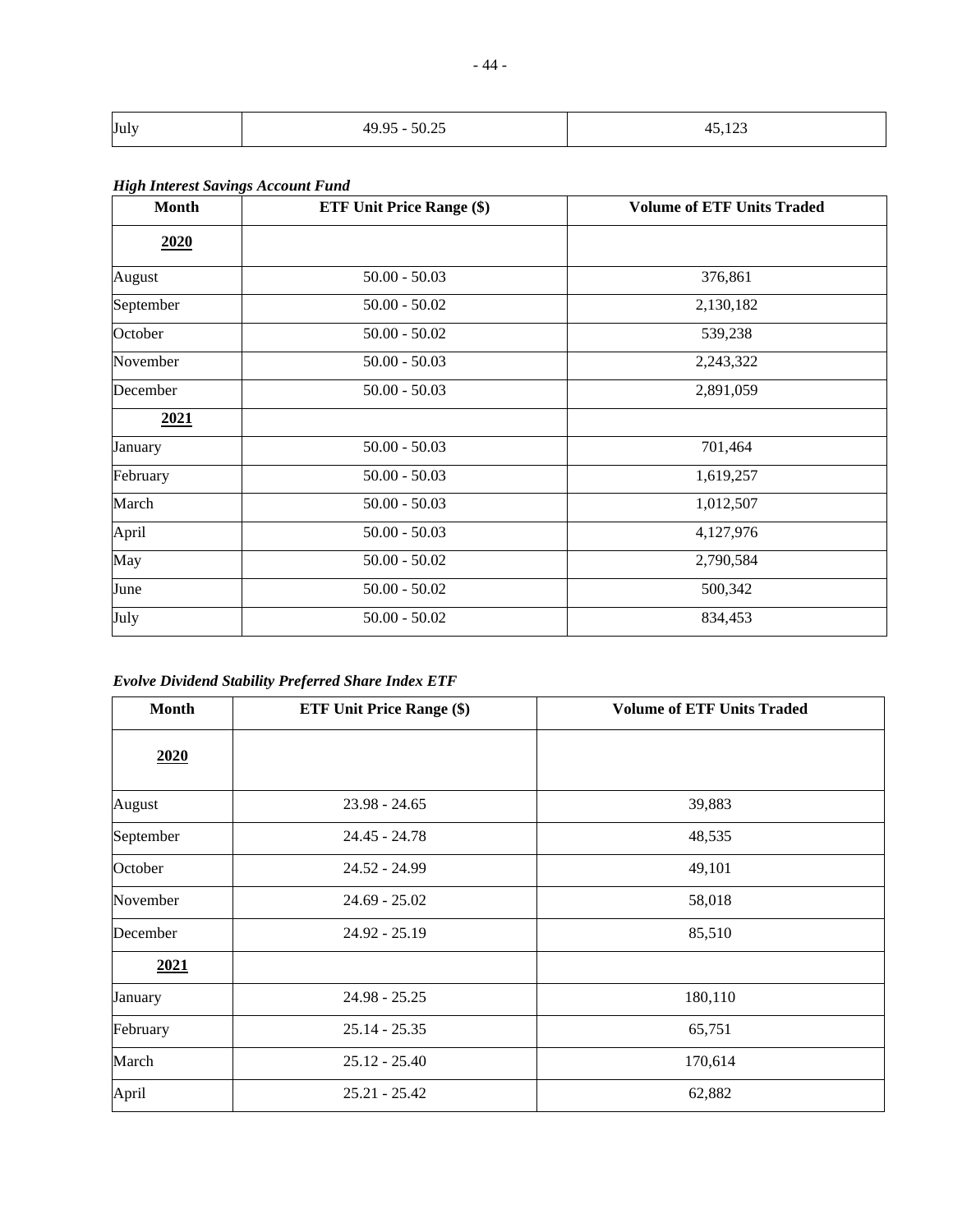| July | 49.95 - 50.25 | 45,123 |
|---|---|---|

***High Interest Savings Account Fund***

| Month | ETF Unit Price Range ($) | Volume of ETF Units Traded |
|---|---|---|
| **2020** | | |
| August | 50.00 - 50.03 | 376,861 |
| September | 50.00 - 50.02 | 2,130,182 |
| October | 50.00 - 50.02 | 539,238 |
| November | 50.00 - 50.03 | 2,243,322 |
| December | 50.00 - 50.03 | 2,891,059 |
| **2021** | | |
| January | 50.00 - 50.03 | 701,464 |
| February | 50.00 - 50.03 | 1,619,257 |
| March | 50.00 - 50.03 | 1,012,507 |
| April | 50.00 - 50.03 | 4,127,976 |
| May | 50.00 - 50.02 | 2,790,584 |
| June | 50.00 - 50.02 | 500,342 |
| July | 50.00 - 50.02 | 834,453 |

***Evolve Dividend Stability Preferred Share Index ETF***

| Month | ETF Unit Price Range ($) | Volume of ETF Units Traded |
|---|---|---|
| **2020** | | |
| August | 23.98 - 24.65 | 39,883 |
| September | 24.45 - 24.78 | 48,535 |
| October | 24.52 - 24.99 | 49,101 |
| November | 24.69 - 25.02 | 58,018 |
| December | 24.92 - 25.19 | 85,510 |
| **2021** | | |
| January | 24.98 - 25.25 | 180,110 |
| February | 25.14 - 25.35 | 65,751 |
| March | 25.12 - 25.40 | 170,614 |
| April | 25.21 - 25.42 | 62,882 |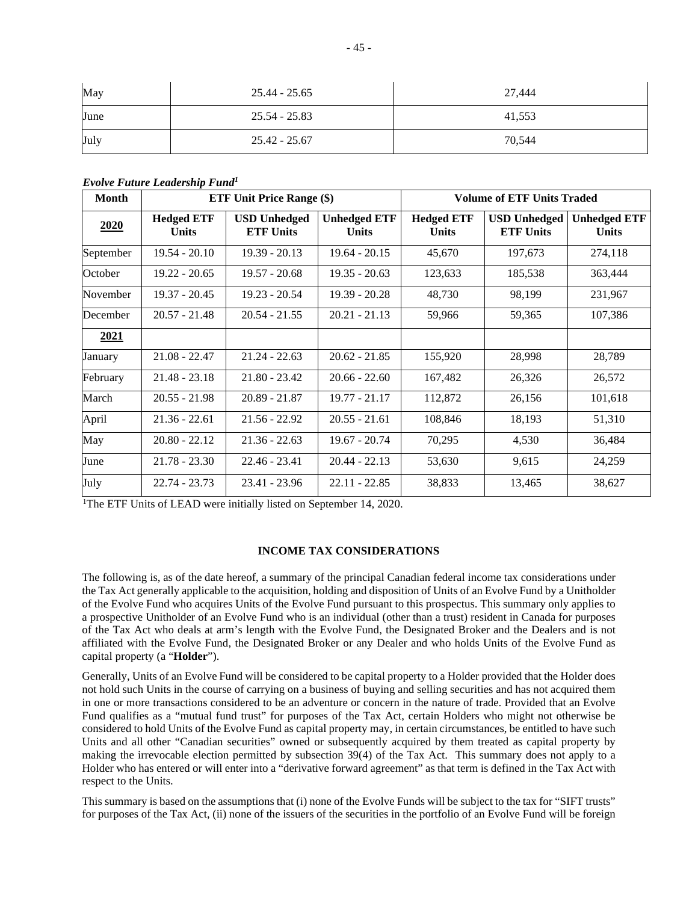| May | 25.44 - 25.65 | 27,444 |
|---|---|---|
| June | 25.54 - 25.83 | 41,553 |
| July | 25.42 - 25.67 | 70,544 |

***Evolve Future Leadership Fund[1]***

| Month | ETF Unit Price Range ($) | | | Volume of ETF Units Traded | | |
|---|---|---|---|---|---|---|
| **2020** | **Hedged ETF Units** | **USD Unhedged ETF Units** | **Unhedged ETF Units** | **Hedged ETF Units** | **USD Unhedged ETF Units** | **Unhedged ETF Units** |
| September | 19.54 - 20.10 | 19.39 - 20.13 | 19.64 - 20.15 | 45,670 | 197,673 | 274,118 |
| October | 19.22 - 20.65 | 19.57 - 20.68 | 19.35 - 20.63 | 123,633 | 185,538 | 363,444 |
| November | 19.37 - 20.45 | 19.23 - 20.54 | 19.39 - 20.28 | 48,730 | 98,199 | 231,967 |
| December | 20.57 - 21.48 | 20.54 - 21.55 | 20.21 - 21.13 | 59,966 | 59,365 | 107,386 |
| **2021** | | | | | | |
| January | 21.08 - 22.47 | 21.24 - 22.63 | 20.62 - 21.85 | 155,920 | 28,998 | 28,789 |
| February | 21.48 - 23.18 | 21.80 - 23.42 | 20.66 - 22.60 | 167,482 | 26,326 | 26,572 |
| March | 20.55 - 21.98 | 20.89 - 21.87 | 19.77 - 21.17 | 112,872 | 26,156 | 101,618 |
| April | 21.36 - 22.61 | 21.56 - 22.92 | 20.55 - 21.61 | 108,846 | 18,193 | 51,310 |
| May | 20.80 - 22.12 | 21.36 - 22.63 | 19.67 - 20.74 | 70,295 | 4,530 | 36,484 |
| June | 21.78 - 23.30 | 22.46 - 23.41 | 20.44 - 22.13 | 53,630 | 9,615 | 24,259 |
| July | 22.74 - 23.73 | 23.41 - 23.96 | 22.11 - 22.85 | 38,833 | 13,465 | 38,627 |

[1]The ETF Units of LEAD were initially listed on September 14, 2020.

## INCOME TAX CONSIDERATIONS

The following is, as of the date hereof, a summary of the principal Canadian federal income tax considerations under the Tax Act generally applicable to the acquisition, holding and disposition of Units of an Evolve Fund by a Unitholder of the Evolve Fund who acquires Units of the Evolve Fund pursuant to this prospectus. This summary only applies to a prospective Unitholder of an Evolve Fund who is an individual (other than a trust) resident in Canada for purposes of the Tax Act who deals at arm's length with the Evolve Fund, the Designated Broker and the Dealers and is not affiliated with the Evolve Fund, the Designated Broker or any Dealer and who holds Units of the Evolve Fund as capital property (a "**Holder**").

Generally, Units of an Evolve Fund will be considered to be capital property to a Holder provided that the Holder does not hold such Units in the course of carrying on a business of buying and selling securities and has not acquired them in one or more transactions considered to be an adventure or concern in the nature of trade. Provided that an Evolve Fund qualifies as a "mutual fund trust" for purposes of the Tax Act, certain Holders who might not otherwise be considered to hold Units of the Evolve Fund as capital property may, in certain circumstances, be entitled to have such Units and all other "Canadian securities" owned or subsequently acquired by them treated as capital property by making the irrevocable election permitted by subsection 39(4) of the Tax Act. This summary does not apply to a Holder who has entered or will enter into a "derivative forward agreement" as that term is defined in the Tax Act with respect to the Units.

This summary is based on the assumptions that (i) none of the Evolve Funds will be subject to the tax for "SIFT trusts" for purposes of the Tax Act, (ii) none of the issuers of the securities in the portfolio of an Evolve Fund will be foreign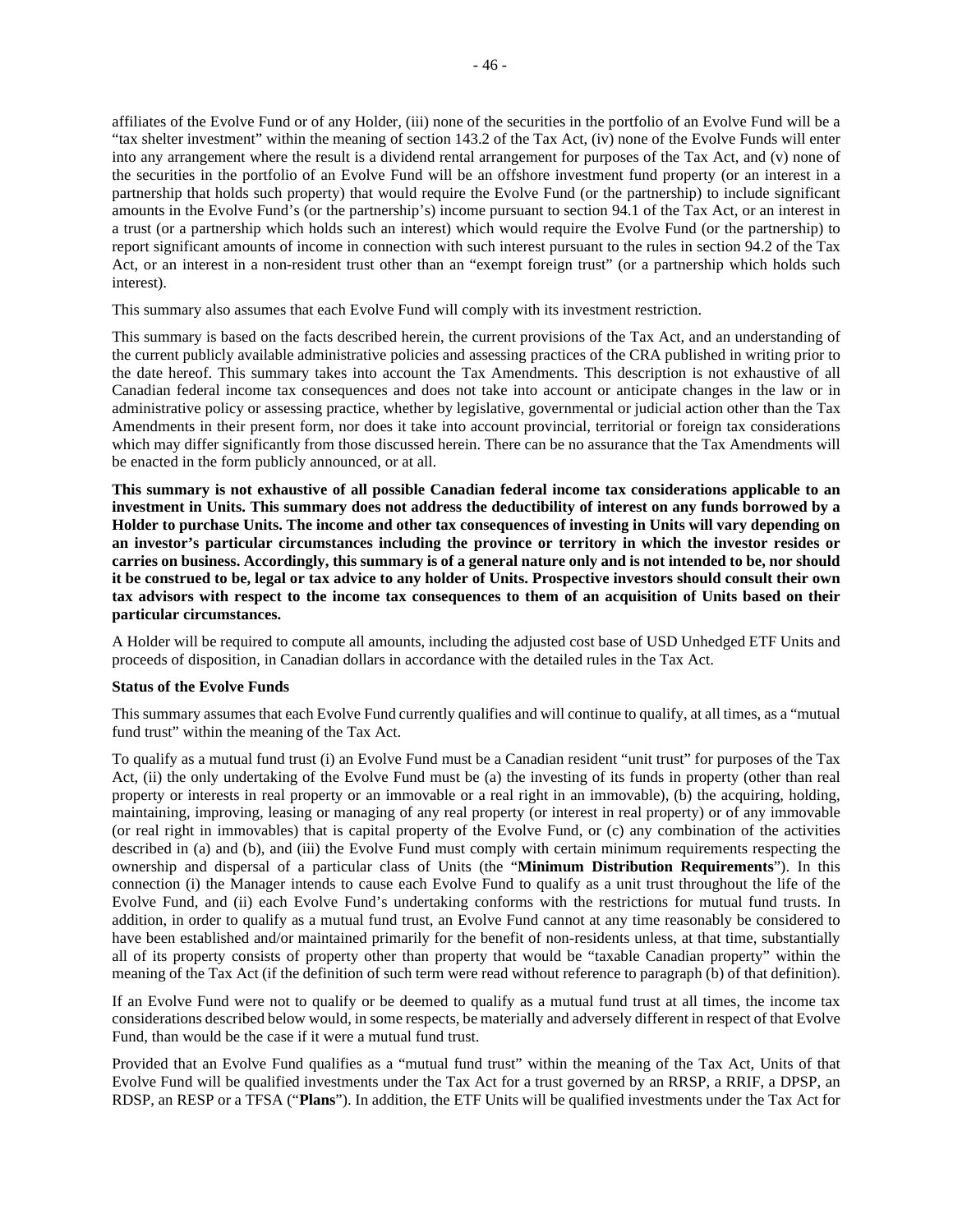affiliates of the Evolve Fund or of any Holder, (iii) none of the securities in the portfolio of an Evolve Fund will be a "tax shelter investment" within the meaning of section 143.2 of the Tax Act, (iv) none of the Evolve Funds will enter into any arrangement where the result is a dividend rental arrangement for purposes of the Tax Act, and (v) none of the securities in the portfolio of an Evolve Fund will be an offshore investment fund property (or an interest in a partnership that holds such property) that would require the Evolve Fund (or the partnership) to include significant amounts in the Evolve Fund's (or the partnership's) income pursuant to section 94.1 of the Tax Act, or an interest in a trust (or a partnership which holds such an interest) which would require the Evolve Fund (or the partnership) to report significant amounts of income in connection with such interest pursuant to the rules in section 94.2 of the Tax Act, or an interest in a non-resident trust other than an "exempt foreign trust" (or a partnership which holds such interest).

This summary also assumes that each Evolve Fund will comply with its investment restriction.

This summary is based on the facts described herein, the current provisions of the Tax Act, and an understanding of the current publicly available administrative policies and assessing practices of the CRA published in writing prior to the date hereof. This summary takes into account the Tax Amendments. This description is not exhaustive of all Canadian federal income tax consequences and does not take into account or anticipate changes in the law or in administrative policy or assessing practice, whether by legislative, governmental or judicial action other than the Tax Amendments in their present form, nor does it take into account provincial, territorial or foreign tax considerations which may differ significantly from those discussed herein. There can be no assurance that the Tax Amendments will be enacted in the form publicly announced, or at all.

**This summary is not exhaustive of all possible Canadian federal income tax considerations applicable to an investment in Units. This summary does not address the deductibility of interest on any funds borrowed by a Holder to purchase Units. The income and other tax consequences of investing in Units will vary depending on an investor's particular circumstances including the province or territory in which the investor resides or carries on business. Accordingly, this summary is of a general nature only and is not intended to be, nor should it be construed to be, legal or tax advice to any holder of Units. Prospective investors should consult their own tax advisors with respect to the income tax consequences to them of an acquisition of Units based on their particular circumstances.**

A Holder will be required to compute all amounts, including the adjusted cost base of USD Unhedged ETF Units and proceeds of disposition, in Canadian dollars in accordance with the detailed rules in the Tax Act.

**Status of the Evolve Funds**

This summary assumes that each Evolve Fund currently qualifies and will continue to qualify, at all times, as a "mutual fund trust" within the meaning of the Tax Act.

To qualify as a mutual fund trust (i) an Evolve Fund must be a Canadian resident "unit trust" for purposes of the Tax Act, (ii) the only undertaking of the Evolve Fund must be (a) the investing of its funds in property (other than real property or interests in real property or an immovable or a real right in an immovable), (b) the acquiring, holding, maintaining, improving, leasing or managing of any real property (or interest in real property) or of any immovable (or real right in immovables) that is capital property of the Evolve Fund, or (c) any combination of the activities described in (a) and (b), and (iii) the Evolve Fund must comply with certain minimum requirements respecting the ownership and dispersal of a particular class of Units (the "**Minimum Distribution Requirements**"). In this connection (i) the Manager intends to cause each Evolve Fund to qualify as a unit trust throughout the life of the Evolve Fund, and (ii) each Evolve Fund's undertaking conforms with the restrictions for mutual fund trusts. In addition, in order to qualify as a mutual fund trust, an Evolve Fund cannot at any time reasonably be considered to have been established and/or maintained primarily for the benefit of non-residents unless, at that time, substantially all of its property consists of property other than property that would be "taxable Canadian property" within the meaning of the Tax Act (if the definition of such term were read without reference to paragraph (b) of that definition).

If an Evolve Fund were not to qualify or be deemed to qualify as a mutual fund trust at all times, the income tax considerations described below would, in some respects, be materially and adversely different in respect of that Evolve Fund, than would be the case if it were a mutual fund trust.

Provided that an Evolve Fund qualifies as a "mutual fund trust" within the meaning of the Tax Act, Units of that Evolve Fund will be qualified investments under the Tax Act for a trust governed by an RRSP, a RRIF, a DPSP, an RDSP, an RESP or a TFSA ("**Plans**"). In addition, the ETF Units will be qualified investments under the Tax Act for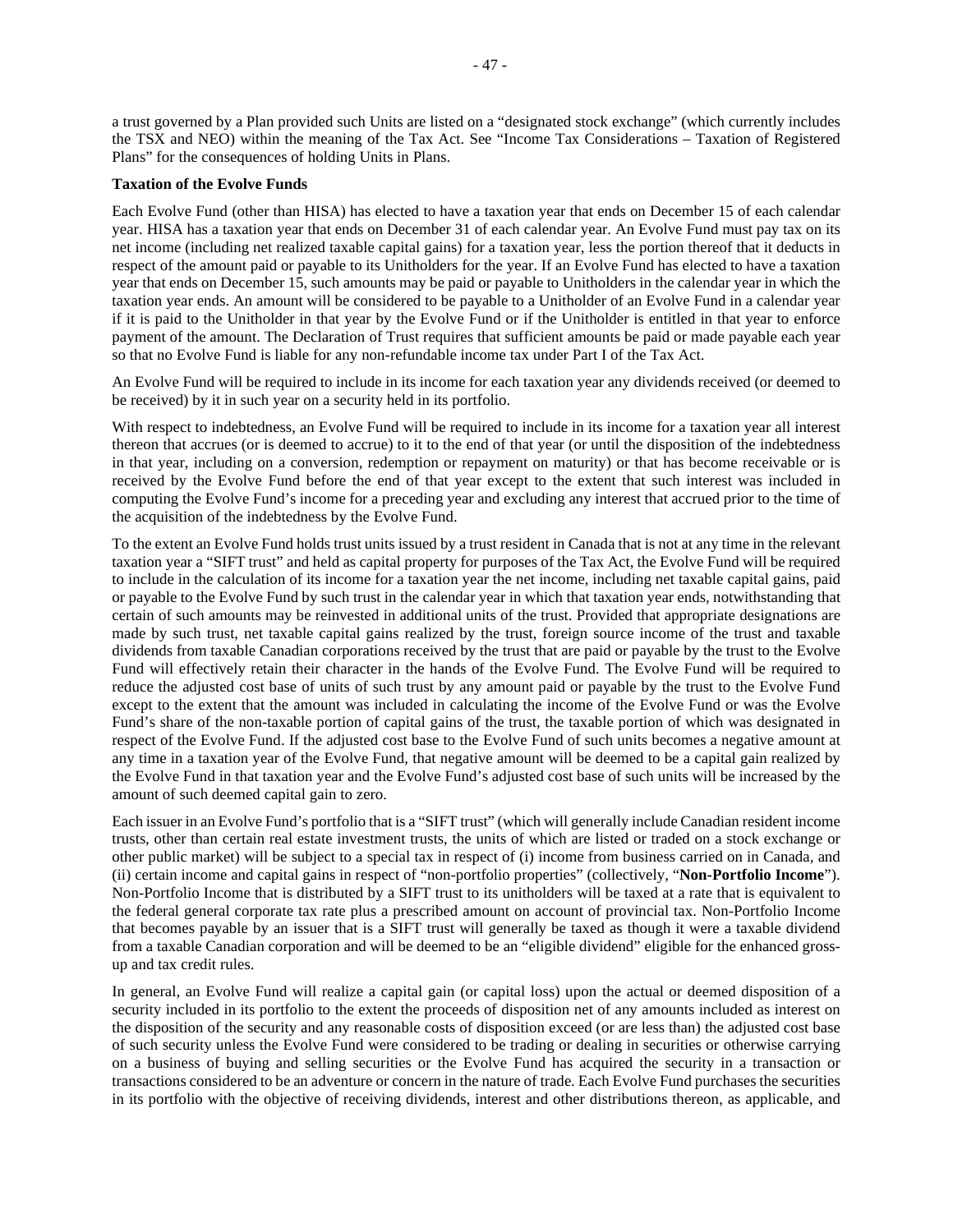a trust governed by a Plan provided such Units are listed on a "designated stock exchange" (which currently includes the TSX and NEO) within the meaning of the Tax Act. See "Income Tax Considerations – Taxation of Registered Plans" for the consequences of holding Units in Plans.

**Taxation of the Evolve Funds**

Each Evolve Fund (other than HISA) has elected to have a taxation year that ends on December 15 of each calendar year. HISA has a taxation year that ends on December 31 of each calendar year. An Evolve Fund must pay tax on its net income (including net realized taxable capital gains) for a taxation year, less the portion thereof that it deducts in respect of the amount paid or payable to its Unitholders for the year. If an Evolve Fund has elected to have a taxation year that ends on December 15, such amounts may be paid or payable to Unitholders in the calendar year in which the taxation year ends. An amount will be considered to be payable to a Unitholder of an Evolve Fund in a calendar year if it is paid to the Unitholder in that year by the Evolve Fund or if the Unitholder is entitled in that year to enforce payment of the amount. The Declaration of Trust requires that sufficient amounts be paid or made payable each year so that no Evolve Fund is liable for any non-refundable income tax under Part I of the Tax Act.

An Evolve Fund will be required to include in its income for each taxation year any dividends received (or deemed to be received) by it in such year on a security held in its portfolio.

With respect to indebtedness, an Evolve Fund will be required to include in its income for a taxation year all interest thereon that accrues (or is deemed to accrue) to it to the end of that year (or until the disposition of the indebtedness in that year, including on a conversion, redemption or repayment on maturity) or that has become receivable or is received by the Evolve Fund before the end of that year except to the extent that such interest was included in computing the Evolve Fund's income for a preceding year and excluding any interest that accrued prior to the time of the acquisition of the indebtedness by the Evolve Fund.

To the extent an Evolve Fund holds trust units issued by a trust resident in Canada that is not at any time in the relevant taxation year a "SIFT trust" and held as capital property for purposes of the Tax Act, the Evolve Fund will be required to include in the calculation of its income for a taxation year the net income, including net taxable capital gains, paid or payable to the Evolve Fund by such trust in the calendar year in which that taxation year ends, notwithstanding that certain of such amounts may be reinvested in additional units of the trust. Provided that appropriate designations are made by such trust, net taxable capital gains realized by the trust, foreign source income of the trust and taxable dividends from taxable Canadian corporations received by the trust that are paid or payable by the trust to the Evolve Fund will effectively retain their character in the hands of the Evolve Fund. The Evolve Fund will be required to reduce the adjusted cost base of units of such trust by any amount paid or payable by the trust to the Evolve Fund except to the extent that the amount was included in calculating the income of the Evolve Fund or was the Evolve Fund's share of the non-taxable portion of capital gains of the trust, the taxable portion of which was designated in respect of the Evolve Fund. If the adjusted cost base to the Evolve Fund of such units becomes a negative amount at any time in a taxation year of the Evolve Fund, that negative amount will be deemed to be a capital gain realized by the Evolve Fund in that taxation year and the Evolve Fund's adjusted cost base of such units will be increased by the amount of such deemed capital gain to zero.

Each issuer in an Evolve Fund's portfolio that is a "SIFT trust" (which will generally include Canadian resident income trusts, other than certain real estate investment trusts, the units of which are listed or traded on a stock exchange or other public market) will be subject to a special tax in respect of (i) income from business carried on in Canada, and (ii) certain income and capital gains in respect of "non-portfolio properties" (collectively, "**Non-Portfolio Income**"). Non-Portfolio Income that is distributed by a SIFT trust to its unitholders will be taxed at a rate that is equivalent to the federal general corporate tax rate plus a prescribed amount on account of provincial tax. Non-Portfolio Income that becomes payable by an issuer that is a SIFT trust will generally be taxed as though it were a taxable dividend from a taxable Canadian corporation and will be deemed to be an "eligible dividend" eligible for the enhanced gross-up and tax credit rules.

In general, an Evolve Fund will realize a capital gain (or capital loss) upon the actual or deemed disposition of a security included in its portfolio to the extent the proceeds of disposition net of any amounts included as interest on the disposition of the security and any reasonable costs of disposition exceed (or are less than) the adjusted cost base of such security unless the Evolve Fund were considered to be trading or dealing in securities or otherwise carrying on a business of buying and selling securities or the Evolve Fund has acquired the security in a transaction or transactions considered to be an adventure or concern in the nature of trade. Each Evolve Fund purchases the securities in its portfolio with the objective of receiving dividends, interest and other distributions thereon, as applicable, and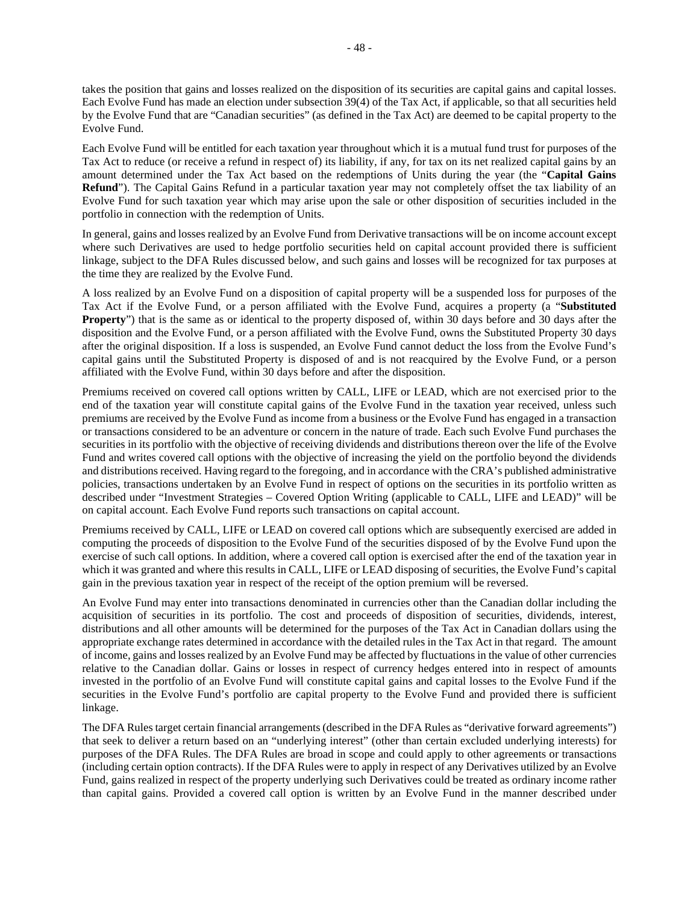takes the position that gains and losses realized on the disposition of its securities are capital gains and capital losses. Each Evolve Fund has made an election under subsection 39(4) of the Tax Act, if applicable, so that all securities held by the Evolve Fund that are "Canadian securities" (as defined in the Tax Act) are deemed to be capital property to the Evolve Fund.

Each Evolve Fund will be entitled for each taxation year throughout which it is a mutual fund trust for purposes of the Tax Act to reduce (or receive a refund in respect of) its liability, if any, for tax on its net realized capital gains by an amount determined under the Tax Act based on the redemptions of Units during the year (the "**Capital Gains Refund**"). The Capital Gains Refund in a particular taxation year may not completely offset the tax liability of an Evolve Fund for such taxation year which may arise upon the sale or other disposition of securities included in the portfolio in connection with the redemption of Units.

In general, gains and losses realized by an Evolve Fund from Derivative transactions will be on income account except where such Derivatives are used to hedge portfolio securities held on capital account provided there is sufficient linkage, subject to the DFA Rules discussed below, and such gains and losses will be recognized for tax purposes at the time they are realized by the Evolve Fund.

A loss realized by an Evolve Fund on a disposition of capital property will be a suspended loss for purposes of the Tax Act if the Evolve Fund, or a person affiliated with the Evolve Fund, acquires a property (a "**Substituted Property**") that is the same as or identical to the property disposed of, within 30 days before and 30 days after the disposition and the Evolve Fund, or a person affiliated with the Evolve Fund, owns the Substituted Property 30 days after the original disposition. If a loss is suspended, an Evolve Fund cannot deduct the loss from the Evolve Fund's capital gains until the Substituted Property is disposed of and is not reacquired by the Evolve Fund, or a person affiliated with the Evolve Fund, within 30 days before and after the disposition.

Premiums received on covered call options written by CALL, LIFE or LEAD, which are not exercised prior to the end of the taxation year will constitute capital gains of the Evolve Fund in the taxation year received, unless such premiums are received by the Evolve Fund as income from a business or the Evolve Fund has engaged in a transaction or transactions considered to be an adventure or concern in the nature of trade. Each such Evolve Fund purchases the securities in its portfolio with the objective of receiving dividends and distributions thereon over the life of the Evolve Fund and writes covered call options with the objective of increasing the yield on the portfolio beyond the dividends and distributions received. Having regard to the foregoing, and in accordance with the CRA's published administrative policies, transactions undertaken by an Evolve Fund in respect of options on the securities in its portfolio written as described under "Investment Strategies – Covered Option Writing (applicable to CALL, LIFE and LEAD)" will be on capital account. Each Evolve Fund reports such transactions on capital account.

Premiums received by CALL, LIFE or LEAD on covered call options which are subsequently exercised are added in computing the proceeds of disposition to the Evolve Fund of the securities disposed of by the Evolve Fund upon the exercise of such call options. In addition, where a covered call option is exercised after the end of the taxation year in which it was granted and where this results in CALL, LIFE or LEAD disposing of securities, the Evolve Fund's capital gain in the previous taxation year in respect of the receipt of the option premium will be reversed.

An Evolve Fund may enter into transactions denominated in currencies other than the Canadian dollar including the acquisition of securities in its portfolio. The cost and proceeds of disposition of securities, dividends, interest, distributions and all other amounts will be determined for the purposes of the Tax Act in Canadian dollars using the appropriate exchange rates determined in accordance with the detailed rules in the Tax Act in that regard. The amount of income, gains and losses realized by an Evolve Fund may be affected by fluctuations in the value of other currencies relative to the Canadian dollar. Gains or losses in respect of currency hedges entered into in respect of amounts invested in the portfolio of an Evolve Fund will constitute capital gains and capital losses to the Evolve Fund if the securities in the Evolve Fund's portfolio are capital property to the Evolve Fund and provided there is sufficient linkage.

The DFA Rules target certain financial arrangements (described in the DFA Rules as "derivative forward agreements") that seek to deliver a return based on an "underlying interest" (other than certain excluded underlying interests) for purposes of the DFA Rules. The DFA Rules are broad in scope and could apply to other agreements or transactions (including certain option contracts). If the DFA Rules were to apply in respect of any Derivatives utilized by an Evolve Fund, gains realized in respect of the property underlying such Derivatives could be treated as ordinary income rather than capital gains. Provided a covered call option is written by an Evolve Fund in the manner described under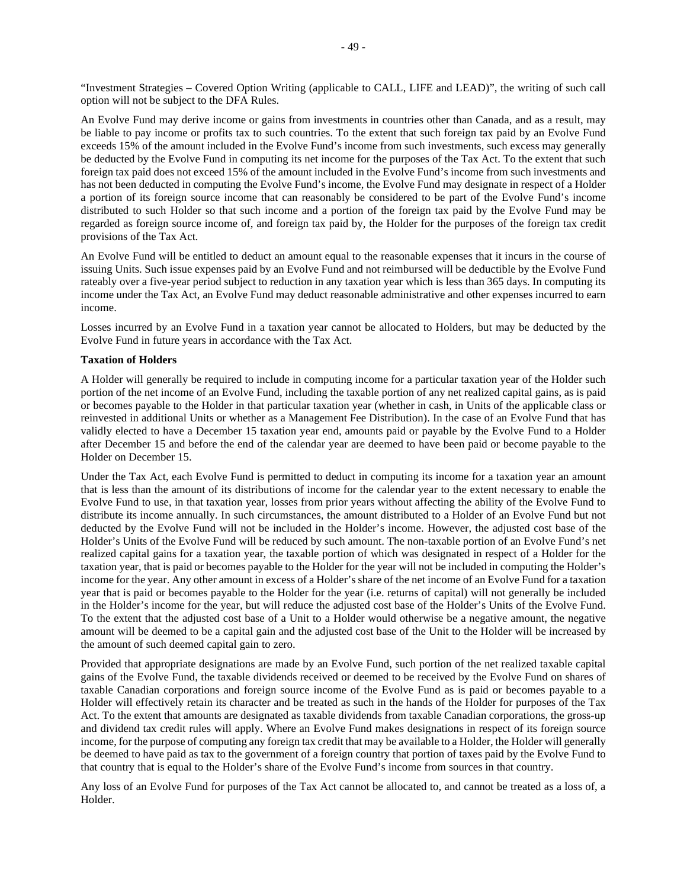"Investment Strategies – Covered Option Writing (applicable to CALL, LIFE and LEAD)", the writing of such call option will not be subject to the DFA Rules.

An Evolve Fund may derive income or gains from investments in countries other than Canada, and as a result, may be liable to pay income or profits tax to such countries. To the extent that such foreign tax paid by an Evolve Fund exceeds 15% of the amount included in the Evolve Fund's income from such investments, such excess may generally be deducted by the Evolve Fund in computing its net income for the purposes of the Tax Act. To the extent that such foreign tax paid does not exceed 15% of the amount included in the Evolve Fund's income from such investments and has not been deducted in computing the Evolve Fund's income, the Evolve Fund may designate in respect of a Holder a portion of its foreign source income that can reasonably be considered to be part of the Evolve Fund's income distributed to such Holder so that such income and a portion of the foreign tax paid by the Evolve Fund may be regarded as foreign source income of, and foreign tax paid by, the Holder for the purposes of the foreign tax credit provisions of the Tax Act.

An Evolve Fund will be entitled to deduct an amount equal to the reasonable expenses that it incurs in the course of issuing Units. Such issue expenses paid by an Evolve Fund and not reimbursed will be deductible by the Evolve Fund rateably over a five-year period subject to reduction in any taxation year which is less than 365 days. In computing its income under the Tax Act, an Evolve Fund may deduct reasonable administrative and other expenses incurred to earn income.

Losses incurred by an Evolve Fund in a taxation year cannot be allocated to Holders, but may be deducted by the Evolve Fund in future years in accordance with the Tax Act.

**Taxation of Holders**

A Holder will generally be required to include in computing income for a particular taxation year of the Holder such portion of the net income of an Evolve Fund, including the taxable portion of any net realized capital gains, as is paid or becomes payable to the Holder in that particular taxation year (whether in cash, in Units of the applicable class or reinvested in additional Units or whether as a Management Fee Distribution). In the case of an Evolve Fund that has validly elected to have a December 15 taxation year end, amounts paid or payable by the Evolve Fund to a Holder after December 15 and before the end of the calendar year are deemed to have been paid or become payable to the Holder on December 15.

Under the Tax Act, each Evolve Fund is permitted to deduct in computing its income for a taxation year an amount that is less than the amount of its distributions of income for the calendar year to the extent necessary to enable the Evolve Fund to use, in that taxation year, losses from prior years without affecting the ability of the Evolve Fund to distribute its income annually. In such circumstances, the amount distributed to a Holder of an Evolve Fund but not deducted by the Evolve Fund will not be included in the Holder's income. However, the adjusted cost base of the Holder's Units of the Evolve Fund will be reduced by such amount. The non-taxable portion of an Evolve Fund's net realized capital gains for a taxation year, the taxable portion of which was designated in respect of a Holder for the taxation year, that is paid or becomes payable to the Holder for the year will not be included in computing the Holder's income for the year. Any other amount in excess of a Holder's share of the net income of an Evolve Fund for a taxation year that is paid or becomes payable to the Holder for the year (i.e. returns of capital) will not generally be included in the Holder's income for the year, but will reduce the adjusted cost base of the Holder's Units of the Evolve Fund. To the extent that the adjusted cost base of a Unit to a Holder would otherwise be a negative amount, the negative amount will be deemed to be a capital gain and the adjusted cost base of the Unit to the Holder will be increased by the amount of such deemed capital gain to zero.

Provided that appropriate designations are made by an Evolve Fund, such portion of the net realized taxable capital gains of the Evolve Fund, the taxable dividends received or deemed to be received by the Evolve Fund on shares of taxable Canadian corporations and foreign source income of the Evolve Fund as is paid or becomes payable to a Holder will effectively retain its character and be treated as such in the hands of the Holder for purposes of the Tax Act. To the extent that amounts are designated as taxable dividends from taxable Canadian corporations, the gross-up and dividend tax credit rules will apply. Where an Evolve Fund makes designations in respect of its foreign source income, for the purpose of computing any foreign tax credit that may be available to a Holder, the Holder will generally be deemed to have paid as tax to the government of a foreign country that portion of taxes paid by the Evolve Fund to that country that is equal to the Holder's share of the Evolve Fund's income from sources in that country.

Any loss of an Evolve Fund for purposes of the Tax Act cannot be allocated to, and cannot be treated as a loss of, a Holder.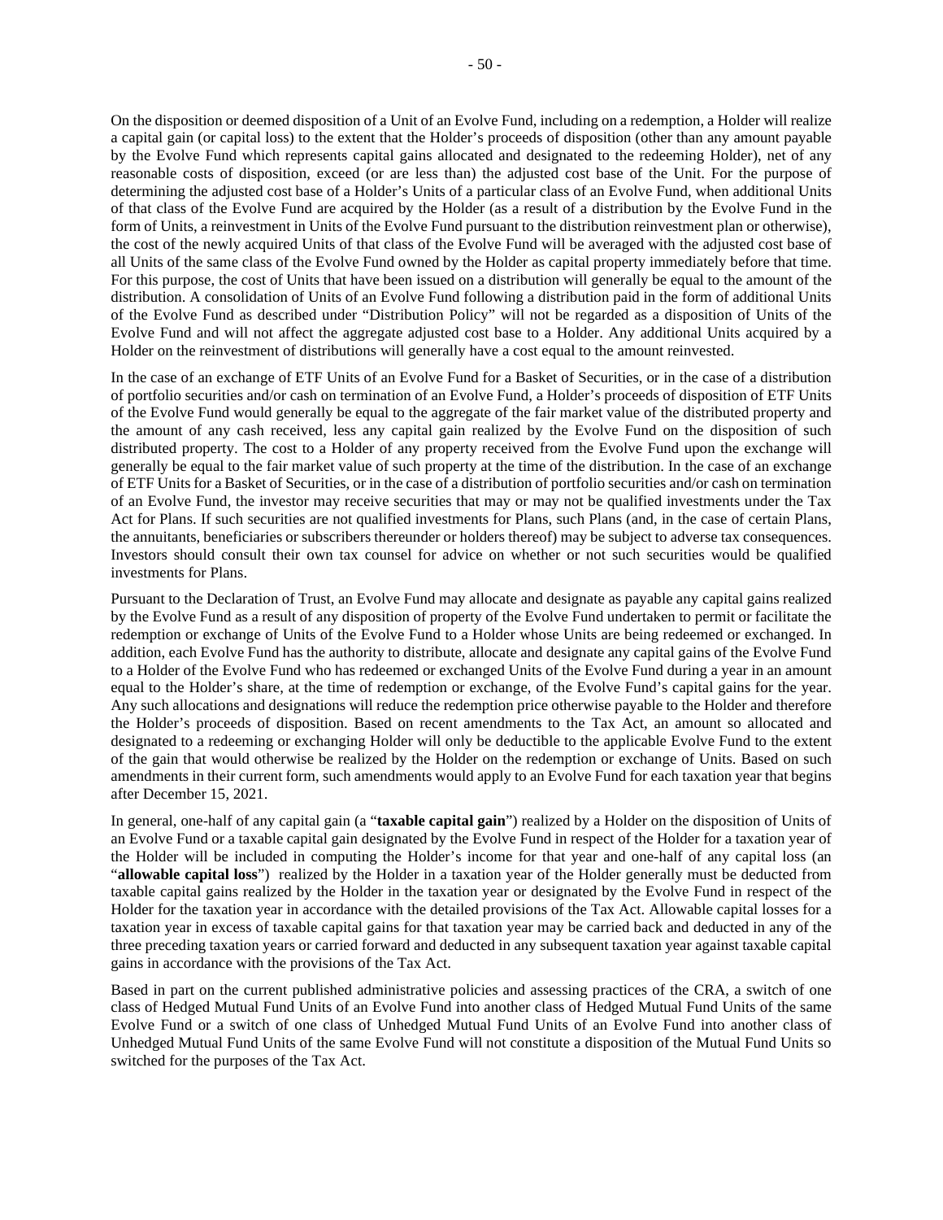On the disposition or deemed disposition of a Unit of an Evolve Fund, including on a redemption, a Holder will realize a capital gain (or capital loss) to the extent that the Holder's proceeds of disposition (other than any amount payable by the Evolve Fund which represents capital gains allocated and designated to the redeeming Holder), net of any reasonable costs of disposition, exceed (or are less than) the adjusted cost base of the Unit. For the purpose of determining the adjusted cost base of a Holder's Units of a particular class of an Evolve Fund, when additional Units of that class of the Evolve Fund are acquired by the Holder (as a result of a distribution by the Evolve Fund in the form of Units, a reinvestment in Units of the Evolve Fund pursuant to the distribution reinvestment plan or otherwise), the cost of the newly acquired Units of that class of the Evolve Fund will be averaged with the adjusted cost base of all Units of the same class of the Evolve Fund owned by the Holder as capital property immediately before that time. For this purpose, the cost of Units that have been issued on a distribution will generally be equal to the amount of the distribution. A consolidation of Units of an Evolve Fund following a distribution paid in the form of additional Units of the Evolve Fund as described under "Distribution Policy" will not be regarded as a disposition of Units of the Evolve Fund and will not affect the aggregate adjusted cost base to a Holder. Any additional Units acquired by a Holder on the reinvestment of distributions will generally have a cost equal to the amount reinvested.

In the case of an exchange of ETF Units of an Evolve Fund for a Basket of Securities, or in the case of a distribution of portfolio securities and/or cash on termination of an Evolve Fund, a Holder's proceeds of disposition of ETF Units of the Evolve Fund would generally be equal to the aggregate of the fair market value of the distributed property and the amount of any cash received, less any capital gain realized by the Evolve Fund on the disposition of such distributed property. The cost to a Holder of any property received from the Evolve Fund upon the exchange will generally be equal to the fair market value of such property at the time of the distribution. In the case of an exchange of ETF Units for a Basket of Securities, or in the case of a distribution of portfolio securities and/or cash on termination of an Evolve Fund, the investor may receive securities that may or may not be qualified investments under the Tax Act for Plans. If such securities are not qualified investments for Plans, such Plans (and, in the case of certain Plans, the annuitants, beneficiaries or subscribers thereunder or holders thereof) may be subject to adverse tax consequences. Investors should consult their own tax counsel for advice on whether or not such securities would be qualified investments for Plans.

Pursuant to the Declaration of Trust, an Evolve Fund may allocate and designate as payable any capital gains realized by the Evolve Fund as a result of any disposition of property of the Evolve Fund undertaken to permit or facilitate the redemption or exchange of Units of the Evolve Fund to a Holder whose Units are being redeemed or exchanged. In addition, each Evolve Fund has the authority to distribute, allocate and designate any capital gains of the Evolve Fund to a Holder of the Evolve Fund who has redeemed or exchanged Units of the Evolve Fund during a year in an amount equal to the Holder's share, at the time of redemption or exchange, of the Evolve Fund's capital gains for the year. Any such allocations and designations will reduce the redemption price otherwise payable to the Holder and therefore the Holder's proceeds of disposition. Based on recent amendments to the Tax Act, an amount so allocated and designated to a redeeming or exchanging Holder will only be deductible to the applicable Evolve Fund to the extent of the gain that would otherwise be realized by the Holder on the redemption or exchange of Units. Based on such amendments in their current form, such amendments would apply to an Evolve Fund for each taxation year that begins after December 15, 2021.

In general, one-half of any capital gain (a "**taxable capital gain**") realized by a Holder on the disposition of Units of an Evolve Fund or a taxable capital gain designated by the Evolve Fund in respect of the Holder for a taxation year of the Holder will be included in computing the Holder's income for that year and one-half of any capital loss (an "**allowable capital loss**") realized by the Holder in a taxation year of the Holder generally must be deducted from taxable capital gains realized by the Holder in the taxation year or designated by the Evolve Fund in respect of the Holder for the taxation year in accordance with the detailed provisions of the Tax Act. Allowable capital losses for a taxation year in excess of taxable capital gains for that taxation year may be carried back and deducted in any of the three preceding taxation years or carried forward and deducted in any subsequent taxation year against taxable capital gains in accordance with the provisions of the Tax Act.

Based in part on the current published administrative policies and assessing practices of the CRA, a switch of one class of Hedged Mutual Fund Units of an Evolve Fund into another class of Hedged Mutual Fund Units of the same Evolve Fund or a switch of one class of Unhedged Mutual Fund Units of an Evolve Fund into another class of Unhedged Mutual Fund Units of the same Evolve Fund will not constitute a disposition of the Mutual Fund Units so switched for the purposes of the Tax Act.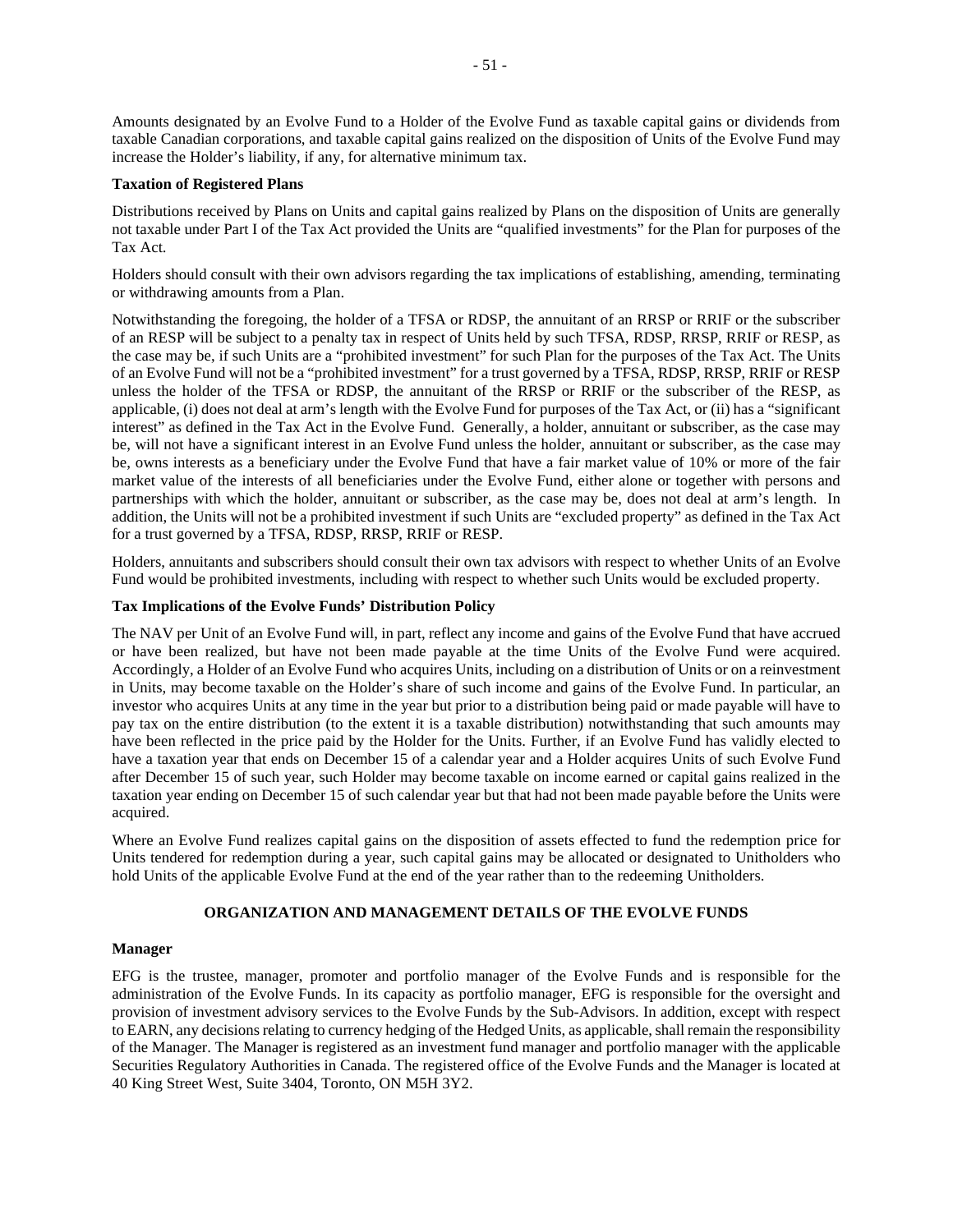Amounts designated by an Evolve Fund to a Holder of the Evolve Fund as taxable capital gains or dividends from taxable Canadian corporations, and taxable capital gains realized on the disposition of Units of the Evolve Fund may increase the Holder's liability, if any, for alternative minimum tax.

**Taxation of Registered Plans**

Distributions received by Plans on Units and capital gains realized by Plans on the disposition of Units are generally not taxable under Part I of the Tax Act provided the Units are "qualified investments" for the Plan for purposes of the Tax Act.

Holders should consult with their own advisors regarding the tax implications of establishing, amending, terminating or withdrawing amounts from a Plan.

Notwithstanding the foregoing, the holder of a TFSA or RDSP, the annuitant of an RRSP or RRIF or the subscriber of an RESP will be subject to a penalty tax in respect of Units held by such TFSA, RDSP, RRSP, RRIF or RESP, as the case may be, if such Units are a "prohibited investment" for such Plan for the purposes of the Tax Act. The Units of an Evolve Fund will not be a "prohibited investment" for a trust governed by a TFSA, RDSP, RRSP, RRIF or RESP unless the holder of the TFSA or RDSP, the annuitant of the RRSP or RRIF or the subscriber of the RESP, as applicable, (i) does not deal at arm's length with the Evolve Fund for purposes of the Tax Act, or (ii) has a "significant interest" as defined in the Tax Act in the Evolve Fund. Generally, a holder, annuitant or subscriber, as the case may be, will not have a significant interest in an Evolve Fund unless the holder, annuitant or subscriber, as the case may be, owns interests as a beneficiary under the Evolve Fund that have a fair market value of 10% or more of the fair market value of the interests of all beneficiaries under the Evolve Fund, either alone or together with persons and partnerships with which the holder, annuitant or subscriber, as the case may be, does not deal at arm's length. In addition, the Units will not be a prohibited investment if such Units are "excluded property" as defined in the Tax Act for a trust governed by a TFSA, RDSP, RRSP, RRIF or RESP.

Holders, annuitants and subscribers should consult their own tax advisors with respect to whether Units of an Evolve Fund would be prohibited investments, including with respect to whether such Units would be excluded property.

**Tax Implications of the Evolve Funds' Distribution Policy**

The NAV per Unit of an Evolve Fund will, in part, reflect any income and gains of the Evolve Fund that have accrued or have been realized, but have not been made payable at the time Units of the Evolve Fund were acquired. Accordingly, a Holder of an Evolve Fund who acquires Units, including on a distribution of Units or on a reinvestment in Units, may become taxable on the Holder's share of such income and gains of the Evolve Fund. In particular, an investor who acquires Units at any time in the year but prior to a distribution being paid or made payable will have to pay tax on the entire distribution (to the extent it is a taxable distribution) notwithstanding that such amounts may have been reflected in the price paid by the Holder for the Units. Further, if an Evolve Fund has validly elected to have a taxation year that ends on December 15 of a calendar year and a Holder acquires Units of such Evolve Fund after December 15 of such year, such Holder may become taxable on income earned or capital gains realized in the taxation year ending on December 15 of such calendar year but that had not been made payable before the Units were acquired.

Where an Evolve Fund realizes capital gains on the disposition of assets effected to fund the redemption price for Units tendered for redemption during a year, such capital gains may be allocated or designated to Unitholders who hold Units of the applicable Evolve Fund at the end of the year rather than to the redeeming Unitholders.

## ORGANIZATION AND MANAGEMENT DETAILS OF THE EVOLVE FUNDS

**Manager**

EFG is the trustee, manager, promoter and portfolio manager of the Evolve Funds and is responsible for the administration of the Evolve Funds. In its capacity as portfolio manager, EFG is responsible for the oversight and provision of investment advisory services to the Evolve Funds by the Sub-Advisors. In addition, except with respect to EARN, any decisions relating to currency hedging of the Hedged Units, as applicable, shall remain the responsibility of the Manager. The Manager is registered as an investment fund manager and portfolio manager with the applicable Securities Regulatory Authorities in Canada. The registered office of the Evolve Funds and the Manager is located at 40 King Street West, Suite 3404, Toronto, ON M5H 3Y2.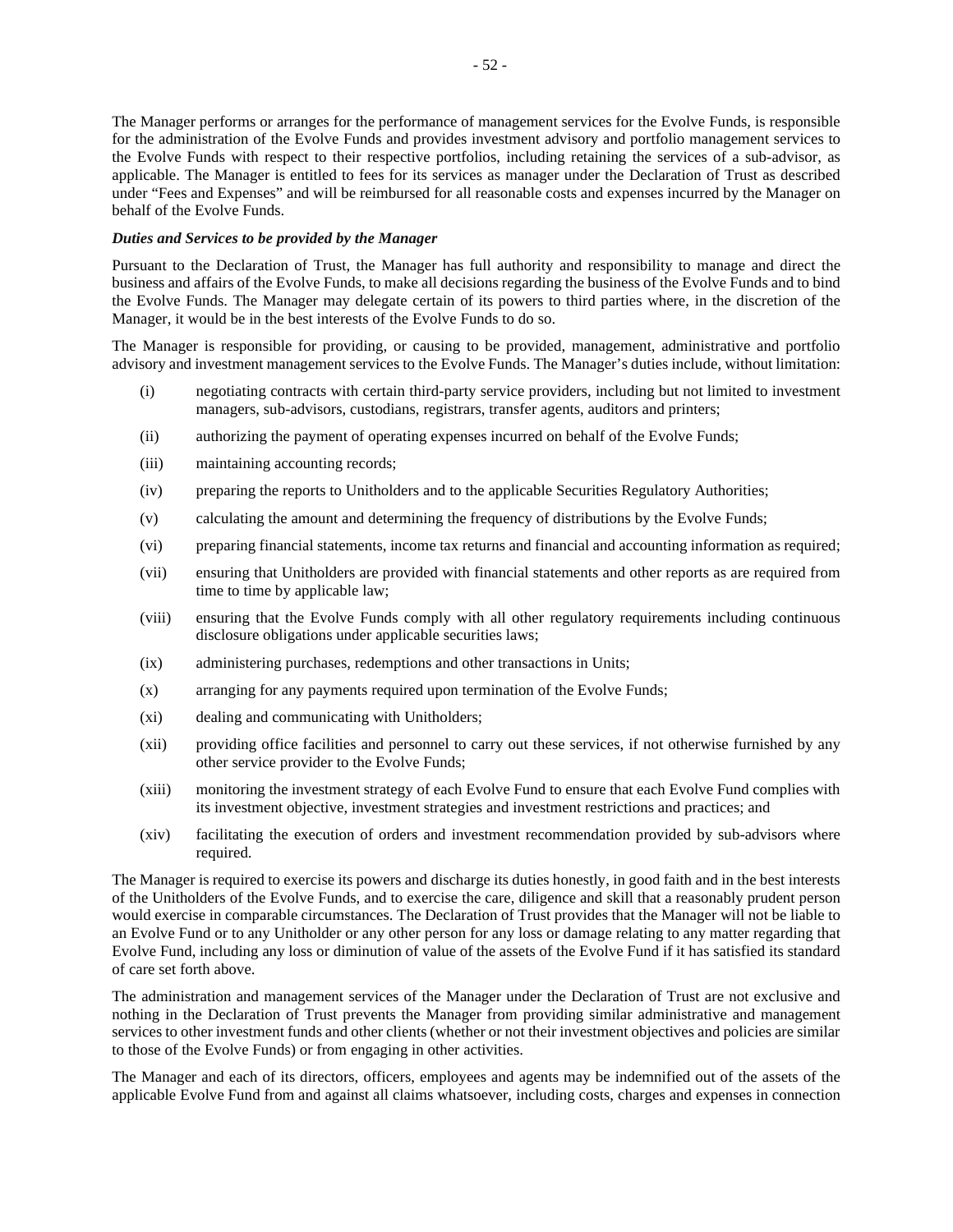The Manager performs or arranges for the performance of management services for the Evolve Funds, is responsible for the administration of the Evolve Funds and provides investment advisory and portfolio management services to the Evolve Funds with respect to their respective portfolios, including retaining the services of a sub-advisor, as applicable. The Manager is entitled to fees for its services as manager under the Declaration of Trust as described under "Fees and Expenses" and will be reimbursed for all reasonable costs and expenses incurred by the Manager on behalf of the Evolve Funds.

***Duties and Services to be provided by the Manager***

Pursuant to the Declaration of Trust, the Manager has full authority and responsibility to manage and direct the business and affairs of the Evolve Funds, to make all decisions regarding the business of the Evolve Funds and to bind the Evolve Funds. The Manager may delegate certain of its powers to third parties where, in the discretion of the Manager, it would be in the best interests of the Evolve Funds to do so.

The Manager is responsible for providing, or causing to be provided, management, administrative and portfolio advisory and investment management services to the Evolve Funds. The Manager's duties include, without limitation:

(i) negotiating contracts with certain third-party service providers, including but not limited to investment managers, sub-advisors, custodians, registrars, transfer agents, auditors and printers;

(ii) authorizing the payment of operating expenses incurred on behalf of the Evolve Funds;

(iii) maintaining accounting records;

(iv) preparing the reports to Unitholders and to the applicable Securities Regulatory Authorities;

(v) calculating the amount and determining the frequency of distributions by the Evolve Funds;

(vi) preparing financial statements, income tax returns and financial and accounting information as required;

(vii) ensuring that Unitholders are provided with financial statements and other reports as are required from time to time by applicable law;

(viii) ensuring that the Evolve Funds comply with all other regulatory requirements including continuous disclosure obligations under applicable securities laws;

(ix) administering purchases, redemptions and other transactions in Units;

(x) arranging for any payments required upon termination of the Evolve Funds;

(xi) dealing and communicating with Unitholders;

(xii) providing office facilities and personnel to carry out these services, if not otherwise furnished by any other service provider to the Evolve Funds;

(xiii) monitoring the investment strategy of each Evolve Fund to ensure that each Evolve Fund complies with its investment objective, investment strategies and investment restrictions and practices; and

(xiv) facilitating the execution of orders and investment recommendation provided by sub-advisors where required.

The Manager is required to exercise its powers and discharge its duties honestly, in good faith and in the best interests of the Unitholders of the Evolve Funds, and to exercise the care, diligence and skill that a reasonably prudent person would exercise in comparable circumstances. The Declaration of Trust provides that the Manager will not be liable to an Evolve Fund or to any Unitholder or any other person for any loss or damage relating to any matter regarding that Evolve Fund, including any loss or diminution of value of the assets of the Evolve Fund if it has satisfied its standard of care set forth above.

The administration and management services of the Manager under the Declaration of Trust are not exclusive and nothing in the Declaration of Trust prevents the Manager from providing similar administrative and management services to other investment funds and other clients (whether or not their investment objectives and policies are similar to those of the Evolve Funds) or from engaging in other activities.

The Manager and each of its directors, officers, employees and agents may be indemnified out of the assets of the applicable Evolve Fund from and against all claims whatsoever, including costs, charges and expenses in connection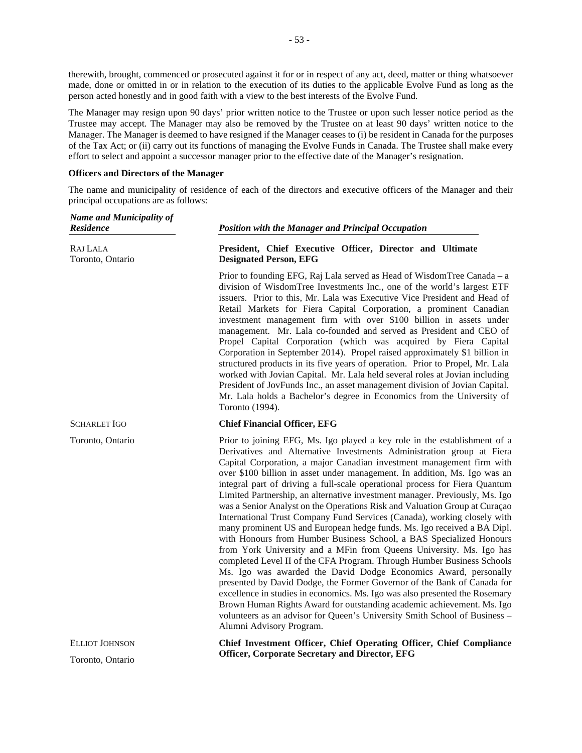therewith, brought, commenced or prosecuted against it for or in respect of any act, deed, matter or thing whatsoever made, done or omitted in or in relation to the execution of its duties to the applicable Evolve Fund as long as the person acted honestly and in good faith with a view to the best interests of the Evolve Fund.

The Manager may resign upon 90 days' prior written notice to the Trustee or upon such lesser notice period as the Trustee may accept. The Manager may also be removed by the Trustee on at least 90 days' written notice to the Manager. The Manager is deemed to have resigned if the Manager ceases to (i) be resident in Canada for the purposes of the Tax Act; or (ii) carry out its functions of managing the Evolve Funds in Canada. The Trustee shall make every effort to select and appoint a successor manager prior to the effective date of the Manager's resignation.

**Officers and Directors of the Manager**

The name and municipality of residence of each of the directors and executive officers of the Manager and their principal occupations are as follows:

| ***Name and Municipality of Residence*** | ***Position with the Manager and Principal Occupation*** |
|---|---|
| RAJ LALA<br>Toronto, Ontario | **President, Chief Executive Officer, Director and Ultimate Designated Person, EFG**<br><br>Prior to founding EFG, Raj Lala served as Head of WisdomTree Canada – a division of WisdomTree Investments Inc., one of the world's largest ETF issuers. Prior to this, Mr. Lala was Executive Vice President and Head of Retail Markets for Fiera Capital Corporation, a prominent Canadian investment management firm with over $100 billion in assets under management. Mr. Lala co-founded and served as President and CEO of Propel Capital Corporation (which was acquired by Fiera Capital Corporation in September 2014). Propel raised approximately $1 billion in structured products in its five years of operation. Prior to Propel, Mr. Lala worked with Jovian Capital. Mr. Lala held several roles at Jovian including President of JovFunds Inc., an asset management division of Jovian Capital. Mr. Lala holds a Bachelor's degree in Economics from the University of Toronto (1994). |
| SCHARLET IGO<br>Toronto, Ontario | **Chief Financial Officer, EFG**<br><br>Prior to joining EFG, Ms. Igo played a key role in the establishment of a Derivatives and Alternative Investments Administration group at Fiera Capital Corporation, a major Canadian investment management firm with over $100 billion in asset under management. In addition, Ms. Igo was an integral part of driving a full-scale operational process for Fiera Quantum Limited Partnership, an alternative investment manager. Previously, Ms. Igo was a Senior Analyst on the Operations Risk and Valuation Group at Curaçao International Trust Company Fund Services (Canada), working closely with many prominent US and European hedge funds. Ms. Igo received a BA Dipl. with Honours from Humber Business School, a BAS Specialized Honours from York University and a MFin from Queens University. Ms. Igo has completed Level II of the CFA Program. Through Humber Business Schools Ms. Igo was awarded the David Dodge Economics Award, personally presented by David Dodge, the Former Governor of the Bank of Canada for excellence in studies in economics. Ms. Igo was also presented the Rosemary Brown Human Rights Award for outstanding academic achievement. Ms. Igo volunteers as an advisor for Queen's University Smith School of Business – Alumni Advisory Program. |
| ELLIOT JOHNSON<br>Toronto, Ontario | **Chief Investment Officer, Chief Operating Officer, Chief Compliance Officer, Corporate Secretary and Director, EFG** |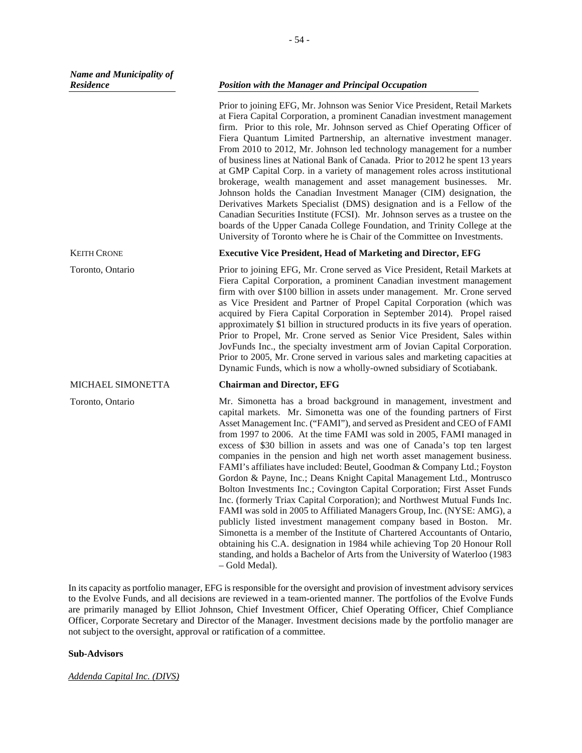| *Name and Municipality of Residence* | *Position with the Manager and Principal Occupation* |
|---|---|
| | Prior to joining EFG, Mr. Johnson was Senior Vice President, Retail Markets at Fiera Capital Corporation, a prominent Canadian investment management firm. Prior to this role, Mr. Johnson served as Chief Operating Officer of Fiera Quantum Limited Partnership, an alternative investment manager. From 2010 to 2012, Mr. Johnson led technology management for a number of business lines at National Bank of Canada. Prior to 2012 he spent 13 years at GMP Capital Corp. in a variety of management roles across institutional brokerage, wealth management and asset management businesses. Mr. Johnson holds the Canadian Investment Manager (CIM) designation, the Derivatives Markets Specialist (DMS) designation and is a Fellow of the Canadian Securities Institute (FCSI). Mr. Johnson serves as a trustee on the boards of the Upper Canada College Foundation, and Trinity College at the University of Toronto where he is Chair of the Committee on Investments. |
| KEITH CRONE | **Executive Vice President, Head of Marketing and Director, EFG** |
| Toronto, Ontario | Prior to joining EFG, Mr. Crone served as Vice President, Retail Markets at Fiera Capital Corporation, a prominent Canadian investment management firm with over $100 billion in assets under management. Mr. Crone served as Vice President and Partner of Propel Capital Corporation (which was acquired by Fiera Capital Corporation in September 2014). Propel raised approximately $1 billion in structured products in its five years of operation. Prior to Propel, Mr. Crone served as Senior Vice President, Sales within JovFunds Inc., the specialty investment arm of Jovian Capital Corporation. Prior to 2005, Mr. Crone served in various sales and marketing capacities at Dynamic Funds, which is now a wholly-owned subsidiary of Scotiabank. |
| MICHAEL SIMONETTA | **Chairman and Director, EFG** |
| Toronto, Ontario | Mr. Simonetta has a broad background in management, investment and capital markets. Mr. Simonetta was one of the founding partners of First Asset Management Inc. ("FAMI"), and served as President and CEO of FAMI from 1997 to 2006. At the time FAMI was sold in 2005, FAMI managed in excess of $30 billion in assets and was one of Canada's top ten largest companies in the pension and high net worth asset management business. FAMI's affiliates have included: Beutel, Goodman & Company Ltd.; Foyston Gordon & Payne, Inc.; Deans Knight Capital Management Ltd., Montrusco Bolton Investments Inc.; Covington Capital Corporation; First Asset Funds Inc. (formerly Triax Capital Corporation); and Northwest Mutual Funds Inc. FAMI was sold in 2005 to Affiliated Managers Group, Inc. (NYSE: AMG), a publicly listed investment management company based in Boston. Mr. Simonetta is a member of the Institute of Chartered Accountants of Ontario, obtaining his C.A. designation in 1984 while achieving Top 20 Honour Roll standing, and holds a Bachelor of Arts from the University of Waterloo (1983 – Gold Medal). |

In its capacity as portfolio manager, EFG is responsible for the oversight and provision of investment advisory services to the Evolve Funds, and all decisions are reviewed in a team-oriented manner. The portfolios of the Evolve Funds are primarily managed by Elliot Johnson, Chief Investment Officer, Chief Operating Officer, Chief Compliance Officer, Corporate Secretary and Director of the Manager. Investment decisions made by the portfolio manager are not subject to the oversight, approval or ratification of a committee.

**Sub-Advisors**

Addenda Capital Inc. (DIVS)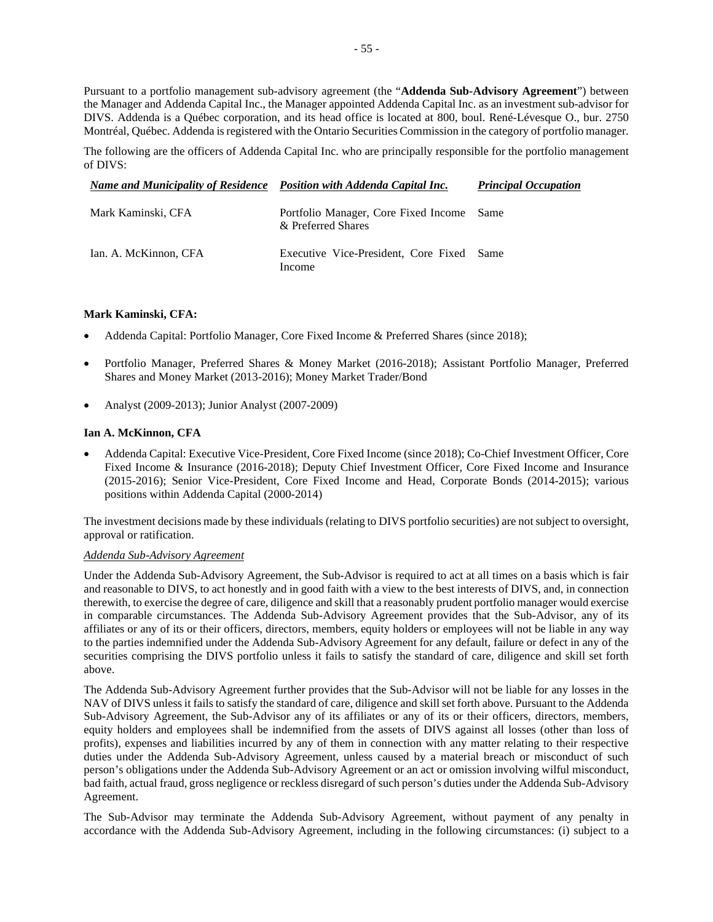Pursuant to a portfolio management sub-advisory agreement (the "**Addenda Sub-Advisory Agreement**") between the Manager and Addenda Capital Inc., the Manager appointed Addenda Capital Inc. as an investment sub-advisor for DIVS. Addenda is a Québec corporation, and its head office is located at 800, boul. René-Lévesque O., bur. 2750 Montréal, Québec. Addenda is registered with the Ontario Securities Commission in the category of portfolio manager.

The following are the officers of Addenda Capital Inc. who are principally responsible for the portfolio management of DIVS:

| ***Name and Municipality of Residence*** | ***Position with Addenda Capital Inc.*** | ***Principal Occupation*** |
|---|---|---|
| Mark Kaminski, CFA | Portfolio Manager, Core Fixed Income & Preferred Shares | Same |
| Ian. A. McKinnon, CFA | Executive Vice-President, Core Fixed Income | Same |

**Mark Kaminski, CFA:**

- Addenda Capital: Portfolio Manager, Core Fixed Income & Preferred Shares (since 2018);
- Portfolio Manager, Preferred Shares & Money Market (2016-2018); Assistant Portfolio Manager, Preferred Shares and Money Market (2013-2016); Money Market Trader/Bond
- Analyst (2009-2013); Junior Analyst (2007-2009)

**Ian A. McKinnon, CFA**

- Addenda Capital: Executive Vice-President, Core Fixed Income (since 2018); Co-Chief Investment Officer, Core Fixed Income & Insurance (2016-2018); Deputy Chief Investment Officer, Core Fixed Income and Insurance (2015-2016); Senior Vice-President, Core Fixed Income and Head, Corporate Bonds (2014-2015); various positions within Addenda Capital (2000-2014)

The investment decisions made by these individuals (relating to DIVS portfolio securities) are not subject to oversight, approval or ratification.

*Addenda Sub-Advisory Agreement*

Under the Addenda Sub-Advisory Agreement, the Sub-Advisor is required to act at all times on a basis which is fair and reasonable to DIVS, to act honestly and in good faith with a view to the best interests of DIVS, and, in connection therewith, to exercise the degree of care, diligence and skill that a reasonably prudent portfolio manager would exercise in comparable circumstances. The Addenda Sub-Advisory Agreement provides that the Sub-Advisor, any of its affiliates or any of its or their officers, directors, members, equity holders or employees will not be liable in any way to the parties indemnified under the Addenda Sub-Advisory Agreement for any default, failure or defect in any of the securities comprising the DIVS portfolio unless it fails to satisfy the standard of care, diligence and skill set forth above.

The Addenda Sub-Advisory Agreement further provides that the Sub-Advisor will not be liable for any losses in the NAV of DIVS unless it fails to satisfy the standard of care, diligence and skill set forth above. Pursuant to the Addenda Sub-Advisory Agreement, the Sub-Advisor any of its affiliates or any of its or their officers, directors, members, equity holders and employees shall be indemnified from the assets of DIVS against all losses (other than loss of profits), expenses and liabilities incurred by any of them in connection with any matter relating to their respective duties under the Addenda Sub-Advisory Agreement, unless caused by a material breach or misconduct of such person's obligations under the Addenda Sub-Advisory Agreement or an act or omission involving wilful misconduct, bad faith, actual fraud, gross negligence or reckless disregard of such person's duties under the Addenda Sub-Advisory Agreement.

The Sub-Advisor may terminate the Addenda Sub-Advisory Agreement, without payment of any penalty in accordance with the Addenda Sub-Advisory Agreement, including in the following circumstances: (i) subject to a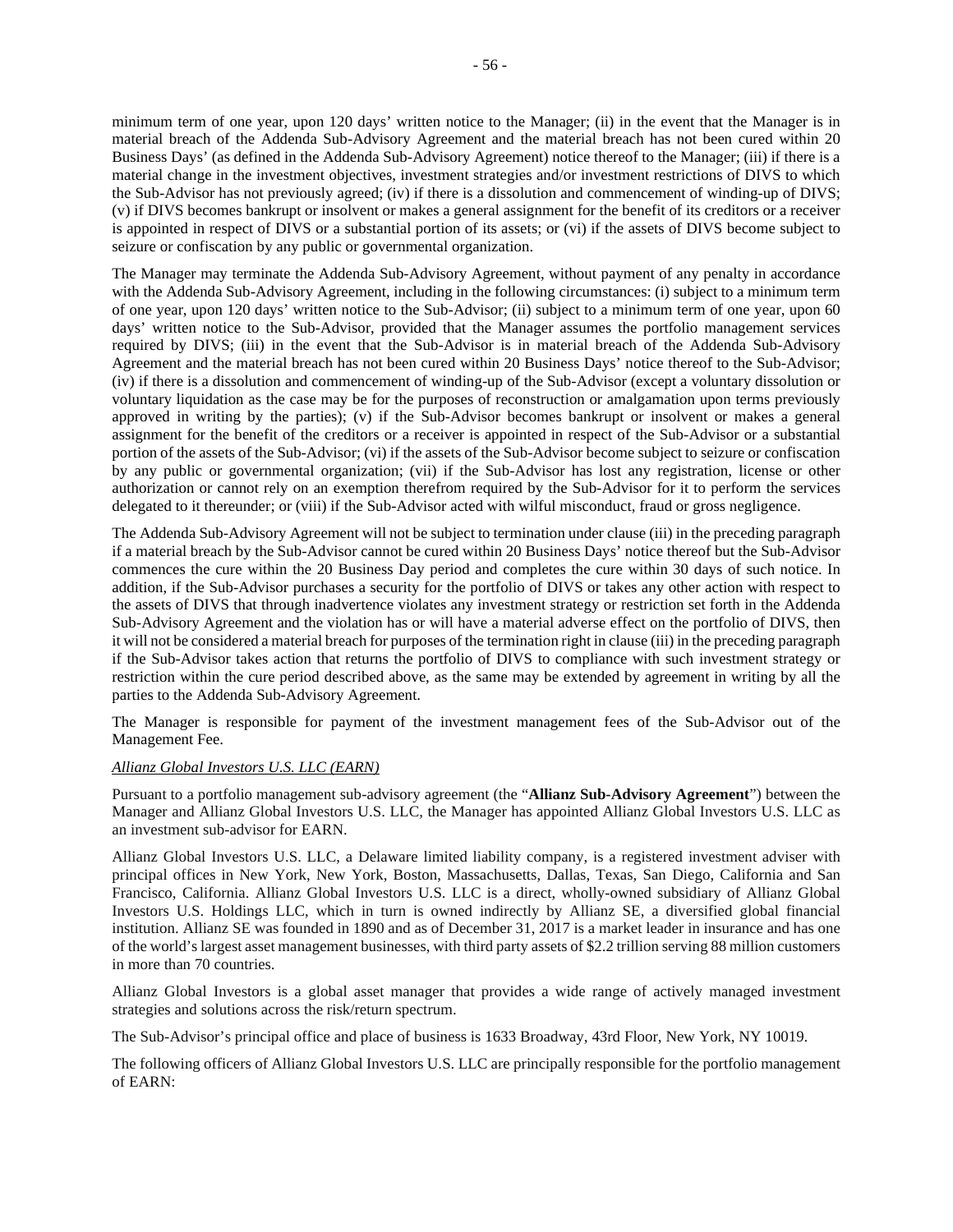minimum term of one year, upon 120 days' written notice to the Manager; (ii) in the event that the Manager is in material breach of the Addenda Sub-Advisory Agreement and the material breach has not been cured within 20 Business Days' (as defined in the Addenda Sub-Advisory Agreement) notice thereof to the Manager; (iii) if there is a material change in the investment objectives, investment strategies and/or investment restrictions of DIVS to which the Sub-Advisor has not previously agreed; (iv) if there is a dissolution and commencement of winding-up of DIVS; (v) if DIVS becomes bankrupt or insolvent or makes a general assignment for the benefit of its creditors or a receiver is appointed in respect of DIVS or a substantial portion of its assets; or (vi) if the assets of DIVS become subject to seizure or confiscation by any public or governmental organization.

The Manager may terminate the Addenda Sub-Advisory Agreement, without payment of any penalty in accordance with the Addenda Sub-Advisory Agreement, including in the following circumstances: (i) subject to a minimum term of one year, upon 120 days' written notice to the Sub-Advisor; (ii) subject to a minimum term of one year, upon 60 days' written notice to the Sub-Advisor, provided that the Manager assumes the portfolio management services required by DIVS; (iii) in the event that the Sub-Advisor is in material breach of the Addenda Sub-Advisory Agreement and the material breach has not been cured within 20 Business Days' notice thereof to the Sub-Advisor; (iv) if there is a dissolution and commencement of winding-up of the Sub-Advisor (except a voluntary dissolution or voluntary liquidation as the case may be for the purposes of reconstruction or amalgamation upon terms previously approved in writing by the parties); (v) if the Sub-Advisor becomes bankrupt or insolvent or makes a general assignment for the benefit of the creditors or a receiver is appointed in respect of the Sub-Advisor or a substantial portion of the assets of the Sub-Advisor; (vi) if the assets of the Sub-Advisor become subject to seizure or confiscation by any public or governmental organization; (vii) if the Sub-Advisor has lost any registration, license or other authorization or cannot rely on an exemption therefrom required by the Sub-Advisor for it to perform the services delegated to it thereunder; or (viii) if the Sub-Advisor acted with wilful misconduct, fraud or gross negligence.

The Addenda Sub-Advisory Agreement will not be subject to termination under clause (iii) in the preceding paragraph if a material breach by the Sub-Advisor cannot be cured within 20 Business Days' notice thereof but the Sub-Advisor commences the cure within the 20 Business Day period and completes the cure within 30 days of such notice. In addition, if the Sub-Advisor purchases a security for the portfolio of DIVS or takes any other action with respect to the assets of DIVS that through inadvertence violates any investment strategy or restriction set forth in the Addenda Sub-Advisory Agreement and the violation has or will have a material adverse effect on the portfolio of DIVS, then it will not be considered a material breach for purposes of the termination right in clause (iii) in the preceding paragraph if the Sub-Advisor takes action that returns the portfolio of DIVS to compliance with such investment strategy or restriction within the cure period described above, as the same may be extended by agreement in writing by all the parties to the Addenda Sub-Advisory Agreement.

The Manager is responsible for payment of the investment management fees of the Sub-Advisor out of the Management Fee.

*Allianz Global Investors U.S. LLC (EARN)*

Pursuant to a portfolio management sub-advisory agreement (the "**Allianz Sub-Advisory Agreement**") between the Manager and Allianz Global Investors U.S. LLC, the Manager has appointed Allianz Global Investors U.S. LLC as an investment sub-advisor for EARN.

Allianz Global Investors U.S. LLC, a Delaware limited liability company, is a registered investment adviser with principal offices in New York, New York, Boston, Massachusetts, Dallas, Texas, San Diego, California and San Francisco, California. Allianz Global Investors U.S. LLC is a direct, wholly-owned subsidiary of Allianz Global Investors U.S. Holdings LLC, which in turn is owned indirectly by Allianz SE, a diversified global financial institution. Allianz SE was founded in 1890 and as of December 31, 2017 is a market leader in insurance and has one of the world's largest asset management businesses, with third party assets of $2.2 trillion serving 88 million customers in more than 70 countries.

Allianz Global Investors is a global asset manager that provides a wide range of actively managed investment strategies and solutions across the risk/return spectrum.

The Sub-Advisor's principal office and place of business is 1633 Broadway, 43rd Floor, New York, NY 10019.

The following officers of Allianz Global Investors U.S. LLC are principally responsible for the portfolio management of EARN: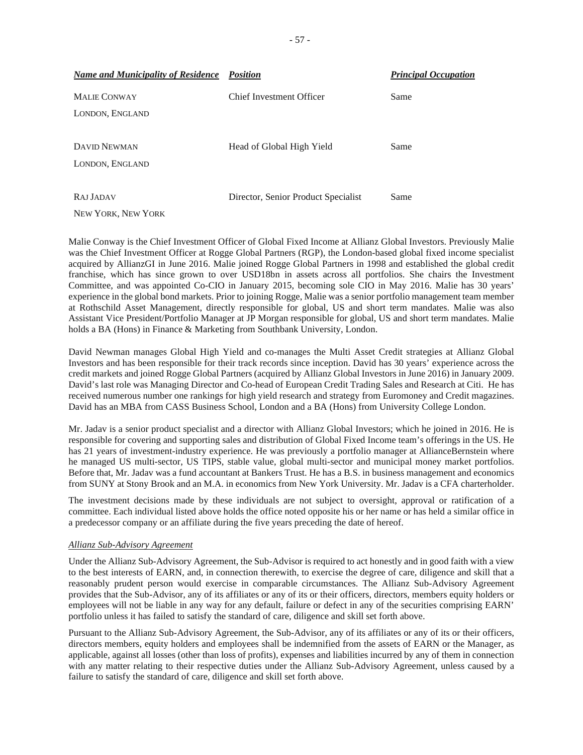| ***Name and Municipality of Residence*** | ***Position*** | ***Principal Occupation*** |
| --- | --- | --- |
| MALIE CONWAY<br>LONDON, ENGLAND | Chief Investment Officer | Same |
| DAVID NEWMAN<br>LONDON, ENGLAND | Head of Global High Yield | Same |
| RAJ JADAV<br>NEW YORK, NEW YORK | Director, Senior Product Specialist | Same |

Malie Conway is the Chief Investment Officer of Global Fixed Income at Allianz Global Investors. Previously Malie was the Chief Investment Officer at Rogge Global Partners (RGP), the London-based global fixed income specialist acquired by AllianzGI in June 2016. Malie joined Rogge Global Partners in 1998 and established the global credit franchise, which has since grown to over USD18bn in assets across all portfolios. She chairs the Investment Committee, and was appointed Co-CIO in January 2015, becoming sole CIO in May 2016. Malie has 30 years' experience in the global bond markets. Prior to joining Rogge, Malie was a senior portfolio management team member at Rothschild Asset Management, directly responsible for global, US and short term mandates. Malie was also Assistant Vice President/Portfolio Manager at JP Morgan responsible for global, US and short term mandates. Malie holds a BA (Hons) in Finance & Marketing from Southbank University, London.

David Newman manages Global High Yield and co-manages the Multi Asset Credit strategies at Allianz Global Investors and has been responsible for their track records since inception. David has 30 years' experience across the credit markets and joined Rogge Global Partners (acquired by Allianz Global Investors in June 2016) in January 2009. David's last role was Managing Director and Co-head of European Credit Trading Sales and Research at Citi. He has received numerous number one rankings for high yield research and strategy from Euromoney and Credit magazines. David has an MBA from CASS Business School, London and a BA (Hons) from University College London.

Mr. Jadav is a senior product specialist and a director with Allianz Global Investors; which he joined in 2016. He is responsible for covering and supporting sales and distribution of Global Fixed Income team's offerings in the US. He has 21 years of investment-industry experience. He was previously a portfolio manager at AllianceBernstein where he managed US multi-sector, US TIPS, stable value, global multi-sector and municipal money market portfolios. Before that, Mr. Jadav was a fund accountant at Bankers Trust. He has a B.S. in business management and economics from SUNY at Stony Brook and an M.A. in economics from New York University. Mr. Jadav is a CFA charterholder.

The investment decisions made by these individuals are not subject to oversight, approval or ratification of a committee. Each individual listed above holds the office noted opposite his or her name or has held a similar office in a predecessor company or an affiliate during the five years preceding the date of hereof.

*Allianz Sub-Advisory Agreement*

Under the Allianz Sub-Advisory Agreement, the Sub-Advisor is required to act honestly and in good faith with a view to the best interests of EARN, and, in connection therewith, to exercise the degree of care, diligence and skill that a reasonably prudent person would exercise in comparable circumstances. The Allianz Sub-Advisory Agreement provides that the Sub-Advisor, any of its affiliates or any of its or their officers, directors, members equity holders or employees will not be liable in any way for any default, failure or defect in any of the securities comprising EARN' portfolio unless it has failed to satisfy the standard of care, diligence and skill set forth above.

Pursuant to the Allianz Sub-Advisory Agreement, the Sub-Advisor, any of its affiliates or any of its or their officers, directors members, equity holders and employees shall be indemnified from the assets of EARN or the Manager, as applicable, against all losses (other than loss of profits), expenses and liabilities incurred by any of them in connection with any matter relating to their respective duties under the Allianz Sub-Advisory Agreement, unless caused by a failure to satisfy the standard of care, diligence and skill set forth above.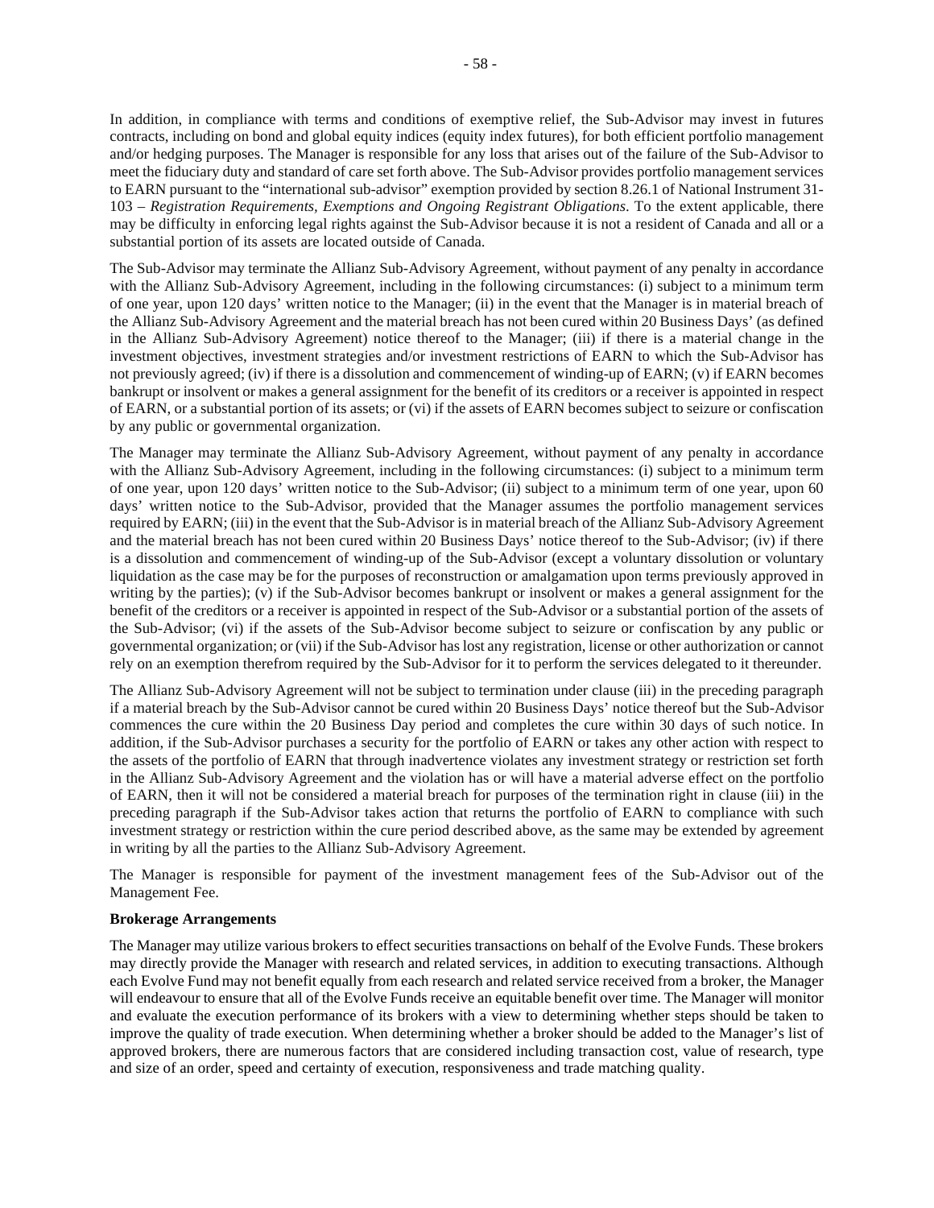In addition, in compliance with terms and conditions of exemptive relief, the Sub-Advisor may invest in futures contracts, including on bond and global equity indices (equity index futures), for both efficient portfolio management and/or hedging purposes. The Manager is responsible for any loss that arises out of the failure of the Sub-Advisor to meet the fiduciary duty and standard of care set forth above. The Sub-Advisor provides portfolio management services to EARN pursuant to the "international sub-advisor" exemption provided by section 8.26.1 of National Instrument 31-103 – *Registration Requirements, Exemptions and Ongoing Registrant Obligations*. To the extent applicable, there may be difficulty in enforcing legal rights against the Sub-Advisor because it is not a resident of Canada and all or a substantial portion of its assets are located outside of Canada.

The Sub-Advisor may terminate the Allianz Sub-Advisory Agreement, without payment of any penalty in accordance with the Allianz Sub-Advisory Agreement, including in the following circumstances: (i) subject to a minimum term of one year, upon 120 days' written notice to the Manager; (ii) in the event that the Manager is in material breach of the Allianz Sub-Advisory Agreement and the material breach has not been cured within 20 Business Days' (as defined in the Allianz Sub-Advisory Agreement) notice thereof to the Manager; (iii) if there is a material change in the investment objectives, investment strategies and/or investment restrictions of EARN to which the Sub-Advisor has not previously agreed; (iv) if there is a dissolution and commencement of winding-up of EARN; (v) if EARN becomes bankrupt or insolvent or makes a general assignment for the benefit of its creditors or a receiver is appointed in respect of EARN, or a substantial portion of its assets; or (vi) if the assets of EARN becomes subject to seizure or confiscation by any public or governmental organization.

The Manager may terminate the Allianz Sub-Advisory Agreement, without payment of any penalty in accordance with the Allianz Sub-Advisory Agreement, including in the following circumstances: (i) subject to a minimum term of one year, upon 120 days' written notice to the Sub-Advisor; (ii) subject to a minimum term of one year, upon 60 days' written notice to the Sub-Advisor, provided that the Manager assumes the portfolio management services required by EARN; (iii) in the event that the Sub-Advisor is in material breach of the Allianz Sub-Advisory Agreement and the material breach has not been cured within 20 Business Days' notice thereof to the Sub-Advisor; (iv) if there is a dissolution and commencement of winding-up of the Sub-Advisor (except a voluntary dissolution or voluntary liquidation as the case may be for the purposes of reconstruction or amalgamation upon terms previously approved in writing by the parties); (v) if the Sub-Advisor becomes bankrupt or insolvent or makes a general assignment for the benefit of the creditors or a receiver is appointed in respect of the Sub-Advisor or a substantial portion of the assets of the Sub-Advisor; (vi) if the assets of the Sub-Advisor become subject to seizure or confiscation by any public or governmental organization; or (vii) if the Sub-Advisor has lost any registration, license or other authorization or cannot rely on an exemption therefrom required by the Sub-Advisor for it to perform the services delegated to it thereunder.

The Allianz Sub-Advisory Agreement will not be subject to termination under clause (iii) in the preceding paragraph if a material breach by the Sub-Advisor cannot be cured within 20 Business Days' notice thereof but the Sub-Advisor commences the cure within the 20 Business Day period and completes the cure within 30 days of such notice. In addition, if the Sub-Advisor purchases a security for the portfolio of EARN or takes any other action with respect to the assets of the portfolio of EARN that through inadvertence violates any investment strategy or restriction set forth in the Allianz Sub-Advisory Agreement and the violation has or will have a material adverse effect on the portfolio of EARN, then it will not be considered a material breach for purposes of the termination right in clause (iii) in the preceding paragraph if the Sub-Advisor takes action that returns the portfolio of EARN to compliance with such investment strategy or restriction within the cure period described above, as the same may be extended by agreement in writing by all the parties to the Allianz Sub-Advisory Agreement.

The Manager is responsible for payment of the investment management fees of the Sub-Advisor out of the Management Fee.

**Brokerage Arrangements**

The Manager may utilize various brokers to effect securities transactions on behalf of the Evolve Funds. These brokers may directly provide the Manager with research and related services, in addition to executing transactions. Although each Evolve Fund may not benefit equally from each research and related service received from a broker, the Manager will endeavour to ensure that all of the Evolve Funds receive an equitable benefit over time. The Manager will monitor and evaluate the execution performance of its brokers with a view to determining whether steps should be taken to improve the quality of trade execution. When determining whether a broker should be added to the Manager's list of approved brokers, there are numerous factors that are considered including transaction cost, value of research, type and size of an order, speed and certainty of execution, responsiveness and trade matching quality.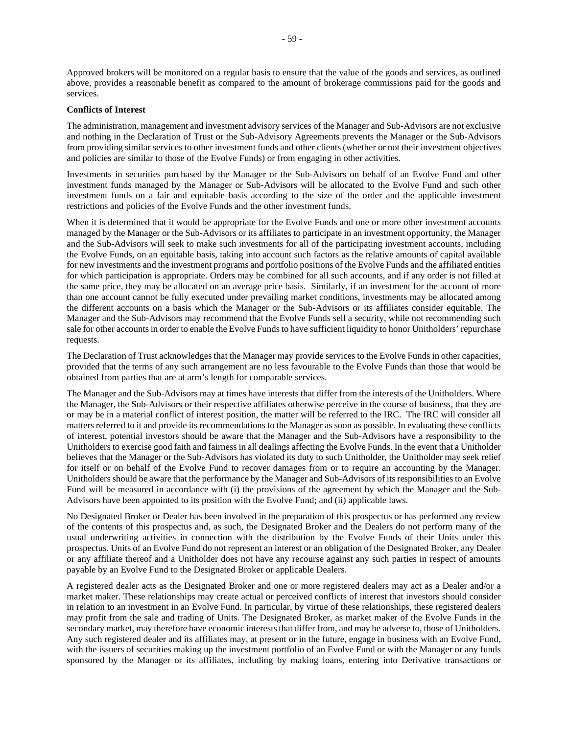Approved brokers will be monitored on a regular basis to ensure that the value of the goods and services, as outlined above, provides a reasonable benefit as compared to the amount of brokerage commissions paid for the goods and services.

**Conflicts of Interest**

The administration, management and investment advisory services of the Manager and Sub-Advisors are not exclusive and nothing in the Declaration of Trust or the Sub-Advisory Agreements prevents the Manager or the Sub-Advisors from providing similar services to other investment funds and other clients (whether or not their investment objectives and policies are similar to those of the Evolve Funds) or from engaging in other activities.

Investments in securities purchased by the Manager or the Sub-Advisors on behalf of an Evolve Fund and other investment funds managed by the Manager or Sub-Advisors will be allocated to the Evolve Fund and such other investment funds on a fair and equitable basis according to the size of the order and the applicable investment restrictions and policies of the Evolve Funds and the other investment funds.

When it is determined that it would be appropriate for the Evolve Funds and one or more other investment accounts managed by the Manager or the Sub-Advisors or its affiliates to participate in an investment opportunity, the Manager and the Sub-Advisors will seek to make such investments for all of the participating investment accounts, including the Evolve Funds, on an equitable basis, taking into account such factors as the relative amounts of capital available for new investments and the investment programs and portfolio positions of the Evolve Funds and the affiliated entities for which participation is appropriate. Orders may be combined for all such accounts, and if any order is not filled at the same price, they may be allocated on an average price basis. Similarly, if an investment for the account of more than one account cannot be fully executed under prevailing market conditions, investments may be allocated among the different accounts on a basis which the Manager or the Sub-Advisors or its affiliates consider equitable. The Manager and the Sub-Advisors may recommend that the Evolve Funds sell a security, while not recommending such sale for other accounts in order to enable the Evolve Funds to have sufficient liquidity to honor Unitholders' repurchase requests.

The Declaration of Trust acknowledges that the Manager may provide services to the Evolve Funds in other capacities, provided that the terms of any such arrangement are no less favourable to the Evolve Funds than those that would be obtained from parties that are at arm's length for comparable services.

The Manager and the Sub-Advisors may at times have interests that differ from the interests of the Unitholders. Where the Manager, the Sub-Advisors or their respective affiliates otherwise perceive in the course of business, that they are or may be in a material conflict of interest position, the matter will be referred to the IRC. The IRC will consider all matters referred to it and provide its recommendations to the Manager as soon as possible. In evaluating these conflicts of interest, potential investors should be aware that the Manager and the Sub-Advisors have a responsibility to the Unitholders to exercise good faith and fairness in all dealings affecting the Evolve Funds. In the event that a Unitholder believes that the Manager or the Sub-Advisors has violated its duty to such Unitholder, the Unitholder may seek relief for itself or on behalf of the Evolve Fund to recover damages from or to require an accounting by the Manager. Unitholders should be aware that the performance by the Manager and Sub-Advisors of its responsibilities to an Evolve Fund will be measured in accordance with (i) the provisions of the agreement by which the Manager and the Sub-Advisors have been appointed to its position with the Evolve Fund; and (ii) applicable laws.

No Designated Broker or Dealer has been involved in the preparation of this prospectus or has performed any review of the contents of this prospectus and, as such, the Designated Broker and the Dealers do not perform many of the usual underwriting activities in connection with the distribution by the Evolve Funds of their Units under this prospectus. Units of an Evolve Fund do not represent an interest or an obligation of the Designated Broker, any Dealer or any affiliate thereof and a Unitholder does not have any recourse against any such parties in respect of amounts payable by an Evolve Fund to the Designated Broker or applicable Dealers.

A registered dealer acts as the Designated Broker and one or more registered dealers may act as a Dealer and/or a market maker. These relationships may create actual or perceived conflicts of interest that investors should consider in relation to an investment in an Evolve Fund. In particular, by virtue of these relationships, these registered dealers may profit from the sale and trading of Units. The Designated Broker, as market maker of the Evolve Funds in the secondary market, may therefore have economic interests that differ from, and may be adverse to, those of Unitholders. Any such registered dealer and its affiliates may, at present or in the future, engage in business with an Evolve Fund, with the issuers of securities making up the investment portfolio of an Evolve Fund or with the Manager or any funds sponsored by the Manager or its affiliates, including by making loans, entering into Derivative transactions or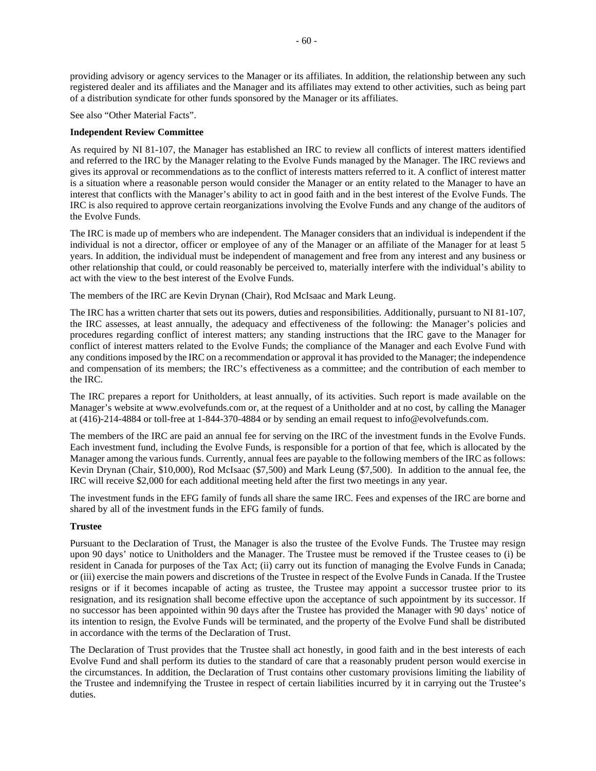providing advisory or agency services to the Manager or its affiliates. In addition, the relationship between any such registered dealer and its affiliates and the Manager and its affiliates may extend to other activities, such as being part of a distribution syndicate for other funds sponsored by the Manager or its affiliates.

See also “Other Material Facts”.

**Independent Review Committee**

As required by NI 81-107, the Manager has established an IRC to review all conflicts of interest matters identified and referred to the IRC by the Manager relating to the Evolve Funds managed by the Manager. The IRC reviews and gives its approval or recommendations as to the conflict of interests matters referred to it. A conflict of interest matter is a situation where a reasonable person would consider the Manager or an entity related to the Manager to have an interest that conflicts with the Manager’s ability to act in good faith and in the best interest of the Evolve Funds. The IRC is also required to approve certain reorganizations involving the Evolve Funds and any change of the auditors of the Evolve Funds.

The IRC is made up of members who are independent. The Manager considers that an individual is independent if the individual is not a director, officer or employee of any of the Manager or an affiliate of the Manager for at least 5 years. In addition, the individual must be independent of management and free from any interest and any business or other relationship that could, or could reasonably be perceived to, materially interfere with the individual’s ability to act with the view to the best interest of the Evolve Funds.

The members of the IRC are Kevin Drynan (Chair), Rod McIsaac and Mark Leung.

The IRC has a written charter that sets out its powers, duties and responsibilities. Additionally, pursuant to NI 81-107, the IRC assesses, at least annually, the adequacy and effectiveness of the following: the Manager’s policies and procedures regarding conflict of interest matters; any standing instructions that the IRC gave to the Manager for conflict of interest matters related to the Evolve Funds; the compliance of the Manager and each Evolve Fund with any conditions imposed by the IRC on a recommendation or approval it has provided to the Manager; the independence and compensation of its members; the IRC’s effectiveness as a committee; and the contribution of each member to the IRC.

The IRC prepares a report for Unitholders, at least annually, of its activities. Such report is made available on the Manager’s website at www.evolvefunds.com or, at the request of a Unitholder and at no cost, by calling the Manager at (416)-214-4884 or toll-free at 1-844-370-4884 or by sending an email request to info@evolvefunds.com.

The members of the IRC are paid an annual fee for serving on the IRC of the investment funds in the Evolve Funds. Each investment fund, including the Evolve Funds, is responsible for a portion of that fee, which is allocated by the Manager among the various funds. Currently, annual fees are payable to the following members of the IRC as follows: Kevin Drynan (Chair, $10,000), Rod McIsaac ($7,500) and Mark Leung ($7,500). In addition to the annual fee, the IRC will receive $2,000 for each additional meeting held after the first two meetings in any year.

The investment funds in the EFG family of funds all share the same IRC. Fees and expenses of the IRC are borne and shared by all of the investment funds in the EFG family of funds.

**Trustee**

Pursuant to the Declaration of Trust, the Manager is also the trustee of the Evolve Funds. The Trustee may resign upon 90 days’ notice to Unitholders and the Manager. The Trustee must be removed if the Trustee ceases to (i) be resident in Canada for purposes of the Tax Act; (ii) carry out its function of managing the Evolve Funds in Canada; or (iii) exercise the main powers and discretions of the Trustee in respect of the Evolve Funds in Canada. If the Trustee resigns or if it becomes incapable of acting as trustee, the Trustee may appoint a successor trustee prior to its resignation, and its resignation shall become effective upon the acceptance of such appointment by its successor. If no successor has been appointed within 90 days after the Trustee has provided the Manager with 90 days’ notice of its intention to resign, the Evolve Funds will be terminated, and the property of the Evolve Fund shall be distributed in accordance with the terms of the Declaration of Trust.

The Declaration of Trust provides that the Trustee shall act honestly, in good faith and in the best interests of each Evolve Fund and shall perform its duties to the standard of care that a reasonably prudent person would exercise in the circumstances. In addition, the Declaration of Trust contains other customary provisions limiting the liability of the Trustee and indemnifying the Trustee in respect of certain liabilities incurred by it in carrying out the Trustee’s duties.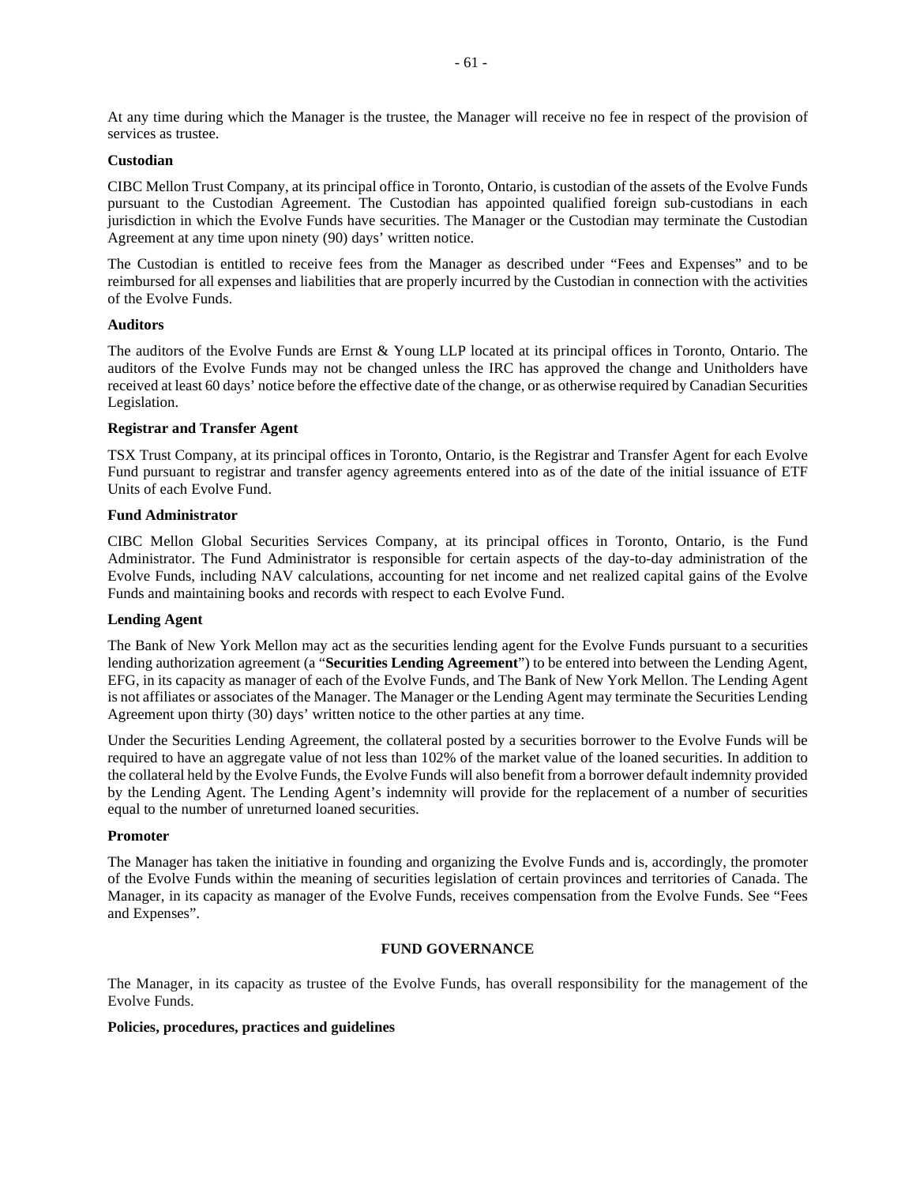At any time during which the Manager is the trustee, the Manager will receive no fee in respect of the provision of services as trustee.

**Custodian**

CIBC Mellon Trust Company, at its principal office in Toronto, Ontario, is custodian of the assets of the Evolve Funds pursuant to the Custodian Agreement. The Custodian has appointed qualified foreign sub-custodians in each jurisdiction in which the Evolve Funds have securities. The Manager or the Custodian may terminate the Custodian Agreement at any time upon ninety (90) days' written notice.

The Custodian is entitled to receive fees from the Manager as described under "Fees and Expenses" and to be reimbursed for all expenses and liabilities that are properly incurred by the Custodian in connection with the activities of the Evolve Funds.

**Auditors**

The auditors of the Evolve Funds are Ernst & Young LLP located at its principal offices in Toronto, Ontario. The auditors of the Evolve Funds may not be changed unless the IRC has approved the change and Unitholders have received at least 60 days' notice before the effective date of the change, or as otherwise required by Canadian Securities Legislation.

**Registrar and Transfer Agent**

TSX Trust Company, at its principal offices in Toronto, Ontario, is the Registrar and Transfer Agent for each Evolve Fund pursuant to registrar and transfer agency agreements entered into as of the date of the initial issuance of ETF Units of each Evolve Fund.

**Fund Administrator**

CIBC Mellon Global Securities Services Company, at its principal offices in Toronto, Ontario, is the Fund Administrator. The Fund Administrator is responsible for certain aspects of the day-to-day administration of the Evolve Funds, including NAV calculations, accounting for net income and net realized capital gains of the Evolve Funds and maintaining books and records with respect to each Evolve Fund.

**Lending Agent**

The Bank of New York Mellon may act as the securities lending agent for the Evolve Funds pursuant to a securities lending authorization agreement (a "**Securities Lending Agreement**") to be entered into between the Lending Agent, EFG, in its capacity as manager of each of the Evolve Funds, and The Bank of New York Mellon. The Lending Agent is not affiliates or associates of the Manager. The Manager or the Lending Agent may terminate the Securities Lending Agreement upon thirty (30) days' written notice to the other parties at any time.

Under the Securities Lending Agreement, the collateral posted by a securities borrower to the Evolve Funds will be required to have an aggregate value of not less than 102% of the market value of the loaned securities. In addition to the collateral held by the Evolve Funds, the Evolve Funds will also benefit from a borrower default indemnity provided by the Lending Agent. The Lending Agent's indemnity will provide for the replacement of a number of securities equal to the number of unreturned loaned securities.

**Promoter**

The Manager has taken the initiative in founding and organizing the Evolve Funds and is, accordingly, the promoter of the Evolve Funds within the meaning of securities legislation of certain provinces and territories of Canada. The Manager, in its capacity as manager of the Evolve Funds, receives compensation from the Evolve Funds. See "Fees and Expenses".

## FUND GOVERNANCE

The Manager, in its capacity as trustee of the Evolve Funds, has overall responsibility for the management of the Evolve Funds.

**Policies, procedures, practices and guidelines**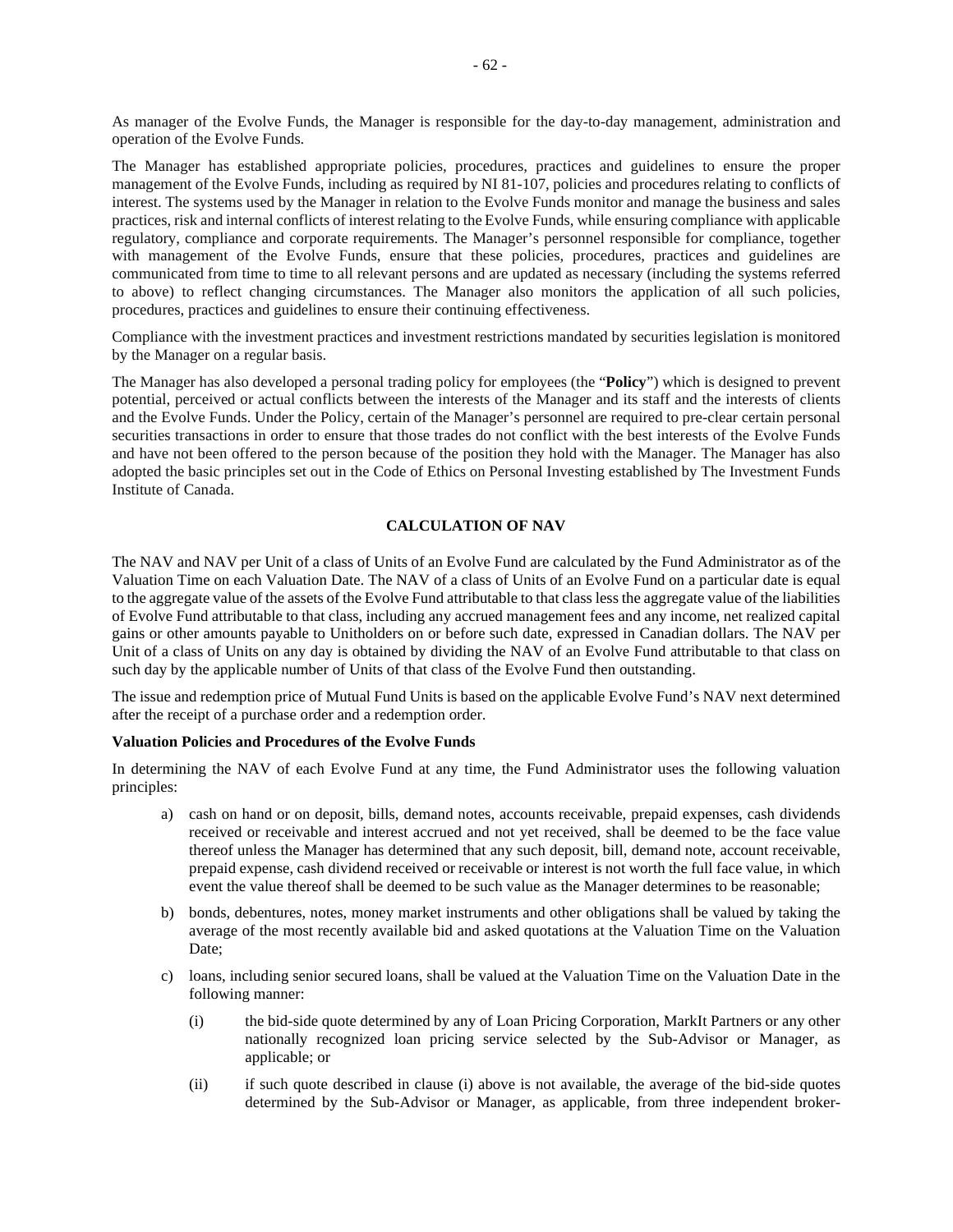As manager of the Evolve Funds, the Manager is responsible for the day-to-day management, administration and operation of the Evolve Funds.

The Manager has established appropriate policies, procedures, practices and guidelines to ensure the proper management of the Evolve Funds, including as required by NI 81-107, policies and procedures relating to conflicts of interest. The systems used by the Manager in relation to the Evolve Funds monitor and manage the business and sales practices, risk and internal conflicts of interest relating to the Evolve Funds, while ensuring compliance with applicable regulatory, compliance and corporate requirements. The Manager's personnel responsible for compliance, together with management of the Evolve Funds, ensure that these policies, procedures, practices and guidelines are communicated from time to time to all relevant persons and are updated as necessary (including the systems referred to above) to reflect changing circumstances. The Manager also monitors the application of all such policies, procedures, practices and guidelines to ensure their continuing effectiveness.

Compliance with the investment practices and investment restrictions mandated by securities legislation is monitored by the Manager on a regular basis.

The Manager has also developed a personal trading policy for employees (the "**Policy**") which is designed to prevent potential, perceived or actual conflicts between the interests of the Manager and its staff and the interests of clients and the Evolve Funds. Under the Policy, certain of the Manager's personnel are required to pre-clear certain personal securities transactions in order to ensure that those trades do not conflict with the best interests of the Evolve Funds and have not been offered to the person because of the position they hold with the Manager. The Manager has also adopted the basic principles set out in the Code of Ethics on Personal Investing established by The Investment Funds Institute of Canada.

## CALCULATION OF NAV

The NAV and NAV per Unit of a class of Units of an Evolve Fund are calculated by the Fund Administrator as of the Valuation Time on each Valuation Date. The NAV of a class of Units of an Evolve Fund on a particular date is equal to the aggregate value of the assets of the Evolve Fund attributable to that class less the aggregate value of the liabilities of Evolve Fund attributable to that class, including any accrued management fees and any income, net realized capital gains or other amounts payable to Unitholders on or before such date, expressed in Canadian dollars. The NAV per Unit of a class of Units on any day is obtained by dividing the NAV of an Evolve Fund attributable to that class on such day by the applicable number of Units of that class of the Evolve Fund then outstanding.

The issue and redemption price of Mutual Fund Units is based on the applicable Evolve Fund's NAV next determined after the receipt of a purchase order and a redemption order.

### Valuation Policies and Procedures of the Evolve Funds

In determining the NAV of each Evolve Fund at any time, the Fund Administrator uses the following valuation principles:

a) cash on hand or on deposit, bills, demand notes, accounts receivable, prepaid expenses, cash dividends received or receivable and interest accrued and not yet received, shall be deemed to be the face value thereof unless the Manager has determined that any such deposit, bill, demand note, account receivable, prepaid expense, cash dividend received or receivable or interest is not worth the full face value, in which event the value thereof shall be deemed to be such value as the Manager determines to be reasonable;

b) bonds, debentures, notes, money market instruments and other obligations shall be valued by taking the average of the most recently available bid and asked quotations at the Valuation Time on the Valuation Date;

c) loans, including senior secured loans, shall be valued at the Valuation Time on the Valuation Date in the following manner:

   (i) the bid-side quote determined by any of Loan Pricing Corporation, MarkIt Partners or any other nationally recognized loan pricing service selected by the Sub-Advisor or Manager, as applicable; or

   (ii) if such quote described in clause (i) above is not available, the average of the bid-side quotes determined by the Sub-Advisor or Manager, as applicable, from three independent broker-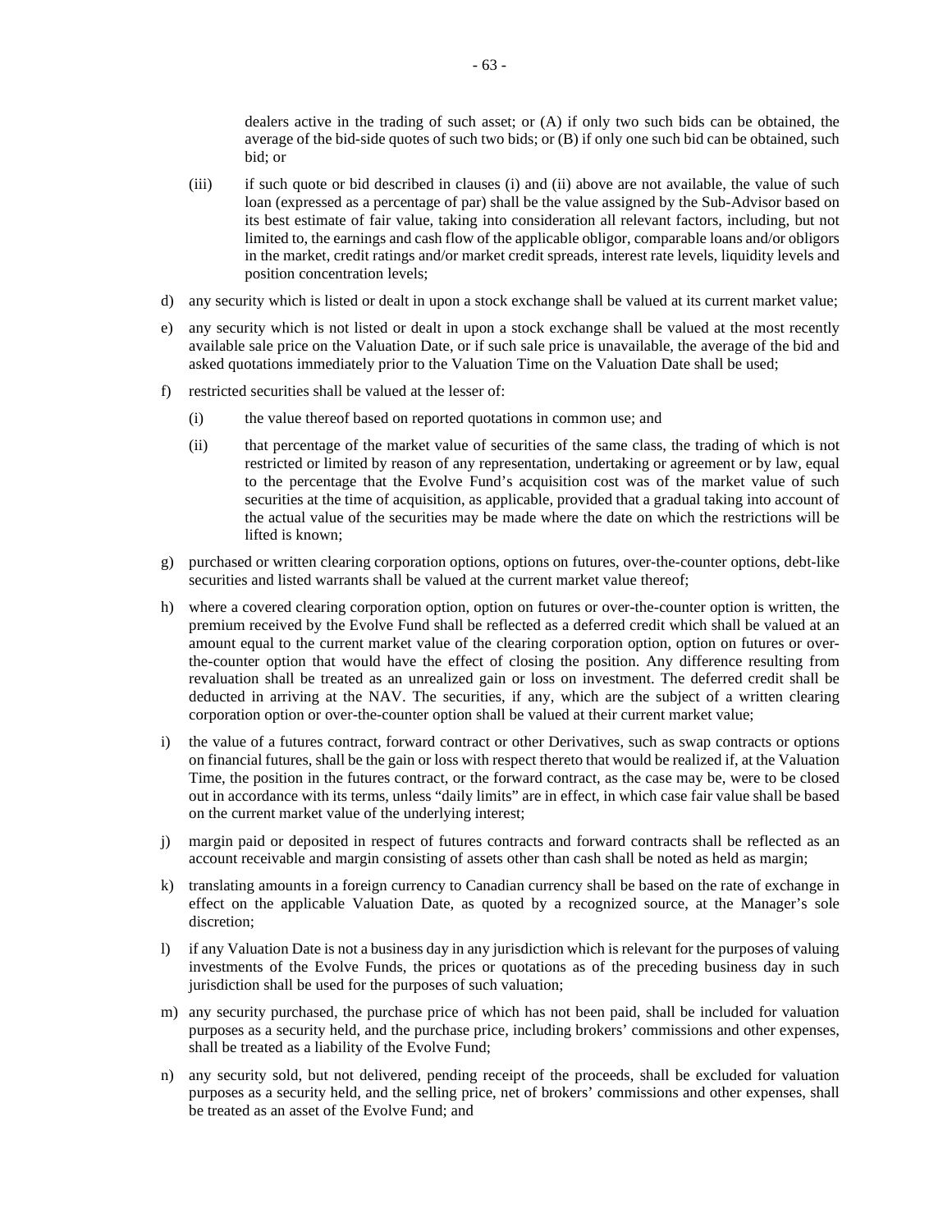dealers active in the trading of such asset; or (A) if only two such bids can be obtained, the average of the bid-side quotes of such two bids; or (B) if only one such bid can be obtained, such bid; or

(iii) if such quote or bid described in clauses (i) and (ii) above are not available, the value of such loan (expressed as a percentage of par) shall be the value assigned by the Sub-Advisor based on its best estimate of fair value, taking into consideration all relevant factors, including, but not limited to, the earnings and cash flow of the applicable obligor, comparable loans and/or obligors in the market, credit ratings and/or market credit spreads, interest rate levels, liquidity levels and position concentration levels;

d) any security which is listed or dealt in upon a stock exchange shall be valued at its current market value;

e) any security which is not listed or dealt in upon a stock exchange shall be valued at the most recently available sale price on the Valuation Date, or if such sale price is unavailable, the average of the bid and asked quotations immediately prior to the Valuation Time on the Valuation Date shall be used;

f) restricted securities shall be valued at the lesser of:

   (i) the value thereof based on reported quotations in common use; and

   (ii) that percentage of the market value of securities of the same class, the trading of which is not restricted or limited by reason of any representation, undertaking or agreement or by law, equal to the percentage that the Evolve Fund's acquisition cost was of the market value of such securities at the time of acquisition, as applicable, provided that a gradual taking into account of the actual value of the securities may be made where the date on which the restrictions will be lifted is known;

g) purchased or written clearing corporation options, options on futures, over-the-counter options, debt-like securities and listed warrants shall be valued at the current market value thereof;

h) where a covered clearing corporation option, option on futures or over-the-counter option is written, the premium received by the Evolve Fund shall be reflected as a deferred credit which shall be valued at an amount equal to the current market value of the clearing corporation option, option on futures or over-the-counter option that would have the effect of closing the position. Any difference resulting from revaluation shall be treated as an unrealized gain or loss on investment. The deferred credit shall be deducted in arriving at the NAV. The securities, if any, which are the subject of a written clearing corporation option or over-the-counter option shall be valued at their current market value;

i) the value of a futures contract, forward contract or other Derivatives, such as swap contracts or options on financial futures, shall be the gain or loss with respect thereto that would be realized if, at the Valuation Time, the position in the futures contract, or the forward contract, as the case may be, were to be closed out in accordance with its terms, unless "daily limits" are in effect, in which case fair value shall be based on the current market value of the underlying interest;

j) margin paid or deposited in respect of futures contracts and forward contracts shall be reflected as an account receivable and margin consisting of assets other than cash shall be noted as held as margin;

k) translating amounts in a foreign currency to Canadian currency shall be based on the rate of exchange in effect on the applicable Valuation Date, as quoted by a recognized source, at the Manager's sole discretion;

l) if any Valuation Date is not a business day in any jurisdiction which is relevant for the purposes of valuing investments of the Evolve Funds, the prices or quotations as of the preceding business day in such jurisdiction shall be used for the purposes of such valuation;

m) any security purchased, the purchase price of which has not been paid, shall be included for valuation purposes as a security held, and the purchase price, including brokers' commissions and other expenses, shall be treated as a liability of the Evolve Fund;

n) any security sold, but not delivered, pending receipt of the proceeds, shall be excluded for valuation purposes as a security held, and the selling price, net of brokers' commissions and other expenses, shall be treated as an asset of the Evolve Fund; and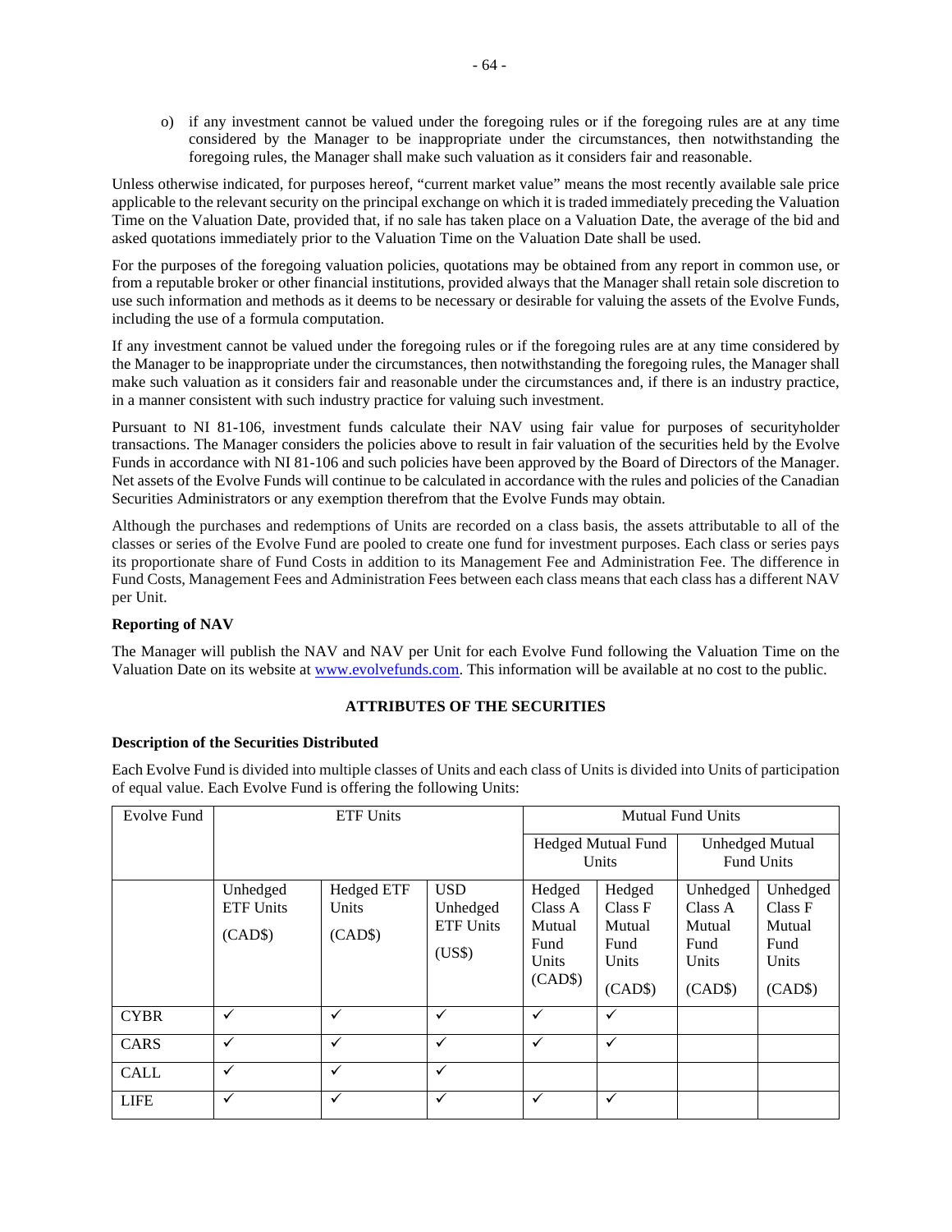o) if any investment cannot be valued under the foregoing rules or if the foregoing rules are at any time considered by the Manager to be inappropriate under the circumstances, then notwithstanding the foregoing rules, the Manager shall make such valuation as it considers fair and reasonable.

Unless otherwise indicated, for purposes hereof, "current market value" means the most recently available sale price applicable to the relevant security on the principal exchange on which it is traded immediately preceding the Valuation Time on the Valuation Date, provided that, if no sale has taken place on a Valuation Date, the average of the bid and asked quotations immediately prior to the Valuation Time on the Valuation Date shall be used.

For the purposes of the foregoing valuation policies, quotations may be obtained from any report in common use, or from a reputable broker or other financial institutions, provided always that the Manager shall retain sole discretion to use such information and methods as it deems to be necessary or desirable for valuing the assets of the Evolve Funds, including the use of a formula computation.

If any investment cannot be valued under the foregoing rules or if the foregoing rules are at any time considered by the Manager to be inappropriate under the circumstances, then notwithstanding the foregoing rules, the Manager shall make such valuation as it considers fair and reasonable under the circumstances and, if there is an industry practice, in a manner consistent with such industry practice for valuing such investment.

Pursuant to NI 81-106, investment funds calculate their NAV using fair value for purposes of securityholder transactions. The Manager considers the policies above to result in fair valuation of the securities held by the Evolve Funds in accordance with NI 81-106 and such policies have been approved by the Board of Directors of the Manager. Net assets of the Evolve Funds will continue to be calculated in accordance with the rules and policies of the Canadian Securities Administrators or any exemption therefrom that the Evolve Funds may obtain.

Although the purchases and redemptions of Units are recorded on a class basis, the assets attributable to all of the classes or series of the Evolve Fund are pooled to create one fund for investment purposes. Each class or series pays its proportionate share of Fund Costs in addition to its Management Fee and Administration Fee. The difference in Fund Costs, Management Fees and Administration Fees between each class means that each class has a different NAV per Unit.

**Reporting of NAV**

The Manager will publish the NAV and NAV per Unit for each Evolve Fund following the Valuation Time on the Valuation Date on its website at www.evolvefunds.com. This information will be available at no cost to the public.

## ATTRIBUTES OF THE SECURITIES

**Description of the Securities Distributed**

Each Evolve Fund is divided into multiple classes of Units and each class of Units is divided into Units of participation of equal value. Each Evolve Fund is offering the following Units:

| Evolve Fund | ETF Units | | | Mutual Fund Units | | | |
|---|---|---|---|---|---|---|---|
| | | | | Hedged Mutual Fund Units | | Unhedged Mutual Fund Units | |
| | Unhedged ETF Units (CAD$) | Hedged ETF Units (CAD$) | USD Unhedged ETF Units (US$) | Hedged Class A Mutual Fund Units (CAD$) | Hedged Class F Mutual Fund Units (CAD$) | Unhedged Class A Mutual Fund Units (CAD$) | Unhedged Class F Mutual Fund Units (CAD$) |
| CYBR | ✓ | ✓ | ✓ | ✓ | ✓ | | |
| CARS | ✓ | ✓ | ✓ | ✓ | ✓ | | |
| CALL | ✓ | ✓ | ✓ | | | | |
| LIFE | ✓ | ✓ | ✓ | ✓ | ✓ | | |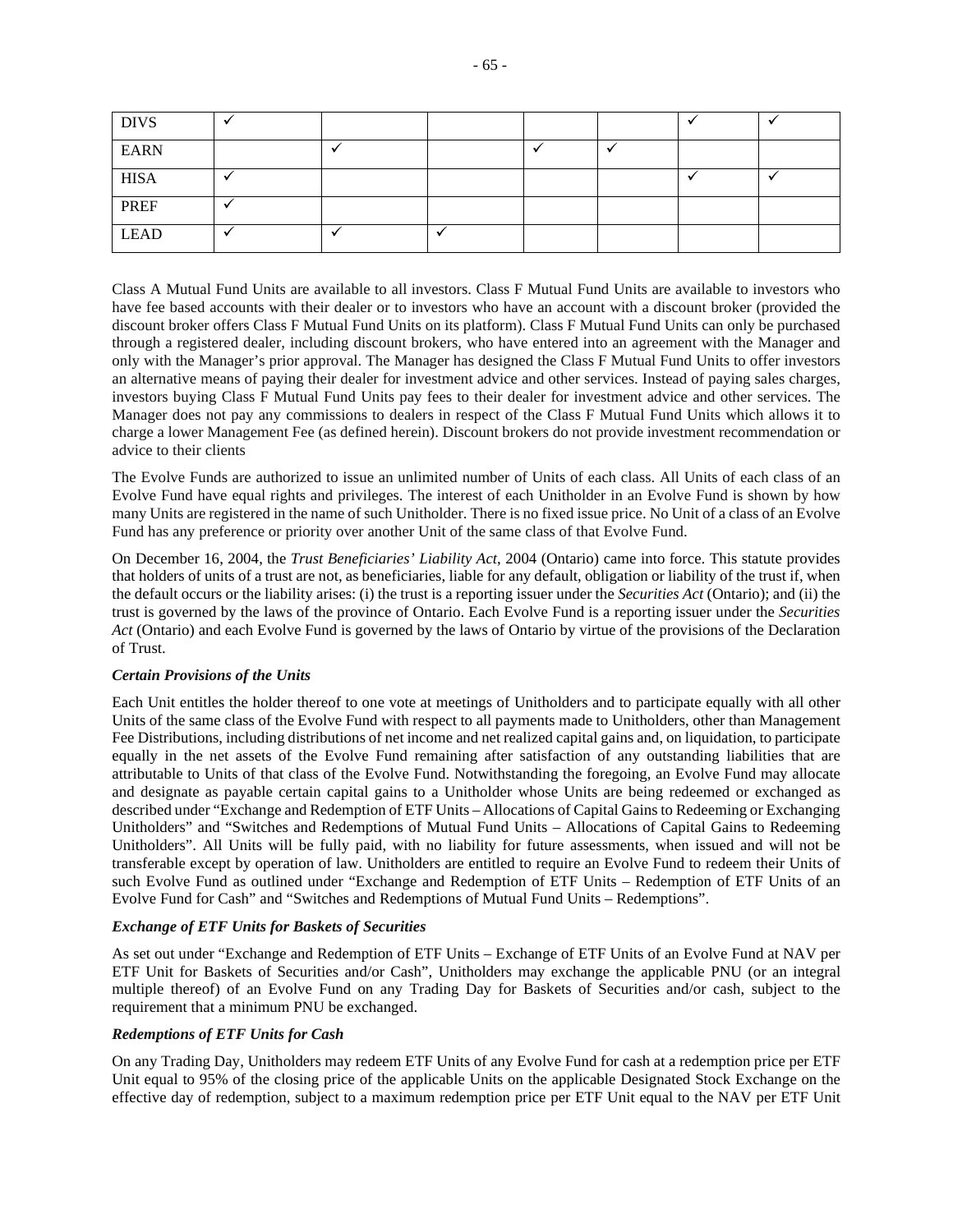| DIVS | ✓ | | | | | ✓ | ✓ |
|---|---|---|---|---|---|---|---|
| EARN | | ✓ | | ✓ | ✓ | | |
| HISA | ✓ | | | | | ✓ | ✓ |
| PREF | ✓ | | | | | | |
| LEAD | ✓ | ✓ | ✓ | | | | |

Class A Mutual Fund Units are available to all investors. Class F Mutual Fund Units are available to investors who have fee based accounts with their dealer or to investors who have an account with a discount broker (provided the discount broker offers Class F Mutual Fund Units on its platform). Class F Mutual Fund Units can only be purchased through a registered dealer, including discount brokers, who have entered into an agreement with the Manager and only with the Manager's prior approval. The Manager has designed the Class F Mutual Fund Units to offer investors an alternative means of paying their dealer for investment advice and other services. Instead of paying sales charges, investors buying Class F Mutual Fund Units pay fees to their dealer for investment advice and other services. The Manager does not pay any commissions to dealers in respect of the Class F Mutual Fund Units which allows it to charge a lower Management Fee (as defined herein). Discount brokers do not provide investment recommendation or advice to their clients

The Evolve Funds are authorized to issue an unlimited number of Units of each class. All Units of each class of an Evolve Fund have equal rights and privileges. The interest of each Unitholder in an Evolve Fund is shown by how many Units are registered in the name of such Unitholder. There is no fixed issue price. No Unit of a class of an Evolve Fund has any preference or priority over another Unit of the same class of that Evolve Fund.

On December 16, 2004, the *Trust Beneficiaries' Liability Act*, 2004 (Ontario) came into force. This statute provides that holders of units of a trust are not, as beneficiaries, liable for any default, obligation or liability of the trust if, when the default occurs or the liability arises: (i) the trust is a reporting issuer under the *Securities Act* (Ontario); and (ii) the trust is governed by the laws of the province of Ontario. Each Evolve Fund is a reporting issuer under the *Securities Act* (Ontario) and each Evolve Fund is governed by the laws of Ontario by virtue of the provisions of the Declaration of Trust.

***Certain Provisions of the Units***

Each Unit entitles the holder thereof to one vote at meetings of Unitholders and to participate equally with all other Units of the same class of the Evolve Fund with respect to all payments made to Unitholders, other than Management Fee Distributions, including distributions of net income and net realized capital gains and, on liquidation, to participate equally in the net assets of the Evolve Fund remaining after satisfaction of any outstanding liabilities that are attributable to Units of that class of the Evolve Fund. Notwithstanding the foregoing, an Evolve Fund may allocate and designate as payable certain capital gains to a Unitholder whose Units are being redeemed or exchanged as described under "Exchange and Redemption of ETF Units – Allocations of Capital Gains to Redeeming or Exchanging Unitholders" and "Switches and Redemptions of Mutual Fund Units – Allocations of Capital Gains to Redeeming Unitholders". All Units will be fully paid, with no liability for future assessments, when issued and will not be transferable except by operation of law. Unitholders are entitled to require an Evolve Fund to redeem their Units of such Evolve Fund as outlined under "Exchange and Redemption of ETF Units – Redemption of ETF Units of an Evolve Fund for Cash" and "Switches and Redemptions of Mutual Fund Units – Redemptions".

***Exchange of ETF Units for Baskets of Securities***

As set out under "Exchange and Redemption of ETF Units – Exchange of ETF Units of an Evolve Fund at NAV per ETF Unit for Baskets of Securities and/or Cash", Unitholders may exchange the applicable PNU (or an integral multiple thereof) of an Evolve Fund on any Trading Day for Baskets of Securities and/or cash, subject to the requirement that a minimum PNU be exchanged.

***Redemptions of ETF Units for Cash***

On any Trading Day, Unitholders may redeem ETF Units of any Evolve Fund for cash at a redemption price per ETF Unit equal to 95% of the closing price of the applicable Units on the applicable Designated Stock Exchange on the effective day of redemption, subject to a maximum redemption price per ETF Unit equal to the NAV per ETF Unit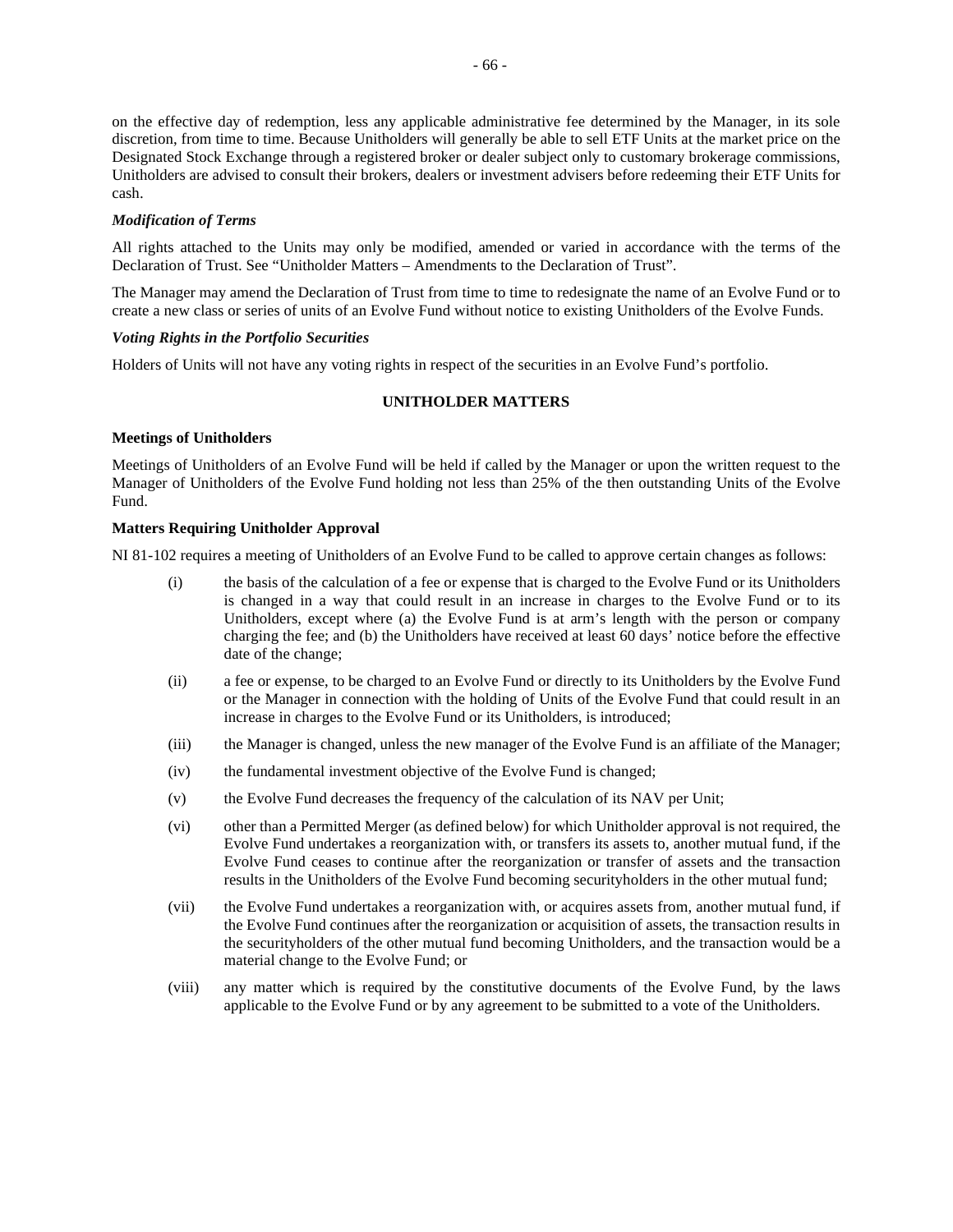on the effective day of redemption, less any applicable administrative fee determined by the Manager, in its sole discretion, from time to time. Because Unitholders will generally be able to sell ETF Units at the market price on the Designated Stock Exchange through a registered broker or dealer subject only to customary brokerage commissions, Unitholders are advised to consult their brokers, dealers or investment advisers before redeeming their ETF Units for cash.

***Modification of Terms***

All rights attached to the Units may only be modified, amended or varied in accordance with the terms of the Declaration of Trust. See "Unitholder Matters – Amendments to the Declaration of Trust".

The Manager may amend the Declaration of Trust from time to time to redesignate the name of an Evolve Fund or to create a new class or series of units of an Evolve Fund without notice to existing Unitholders of the Evolve Funds.

***Voting Rights in the Portfolio Securities***

Holders of Units will not have any voting rights in respect of the securities in an Evolve Fund's portfolio.

## UNITHOLDER MATTERS

**Meetings of Unitholders**

Meetings of Unitholders of an Evolve Fund will be held if called by the Manager or upon the written request to the Manager of Unitholders of the Evolve Fund holding not less than 25% of the then outstanding Units of the Evolve Fund.

**Matters Requiring Unitholder Approval**

NI 81-102 requires a meeting of Unitholders of an Evolve Fund to be called to approve certain changes as follows:

(i) the basis of the calculation of a fee or expense that is charged to the Evolve Fund or its Unitholders is changed in a way that could result in an increase in charges to the Evolve Fund or to its Unitholders, except where (a) the Evolve Fund is at arm's length with the person or company charging the fee; and (b) the Unitholders have received at least 60 days' notice before the effective date of the change;

(ii) a fee or expense, to be charged to an Evolve Fund or directly to its Unitholders by the Evolve Fund or the Manager in connection with the holding of Units of the Evolve Fund that could result in an increase in charges to the Evolve Fund or its Unitholders, is introduced;

(iii) the Manager is changed, unless the new manager of the Evolve Fund is an affiliate of the Manager;

(iv) the fundamental investment objective of the Evolve Fund is changed;

(v) the Evolve Fund decreases the frequency of the calculation of its NAV per Unit;

(vi) other than a Permitted Merger (as defined below) for which Unitholder approval is not required, the Evolve Fund undertakes a reorganization with, or transfers its assets to, another mutual fund, if the Evolve Fund ceases to continue after the reorganization or transfer of assets and the transaction results in the Unitholders of the Evolve Fund becoming securityholders in the other mutual fund;

(vii) the Evolve Fund undertakes a reorganization with, or acquires assets from, another mutual fund, if the Evolve Fund continues after the reorganization or acquisition of assets, the transaction results in the securityholders of the other mutual fund becoming Unitholders, and the transaction would be a material change to the Evolve Fund; or

(viii) any matter which is required by the constitutive documents of the Evolve Fund, by the laws applicable to the Evolve Fund or by any agreement to be submitted to a vote of the Unitholders.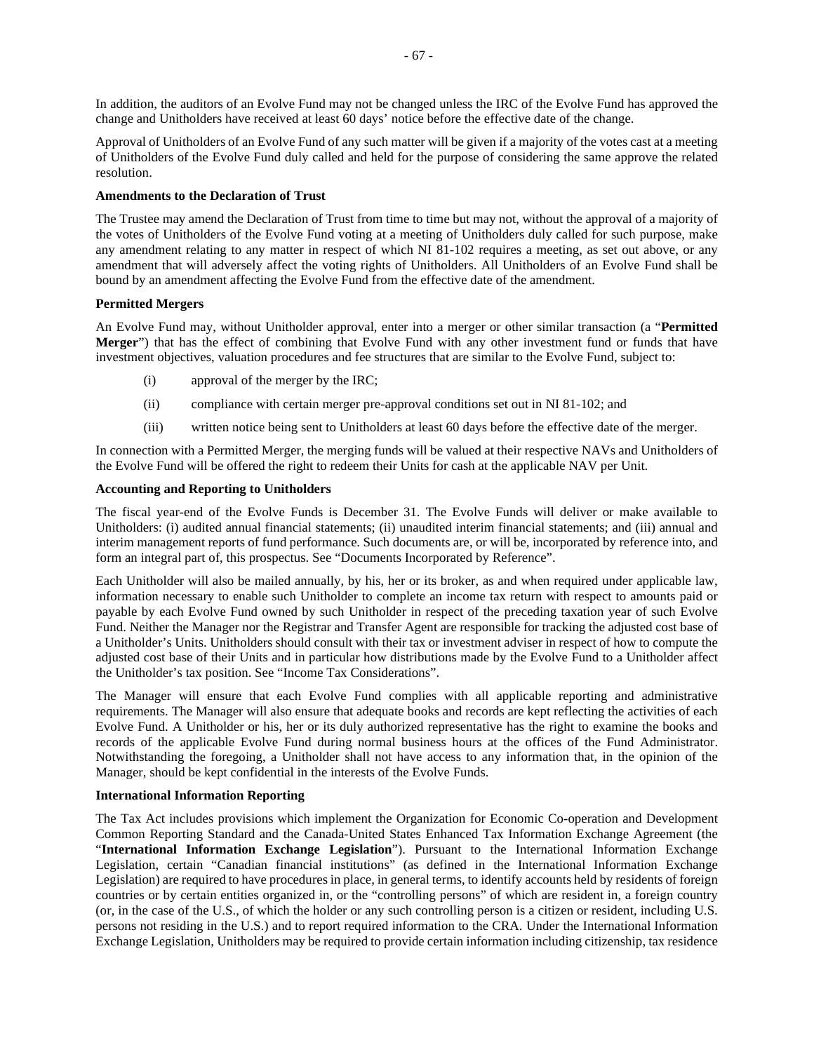In addition, the auditors of an Evolve Fund may not be changed unless the IRC of the Evolve Fund has approved the change and Unitholders have received at least 60 days' notice before the effective date of the change.

Approval of Unitholders of an Evolve Fund of any such matter will be given if a majority of the votes cast at a meeting of Unitholders of the Evolve Fund duly called and held for the purpose of considering the same approve the related resolution.

**Amendments to the Declaration of Trust**

The Trustee may amend the Declaration of Trust from time to time but may not, without the approval of a majority of the votes of Unitholders of the Evolve Fund voting at a meeting of Unitholders duly called for such purpose, make any amendment relating to any matter in respect of which NI 81-102 requires a meeting, as set out above, or any amendment that will adversely affect the voting rights of Unitholders. All Unitholders of an Evolve Fund shall be bound by an amendment affecting the Evolve Fund from the effective date of the amendment.

**Permitted Mergers**

An Evolve Fund may, without Unitholder approval, enter into a merger or other similar transaction (a "**Permitted Merger**") that has the effect of combining that Evolve Fund with any other investment fund or funds that have investment objectives, valuation procedures and fee structures that are similar to the Evolve Fund, subject to:

(i) approval of the merger by the IRC;

(ii) compliance with certain merger pre-approval conditions set out in NI 81-102; and

(iii) written notice being sent to Unitholders at least 60 days before the effective date of the merger.

In connection with a Permitted Merger, the merging funds will be valued at their respective NAVs and Unitholders of the Evolve Fund will be offered the right to redeem their Units for cash at the applicable NAV per Unit.

**Accounting and Reporting to Unitholders**

The fiscal year-end of the Evolve Funds is December 31. The Evolve Funds will deliver or make available to Unitholders: (i) audited annual financial statements; (ii) unaudited interim financial statements; and (iii) annual and interim management reports of fund performance. Such documents are, or will be, incorporated by reference into, and form an integral part of, this prospectus. See "Documents Incorporated by Reference".

Each Unitholder will also be mailed annually, by his, her or its broker, as and when required under applicable law, information necessary to enable such Unitholder to complete an income tax return with respect to amounts paid or payable by each Evolve Fund owned by such Unitholder in respect of the preceding taxation year of such Evolve Fund. Neither the Manager nor the Registrar and Transfer Agent are responsible for tracking the adjusted cost base of a Unitholder's Units. Unitholders should consult with their tax or investment adviser in respect of how to compute the adjusted cost base of their Units and in particular how distributions made by the Evolve Fund to a Unitholder affect the Unitholder's tax position. See "Income Tax Considerations".

The Manager will ensure that each Evolve Fund complies with all applicable reporting and administrative requirements. The Manager will also ensure that adequate books and records are kept reflecting the activities of each Evolve Fund. A Unitholder or his, her or its duly authorized representative has the right to examine the books and records of the applicable Evolve Fund during normal business hours at the offices of the Fund Administrator. Notwithstanding the foregoing, a Unitholder shall not have access to any information that, in the opinion of the Manager, should be kept confidential in the interests of the Evolve Funds.

**International Information Reporting**

The Tax Act includes provisions which implement the Organization for Economic Co-operation and Development Common Reporting Standard and the Canada-United States Enhanced Tax Information Exchange Agreement (the "**International Information Exchange Legislation**"). Pursuant to the International Information Exchange Legislation, certain "Canadian financial institutions" (as defined in the International Information Exchange Legislation) are required to have procedures in place, in general terms, to identify accounts held by residents of foreign countries or by certain entities organized in, or the "controlling persons" of which are resident in, a foreign country (or, in the case of the U.S., of which the holder or any such controlling person is a citizen or resident, including U.S. persons not residing in the U.S.) and to report required information to the CRA. Under the International Information Exchange Legislation, Unitholders may be required to provide certain information including citizenship, tax residence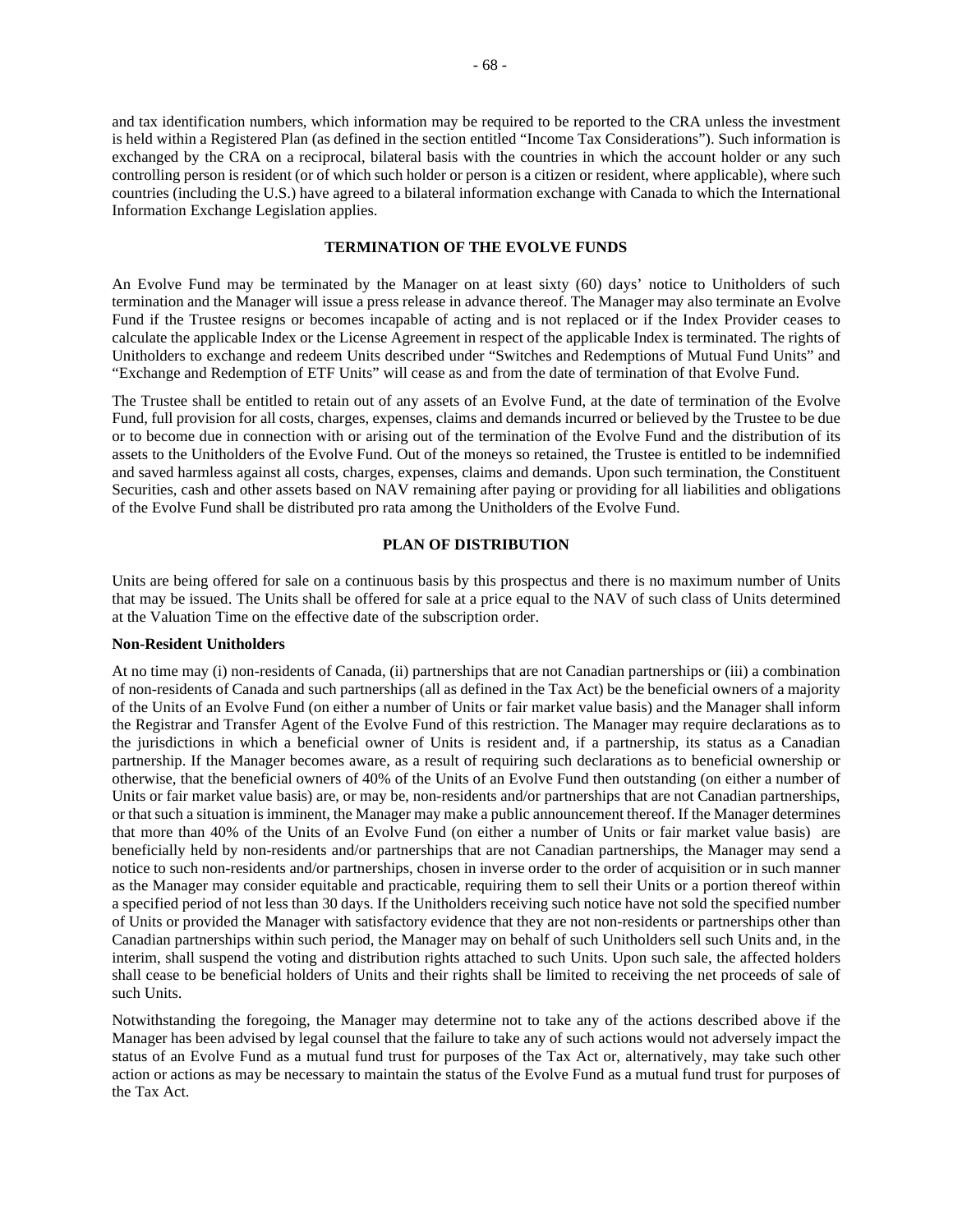and tax identification numbers, which information may be required to be reported to the CRA unless the investment is held within a Registered Plan (as defined in the section entitled "Income Tax Considerations"). Such information is exchanged by the CRA on a reciprocal, bilateral basis with the countries in which the account holder or any such controlling person is resident (or of which such holder or person is a citizen or resident, where applicable), where such countries (including the U.S.) have agreed to a bilateral information exchange with Canada to which the International Information Exchange Legislation applies.

## TERMINATION OF THE EVOLVE FUNDS

An Evolve Fund may be terminated by the Manager on at least sixty (60) days' notice to Unitholders of such termination and the Manager will issue a press release in advance thereof. The Manager may also terminate an Evolve Fund if the Trustee resigns or becomes incapable of acting and is not replaced or if the Index Provider ceases to calculate the applicable Index or the License Agreement in respect of the applicable Index is terminated. The rights of Unitholders to exchange and redeem Units described under "Switches and Redemptions of Mutual Fund Units" and "Exchange and Redemption of ETF Units" will cease as and from the date of termination of that Evolve Fund.

The Trustee shall be entitled to retain out of any assets of an Evolve Fund, at the date of termination of the Evolve Fund, full provision for all costs, charges, expenses, claims and demands incurred or believed by the Trustee to be due or to become due in connection with or arising out of the termination of the Evolve Fund and the distribution of its assets to the Unitholders of the Evolve Fund. Out of the moneys so retained, the Trustee is entitled to be indemnified and saved harmless against all costs, charges, expenses, claims and demands. Upon such termination, the Constituent Securities, cash and other assets based on NAV remaining after paying or providing for all liabilities and obligations of the Evolve Fund shall be distributed pro rata among the Unitholders of the Evolve Fund.

## PLAN OF DISTRIBUTION

Units are being offered for sale on a continuous basis by this prospectus and there is no maximum number of Units that may be issued. The Units shall be offered for sale at a price equal to the NAV of such class of Units determined at the Valuation Time on the effective date of the subscription order.

### Non-Resident Unitholders

At no time may (i) non-residents of Canada, (ii) partnerships that are not Canadian partnerships or (iii) a combination of non-residents of Canada and such partnerships (all as defined in the Tax Act) be the beneficial owners of a majority of the Units of an Evolve Fund (on either a number of Units or fair market value basis) and the Manager shall inform the Registrar and Transfer Agent of the Evolve Fund of this restriction. The Manager may require declarations as to the jurisdictions in which a beneficial owner of Units is resident and, if a partnership, its status as a Canadian partnership. If the Manager becomes aware, as a result of requiring such declarations as to beneficial ownership or otherwise, that the beneficial owners of 40% of the Units of an Evolve Fund then outstanding (on either a number of Units or fair market value basis) are, or may be, non-residents and/or partnerships that are not Canadian partnerships, or that such a situation is imminent, the Manager may make a public announcement thereof. If the Manager determines that more than 40% of the Units of an Evolve Fund (on either a number of Units or fair market value basis) are beneficially held by non-residents and/or partnerships that are not Canadian partnerships, the Manager may send a notice to such non-residents and/or partnerships, chosen in inverse order to the order of acquisition or in such manner as the Manager may consider equitable and practicable, requiring them to sell their Units or a portion thereof within a specified period of not less than 30 days. If the Unitholders receiving such notice have not sold the specified number of Units or provided the Manager with satisfactory evidence that they are not non-residents or partnerships other than Canadian partnerships within such period, the Manager may on behalf of such Unitholders sell such Units and, in the interim, shall suspend the voting and distribution rights attached to such Units. Upon such sale, the affected holders shall cease to be beneficial holders of Units and their rights shall be limited to receiving the net proceeds of sale of such Units.

Notwithstanding the foregoing, the Manager may determine not to take any of the actions described above if the Manager has been advised by legal counsel that the failure to take any of such actions would not adversely impact the status of an Evolve Fund as a mutual fund trust for purposes of the Tax Act or, alternatively, may take such other action or actions as may be necessary to maintain the status of the Evolve Fund as a mutual fund trust for purposes of the Tax Act.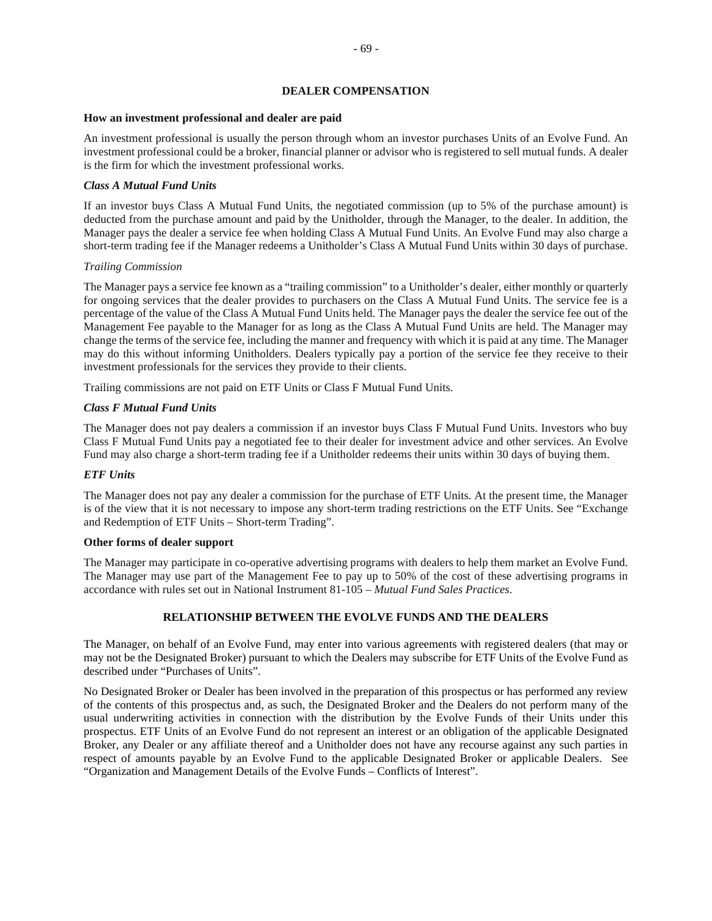## DEALER COMPENSATION

**How an investment professional and dealer are paid**

An investment professional is usually the person through whom an investor purchases Units of an Evolve Fund. An investment professional could be a broker, financial planner or advisor who is registered to sell mutual funds. A dealer is the firm for which the investment professional works.

***Class A Mutual Fund Units***

If an investor buys Class A Mutual Fund Units, the negotiated commission (up to 5% of the purchase amount) is deducted from the purchase amount and paid by the Unitholder, through the Manager, to the dealer. In addition, the Manager pays the dealer a service fee when holding Class A Mutual Fund Units. An Evolve Fund may also charge a short-term trading fee if the Manager redeems a Unitholder's Class A Mutual Fund Units within 30 days of purchase.

*Trailing Commission*

The Manager pays a service fee known as a "trailing commission" to a Unitholder's dealer, either monthly or quarterly for ongoing services that the dealer provides to purchasers on the Class A Mutual Fund Units. The service fee is a percentage of the value of the Class A Mutual Fund Units held. The Manager pays the dealer the service fee out of the Management Fee payable to the Manager for as long as the Class A Mutual Fund Units are held. The Manager may change the terms of the service fee, including the manner and frequency with which it is paid at any time. The Manager may do this without informing Unitholders. Dealers typically pay a portion of the service fee they receive to their investment professionals for the services they provide to their clients.

Trailing commissions are not paid on ETF Units or Class F Mutual Fund Units.

***Class F Mutual Fund Units***

The Manager does not pay dealers a commission if an investor buys Class F Mutual Fund Units. Investors who buy Class F Mutual Fund Units pay a negotiated fee to their dealer for investment advice and other services. An Evolve Fund may also charge a short-term trading fee if a Unitholder redeems their units within 30 days of buying them.

***ETF Units***

The Manager does not pay any dealer a commission for the purchase of ETF Units. At the present time, the Manager is of the view that it is not necessary to impose any short-term trading restrictions on the ETF Units. See "Exchange and Redemption of ETF Units – Short-term Trading".

**Other forms of dealer support**

The Manager may participate in co-operative advertising programs with dealers to help them market an Evolve Fund. The Manager may use part of the Management Fee to pay up to 50% of the cost of these advertising programs in accordance with rules set out in National Instrument 81-105 – *Mutual Fund Sales Practices*.

## RELATIONSHIP BETWEEN THE EVOLVE FUNDS AND THE DEALERS

The Manager, on behalf of an Evolve Fund, may enter into various agreements with registered dealers (that may or may not be the Designated Broker) pursuant to which the Dealers may subscribe for ETF Units of the Evolve Fund as described under "Purchases of Units".

No Designated Broker or Dealer has been involved in the preparation of this prospectus or has performed any review of the contents of this prospectus and, as such, the Designated Broker and the Dealers do not perform many of the usual underwriting activities in connection with the distribution by the Evolve Funds of their Units under this prospectus. ETF Units of an Evolve Fund do not represent an interest or an obligation of the applicable Designated Broker, any Dealer or any affiliate thereof and a Unitholder does not have any recourse against any such parties in respect of amounts payable by an Evolve Fund to the applicable Designated Broker or applicable Dealers. See "Organization and Management Details of the Evolve Funds – Conflicts of Interest".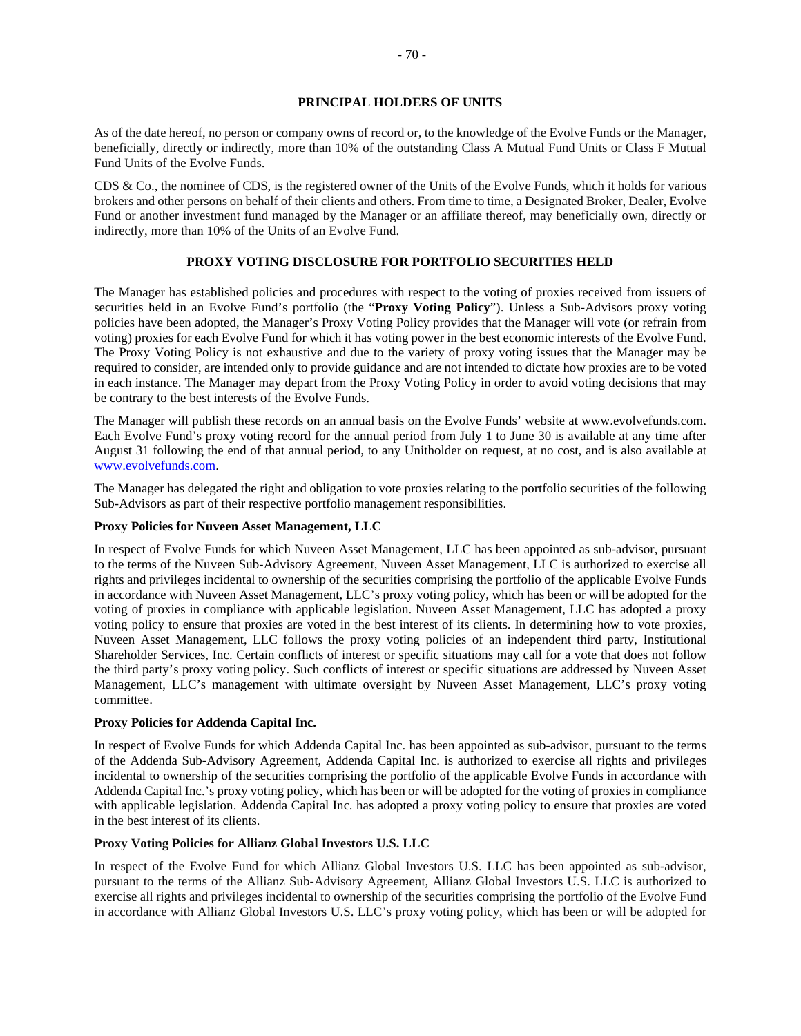## PRINCIPAL HOLDERS OF UNITS

As of the date hereof, no person or company owns of record or, to the knowledge of the Evolve Funds or the Manager, beneficially, directly or indirectly, more than 10% of the outstanding Class A Mutual Fund Units or Class F Mutual Fund Units of the Evolve Funds.

CDS & Co., the nominee of CDS, is the registered owner of the Units of the Evolve Funds, which it holds for various brokers and other persons on behalf of their clients and others. From time to time, a Designated Broker, Dealer, Evolve Fund or another investment fund managed by the Manager or an affiliate thereof, may beneficially own, directly or indirectly, more than 10% of the Units of an Evolve Fund.

## PROXY VOTING DISCLOSURE FOR PORTFOLIO SECURITIES HELD

The Manager has established policies and procedures with respect to the voting of proxies received from issuers of securities held in an Evolve Fund's portfolio (the "**Proxy Voting Policy**"). Unless a Sub-Advisors proxy voting policies have been adopted, the Manager's Proxy Voting Policy provides that the Manager will vote (or refrain from voting) proxies for each Evolve Fund for which it has voting power in the best economic interests of the Evolve Fund. The Proxy Voting Policy is not exhaustive and due to the variety of proxy voting issues that the Manager may be required to consider, are intended only to provide guidance and are not intended to dictate how proxies are to be voted in each instance. The Manager may depart from the Proxy Voting Policy in order to avoid voting decisions that may be contrary to the best interests of the Evolve Funds.

The Manager will publish these records on an annual basis on the Evolve Funds' website at www.evolvefunds.com. Each Evolve Fund's proxy voting record for the annual period from July 1 to June 30 is available at any time after August 31 following the end of that annual period, to any Unitholder on request, at no cost, and is also available at www.evolvefunds.com.

The Manager has delegated the right and obligation to vote proxies relating to the portfolio securities of the following Sub-Advisors as part of their respective portfolio management responsibilities.

**Proxy Policies for Nuveen Asset Management, LLC**

In respect of Evolve Funds for which Nuveen Asset Management, LLC has been appointed as sub-advisor, pursuant to the terms of the Nuveen Sub-Advisory Agreement, Nuveen Asset Management, LLC is authorized to exercise all rights and privileges incidental to ownership of the securities comprising the portfolio of the applicable Evolve Funds in accordance with Nuveen Asset Management, LLC's proxy voting policy, which has been or will be adopted for the voting of proxies in compliance with applicable legislation. Nuveen Asset Management, LLC has adopted a proxy voting policy to ensure that proxies are voted in the best interest of its clients. In determining how to vote proxies, Nuveen Asset Management, LLC follows the proxy voting policies of an independent third party, Institutional Shareholder Services, Inc. Certain conflicts of interest or specific situations may call for a vote that does not follow the third party's proxy voting policy. Such conflicts of interest or specific situations are addressed by Nuveen Asset Management, LLC's management with ultimate oversight by Nuveen Asset Management, LLC's proxy voting committee.

**Proxy Policies for Addenda Capital Inc.**

In respect of Evolve Funds for which Addenda Capital Inc. has been appointed as sub-advisor, pursuant to the terms of the Addenda Sub-Advisory Agreement, Addenda Capital Inc. is authorized to exercise all rights and privileges incidental to ownership of the securities comprising the portfolio of the applicable Evolve Funds in accordance with Addenda Capital Inc.'s proxy voting policy, which has been or will be adopted for the voting of proxies in compliance with applicable legislation. Addenda Capital Inc. has adopted a proxy voting policy to ensure that proxies are voted in the best interest of its clients.

**Proxy Voting Policies for Allianz Global Investors U.S. LLC**

In respect of the Evolve Fund for which Allianz Global Investors U.S. LLC has been appointed as sub-advisor, pursuant to the terms of the Allianz Sub-Advisory Agreement, Allianz Global Investors U.S. LLC is authorized to exercise all rights and privileges incidental to ownership of the securities comprising the portfolio of the Evolve Fund in accordance with Allianz Global Investors U.S. LLC's proxy voting policy, which has been or will be adopted for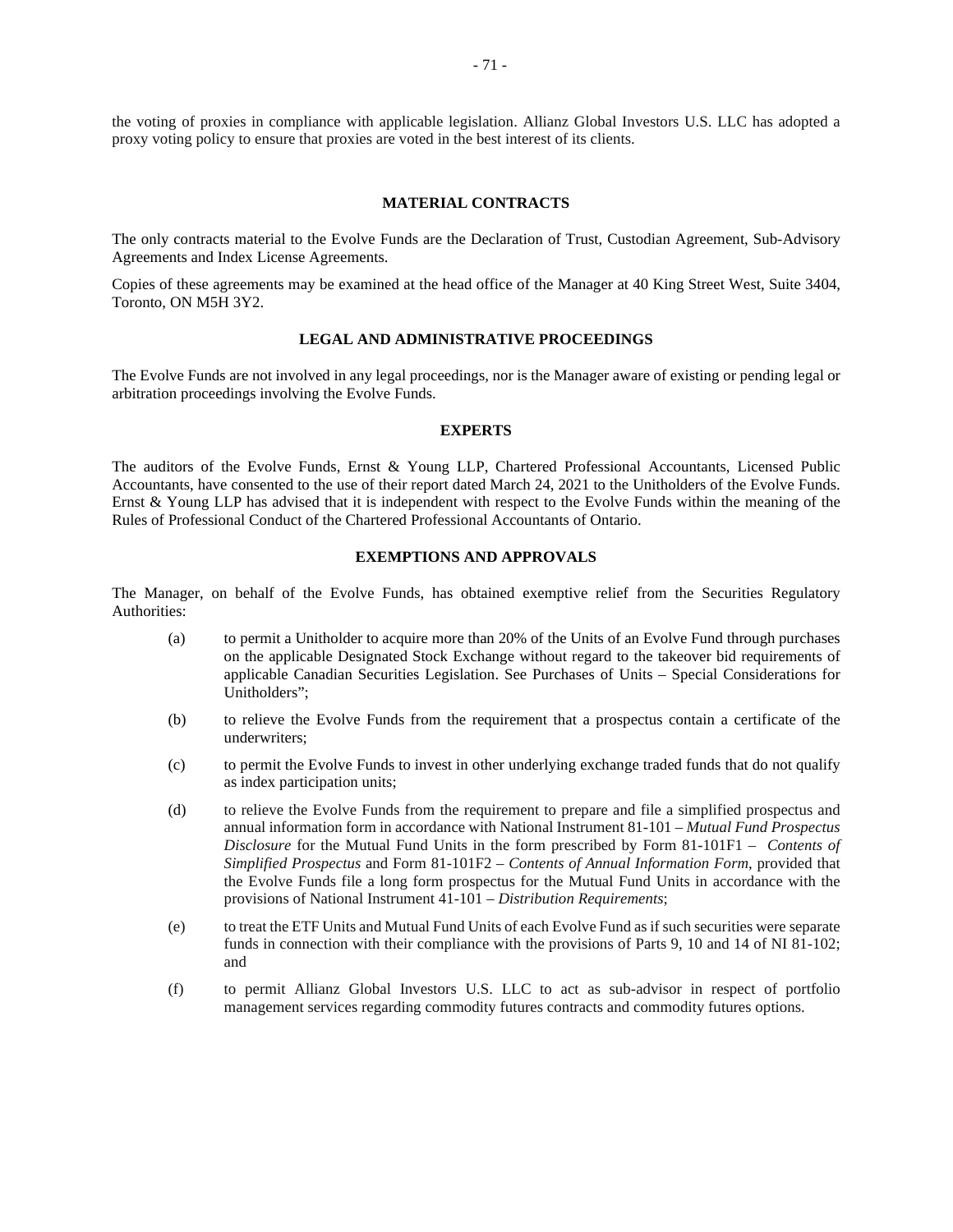the voting of proxies in compliance with applicable legislation. Allianz Global Investors U.S. LLC has adopted a proxy voting policy to ensure that proxies are voted in the best interest of its clients.

## MATERIAL CONTRACTS

The only contracts material to the Evolve Funds are the Declaration of Trust, Custodian Agreement, Sub-Advisory Agreements and Index License Agreements.

Copies of these agreements may be examined at the head office of the Manager at 40 King Street West, Suite 3404, Toronto, ON M5H 3Y2.

## LEGAL AND ADMINISTRATIVE PROCEEDINGS

The Evolve Funds are not involved in any legal proceedings, nor is the Manager aware of existing or pending legal or arbitration proceedings involving the Evolve Funds.

## EXPERTS

The auditors of the Evolve Funds, Ernst & Young LLP, Chartered Professional Accountants, Licensed Public Accountants, have consented to the use of their report dated March 24, 2021 to the Unitholders of the Evolve Funds. Ernst & Young LLP has advised that it is independent with respect to the Evolve Funds within the meaning of the Rules of Professional Conduct of the Chartered Professional Accountants of Ontario.

## EXEMPTIONS AND APPROVALS

The Manager, on behalf of the Evolve Funds, has obtained exemptive relief from the Securities Regulatory Authorities:

(a) to permit a Unitholder to acquire more than 20% of the Units of an Evolve Fund through purchases on the applicable Designated Stock Exchange without regard to the takeover bid requirements of applicable Canadian Securities Legislation. See Purchases of Units – Special Considerations for Unitholders";

(b) to relieve the Evolve Funds from the requirement that a prospectus contain a certificate of the underwriters;

(c) to permit the Evolve Funds to invest in other underlying exchange traded funds that do not qualify as index participation units;

(d) to relieve the Evolve Funds from the requirement to prepare and file a simplified prospectus and annual information form in accordance with National Instrument 81-101 – *Mutual Fund Prospectus Disclosure* for the Mutual Fund Units in the form prescribed by Form 81-101F1 – *Contents of Simplified Prospectus* and Form 81-101F2 – *Contents of Annual Information Form*, provided that the Evolve Funds file a long form prospectus for the Mutual Fund Units in accordance with the provisions of National Instrument 41-101 – *Distribution Requirements*;

(e) to treat the ETF Units and Mutual Fund Units of each Evolve Fund as if such securities were separate funds in connection with their compliance with the provisions of Parts 9, 10 and 14 of NI 81-102; and

(f) to permit Allianz Global Investors U.S. LLC to act as sub-advisor in respect of portfolio management services regarding commodity futures contracts and commodity futures options.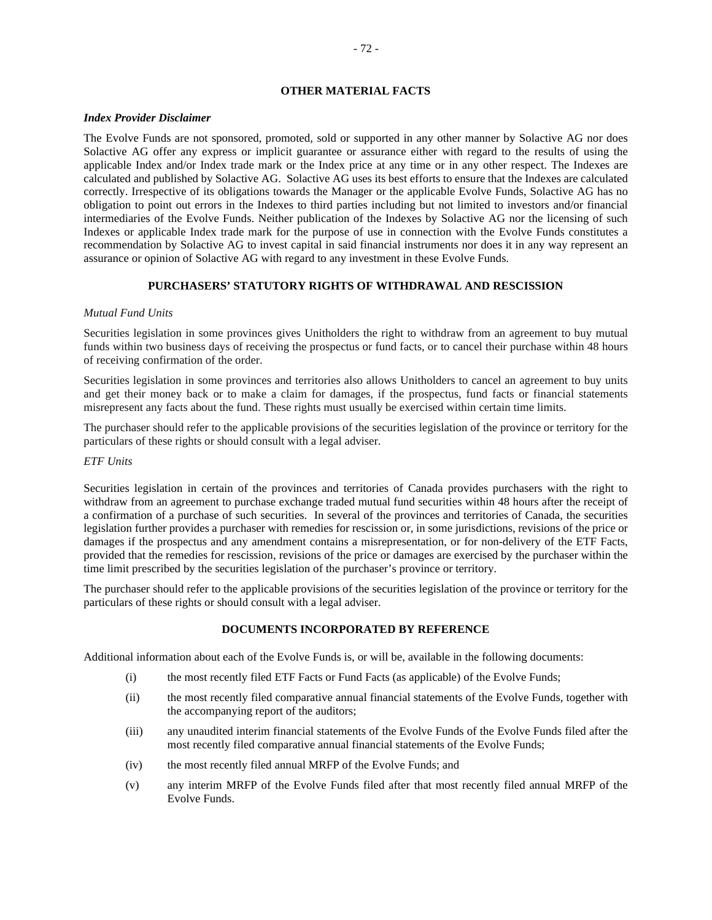## OTHER MATERIAL FACTS

***Index Provider Disclaimer***

The Evolve Funds are not sponsored, promoted, sold or supported in any other manner by Solactive AG nor does Solactive AG offer any express or implicit guarantee or assurance either with regard to the results of using the applicable Index and/or Index trade mark or the Index price at any time or in any other respect. The Indexes are calculated and published by Solactive AG. Solactive AG uses its best efforts to ensure that the Indexes are calculated correctly. Irrespective of its obligations towards the Manager or the applicable Evolve Funds, Solactive AG has no obligation to point out errors in the Indexes to third parties including but not limited to investors and/or financial intermediaries of the Evolve Funds. Neither publication of the Indexes by Solactive AG nor the licensing of such Indexes or applicable Index trade mark for the purpose of use in connection with the Evolve Funds constitutes a recommendation by Solactive AG to invest capital in said financial instruments nor does it in any way represent an assurance or opinion of Solactive AG with regard to any investment in these Evolve Funds.

## PURCHASERS' STATUTORY RIGHTS OF WITHDRAWAL AND RESCISSION

*Mutual Fund Units*

Securities legislation in some provinces gives Unitholders the right to withdraw from an agreement to buy mutual funds within two business days of receiving the prospectus or fund facts, or to cancel their purchase within 48 hours of receiving confirmation of the order.

Securities legislation in some provinces and territories also allows Unitholders to cancel an agreement to buy units and get their money back or to make a claim for damages, if the prospectus, fund facts or financial statements misrepresent any facts about the fund. These rights must usually be exercised within certain time limits.

The purchaser should refer to the applicable provisions of the securities legislation of the province or territory for the particulars of these rights or should consult with a legal adviser.

*ETF Units*

Securities legislation in certain of the provinces and territories of Canada provides purchasers with the right to withdraw from an agreement to purchase exchange traded mutual fund securities within 48 hours after the receipt of a confirmation of a purchase of such securities. In several of the provinces and territories of Canada, the securities legislation further provides a purchaser with remedies for rescission or, in some jurisdictions, revisions of the price or damages if the prospectus and any amendment contains a misrepresentation, or for non-delivery of the ETF Facts, provided that the remedies for rescission, revisions of the price or damages are exercised by the purchaser within the time limit prescribed by the securities legislation of the purchaser's province or territory.

The purchaser should refer to the applicable provisions of the securities legislation of the province or territory for the particulars of these rights or should consult with a legal adviser.

## DOCUMENTS INCORPORATED BY REFERENCE

Additional information about each of the Evolve Funds is, or will be, available in the following documents:

(i) the most recently filed ETF Facts or Fund Facts (as applicable) of the Evolve Funds;

(ii) the most recently filed comparative annual financial statements of the Evolve Funds, together with the accompanying report of the auditors;

(iii) any unaudited interim financial statements of the Evolve Funds of the Evolve Funds filed after the most recently filed comparative annual financial statements of the Evolve Funds;

(iv) the most recently filed annual MRFP of the Evolve Funds; and

(v) any interim MRFP of the Evolve Funds filed after that most recently filed annual MRFP of the Evolve Funds.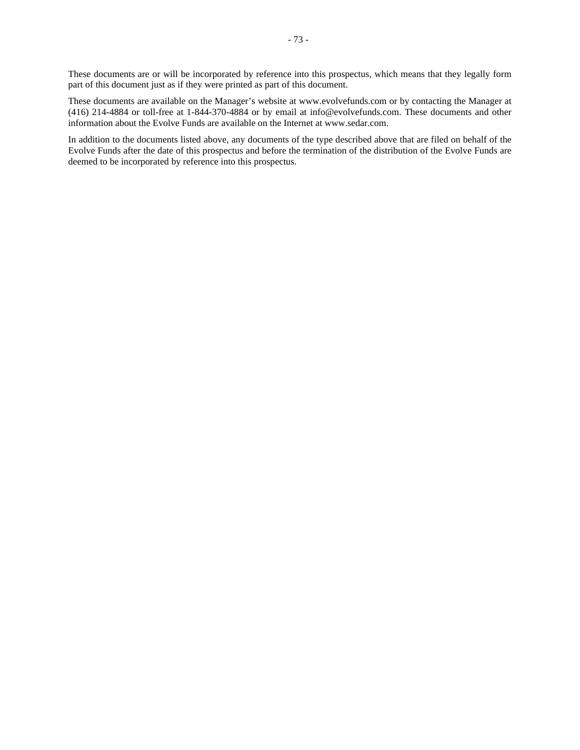These documents are or will be incorporated by reference into this prospectus, which means that they legally form part of this document just as if they were printed as part of this document.

These documents are available on the Manager's website at www.evolvefunds.com or by contacting the Manager at (416) 214-4884 or toll-free at 1-844-370-4884 or by email at info@evolvefunds.com. These documents and other information about the Evolve Funds are available on the Internet at www.sedar.com.

In addition to the documents listed above, any documents of the type described above that are filed on behalf of the Evolve Funds after the date of this prospectus and before the termination of the distribution of the Evolve Funds are deemed to be incorporated by reference into this prospectus.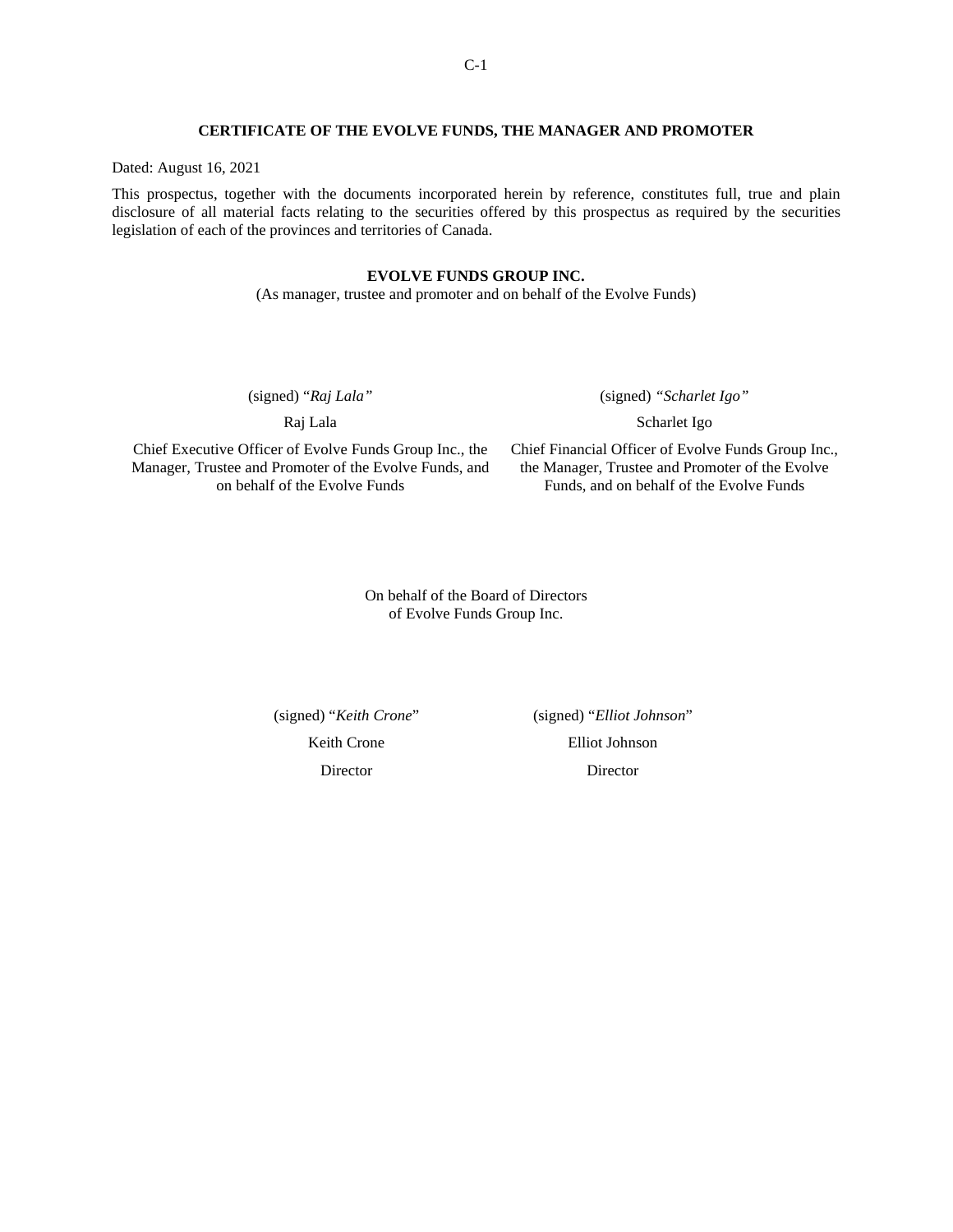## CERTIFICATE OF THE EVOLVE FUNDS, THE MANAGER AND PROMOTER

Dated: August 16, 2021

This prospectus, together with the documents incorporated herein by reference, constitutes full, true and plain disclosure of all material facts relating to the securities offered by this prospectus as required by the securities legislation of each of the provinces and territories of Canada.

**EVOLVE FUNDS GROUP INC.**
(As manager, trustee and promoter and on behalf of the Evolve Funds)

(signed) "*Raj Lala*"

Raj Lala

Chief Executive Officer of Evolve Funds Group Inc., the Manager, Trustee and Promoter of the Evolve Funds, and on behalf of the Evolve Funds

(signed) *"Scharlet Igo"*

Scharlet Igo

Chief Financial Officer of Evolve Funds Group Inc., the Manager, Trustee and Promoter of the Evolve Funds, and on behalf of the Evolve Funds

On behalf of the Board of Directors
of Evolve Funds Group Inc.

(signed) "*Keith Crone*"

Keith Crone

Director

(signed) "*Elliot Johnson*"

Elliot Johnson

Director